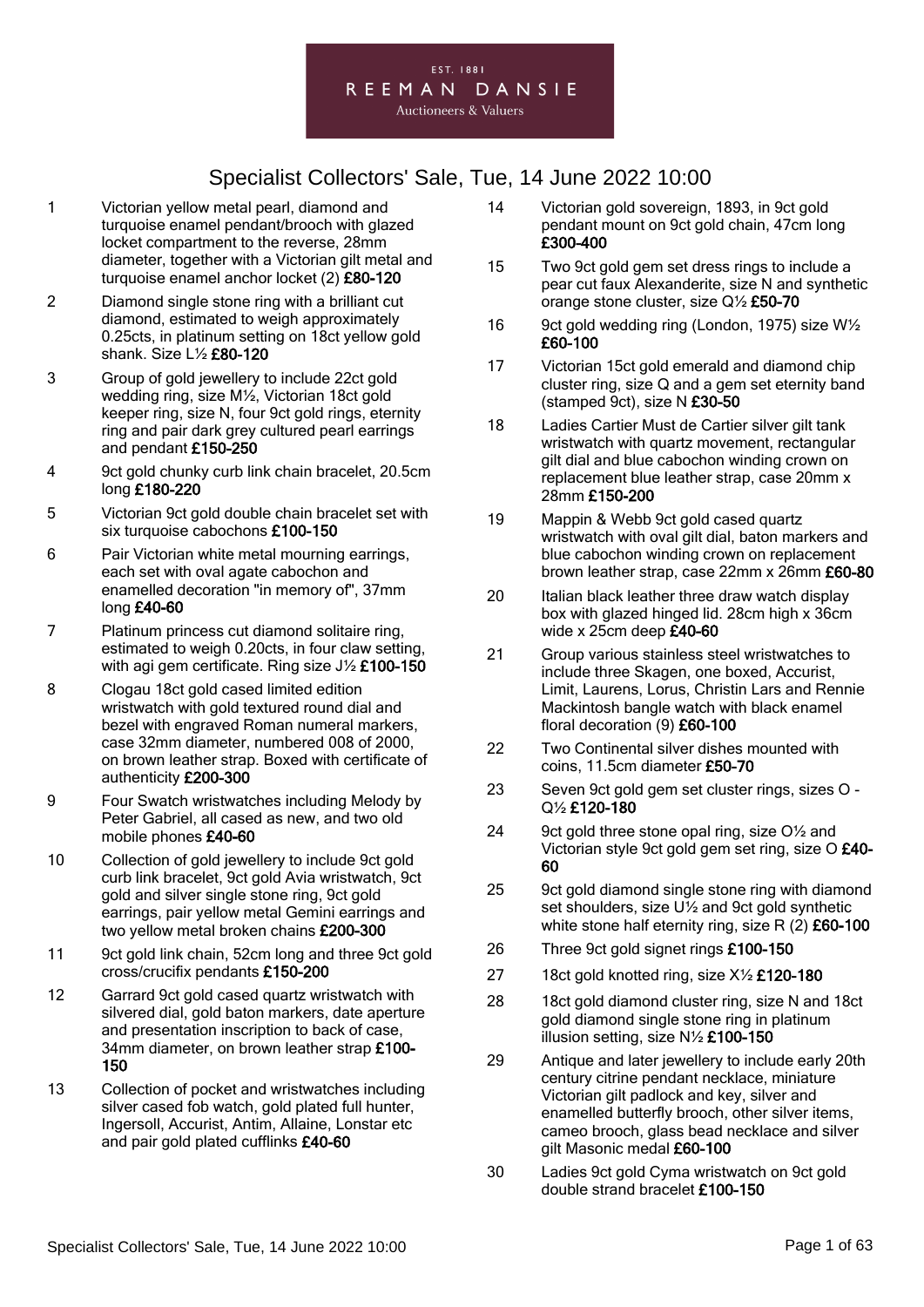EST. 1881

REEMAN DANSIE

Auctioneers & Valuers

# Specialist Collectors' Sale, Tue, 14 June 2022 10:00

1 Victorian yellow metal pearl, diamond and turquoise enamel pendant/brooch with glazed locket compartment to the reverse, 28mm diameter, together with a Victorian gilt metal and turquoise enamel anchor locket (2) **£80-120**

2 Diamond single stone ring with a brilliant cut diamond, estimated to weigh approximately 0.25cts, in platinum setting on 18ct yellow gold shank. Size L½ **£80-120**

3 Group of gold jewellery to include 22ct gold wedding ring, size M½, Victorian 18ct gold keeper ring, size N, four 9ct gold rings, eternity ring and pair dark grey cultured pearl earrings and pendant **£150-250**

4 9ct gold chunky curb link chain bracelet, 20.5cm long **£180-220**

5 Victorian 9ct gold double chain bracelet set with six turquoise cabochons **£100-150**

6 Pair Victorian white metal mourning earrings, each set with oval agate cabochon and enamelled decoration "in memory of", 37mm long **£40-60**

7 Platinum princess cut diamond solitaire ring, estimated to weigh 0.20cts, in four claw setting, with agi gem certificate. Ring size J½ **£100-150**

8 Clogau 18ct gold cased limited edition wristwatch with gold textured round dial and bezel with engraved Roman numeral markers, case 32mm diameter, numbered 008 of 2000, on brown leather strap. Boxed with certificate of authenticity **£200-300**

9 Four Swatch wristwatches including Melody by Peter Gabriel, all cased as new, and two old mobile phones **£40-60**

10 Collection of gold jewellery to include 9ct gold curb link bracelet, 9ct gold Avia wristwatch, 9ct gold and silver single stone ring, 9ct gold earrings, pair yellow metal Gemini earrings and two yellow metal broken chains **£200-300**

11 9ct gold link chain, 52cm long and three 9ct gold cross/crucifix pendants **£150-200**

12 Garrard 9ct gold cased quartz wristwatch with silvered dial, gold baton markers, date aperture and presentation inscription to back of case, 34mm diameter, on brown leather strap **£100-150**

13 Collection of pocket and wristwatches including silver cased fob watch, gold plated full hunter, Ingersoll, Accurist, Antim, Allaine, Lonstar etc and pair gold plated cufflinks **£40-60**

14 Victorian gold sovereign, 1893, in 9ct gold pendant mount on 9ct gold chain, 47cm long **£300-400**

15 Two 9ct gold gem set dress rings to include a pear cut faux Alexanderite, size N and synthetic orange stone cluster, size Q½ **£50-70**

16 9ct gold wedding ring (London, 1975) size W½ **£60-100**

17 Victorian 15ct gold emerald and diamond chip cluster ring, size Q and a gem set eternity band (stamped 9ct), size N **£30-50**

18 Ladies Cartier Must de Cartier silver gilt tank wristwatch with quartz movement, rectangular gilt dial and blue cabochon winding crown on replacement blue leather strap, case 20mm x 28mm **£150-200**

19 Mappin & Webb 9ct gold cased quartz wristwatch with oval gilt dial, baton markers and blue cabochon winding crown on replacement brown leather strap, case 22mm x 26mm **£60-80**

20 Italian black leather three draw watch display box with glazed hinged lid. 28cm high x 36cm wide x 25cm deep **£40-60**

21 Group various stainless steel wristwatches to include three Skagen, one boxed, Accurist, Limit, Laurens, Lorus, Christin Lars and Rennie Mackintosh bangle watch with black enamel floral decoration (9) **£60-100**

22 Two Continental silver dishes mounted with coins, 11.5cm diameter **£50-70**

23 Seven 9ct gold gem set cluster rings, sizes O - Q½ **£120-180**

24 9ct gold three stone opal ring, size O½ and Victorian style 9ct gold gem set ring, size O **£40-60**

25 9ct gold diamond single stone ring with diamond set shoulders, size U½ and 9ct gold synthetic white stone half eternity ring, size R (2) **£60-100**

26 Three 9ct gold signet rings **£100-150**

27 18ct gold knotted ring, size X½ **£120-180**

28 18ct gold diamond cluster ring, size N and 18ct gold diamond single stone ring in platinum illusion setting, size N½ **£100-150**

29 Antique and later jewellery to include early 20th century citrine pendant necklace, miniature Victorian gilt padlock and key, silver and enamelled butterfly brooch, other silver items, cameo brooch, glass bead necklace and silver gilt Masonic medal **£60-100**

30 Ladies 9ct gold Cyma wristwatch on 9ct gold double strand bracelet **£100-150**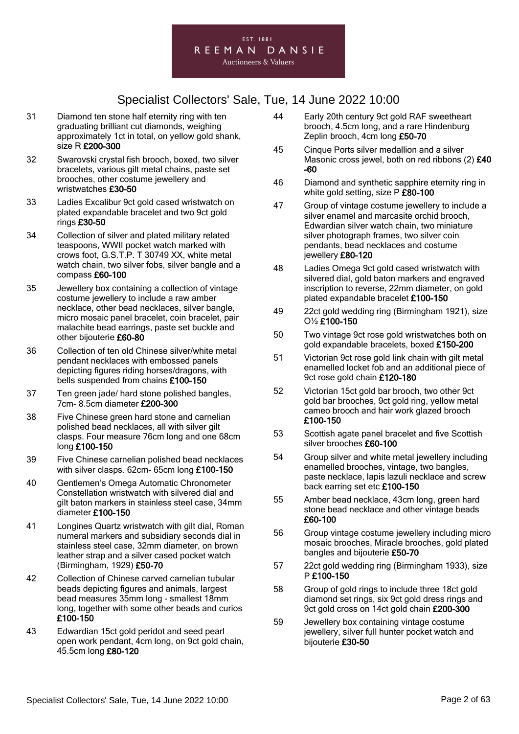# Specialist Collectors' Sale, Tue, 14 June 2022 10:00

31 Diamond ten stone half eternity ring with ten graduating brilliant cut diamonds, weighing approximately 1ct in total, on yellow gold shank, size R **£200-300**

32 Swarovski crystal fish brooch, boxed, two silver bracelets, various gilt metal chains, paste set brooches, other costume jewellery and wristwatches **£30-50**

33 Ladies Excalibur 9ct gold cased wristwatch on plated expandable bracelet and two 9ct gold rings **£30-50**

34 Collection of silver and plated military related teaspoons, WWII pocket watch marked with crows foot, G.S.T.P. T 30749 XX, white metal watch chain, two silver fobs, silver bangle and a compass **£60-100**

35 Jewellery box containing a collection of vintage costume jewellery to include a raw amber necklace, other bead necklaces, silver bangle, micro mosaic panel bracelet, coin bracelet, pair malachite bead earrings, paste set buckle and other bijouterie **£60-80**

36 Collection of ten old Chinese silver/white metal pendant necklaces with embossed panels depicting figures riding horses/dragons, with bells suspended from chains **£100-150**

37 Ten green jade/ hard stone polished bangles, 7cm- 8.5cm diameter **£200-300**

38 Five Chinese green hard stone and carnelian polished bead necklaces, all with silver gilt clasps. Four measure 76cm long and one 68cm long **£100-150**

39 Five Chinese carnelian polished bead necklaces with silver clasps. 62cm- 65cm long **£100-150**

40 Gentlemen's Omega Automatic Chronometer Constellation wristwatch with silvered dial and gilt baton markers in stainless steel case, 34mm diameter **£100-150**

41 Longines Quartz wristwatch with gilt dial, Roman numeral markers and subsidiary seconds dial in stainless steel case, 32mm diameter, on brown leather strap and a silver cased pocket watch (Birmingham, 1929) **£50-70**

42 Collection of Chinese carved carnelian tubular beads depicting figures and animals, largest bead measures 35mm long - smallest 18mm long, together with some other beads and curios **£100-150**

43 Edwardian 15ct gold peridot and seed pearl open work pendant, 4cm long, on 9ct gold chain, 45.5cm long **£80-120**

44 Early 20th century 9ct gold RAF sweetheart brooch, 4.5cm long, and a rare Hindenburg Zeplin brooch, 4cm long **£50-70**

45 Cinque Ports silver medallion and a silver Masonic cross jewel, both on red ribbons (2) **£40-60**

46 Diamond and synthetic sapphire eternity ring in white gold setting, size P **£80-100**

47 Group of vintage costume jewellery to include a silver enamel and marcasite orchid brooch, Edwardian silver watch chain, two miniature silver photograph frames, two silver coin pendants, bead necklaces and costume jewellery **£80-120**

48 Ladies Omega 9ct gold cased wristwatch with silvered dial, gold baton markers and engraved inscription to reverse, 22mm diameter, on gold plated expandable bracelet **£100-150**

49 22ct gold wedding ring (Birmingham 1921), size O½ **£100-150**

50 Two vintage 9ct rose gold wristwatches both on gold expandable bracelets, boxed **£150-200**

51 Victorian 9ct rose gold link chain with gilt metal enamelled locket fob and an additional piece of 9ct rose gold chain **£120-180**

52 Victorian 15ct gold bar brooch, two other 9ct gold bar brooches, 9ct gold ring, yellow metal cameo brooch and hair work glazed brooch **£100-150**

53 Scottish agate panel bracelet and five Scottish silver brooches **£60-100**

54 Group silver and white metal jewellery including enamelled brooches, vintage, two bangles, paste necklace, lapis lazuli necklace and screw back earring set etc **£100-150**

55 Amber bead necklace, 43cm long, green hard stone bead necklace and other vintage beads **£60-100**

56 Group vintage costume jewellery including micro mosaic brooches, Miracle brooches, gold plated bangles and bijouterie **£50-70**

57 22ct gold wedding ring (Birmingham 1933), size P **£100-150**

58 Group of gold rings to include three 18ct gold diamond set rings, six 9ct gold dress rings and 9ct gold cross on 14ct gold chain **£200-300**

59 Jewellery box containing vintage costume jewellery, silver full hunter pocket watch and bijouterie **£30-50**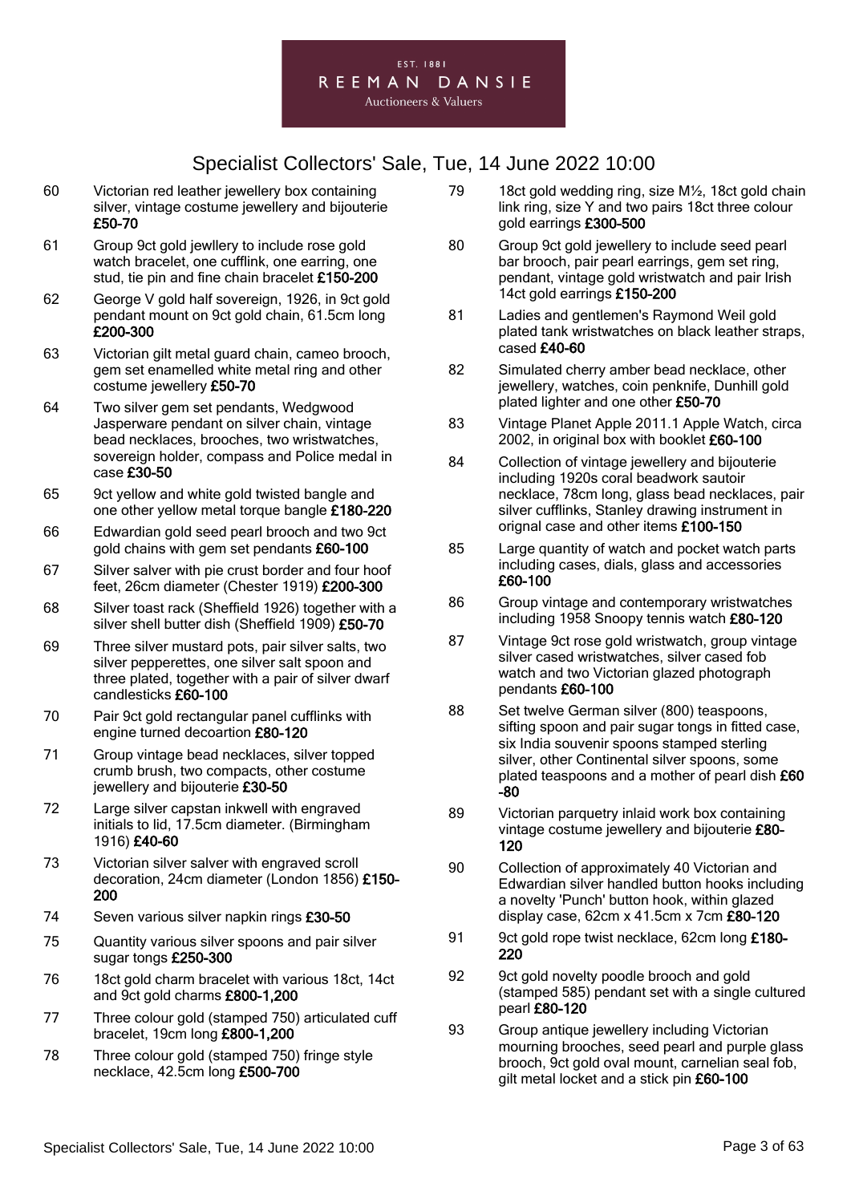EST. 1881
REEMAN DANSIE
Auctioneers & Valuers

# Specialist Collectors' Sale, Tue, 14 June 2022 10:00

60 Victorian red leather jewellery box containing silver, vintage costume jewellery and bijouterie **£50-70**

61 Group 9ct gold jewllery to include rose gold watch bracelet, one cufflink, one earring, one stud, tie pin and fine chain bracelet **£150-200**

62 George V gold half sovereign, 1926, in 9ct gold pendant mount on 9ct gold chain, 61.5cm long **£200-300**

63 Victorian gilt metal guard chain, cameo brooch, gem set enamelled white metal ring and other costume jewellery **£50-70**

64 Two silver gem set pendants, Wedgwood Jasperware pendant on silver chain, vintage bead necklaces, brooches, two wristwatches, sovereign holder, compass and Police medal in case **£30-50**

65 9ct yellow and white gold twisted bangle and one other yellow metal torque bangle **£180-220**

66 Edwardian gold seed pearl brooch and two 9ct gold chains with gem set pendants **£60-100**

67 Silver salver with pie crust border and four hoof feet, 26cm diameter (Chester 1919) **£200-300**

68 Silver toast rack (Sheffield 1926) together with a silver shell butter dish (Sheffield 1909) **£50-70**

69 Three silver mustard pots, pair silver salts, two silver pepperettes, one silver salt spoon and three plated, together with a pair of silver dwarf candlesticks **£60-100**

70 Pair 9ct gold rectangular panel cufflinks with engine turned decoartion **£80-120**

71 Group vintage bead necklaces, silver topped crumb brush, two compacts, other costume jewellery and bijouterie **£30-50**

72 Large silver capstan inkwell with engraved initials to lid, 17.5cm diameter. (Birmingham 1916) **£40-60**

73 Victorian silver salver with engraved scroll decoration, 24cm diameter (London 1856) **£150-200**

74 Seven various silver napkin rings **£30-50**

75 Quantity various silver spoons and pair silver sugar tongs **£250-300**

76 18ct gold charm bracelet with various 18ct, 14ct and 9ct gold charms **£800-1,200**

77 Three colour gold (stamped 750) articulated cuff bracelet, 19cm long **£800-1,200**

78 Three colour gold (stamped 750) fringe style necklace, 42.5cm long **£500-700**

79 18ct gold wedding ring, size M½, 18ct gold chain link ring, size Y and two pairs 18ct three colour gold earrings **£300-500**

80 Group 9ct gold jewellery to include seed pearl bar brooch, pair pearl earrings, gem set ring, pendant, vintage gold wristwatch and pair Irish 14ct gold earrings **£150-200**

81 Ladies and gentlemen's Raymond Weil gold plated tank wristwatches on black leather straps, cased **£40-60**

82 Simulated cherry amber bead necklace, other jewellery, watches, coin penknife, Dunhill gold plated lighter and one other **£50-70**

83 Vintage Planet Apple 2011.1 Apple Watch, circa 2002, in original box with booklet **£60-100**

84 Collection of vintage jewellery and bijouterie including 1920s coral beadwork sautoir necklace, 78cm long, glass bead necklaces, pair silver cufflinks, Stanley drawing instrument in orignal case and other items **£100-150**

85 Large quantity of watch and pocket watch parts including cases, dials, glass and accessories **£60-100**

86 Group vintage and contemporary wristwatches including 1958 Snoopy tennis watch **£80-120**

87 Vintage 9ct rose gold wristwatch, group vintage silver cased wristwatches, silver cased fob watch and two Victorian glazed photograph pendants **£60-100**

88 Set twelve German silver (800) teaspoons, sifting spoon and pair sugar tongs in fitted case, six India souvenir spoons stamped sterling silver, other Continental silver spoons, some plated teaspoons and a mother of pearl dish **£60-80**

89 Victorian parquetry inlaid work box containing vintage costume jewellery and bijouterie **£80-120**

90 Collection of approximately 40 Victorian and Edwardian silver handled button hooks including a novelty 'Punch' button hook, within glazed display case, 62cm x 41.5cm x 7cm **£80-120**

91 9ct gold rope twist necklace, 62cm long **£180-220**

92 9ct gold novelty poodle brooch and gold (stamped 585) pendant set with a single cultured pearl **£80-120**

93 Group antique jewellery including Victorian mourning brooches, seed pearl and purple glass brooch, 9ct gold oval mount, carnelian seal fob, gilt metal locket and a stick pin **£60-100**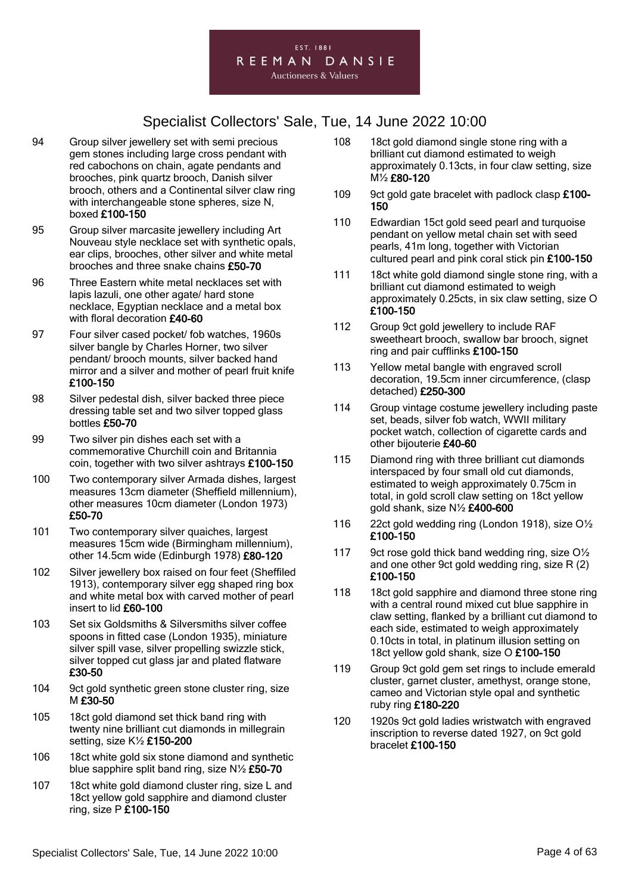# Specialist Collectors' Sale, Tue, 14 June 2022 10:00

94 Group silver jewellery set with semi precious gem stones including large cross pendant with red cabochons on chain, agate pendants and brooches, pink quartz brooch, Danish silver brooch, others and a Continental silver claw ring with interchangeable stone spheres, size N, boxed **£100-150**

95 Group silver marcasite jewellery including Art Nouveau style necklace set with synthetic opals, ear clips, brooches, other silver and white metal brooches and three snake chains **£50-70**

96 Three Eastern white metal necklaces set with lapis lazuli, one other agate/ hard stone necklace, Egyptian necklace and a metal box with floral decoration **£40-60**

97 Four silver cased pocket/ fob watches, 1960s silver bangle by Charles Horner, two silver pendant/ brooch mounts, silver backed hand mirror and a silver and mother of pearl fruit knife **£100-150**

98 Silver pedestal dish, silver backed three piece dressing table set and two silver topped glass bottles **£50-70**

99 Two silver pin dishes each set with a commemorative Churchill coin and Britannia coin, together with two silver ashtrays **£100-150**

100 Two contemporary silver Armada dishes, largest measures 13cm diameter (Sheffield millennium), other measures 10cm diameter (London 1973) **£50-70**

101 Two contemporary silver quaiches, largest measures 15cm wide (Birmingham millennium), other 14.5cm wide (Edinburgh 1978) **£80-120**

102 Silver jewellery box raised on four feet (Sheffiled 1913), contemporary silver egg shaped ring box and white metal box with carved mother of pearl insert to lid **£60-100**

103 Set six Goldsmiths & Silversmiths silver coffee spoons in fitted case (London 1935), miniature silver spill vase, silver propelling swizzle stick, silver topped cut glass jar and plated flatware **£30-50**

104 9ct gold synthetic green stone cluster ring, size M **£30-50**

105 18ct gold diamond set thick band ring with twenty nine brilliant cut diamonds in millegrain setting, size K½ **£150-200**

106 18ct white gold six stone diamond and synthetic blue sapphire split band ring, size N½ **£50-70**

107 18ct white gold diamond cluster ring, size L and 18ct yellow gold sapphire and diamond cluster ring, size P **£100-150**

108 18ct gold diamond single stone ring with a brilliant cut diamond estimated to weigh approximately 0.13cts, in four claw setting, size M½ **£80-120**

109 9ct gold gate bracelet with padlock clasp **£100-150**

110 Edwardian 15ct gold seed pearl and turquoise pendant on yellow metal chain set with seed pearls, 41m long, together with Victorian cultured pearl and pink coral stick pin **£100-150**

111 18ct white gold diamond single stone ring, with a brilliant cut diamond estimated to weigh approximately 0.25cts, in six claw setting, size O **£100-150**

112 Group 9ct gold jewellery to include RAF sweetheart brooch, swallow bar brooch, signet ring and pair cufflinks **£100-150**

113 Yellow metal bangle with engraved scroll decoration, 19.5cm inner circumference, (clasp detached) **£250-300**

114 Group vintage costume jewellery including paste set, beads, silver fob watch, WWII military pocket watch, collection of cigarette cards and other bijouterie **£40-60**

115 Diamond ring with three brilliant cut diamonds interspaced by four small old cut diamonds, estimated to weigh approximately 0.75cm in total, in gold scroll claw setting on 18ct yellow gold shank, size N½ **£400-600**

116 22ct gold wedding ring (London 1918), size O½ **£100-150**

117 9ct rose gold thick band wedding ring, size O½ and one other 9ct gold wedding ring, size R (2) **£100-150**

118 18ct gold sapphire and diamond three stone ring with a central round mixed cut blue sapphire in claw setting, flanked by a brilliant cut diamond to each side, estimated to weigh approximately 0.10cts in total, in platinum illusion setting on 18ct yellow gold shank, size O **£100-150**

119 Group 9ct gold gem set rings to include emerald cluster, garnet cluster, amethyst, orange stone, cameo and Victorian style opal and synthetic ruby ring **£180-220**

120 1920s 9ct gold ladies wristwatch with engraved inscription to reverse dated 1927, on 9ct gold bracelet **£100-150**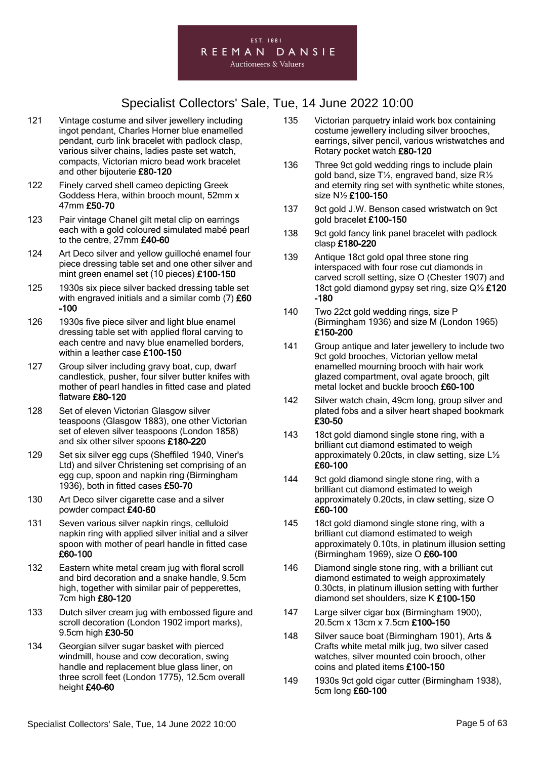EST. 1881
REEMAN DANSIE
Auctioneers & Valuers

# Specialist Collectors' Sale, Tue, 14 June 2022 10:00

121 Vintage costume and silver jewellery including ingot pendant, Charles Horner blue enamelled pendant, curb link bracelet with padlock clasp, various silver chains, ladies paste set watch, compacts, Victorian micro bead work bracelet and other bijouterie **£80-120**

122 Finely carved shell cameo depicting Greek Goddess Hera, within brooch mount, 52mm x 47mm **£50-70**

123 Pair vintage Chanel gilt metal clip on earrings each with a gold coloured simulated mabé pearl to the centre, 27mm **£40-60**

124 Art Deco silver and yellow guilloché enamel four piece dressing table set and one other silver and mint green enamel set (10 pieces) **£100-150**

125 1930s six piece silver backed dressing table set with engraved initials and a similar comb (7) **£60-100**

126 1930s five piece silver and light blue enamel dressing table set with applied floral carving to each centre and navy blue enamelled borders, within a leather case **£100-150**

127 Group silver including gravy boat, cup, dwarf candlestick, pusher, four silver butter knifes with mother of pearl handles in fitted case and plated flatware **£80-120**

128 Set of eleven Victorian Glasgow silver teaspoons (Glasgow 1883), one other Victorian set of eleven silver teaspoons (London 1858) and six other silver spoons **£180-220**

129 Set six silver egg cups (Sheffield 1940, Viner's Ltd) and silver Christening set comprising of an egg cup, spoon and napkin ring (Birmingham 1936), both in fitted cases **£50-70**

130 Art Deco silver cigarette case and a silver powder compact **£40-60**

131 Seven various silver napkin rings, celluloid napkin ring with applied silver initial and a silver spoon with mother of pearl handle in fitted case **£60-100**

132 Eastern white metal cream jug with floral scroll and bird decoration and a snake handle, 9.5cm high, together with similar pair of pepperettes, 7cm high **£80-120**

133 Dutch silver cream jug with embossed figure and scroll decoration (London 1902 import marks), 9.5cm high **£30-50**

134 Georgian silver sugar basket with pierced windmill, house and cow decoration, swing handle and replacement blue glass liner, on three scroll feet (London 1775), 12.5cm overall height **£40-60**

135 Victorian parquetry inlaid work box containing costume jewellery including silver brooches, earrings, silver pencil, various wristwatches and Rotary pocket watch **£80-120**

136 Three 9ct gold wedding rings to include plain gold band, size T½, engraved band, size R½ and eternity ring set with synthetic white stones, size N½ **£100-150**

137 9ct gold J.W. Benson cased wristwatch on 9ct gold bracelet **£100-150**

138 9ct gold fancy link panel bracelet with padlock clasp **£180-220**

139 Antique 18ct gold opal three stone ring interspaced with four rose cut diamonds in carved scroll setting, size O (Chester 1907) and 18ct gold diamond gypsy set ring, size Q½ **£120-180**

140 Two 22ct gold wedding rings, size P (Birmingham 1936) and size M (London 1965) **£150-200**

141 Group antique and later jewellery to include two 9ct gold brooches, Victorian yellow metal enamelled mourning brooch with hair work glazed compartment, oval agate brooch, gilt metal locket and buckle brooch **£60-100**

142 Silver watch chain, 49cm long, group silver and plated fobs and a silver heart shaped bookmark **£30-50**

143 18ct gold diamond single stone ring, with a brilliant cut diamond estimated to weigh approximately 0.20cts, in claw setting, size L½ **£60-100**

144 9ct gold diamond single stone ring, with a brilliant cut diamond estimated to weigh approximately 0.20cts, in claw setting, size O **£60-100**

145 18ct gold diamond single stone ring, with a brilliant cut diamond estimated to weigh approximately 0.10ts, in platinum illusion setting (Birmingham 1969), size O **£60-100**

146 Diamond single stone ring, with a brilliant cut diamond estimated to weigh approximately 0.30cts, in platinum illusion setting with further diamond set shoulders, size K **£100-150**

147 Large silver cigar box (Birmingham 1900), 20.5cm x 13cm x 7.5cm **£100-150**

148 Silver sauce boat (Birmingham 1901), Arts & Crafts white metal milk jug, two silver cased watches, silver mounted coin brooch, other coins and plated items **£100-150**

149 1930s 9ct gold cigar cutter (Birmingham 1938), 5cm long **£60-100**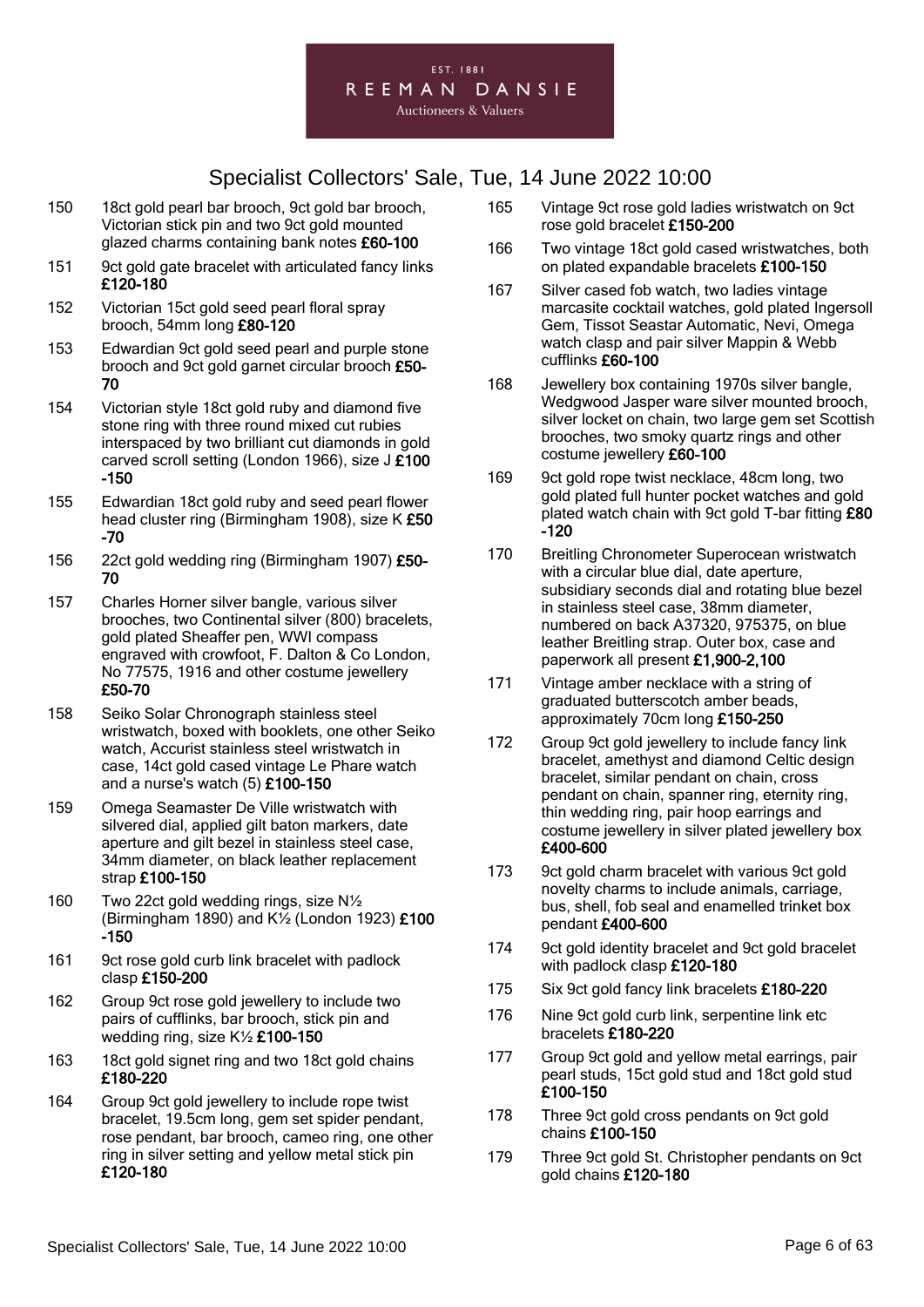# Specialist Collectors' Sale, Tue, 14 June 2022 10:00

150 18ct gold pearl bar brooch, 9ct gold bar brooch, Victorian stick pin and two 9ct gold mounted glazed charms containing bank notes **£60-100**

151 9ct gold gate bracelet with articulated fancy links **£120-180**

152 Victorian 15ct gold seed pearl floral spray brooch, 54mm long **£80-120**

153 Edwardian 9ct gold seed pearl and purple stone brooch and 9ct gold garnet circular brooch **£50-70**

154 Victorian style 18ct gold ruby and diamond five stone ring with three round mixed cut rubies interspaced by two brilliant cut diamonds in gold carved scroll setting (London 1966), size J **£100-150**

155 Edwardian 18ct gold ruby and seed pearl flower head cluster ring (Birmingham 1908), size K **£50-70**

156 22ct gold wedding ring (Birmingham 1907) **£50-70**

157 Charles Horner silver bangle, various silver brooches, two Continental silver (800) bracelets, gold plated Sheaffer pen, WWI compass engraved with crowfoot, F. Dalton & Co London, No 77575, 1916 and other costume jewellery **£50-70**

158 Seiko Solar Chronograph stainless steel wristwatch, boxed with booklets, one other Seiko watch, Accurist stainless steel wristwatch in case, 14ct gold cased vintage Le Phare watch and a nurse's watch (5) **£100-150**

159 Omega Seamaster De Ville wristwatch with silvered dial, applied gilt baton markers, date aperture and gilt bezel in stainless steel case, 34mm diameter, on black leather replacement strap **£100-150**

160 Two 22ct gold wedding rings, size N½ (Birmingham 1890) and K½ (London 1923) **£100-150**

161 9ct rose gold curb link bracelet with padlock clasp **£150-200**

162 Group 9ct rose gold jewellery to include two pairs of cufflinks, bar brooch, stick pin and wedding ring, size K½ **£100-150**

163 18ct gold signet ring and two 18ct gold chains **£180-220**

164 Group 9ct gold jewellery to include rope twist bracelet, 19.5cm long, gem set spider pendant, rose pendant, bar brooch, cameo ring, one other ring in silver setting and yellow metal stick pin **£120-180**

165 Vintage 9ct rose gold ladies wristwatch on 9ct rose gold bracelet **£150-200**

166 Two vintage 18ct gold cased wristwatches, both on plated expandable bracelets **£100-150**

167 Silver cased fob watch, two ladies vintage marcasite cocktail watches, gold plated Ingersoll Gem, Tissot Seastar Automatic, Nevi, Omega watch clasp and pair silver Mappin & Webb cufflinks **£60-100**

168 Jewellery box containing 1970s silver bangle, Wedgwood Jasper ware silver mounted brooch, silver locket on chain, two large gem set Scottish brooches, two smoky quartz rings and other costume jewellery **£60-100**

169 9ct gold rope twist necklace, 48cm long, two gold plated full hunter pocket watches and gold plated watch chain with 9ct gold T-bar fitting **£80-120**

170 Breitling Chronometer Superocean wristwatch with a circular blue dial, date aperture, subsidiary seconds dial and rotating blue bezel in stainless steel case, 38mm diameter, numbered on back A37320, 975375, on blue leather Breitling strap. Outer box, case and paperwork all present **£1,900-2,100**

171 Vintage amber necklace with a string of graduated butterscotch amber beads, approximately 70cm long **£150-250**

172 Group 9ct gold jewellery to include fancy link bracelet, amethyst and diamond Celtic design bracelet, similar pendant on chain, cross pendant on chain, spanner ring, eternity ring, thin wedding ring, pair hoop earrings and costume jewellery in silver plated jewellery box **£400-600**

173 9ct gold charm bracelet with various 9ct gold novelty charms to include animals, carriage, bus, shell, fob seal and enamelled trinket box pendant **£400-600**

174 9ct gold identity bracelet and 9ct gold bracelet with padlock clasp **£120-180**

175 Six 9ct gold fancy link bracelets **£180-220**

176 Nine 9ct gold curb link, serpentine link etc bracelets **£180-220**

177 Group 9ct gold and yellow metal earrings, pair pearl studs, 15ct gold stud and 18ct gold stud **£100-150**

178 Three 9ct gold cross pendants on 9ct gold chains **£100-150**

179 Three 9ct gold St. Christopher pendants on 9ct gold chains **£120-180**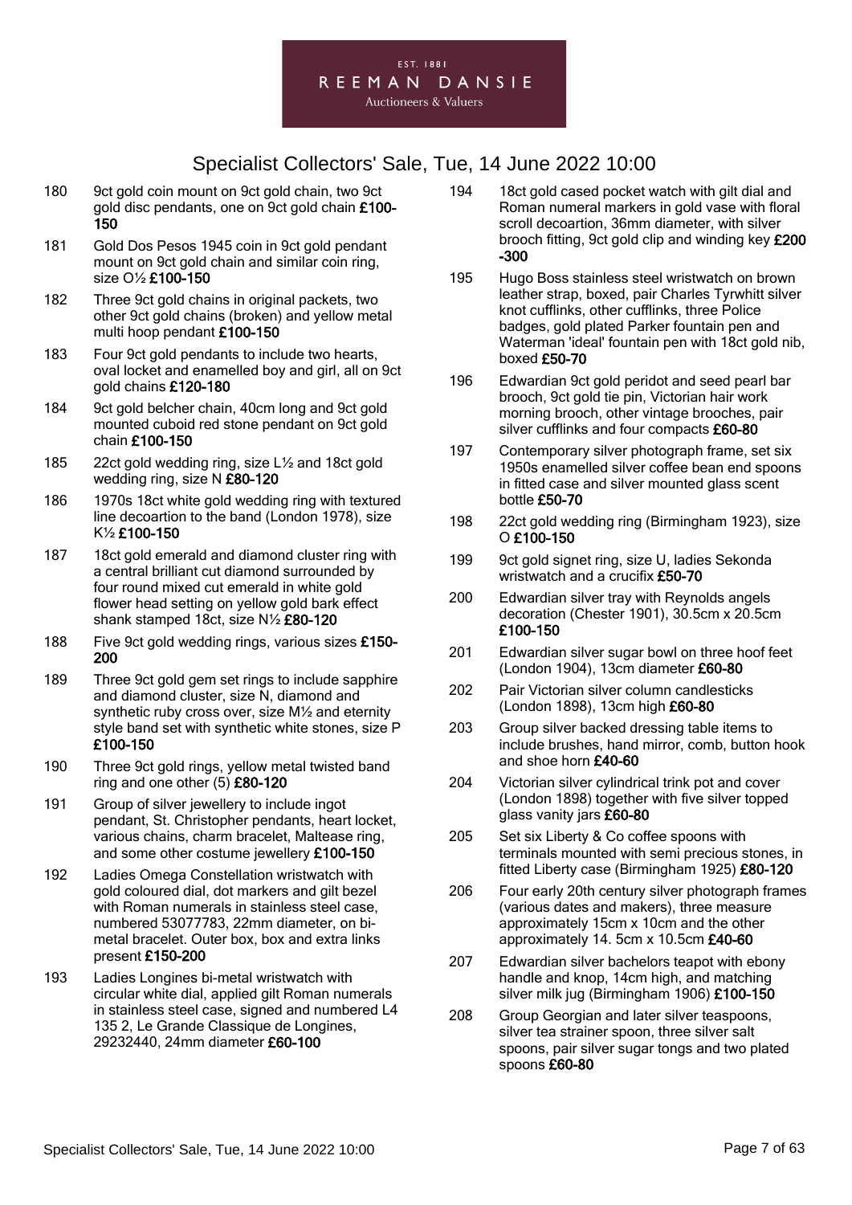EST. 1881
REEMAN DANSIE
Auctioneers & Valuers

# Specialist Collectors' Sale, Tue, 14 June 2022 10:00

180 9ct gold coin mount on 9ct gold chain, two 9ct gold disc pendants, one on 9ct gold chain **£100-150**

181 Gold Dos Pesos 1945 coin in 9ct gold pendant mount on 9ct gold chain and similar coin ring, size O½ **£100-150**

182 Three 9ct gold chains in original packets, two other 9ct gold chains (broken) and yellow metal multi hoop pendant **£100-150**

183 Four 9ct gold pendants to include two hearts, oval locket and enamelled boy and girl, all on 9ct gold chains **£120-180**

184 9ct gold belcher chain, 40cm long and 9ct gold mounted cuboid red stone pendant on 9ct gold chain **£100-150**

185 22ct gold wedding ring, size L½ and 18ct gold wedding ring, size N **£80-120**

186 1970s 18ct white gold wedding ring with textured line decoartion to the band (London 1978), size K½ **£100-150**

187 18ct gold emerald and diamond cluster ring with a central brilliant cut diamond surrounded by four round mixed cut emerald in white gold flower head setting on yellow gold bark effect shank stamped 18ct, size N½ **£80-120**

188 Five 9ct gold wedding rings, various sizes **£150-200**

189 Three 9ct gold gem set rings to include sapphire and diamond cluster, size N, diamond and synthetic ruby cross over, size M½ and eternity style band set with synthetic white stones, size P **£100-150**

190 Three 9ct gold rings, yellow metal twisted band ring and one other (5) **£80-120**

191 Group of silver jewellery to include ingot pendant, St. Christopher pendants, heart locket, various chains, charm bracelet, Maltease ring, and some other costume jewellery **£100-150**

192 Ladies Omega Constellation wristwatch with gold coloured dial, dot markers and gilt bezel with Roman numerals in stainless steel case, numbered 53077783, 22mm diameter, on bi-metal bracelet. Outer box, box and extra links present **£150-200**

193 Ladies Longines bi-metal wristwatch with circular white dial, applied gilt Roman numerals in stainless steel case, signed and numbered L4 135 2, Le Grande Classique de Longines, 29232440, 24mm diameter **£60-100**

194 18ct gold cased pocket watch with gilt dial and Roman numeral markers in gold vase with floral scroll decoartion, 36mm diameter, with silver brooch fitting, 9ct gold clip and winding key **£200-300**

195 Hugo Boss stainless steel wristwatch on brown leather strap, boxed, pair Charles Tyrwhitt silver knot cufflinks, other cufflinks, three Police badges, gold plated Parker fountain pen and Waterman 'ideal' fountain pen with 18ct gold nib, boxed **£50-70**

196 Edwardian 9ct gold peridot and seed pearl bar brooch, 9ct gold tie pin, Victorian hair work morning brooch, other vintage brooches, pair silver cufflinks and four compacts **£60-80**

197 Contemporary silver photograph frame, set six 1950s enamelled silver coffee bean end spoons in fitted case and silver mounted glass scent bottle **£50-70**

198 22ct gold wedding ring (Birmingham 1923), size O **£100-150**

199 9ct gold signet ring, size U, ladies Sekonda wristwatch and a crucifix **£50-70**

200 Edwardian silver tray with Reynolds angels decoration (Chester 1901), 30.5cm x 20.5cm **£100-150**

201 Edwardian silver sugar bowl on three hoof feet (London 1904), 13cm diameter **£60-80**

202 Pair Victorian silver column candlesticks (London 1898), 13cm high **£60-80**

203 Group silver backed dressing table items to include brushes, hand mirror, comb, button hook and shoe horn **£40-60**

204 Victorian silver cylindrical trink pot and cover (London 1898) together with five silver topped glass vanity jars **£60-80**

205 Set six Liberty & Co coffee spoons with terminals mounted with semi precious stones, in fitted Liberty case (Birmingham 1925) **£80-120**

206 Four early 20th century silver photograph frames (various dates and makers), three measure approximately 15cm x 10cm and the other approximately 14. 5cm x 10.5cm **£40-60**

207 Edwardian silver bachelors teapot with ebony handle and knop, 14cm high, and matching silver milk jug (Birmingham 1906) **£100-150**

208 Group Georgian and later silver teaspoons, silver tea strainer spoon, three silver salt spoons, pair silver sugar tongs and two plated spoons **£60-80**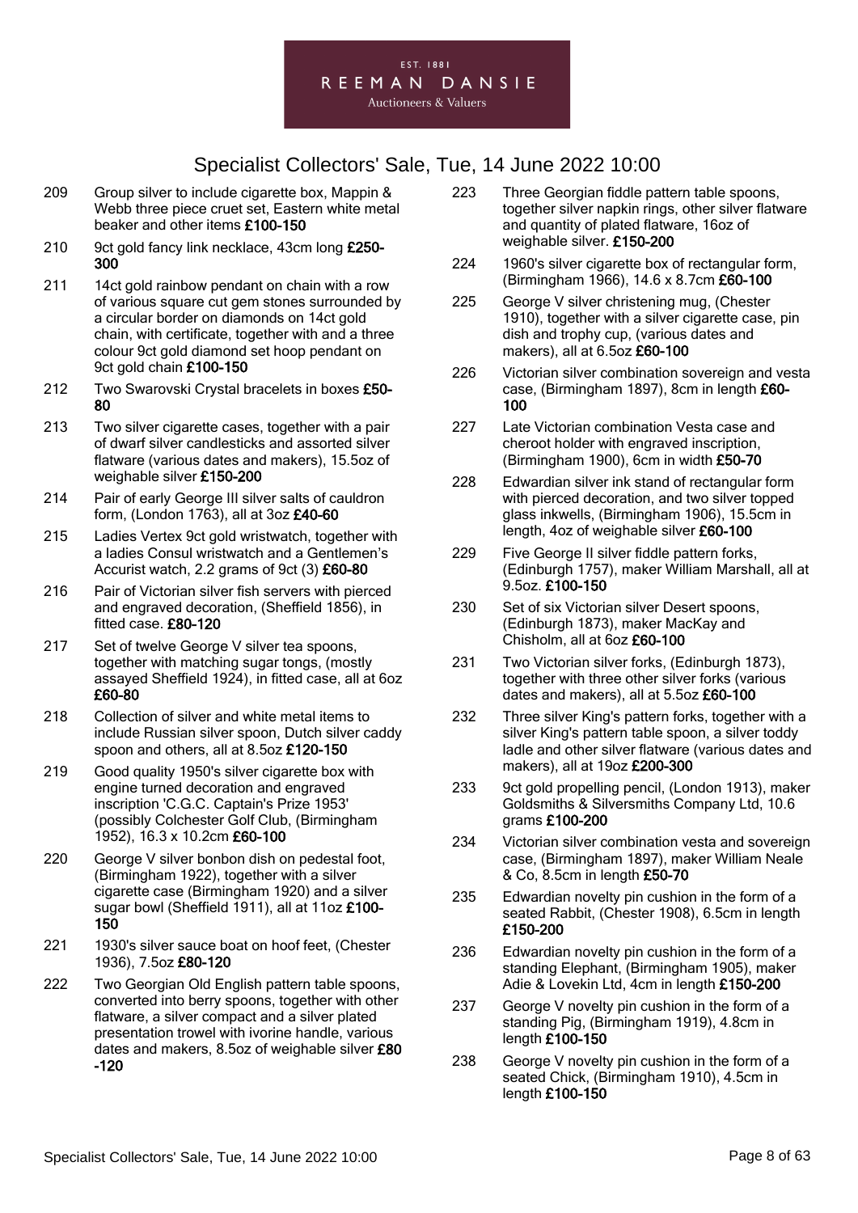EST. 1881
REEMAN DANSIE
Auctioneers & Valuers

# Specialist Collectors' Sale, Tue, 14 June 2022 10:00

209 Group silver to include cigarette box, Mappin & Webb three piece cruet set, Eastern white metal beaker and other items **£100-150**

210 9ct gold fancy link necklace, 43cm long **£250-300**

211 14ct gold rainbow pendant on chain with a row of various square cut gem stones surrounded by a circular border on diamonds on 14ct gold chain, with certificate, together with and a three colour 9ct gold diamond set hoop pendant on 9ct gold chain **£100-150**

212 Two Swarovski Crystal bracelets in boxes **£50-80**

213 Two silver cigarette cases, together with a pair of dwarf silver candlesticks and assorted silver flatware (various dates and makers), 15.5oz of weighable silver **£150-200**

214 Pair of early George III silver salts of cauldron form, (London 1763), all at 3oz **£40-60**

215 Ladies Vertex 9ct gold wristwatch, together with a ladies Consul wristwatch and a Gentlemen's Accurist watch, 2.2 grams of 9ct (3) **£60-80**

216 Pair of Victorian silver fish servers with pierced and engraved decoration, (Sheffield 1856), in fitted case. **£80-120**

217 Set of twelve George V silver tea spoons, together with matching sugar tongs, (mostly assayed Sheffield 1924), in fitted case, all at 6oz **£60-80**

218 Collection of silver and white metal items to include Russian silver spoon, Dutch silver caddy spoon and others, all at 8.5oz **£120-150**

219 Good quality 1950's silver cigarette box with engine turned decoration and engraved inscription 'C.G.C. Captain's Prize 1953' (possibly Colchester Golf Club, (Birmingham 1952), 16.3 x 10.2cm **£60-100**

220 George V silver bonbon dish on pedestal foot, (Birmingham 1922), together with a silver cigarette case (Birmingham 1920) and a silver sugar bowl (Sheffield 1911), all at 11oz **£100-150**

221 1930's silver sauce boat on hoof feet, (Chester 1936), 7.5oz **£80-120**

222 Two Georgian Old English pattern table spoons, converted into berry spoons, together with other flatware, a silver compact and a silver plated presentation trowel with ivorine handle, various dates and makers, 8.5oz of weighable silver **£80-120**

223 Three Georgian fiddle pattern table spoons, together silver napkin rings, other silver flatware and quantity of plated flatware, 16oz of weighable silver. **£150-200**

224 1960's silver cigarette box of rectangular form, (Birmingham 1966), 14.6 x 8.7cm **£60-100**

225 George V silver christening mug, (Chester 1910), together with a silver cigarette case, pin dish and trophy cup, (various dates and makers), all at 6.5oz **£60-100**

226 Victorian silver combination sovereign and vesta case, (Birmingham 1897), 8cm in length **£60-100**

227 Late Victorian combination Vesta case and cheroot holder with engraved inscription, (Birmingham 1900), 6cm in width **£50-70**

228 Edwardian silver ink stand of rectangular form with pierced decoration, and two silver topped glass inkwells, (Birmingham 1906), 15.5cm in length, 4oz of weighable silver **£60-100**

229 Five George II silver fiddle pattern forks, (Edinburgh 1757), maker William Marshall, all at 9.5oz. **£100-150**

230 Set of six Victorian silver Desert spoons, (Edinburgh 1873), maker MacKay and Chisholm, all at 6oz **£60-100**

231 Two Victorian silver forks, (Edinburgh 1873), together with three other silver forks (various dates and makers), all at 5.5oz **£60-100**

232 Three silver King's pattern forks, together with a silver King's pattern table spoon, a silver toddy ladle and other silver flatware (various dates and makers), all at 19oz **£200-300**

233 9ct gold propelling pencil, (London 1913), maker Goldsmiths & Silversmiths Company Ltd, 10.6 grams **£100-200**

234 Victorian silver combination vesta and sovereign case, (Birmingham 1897), maker William Neale & Co, 8.5cm in length **£50-70**

235 Edwardian novelty pin cushion in the form of a seated Rabbit, (Chester 1908), 6.5cm in length **£150-200**

236 Edwardian novelty pin cushion in the form of a standing Elephant, (Birmingham 1905), maker Adie & Lovekin Ltd, 4cm in length **£150-200**

237 George V novelty pin cushion in the form of a standing Pig, (Birmingham 1919), 4.8cm in length **£100-150**

238 George V novelty pin cushion in the form of a seated Chick, (Birmingham 1910), 4.5cm in length **£100-150**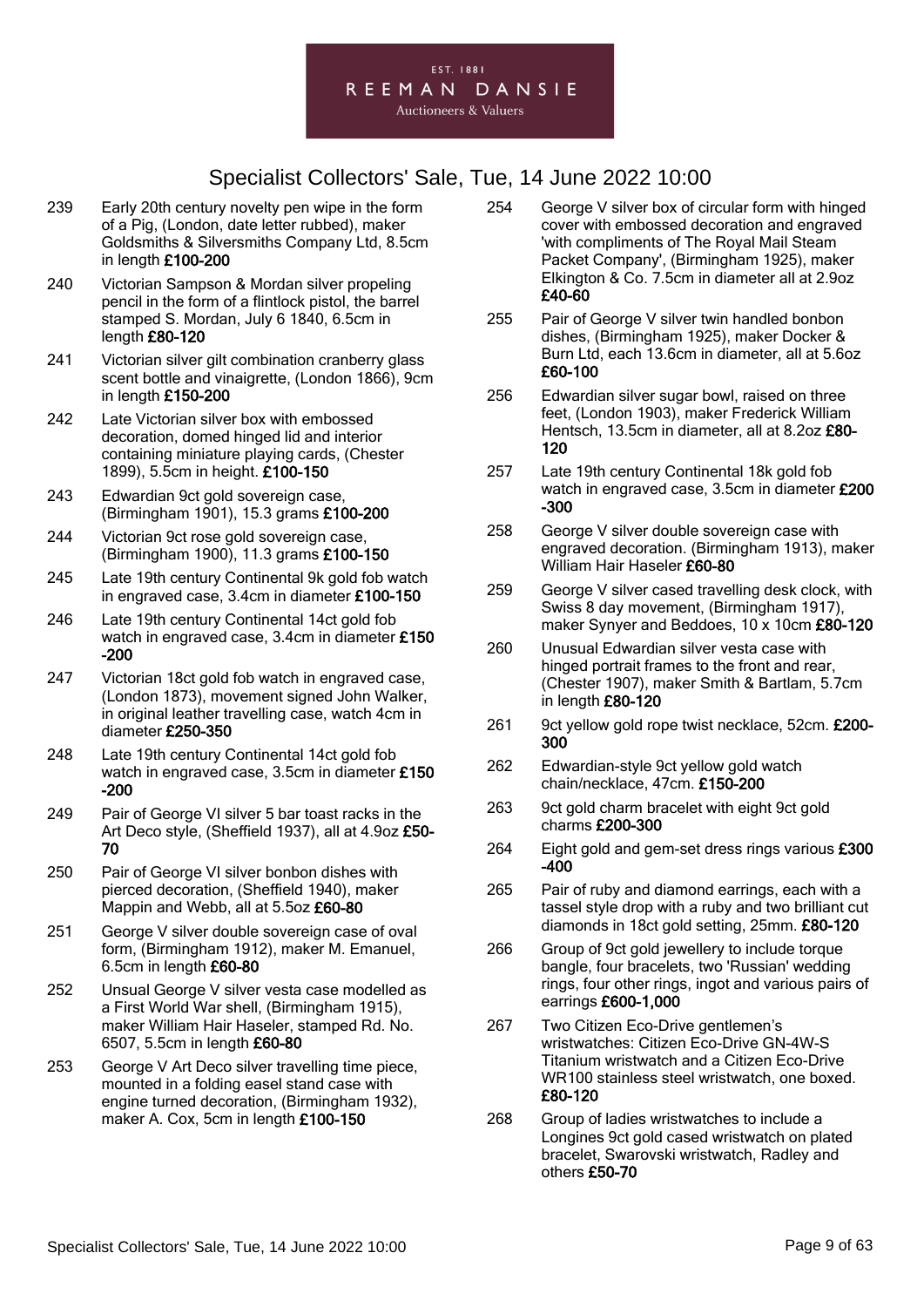Specialist Collectors' Sale, Tue, 14 June 2022 10:00

239 Early 20th century novelty pen wipe in the form of a Pig, (London, date letter rubbed), maker Goldsmiths & Silversmiths Company Ltd, 8.5cm in length **£100-200**

240 Victorian Sampson & Mordan silver propeling pencil in the form of a flintlock pistol, the barrel stamped S. Mordan, July 6 1840, 6.5cm in length **£80-120**

241 Victorian silver gilt combination cranberry glass scent bottle and vinaigrette, (London 1866), 9cm in length **£150-200**

242 Late Victorian silver box with embossed decoration, domed hinged lid and interior containing miniature playing cards, (Chester 1899), 5.5cm in height. **£100-150**

243 Edwardian 9ct gold sovereign case, (Birmingham 1901), 15.3 grams **£100-200**

244 Victorian 9ct rose gold sovereign case, (Birmingham 1900), 11.3 grams **£100-150**

245 Late 19th century Continental 9k gold fob watch in engraved case, 3.4cm in diameter **£100-150**

246 Late 19th century Continental 14ct gold fob watch in engraved case, 3.4cm in diameter **£150-200**

247 Victorian 18ct gold fob watch in engraved case, (London 1873), movement signed John Walker, in original leather travelling case, watch 4cm in diameter **£250-350**

248 Late 19th century Continental 14ct gold fob watch in engraved case, 3.5cm in diameter **£150-200**

249 Pair of George VI silver 5 bar toast racks in the Art Deco style, (Sheffield 1937), all at 4.9oz **£50-70**

250 Pair of George VI silver bonbon dishes with pierced decoration, (Sheffield 1940), maker Mappin and Webb, all at 5.5oz **£60-80**

251 George V silver double sovereign case of oval form, (Birmingham 1912), maker M. Emanuel, 6.5cm in length **£60-80**

252 Unusual George V silver vesta case modelled as a First World War shell, (Birmingham 1915), maker William Hair Haseler, stamped Rd. No. 6507, 5.5cm in length **£60-80**

253 George V Art Deco silver travelling time piece, mounted in a folding easel stand case with engine turned decoration, (Birmingham 1932), maker A. Cox, 5cm in length **£100-150**

254 George V silver box of circular form with hinged cover with embossed decoration and engraved 'with compliments of The Royal Mail Steam Packet Company', (Birmingham 1925), maker Elkington & Co. 7.5cm in diameter all at 2.9oz **£40-60**

255 Pair of George V silver twin handled bonbon dishes, (Birmingham 1925), maker Docker & Burn Ltd, each 13.6cm in diameter, all at 5.6oz **£60-100**

256 Edwardian silver sugar bowl, raised on three feet, (London 1903), maker Frederick William Hentsch, 13.5cm in diameter, all at 8.2oz **£80-120**

257 Late 19th century Continental 18k gold fob watch in engraved case, 3.5cm in diameter **£200-300**

258 George V silver double sovereign case with engraved decoration. (Birmingham 1913), maker William Hair Haseler **£60-80**

259 George V silver cased travelling desk clock, with Swiss 8 day movement, (Birmingham 1917), maker Synyer and Beddoes, 10 x 10cm **£80-120**

260 Unusual Edwardian silver vesta case with hinged portrait frames to the front and rear, (Chester 1907), maker Smith & Bartlam, 5.7cm in length **£80-120**

261 9ct yellow gold rope twist necklace, 52cm. **£200-300**

262 Edwardian-style 9ct yellow gold watch chain/necklace, 47cm. **£150-200**

263 9ct gold charm bracelet with eight 9ct gold charms **£200-300**

264 Eight gold and gem-set dress rings various **£300-400**

265 Pair of ruby and diamond earrings, each with a tassel style drop with a ruby and two brilliant cut diamonds in 18ct gold setting, 25mm. **£80-120**

266 Group of 9ct gold jewellery to include torque bangle, four bracelets, two 'Russian' wedding rings, four other rings, ingot and various pairs of earrings **£600-1,000**

267 Two Citizen Eco-Drive gentlemen's wristwatches: Citizen Eco-Drive GN-4W-S Titanium wristwatch and a Citizen Eco-Drive WR100 stainless steel wristwatch, one boxed. **£80-120**

268 Group of ladies wristwatches to include a Longines 9ct gold cased wristwatch on plated bracelet, Swarovski wristwatch, Radley and others **£50-70**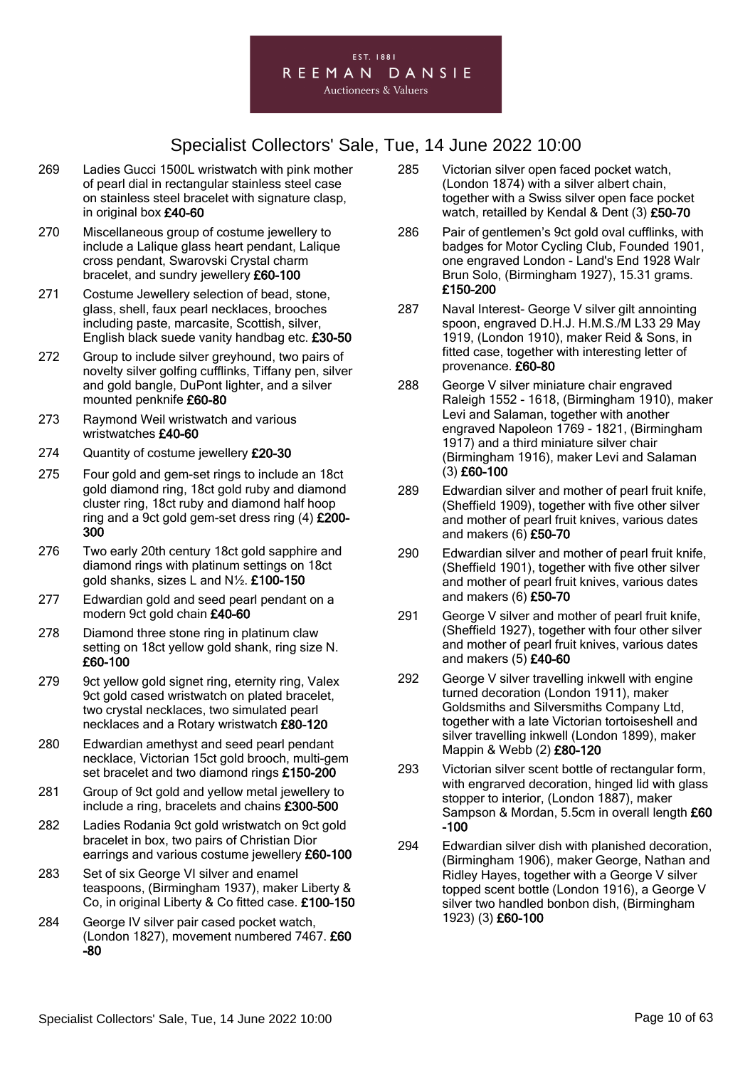# Specialist Collectors' Sale, Tue, 14 June 2022 10:00

269 Ladies Gucci 1500L wristwatch with pink mother of pearl dial in rectangular stainless steel case on stainless steel bracelet with signature clasp, in original box **£40-60**

270 Miscellaneous group of costume jewellery to include a Lalique glass heart pendant, Lalique cross pendant, Swarovski Crystal charm bracelet, and sundry jewellery **£60-100**

271 Costume Jewellery selection of bead, stone, glass, shell, faux pearl necklaces, brooches including paste, marcasite, Scottish, silver, English black suede vanity handbag etc. **£30-50**

272 Group to include silver greyhound, two pairs of novelty silver golfing cufflinks, Tiffany pen, silver and gold bangle, DuPont lighter, and a silver mounted penknife **£60-80**

273 Raymond Weil wristwatch and various wristwatches **£40-60**

274 Quantity of costume jewellery **£20-30**

275 Four gold and gem-set rings to include an 18ct gold diamond ring, 18ct gold ruby and diamond cluster ring, 18ct ruby and diamond half hoop ring and a 9ct gold gem-set dress ring (4) **£200-300**

276 Two early 20th century 18ct gold sapphire and diamond rings with platinum settings on 18ct gold shanks, sizes L and N½. **£100-150**

277 Edwardian gold and seed pearl pendant on a modern 9ct gold chain **£40-60**

278 Diamond three stone ring in platinum claw setting on 18ct yellow gold shank, ring size N. **£60-100**

279 9ct yellow gold signet ring, eternity ring, Valex 9ct gold cased wristwatch on plated bracelet, two crystal necklaces, two simulated pearl necklaces and a Rotary wristwatch **£80-120**

280 Edwardian amethyst and seed pearl pendant necklace, Victorian 15ct gold brooch, multi-gem set bracelet and two diamond rings **£150-200**

281 Group of 9ct gold and yellow metal jewellery to include a ring, bracelets and chains **£300-500**

282 Ladies Rodania 9ct gold wristwatch on 9ct gold bracelet in box, two pairs of Christian Dior earrings and various costume jewellery **£60-100**

283 Set of six George VI silver and enamel teaspoons, (Birmingham 1937), maker Liberty & Co, in original Liberty & Co fitted case. **£100-150**

284 George IV silver pair cased pocket watch, (London 1827), movement numbered 7467. **£60-80**

285 Victorian silver open faced pocket watch, (London 1874) with a silver albert chain, together with a Swiss silver open face pocket watch, retailled by Kendal & Dent (3) **£50-70**

286 Pair of gentlemen's 9ct gold oval cufflinks, with badges for Motor Cycling Club, Founded 1901, one engraved London - Land's End 1928 Walr Brun Solo, (Birmingham 1927), 15.31 grams. **£150-200**

287 Naval Interest- George V silver gilt annointing spoon, engraved D.H.J. H.M.S./M L33 29 May 1919, (London 1910), maker Reid & Sons, in fitted case, together with interesting letter of provenance. **£60-80**

288 George V silver miniature chair engraved Raleigh 1552 - 1618, (Birmingham 1910), maker Levi and Salaman, together with another engraved Napoleon 1769 - 1821, (Birmingham 1917) and a third miniature silver chair (Birmingham 1916), maker Levi and Salaman (3) **£60-100**

289 Edwardian silver and mother of pearl fruit knife, (Sheffield 1909), together with five other silver and mother of pearl fruit knives, various dates and makers (6) **£50-70**

290 Edwardian silver and mother of pearl fruit knife, (Sheffield 1901), together with five other silver and mother of pearl fruit knives, various dates and makers (6) **£50-70**

291 George V silver and mother of pearl fruit knife, (Sheffield 1927), together with four other silver and mother of pearl fruit knives, various dates and makers (5) **£40-60**

292 George V silver travelling inkwell with engine turned decoration (London 1911), maker Goldsmiths and Silversmiths Company Ltd, together with a late Victorian tortoiseshell and silver travelling inkwell (London 1899), maker Mappin & Webb (2) **£80-120**

293 Victorian silver scent bottle of rectangular form, with engrarved decoration, hinged lid with glass stopper to interior, (London 1887), maker Sampson & Mordan, 5.5cm in overall length **£60-100**

294 Edwardian silver dish with planished decoration, (Birmingham 1906), maker George, Nathan and Ridley Hayes, together with a George V silver topped scent bottle (London 1916), a George V silver two handled bonbon dish, (Birmingham 1923) (3) **£60-100**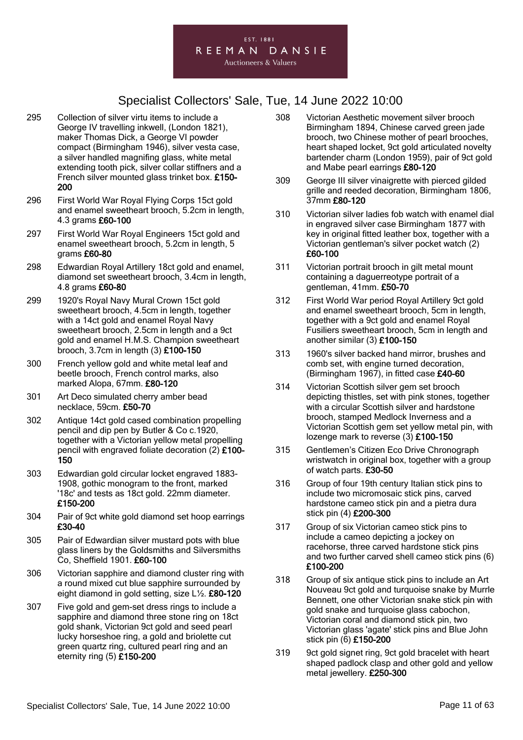# Specialist Collectors' Sale, Tue, 14 June 2022 10:00

295 Collection of silver virtu items to include a George IV travelling inkwell, (London 1821), maker Thomas Dick, a George VI powder compact (Birmingham 1946), silver vesta case, a silver handled magnifing glass, white metal extending tooth pick, silver collar stiffners and a French silver mounted glass trinket box. **£150-200**

296 First World War Royal Flying Corps 15ct gold and enamel sweetheart brooch, 5.2cm in length, 4.3 grams **£60-100**

297 First World War Royal Engineers 15ct gold and enamel sweetheart brooch, 5.2cm in length, 5 grams **£60-80**

298 Edwardian Royal Artillery 18ct gold and enamel, diamond set sweetheart brooch, 3.4cm in length, 4.8 grams **£60-80**

299 1920's Royal Navy Mural Crown 15ct gold sweetheart brooch, 4.5cm in length, together with a 14ct gold and enamel Royal Navy sweetheart brooch, 2.5cm in length and a 9ct gold and enamel H.M.S. Champion sweetheart brooch, 3.7cm in length (3) **£100-150**

300 French yellow gold and white metal leaf and beetle brooch, French control marks, also marked Alopa, 67mm. **£80-120**

301 Art Deco simulated cherry amber bead necklace, 59cm. **£50-70**

302 Antique 14ct gold cased combination propelling pencil and dip pen by Butler & Co c.1920, together with a Victorian yellow metal propelling pencil with engraved foliate decoration (2) **£100-150**

303 Edwardian gold circular locket engraved 1883-1908, gothic monogram to the front, marked '18c' and tests as 18ct gold. 22mm diameter. **£150-200**

304 Pair of 9ct white gold diamond set hoop earrings **£30-40**

305 Pair of Edwardian silver mustard pots with blue glass liners by the Goldsmiths and Silversmiths Co, Sheffield 1901. **£60-100**

306 Victorian sapphire and diamond cluster ring with a round mixed cut blue sapphire surrounded by eight diamond in gold setting, size L½. **£80-120**

307 Five gold and gem-set dress rings to include a sapphire and diamond three stone ring on 18ct gold shank, Victorian 9ct gold and seed pearl lucky horseshoe ring, a gold and briolette cut green quartz ring, cultured pearl ring and an eternity ring (5) **£150-200**

308 Victorian Aesthetic movement silver brooch Birmingham 1894, Chinese carved green jade brooch, two Chinese mother of pearl brooches, heart shaped locket, 9ct gold articulated novelty bartender charm (London 1959), pair of 9ct gold and Mabe pearl earrings **£80-120**

309 George III silver vinaigrette with pierced gilded grille and reeded decoration, Birmingham 1806, 37mm **£80-120**

310 Victorian silver ladies fob watch with enamel dial in engraved silver case Birmingham 1877 with key in original fitted leather box, together with a Victorian gentleman's silver pocket watch (2) **£60-100**

311 Victorian portrait brooch in gilt metal mount containing a daguerreotype portrait of a gentleman, 41mm. **£50-70**

312 First World War period Royal Artillery 9ct gold and enamel sweetheart brooch, 5cm in length, together with a 9ct gold and enamel Royal Fusiliers sweetheart brooch, 5cm in length and another similar (3) **£100-150**

313 1960's silver backed hand mirror, brushes and comb set, with engine turned decoration, (Birmingham 1967), in fitted case **£40-60**

314 Victorian Scottish silver gem set brooch depicting thistles, set with pink stones, together with a circular Scottish silver and hardstone brooch, stamped Medlock Inverness and a Victorian Scottish gem set yellow metal pin, with lozenge mark to reverse (3) **£100-150**

315 Gentlemen's Citizen Eco Drive Chronograph wristwatch in original box, together with a group of watch parts. **£30-50**

316 Group of four 19th century Italian stick pins to include two micromosaic stick pins, carved hardstone cameo stick pin and a pietra dura stick pin (4) **£200-300**

317 Group of six Victorian cameo stick pins to include a cameo depicting a jockey on racehorse, three carved hardstone stick pins and two further carved shell cameo stick pins (6) **£100-200**

318 Group of six antique stick pins to include an Art Nouveau 9ct gold and turquoise snake by Murrle Bennett, one other Victorian snake stick pin with gold snake and turquoise glass cabochon, Victorian coral and diamond stick pin, two Victorian glass 'agate' stick pins and Blue John stick pin (6) **£150-200**

319 9ct gold signet ring, 9ct gold bracelet with heart shaped padlock clasp and other gold and yellow metal jewellery. **£250-300**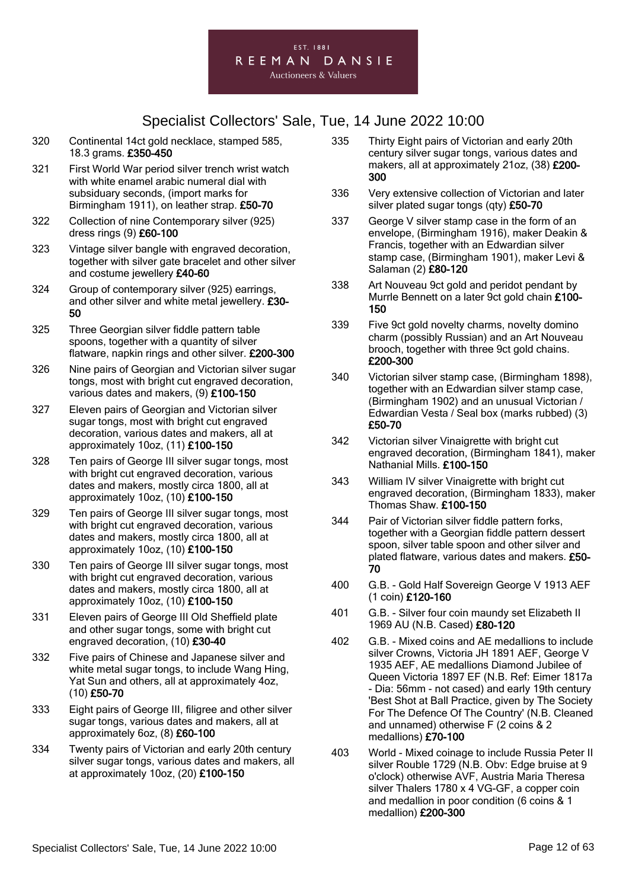# Specialist Collectors' Sale, Tue, 14 June 2022 10:00

320 Continental 14ct gold necklace, stamped 585, 18.3 grams. **£350-450**

321 First World War period silver trench wrist watch with white enamel arabic numeral dial with subsiduary seconds, (import marks for Birmingham 1911), on leather strap. **£50-70**

322 Collection of nine Contemporary silver (925) dress rings (9) **£60-100**

323 Vintage silver bangle with engraved decoration, together with silver gate bracelet and other silver and costume jewellery **£40-60**

324 Group of contemporary silver (925) earrings, and other silver and white metal jewellery. **£30-50**

325 Three Georgian silver fiddle pattern table spoons, together with a quantity of silver flatware, napkin rings and other silver. **£200-300**

326 Nine pairs of Georgian and Victorian silver sugar tongs, most with bright cut engraved decoration, various dates and makers, (9) **£100-150**

327 Eleven pairs of Georgian and Victorian silver sugar tongs, most with bright cut engraved decoration, various dates and makers, all at approximately 10oz, (11) **£100-150**

328 Ten pairs of George III silver sugar tongs, most with bright cut engraved decoration, various dates and makers, mostly circa 1800, all at approximately 10oz, (10) **£100-150**

329 Ten pairs of George III silver sugar tongs, most with bright cut engraved decoration, various dates and makers, mostly circa 1800, all at approximately 10oz, (10) **£100-150**

330 Ten pairs of George III silver sugar tongs, most with bright cut engraved decoration, various dates and makers, mostly circa 1800, all at approximately 10oz, (10) **£100-150**

331 Eleven pairs of George III Old Sheffield plate and other sugar tongs, some with bright cut engraved decoration, (10) **£30-40**

332 Five pairs of Chinese and Japanese silver and white metal sugar tongs, to include Wang Hing, Yat Sun and others, all at approximately 4oz, (10) **£50-70**

333 Eight pairs of George III, filigree and other silver sugar tongs, various dates and makers, all at approximately 6oz, (8) **£60-100**

334 Twenty pairs of Victorian and early 20th century silver sugar tongs, various dates and makers, all at approximately 10oz, (20) **£100-150**

335 Thirty Eight pairs of Victorian and early 20th century silver sugar tongs, various dates and makers, all at approximately 21oz, (38) **£200-300**

336 Very extensive collection of Victorian and later silver plated sugar tongs (qty) **£50-70**

337 George V silver stamp case in the form of an envelope, (Birmingham 1916), maker Deakin & Francis, together with an Edwardian silver stamp case, (Birmingham 1901), maker Levi & Salaman (2) **£80-120**

338 Art Nouveau 9ct gold and peridot pendant by Murrle Bennett on a later 9ct gold chain **£100-150**

339 Five 9ct gold novelty charms, novelty domino charm (possibly Russian) and an Art Nouveau brooch, together with three 9ct gold chains. **£200-300**

340 Victorian silver stamp case, (Birmingham 1898), together with an Edwardian silver stamp case, (Birmingham 1902) and an unusual Victorian / Edwardian Vesta / Seal box (marks rubbed) (3) **£50-70**

342 Victorian silver Vinaigrette with bright cut engraved decoration, (Birmingham 1841), maker Nathanial Mills. **£100-150**

343 William IV silver Vinaigrette with bright cut engraved decoration, (Birmingham 1833), maker Thomas Shaw. **£100-150**

344 Pair of Victorian silver fiddle pattern forks, together with a Georgian fiddle pattern dessert spoon, silver table spoon and other silver and plated flatware, various dates and makers. **£50-70**

400 G.B. - Gold Half Sovereign George V 1913 AEF (1 coin) **£120-160**

401 G.B. - Silver four coin maundy set Elizabeth II 1969 AU (N.B. Cased) **£80-120**

402 G.B. - Mixed coins and AE medallions to include silver Crowns, Victoria JH 1891 AEF, George V 1935 AEF, AE medallions Diamond Jubilee of Queen Victoria 1897 EF (N.B. Ref: Eimer 1817a - Dia: 56mm - not cased) and early 19th century 'Best Shot at Ball Practice, given by The Society For The Defence Of The Country' (N.B. Cleaned and unnamed) otherwise F (2 coins & 2 medallions) **£70-100**

403 World - Mixed coinage to include Russia Peter II silver Rouble 1729 (N.B. Obv: Edge bruise at 9 o'clock) otherwise AVF, Austria Maria Theresa silver Thalers 1780 x 4 VG-GF, a copper coin and medallion in poor condition (6 coins & 1 medallion) **£200-300**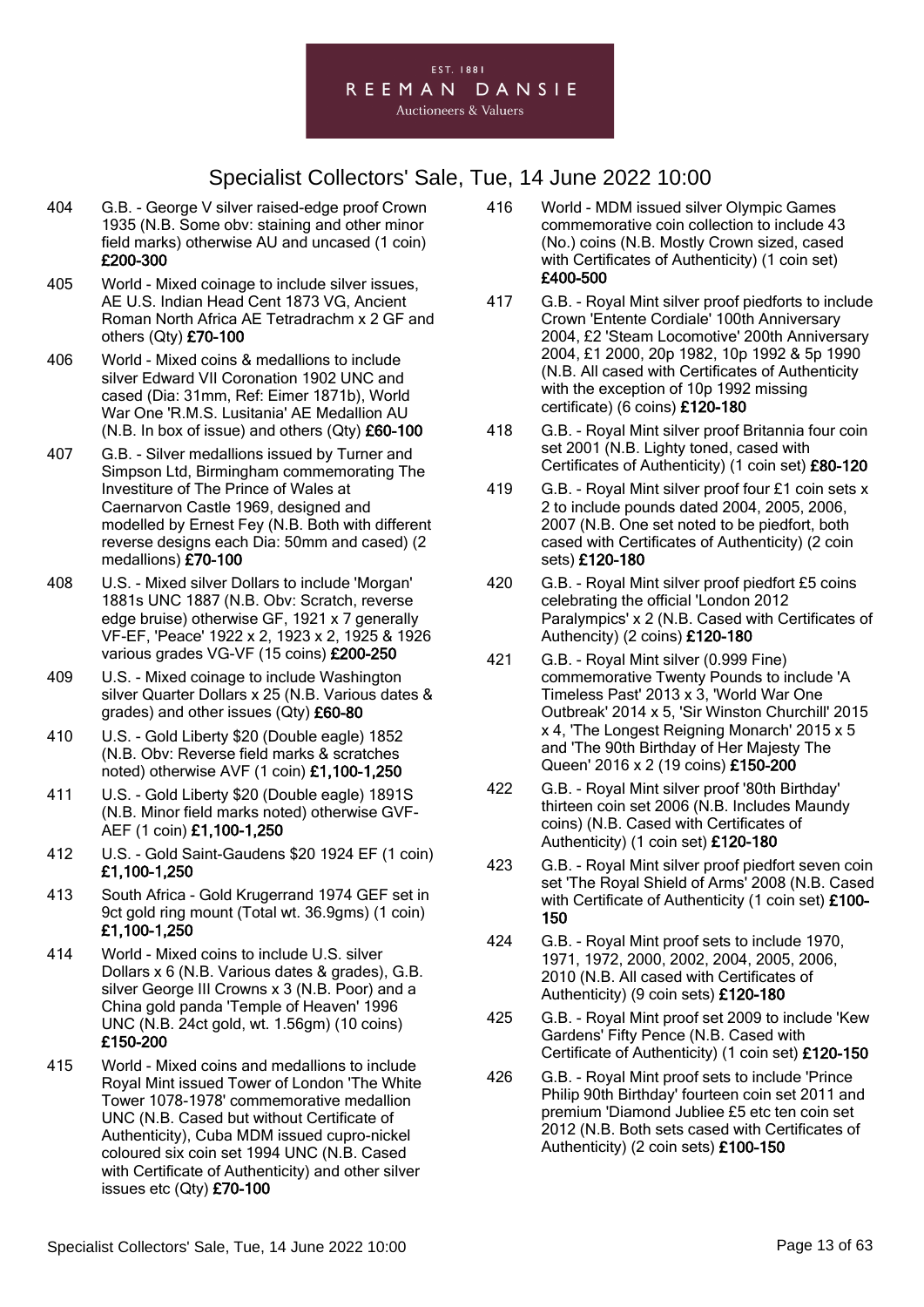404 G.B. - George V silver raised-edge proof Crown 1935 (N.B. Some obv: staining and other minor field marks) otherwise AU and uncased (1 coin) **£200-300**

405 World - Mixed coinage to include silver issues, AE U.S. Indian Head Cent 1873 VG, Ancient Roman North Africa AE Tetradrachm x 2 GF and others (Qty) **£70-100**

406 World - Mixed coins & medallions to include silver Edward VII Coronation 1902 UNC and cased (Dia: 31mm, Ref: Eimer 1871b), World War One 'R.M.S. Lusitania' AE Medallion AU (N.B. In box of issue) and others (Qty) **£60-100**

407 G.B. - Silver medallions issued by Turner and Simpson Ltd, Birmingham commemorating The Investiture of The Prince of Wales at Caernarvon Castle 1969, designed and modelled by Ernest Fey (N.B. Both with different reverse designs each Dia: 50mm and cased) (2 medallions) **£70-100**

408 U.S. - Mixed silver Dollars to include 'Morgan' 1881s UNC 1887 (N.B. Obv: Scratch, reverse edge bruise) otherwise GF, 1921 x 7 generally VF-EF, 'Peace' 1922 x 2, 1923 x 2, 1925 & 1926 various grades VG-VF (15 coins) **£200-250**

409 U.S. - Mixed coinage to include Washington silver Quarter Dollars x 25 (N.B. Various dates & grades) and other issues (Qty) **£60-80**

410 U.S. - Gold Liberty $20 (Double eagle) 1852 (N.B. Obv: Reverse field marks & scratches noted) otherwise AVF (1 coin) **£1,100-1,250**

411 U.S. - Gold Liberty $20 (Double eagle) 1891S (N.B. Minor field marks noted) otherwise GVF-AEF (1 coin) **£1,100-1,250**

412 U.S. - Gold Saint-Gaudens $20 1924 EF (1 coin) **£1,100-1,250**

413 South Africa - Gold Krugerrand 1974 GEF set in 9ct gold ring mount (Total wt. 36.9gms) (1 coin) **£1,100-1,250**

414 World - Mixed coins to include U.S. silver Dollars x 6 (N.B. Various dates & grades), G.B. silver George III Crowns x 3 (N.B. Poor) and a China gold panda 'Temple of Heaven' 1996 UNC (N.B. 24ct gold, wt. 1.56gm) (10 coins) **£150-200**

415 World - Mixed coins and medallions to include Royal Mint issued Tower of London 'The White Tower 1078-1978' commemorative medallion UNC (N.B. Cased but without Certificate of Authenticity), Cuba MDM issued cupro-nickel coloured six coin set 1994 UNC (N.B. Cased with Certificate of Authenticity) and other silver issues etc (Qty) **£70-100**

416 World - MDM issued silver Olympic Games commemorative coin collection to include 43 (No.) coins (N.B. Mostly Crown sized, cased with Certificates of Authenticity) (1 coin set) **£400-500**

417 G.B. - Royal Mint silver proof piedforts to include Crown 'Entente Cordiale' 100th Anniversary 2004, £2 'Steam Locomotive' 200th Anniversary 2004, £1 2000, 20p 1982, 10p 1992 & 5p 1990 (N.B. All cased with Certificates of Authenticity with the exception of 10p 1992 missing certificate) (6 coins) **£120-180**

418 G.B. - Royal Mint silver proof Britannia four coin set 2001 (N.B. Lighty toned, cased with Certificates of Authenticity) (1 coin set) **£80-120**

419 G.B. - Royal Mint silver proof four £1 coin sets x 2 to include pounds dated 2004, 2005, 2006, 2007 (N.B. One set noted to be piedfort, both cased with Certificates of Authenticity) (2 coin sets) **£120-180**

420 G.B. - Royal Mint silver proof piedfort £5 coins celebrating the official 'London 2012 Paralympics' x 2 (N.B. Cased with Certificates of Authencity) (2 coins) **£120-180**

421 G.B. - Royal Mint silver (0.999 Fine) commemorative Twenty Pounds to include 'A Timeless Past' 2013 x 3, 'World War One Outbreak' 2014 x 5, 'Sir Winston Churchill' 2015 x 4, 'The Longest Reigning Monarch' 2015 x 5 and 'The 90th Birthday of Her Majesty The Queen' 2016 x 2 (19 coins) **£150-200**

422 G.B. - Royal Mint silver proof '80th Birthday' thirteen coin set 2006 (N.B. Includes Maundy coins) (N.B. Cased with Certificates of Authenticity) (1 coin set) **£120-180**

423 G.B. - Royal Mint silver proof piedfort seven coin set 'The Royal Shield of Arms' 2008 (N.B. Cased with Certificate of Authenticity (1 coin set) **£100-150**

424 G.B. - Royal Mint proof sets to include 1970, 1971, 1972, 2000, 2002, 2004, 2005, 2006, 2010 (N.B. All cased with Certificates of Authenticity) (9 coin sets) **£120-180**

425 G.B. - Royal Mint proof set 2009 to include 'Kew Gardens' Fifty Pence (N.B. Cased with Certificate of Authenticity) (1 coin set) **£120-150**

426 G.B. - Royal Mint proof sets to include 'Prince Philip 90th Birthday' fourteen coin set 2011 and premium 'Diamond Jubliee £5 etc ten coin set 2012 (N.B. Both sets cased with Certificates of Authenticity) (2 coin sets) **£100-150**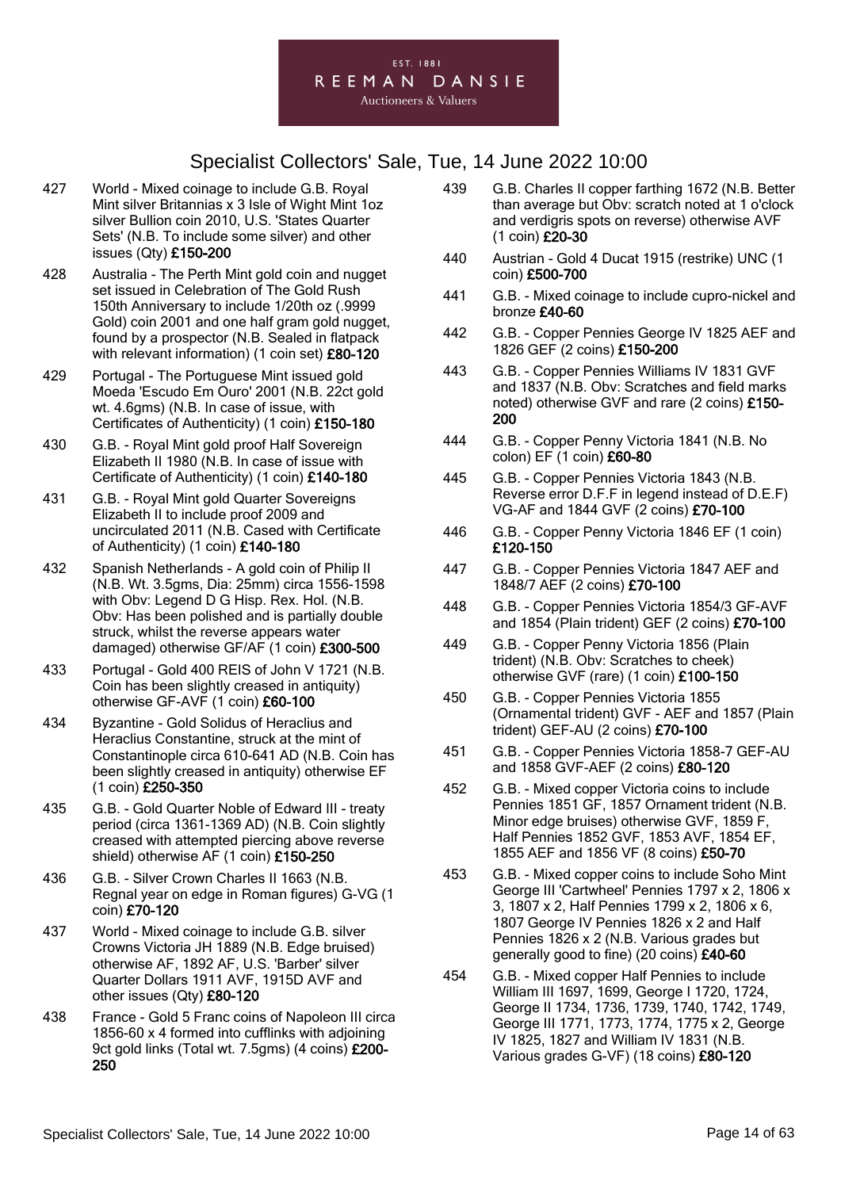EST. 1881
REEMAN DANSIE
Auctioneers & Valuers

# Specialist Collectors' Sale, Tue, 14 June 2022 10:00

427 World - Mixed coinage to include G.B. Royal Mint silver Britannias x 3 Isle of Wight Mint 1oz silver Bullion coin 2010, U.S. 'States Quarter Sets' (N.B. To include some silver) and other issues (Qty) **£150-200**

428 Australia - The Perth Mint gold coin and nugget set issued in Celebration of The Gold Rush 150th Anniversary to include 1/20th oz (.9999 Gold) coin 2001 and one half gram gold nugget, found by a prospector (N.B. Sealed in flatpack with relevant information) (1 coin set) **£80-120**

429 Portugal - The Portuguese Mint issued gold Moeda 'Escudo Em Ouro' 2001 (N.B. 22ct gold wt. 4.6gms) (N.B. In case of issue, with Certificates of Authenticity) (1 coin) **£150-180**

430 G.B. - Royal Mint gold proof Half Sovereign Elizabeth II 1980 (N.B. In case of issue with Certificate of Authenticity) (1 coin) **£140-180**

431 G.B. - Royal Mint gold Quarter Sovereigns Elizabeth II to include proof 2009 and uncirculated 2011 (N.B. Cased with Certificate of Authenticity) (1 coin) **£140-180**

432 Spanish Netherlands - A gold coin of Philip II (N.B. Wt. 3.5gms, Dia: 25mm) circa 1556-1598 with Obv: Legend D G Hisp. Rex. Hol. (N.B. Obv: Has been polished and is partially double struck, whilst the reverse appears water damaged) otherwise GF/AF (1 coin) **£300-500**

433 Portugal - Gold 400 REIS of John V 1721 (N.B. Coin has been slightly creased in antiquity) otherwise GF-AVF (1 coin) **£60-100**

434 Byzantine - Gold Solidus of Heraclius and Heraclius Constantine, struck at the mint of Constantinople circa 610-641 AD (N.B. Coin has been slightly creased in antiquity) otherwise EF (1 coin) **£250-350**

435 G.B. - Gold Quarter Noble of Edward III - treaty period (circa 1361-1369 AD) (N.B. Coin slightly creased with attempted piercing above reverse shield) otherwise AF (1 coin) **£150-250**

436 G.B. - Silver Crown Charles II 1663 (N.B. Regnal year on edge in Roman figures) G-VG (1 coin) **£70-120**

437 World - Mixed coinage to include G.B. silver Crowns Victoria JH 1889 (N.B. Edge bruised) otherwise AF, 1892 AF, U.S. 'Barber' silver Quarter Dollars 1911 AVF, 1915D AVF and other issues (Qty) **£80-120**

438 France - Gold 5 Franc coins of Napoleon III circa 1856-60 x 4 formed into cufflinks with adjoining 9ct gold links (Total wt. 7.5gms) (4 coins) **£200-250**

439 G.B. Charles II copper farthing 1672 (N.B. Better than average but Obv: scratch noted at 1 o'clock and verdigris spots on reverse) otherwise AVF (1 coin) **£20-30**

440 Austrian - Gold 4 Ducat 1915 (restrike) UNC (1 coin) **£500-700**

441 G.B. - Mixed coinage to include cupro-nickel and bronze **£40-60**

442 G.B. - Copper Pennies George IV 1825 AEF and 1826 GEF (2 coins) **£150-200**

443 G.B. - Copper Pennies Williams IV 1831 GVF and 1837 (N.B. Obv: Scratches and field marks noted) otherwise GVF and rare (2 coins) **£150-200**

444 G.B. - Copper Penny Victoria 1841 (N.B. No colon) EF (1 coin) **£60-80**

445 G.B. - Copper Pennies Victoria 1843 (N.B. Reverse error D.F.F in legend instead of D.E.F) VG-AF and 1844 GVF (2 coins) **£70-100**

446 G.B. - Copper Penny Victoria 1846 EF (1 coin) **£120-150**

447 G.B. - Copper Pennies Victoria 1847 AEF and 1848/7 AEF (2 coins) **£70-100**

448 G.B. - Copper Pennies Victoria 1854/3 GF-AVF and 1854 (Plain trident) GEF (2 coins) **£70-100**

449 G.B. - Copper Penny Victoria 1856 (Plain trident) (N.B. Obv: Scratches to cheek) otherwise GVF (rare) (1 coin) **£100-150**

450 G.B. - Copper Pennies Victoria 1855 (Ornamental trident) GVF - AEF and 1857 (Plain trident) GEF-AU (2 coins) **£70-100**

451 G.B. - Copper Pennies Victoria 1858-7 GEF-AU and 1858 GVF-AEF (2 coins) **£80-120**

452 G.B. - Mixed copper Victoria coins to include Pennies 1851 GF, 1857 Ornament trident (N.B. Minor edge bruises) otherwise GVF, 1859 F, Half Pennies 1852 GVF, 1853 AVF, 1854 EF, 1855 AEF and 1856 VF (8 coins) **£50-70**

453 G.B. - Mixed copper coins to include Soho Mint George III 'Cartwheel' Pennies 1797 x 2, 1806 x 3, 1807 x 2, Half Pennies 1799 x 2, 1806 x 6, 1807 George IV Pennies 1826 x 2 and Half Pennies 1826 x 2 (N.B. Various grades but generally good to fine) (20 coins) **£40-60**

454 G.B. - Mixed copper Half Pennies to include William III 1697, 1699, George I 1720, 1724, George II 1734, 1736, 1739, 1740, 1742, 1749, George III 1771, 1773, 1774, 1775 x 2, George IV 1825, 1827 and William IV 1831 (N.B. Various grades G-VF) (18 coins) **£80-120**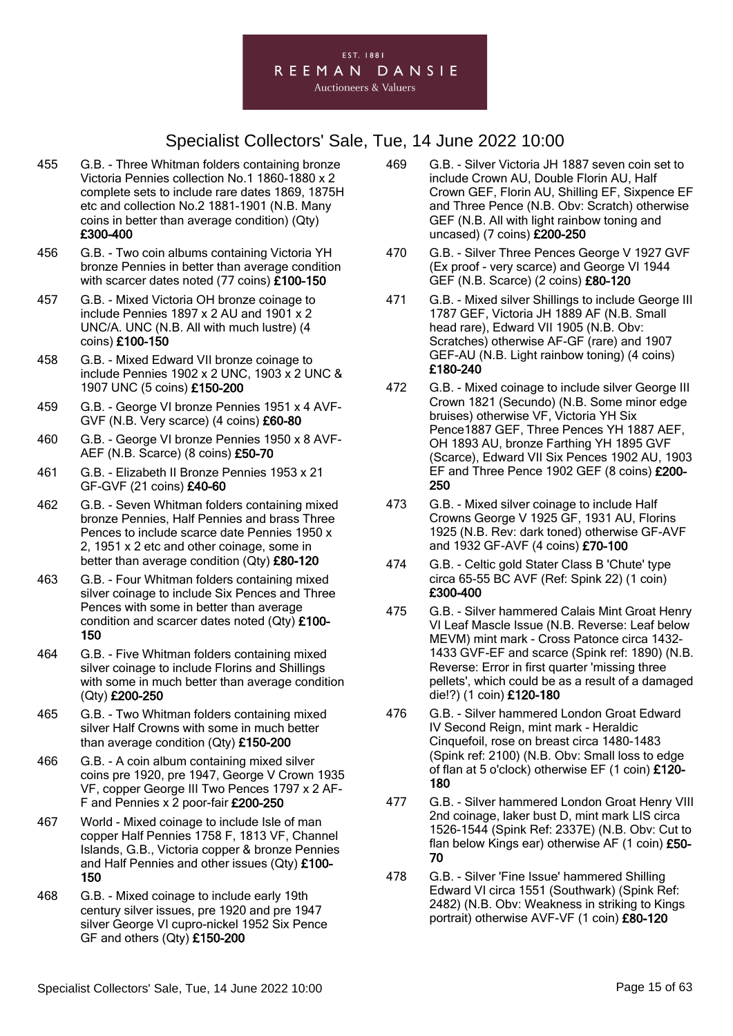# Specialist Collectors' Sale, Tue, 14 June 2022 10:00

455 G.B. - Three Whitman folders containing bronze Victoria Pennies collection No.1 1860-1880 x 2 complete sets to include rare dates 1869, 1875H etc and collection No.2 1881-1901 (N.B. Many coins in better than average condition) (Qty) **£300-400**

456 G.B. - Two coin albums containing Victoria YH bronze Pennies in better than average condition with scarcer dates noted (77 coins) **£100-150**

457 G.B. - Mixed Victoria OH bronze coinage to include Pennies 1897 x 2 AU and 1901 x 2 UNC/A. UNC (N.B. All with much lustre) (4 coins) **£100-150**

458 G.B. - Mixed Edward VII bronze coinage to include Pennies 1902 x 2 UNC, 1903 x 2 UNC & 1907 UNC (5 coins) **£150-200**

459 G.B. - George VI bronze Pennies 1951 x 4 AVF-GVF (N.B. Very scarce) (4 coins) **£60-80**

460 G.B. - George VI bronze Pennies 1950 x 8 AVF-AEF (N.B. Scarce) (8 coins) **£50-70**

461 G.B. - Elizabeth II Bronze Pennies 1953 x 21 GF-GVF (21 coins) **£40-60**

462 G.B. - Seven Whitman folders containing mixed bronze Pennies, Half Pennies and brass Three Pences to include scarce date Pennies 1950 x 2, 1951 x 2 etc and other coinage, some in better than average condition (Qty) **£80-120**

463 G.B. - Four Whitman folders containing mixed silver coinage to include Six Pences and Three Pences with some in better than average condition and scarcer dates noted (Qty) **£100-150**

464 G.B. - Five Whitman folders containing mixed silver coinage to include Florins and Shillings with some in much better than average condition (Qty) **£200-250**

465 G.B. - Two Whitman folders containing mixed silver Half Crowns with some in much better than average condition (Qty) **£150-200**

466 G.B. - A coin album containing mixed silver coins pre 1920, pre 1947, George V Crown 1935 VF, copper George III Two Pences 1797 x 2 AF-F and Pennies x 2 poor-fair **£200-250**

467 World - Mixed coinage to include Isle of man copper Half Pennies 1758 F, 1813 VF, Channel Islands, G.B., Victoria copper & bronze Pennies and Half Pennies and other issues (Qty) **£100-150**

468 G.B. - Mixed coinage to include early 19th century silver issues, pre 1920 and pre 1947 silver George VI cupro-nickel 1952 Six Pence GF and others (Qty) **£150-200**

469 G.B. - Silver Victoria JH 1887 seven coin set to include Crown AU, Double Florin AU, Half Crown GEF, Florin AU, Shilling EF, Sixpence EF and Three Pence (N.B. Obv: Scratch) otherwise GEF (N.B. All with light rainbow toning and uncased) (7 coins) **£200-250**

470 G.B. - Silver Three Pences George V 1927 GVF (Ex proof - very scarce) and George VI 1944 GEF (N.B. Scarce) (2 coins) **£80-120**

471 G.B. - Mixed silver Shillings to include George III 1787 GEF, Victoria JH 1889 AF (N.B. Small head rare), Edward VII 1905 (N.B. Obv: Scratches) otherwise AF-GF (rare) and 1907 GEF-AU (N.B. Light rainbow toning) (4 coins) **£180-240**

472 G.B. - Mixed coinage to include silver George III Crown 1821 (Secundo) (N.B. Some minor edge bruises) otherwise VF, Victoria YH Six Pence1887 GEF, Three Pences YH 1887 AEF, OH 1893 AU, bronze Farthing YH 1895 GVF (Scarce), Edward VII Six Pences 1902 AU, 1903 EF and Three Pence 1902 GEF (8 coins) **£200-250**

473 G.B. - Mixed silver coinage to include Half Crowns George V 1925 GF, 1931 AU, Florins 1925 (N.B. Rev: dark toned) otherwise GF-AVF and 1932 GF-AVF (4 coins) **£70-100**

474 G.B. - Celtic gold Stater Class B 'Chute' type circa 65-55 BC AVF (Ref: Spink 22) (1 coin) **£300-400**

475 G.B. - Silver hammered Calais Mint Groat Henry VI Leaf Mascle Issue (N.B. Reverse: Leaf below MEVM) mint mark - Cross Patonce circa 1432-1433 GVF-EF and scarce (Spink ref: 1890) (N.B. Reverse: Error in first quarter 'missing three pellets', which could be as a result of a damaged die!?) (1 coin) **£120-180**

476 G.B. - Silver hammered London Groat Edward IV Second Reign, mint mark - Heraldic Cinquefoil, rose on breast circa 1480-1483 (Spink ref: 2100) (N.B. Obv: Small loss to edge of flan at 5 o'clock) otherwise EF (1 coin) **£120-180**

477 G.B. - Silver hammered London Groat Henry VIII 2nd coinage, laker bust D, mint mark LIS circa 1526-1544 (Spink Ref: 2337E) (N.B. Obv: Cut to flan below Kings ear) otherwise AF (1 coin) **£50-70**

478 G.B. - Silver 'Fine Issue' hammered Shilling Edward VI circa 1551 (Southwark) (Spink Ref: 2482) (N.B. Obv: Weakness in striking to Kings portrait) otherwise AVF-VF (1 coin) **£80-120**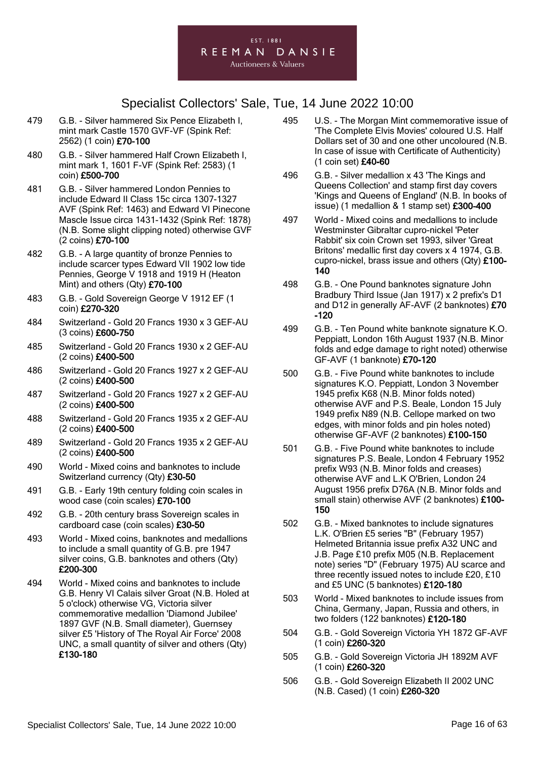EST. 1881

REEMAN DANSIE

Auctioneers & Valuers

# Specialist Collectors' Sale, Tue, 14 June 2022 10:00

479 G.B. - Silver hammered Six Pence Elizabeth I, mint mark Castle 1570 GVF-VF (Spink Ref: 2562) (1 coin) **£70-100**

480 G.B. - Silver hammered Half Crown Elizabeth I, mint mark 1, 1601 F-VF (Spink Ref: 2583) (1 coin) **£500-700**

481 G.B. - Silver hammered London Pennies to include Edward II Class 15c circa 1307-1327 AVF (Spink Ref: 1463) and Edward VI Pinecone Mascle Issue circa 1431-1432 (Spink Ref: 1878) (N.B. Some slight clipping noted) otherwise GVF (2 coins) **£70-100**

482 G.B. - A large quantity of bronze Pennies to include scarcer types Edward VII 1902 low tide Pennies, George V 1918 and 1919 H (Heaton Mint) and others (Qty) **£70-100**

483 G.B. - Gold Sovereign George V 1912 EF (1 coin) **£270-320**

484 Switzerland - Gold 20 Francs 1930 x 3 GEF-AU (3 coins) **£600-750**

485 Switzerland - Gold 20 Francs 1930 x 2 GEF-AU (2 coins) **£400-500**

486 Switzerland - Gold 20 Francs 1927 x 2 GEF-AU (2 coins) **£400-500**

487 Switzerland - Gold 20 Francs 1927 x 2 GEF-AU (2 coins) **£400-500**

488 Switzerland - Gold 20 Francs 1935 x 2 GEF-AU (2 coins) **£400-500**

489 Switzerland - Gold 20 Francs 1935 x 2 GEF-AU (2 coins) **£400-500**

490 World - Mixed coins and banknotes to include Switzerland currency (Qty) **£30-50**

491 G.B. - Early 19th century folding coin scales in wood case (coin scales) **£70-100**

492 G.B. - 20th century brass Sovereign scales in cardboard case (coin scales) **£30-50**

493 World - Mixed coins, banknotes and medallions to include a small quantity of G.B. pre 1947 silver coins, G.B. banknotes and others (Qty) **£200-300**

494 World - Mixed coins and banknotes to include G.B. Henry VI Calais silver Groat (N.B. Holed at 5 o'clock) otherwise VG, Victoria silver commemorative medallion 'Diamond Jubilee' 1897 GVF (N.B. Small diameter), Guernsey silver £5 'History of The Royal Air Force' 2008 UNC, a small quantity of silver and others (Qty) **£130-180**

495 U.S. - The Morgan Mint commemorative issue of 'The Complete Elvis Movies' coloured U.S. Half Dollars set of 30 and one other uncoloured (N.B. In case of issue with Certificate of Authenticity) (1 coin set) **£40-60**

496 G.B. - Silver medallion x 43 'The Kings and Queens Collection' and stamp first day covers 'Kings and Queens of England' (N.B. In books of issue) (1 medallion & 1 stamp set) **£300-400**

497 World - Mixed coins and medallions to include Westminster Gibraltar cupro-nickel 'Peter Rabbit' six coin Crown set 1993, silver 'Great Britons' medallic first day covers x 4 1974, G.B. cupro-nickel, brass issue and others (Qty) **£100-140**

498 G.B. - One Pound banknotes signature John Bradbury Third Issue (Jan 1917) x 2 prefix's D1 and D12 in generally AF-AVF (2 banknotes) **£70-120**

499 G.B. - Ten Pound white banknote signature K.O. Peppiatt, London 16th August 1937 (N.B. Minor folds and edge damage to right noted) otherwise GF-AVF (1 banknote) **£70-120**

500 G.B. - Five Pound white banknotes to include signatures K.O. Peppiatt, London 3 November 1945 prefix K68 (N.B. Minor folds noted) otherwise AVF and P.S. Beale, London 15 July 1949 prefix N89 (N.B. Cellope marked on two edges, with minor folds and pin holes noted) otherwise GF-AVF (2 banknotes) **£100-150**

501 G.B. - Five Pound white banknotes to include signatures P.S. Beale, London 4 February 1952 prefix W93 (N.B. Minor folds and creases) otherwise AVF and L.K O'Brien, London 24 August 1956 prefix D76A (N.B. Minor folds and small stain) otherwise AVF (2 banknotes) **£100-150**

502 G.B. - Mixed banknotes to include signatures L.K. O'Brien £5 series "B" (February 1957) Helmeted Britannia issue prefix A32 UNC and J.B. Page £10 prefix M05 (N.B. Replacement note) series "D" (February 1975) AU scarce and three recently issued notes to include £20, £10 and £5 UNC (5 banknotes) **£120-180**

503 World - Mixed banknotes to include issues from China, Germany, Japan, Russia and others, in two folders (122 banknotes) **£120-180**

504 G.B. - Gold Sovereign Victoria YH 1872 GF-AVF (1 coin) **£260-320**

505 G.B. - Gold Sovereign Victoria JH 1892M AVF (1 coin) **£260-320**

506 G.B. - Gold Sovereign Elizabeth II 2002 UNC (N.B. Cased) (1 coin) **£260-320**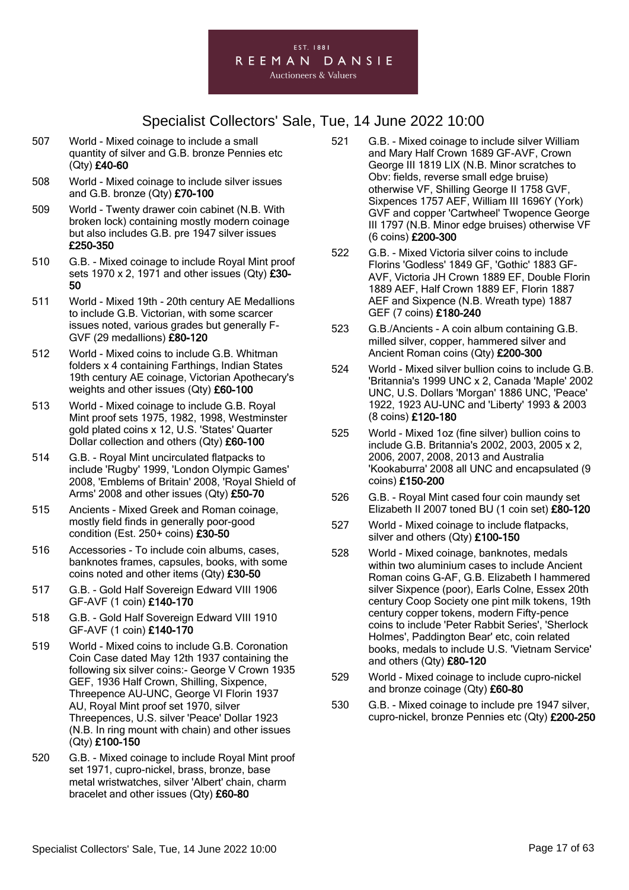EST. 1881
REEMAN DANSIE
Auctioneers & Valuers

# Specialist Collectors' Sale, Tue, 14 June 2022 10:00

507 World - Mixed coinage to include a small quantity of silver and G.B. bronze Pennies etc (Qty) **£40-60**

508 World - Mixed coinage to include silver issues and G.B. bronze (Qty) **£70-100**

509 World - Twenty drawer coin cabinet (N.B. With broken lock) containing mostly modern coinage but also includes G.B. pre 1947 silver issues **£250-350**

510 G.B. - Mixed coinage to include Royal Mint proof sets 1970 x 2, 1971 and other issues (Qty) **£30-50**

511 World - Mixed 19th - 20th century AE Medallions to include G.B. Victorian, with some scarcer issues noted, various grades but generally F-GVF (29 medallions) **£80-120**

512 World - Mixed coins to include G.B. Whitman folders x 4 containing Farthings, Indian States 19th century AE coinage, Victorian Apothecary's weights and other issues (Qty) **£60-100**

513 World - Mixed coinage to include G.B. Royal Mint proof sets 1975, 1982, 1998, Westminster gold plated coins x 12, U.S. 'States' Quarter Dollar collection and others (Qty) **£60-100**

514 G.B. - Royal Mint uncirculated flatpacks to include 'Rugby' 1999, 'London Olympic Games' 2008, 'Emblems of Britain' 2008, 'Royal Shield of Arms' 2008 and other issues (Qty) **£50-70**

515 Ancients - Mixed Greek and Roman coinage, mostly field finds in generally poor-good condition (Est. 250+ coins) **£30-50**

516 Accessories - To include coin albums, cases, banknotes frames, capsules, books, with some coins noted and other items (Qty) **£30-50**

517 G.B. - Gold Half Sovereign Edward VIII 1906 GF-AVF (1 coin) **£140-170**

518 G.B. - Gold Half Sovereign Edward VIII 1910 GF-AVF (1 coin) **£140-170**

519 World - Mixed coins to include G.B. Coronation Coin Case dated May 12th 1937 containing the following six silver coins:- George V Crown 1935 GEF, 1936 Half Crown, Shilling, Sixpence, Threepence AU-UNC, George VI Florin 1937 AU, Royal Mint proof set 1970, silver Threepences, U.S. silver 'Peace' Dollar 1923 (N.B. In ring mount with chain) and other issues (Qty) **£100-150**

520 G.B. - Mixed coinage to include Royal Mint proof set 1971, cupro-nickel, brass, bronze, base metal wristwatches, silver 'Albert' chain, charm bracelet and other issues (Qty) **£60-80**

521 G.B. - Mixed coinage to include silver William and Mary Half Crown 1689 GF-AVF, Crown George III 1819 LIX (N.B. Minor scratches to Obv: fields, reverse small edge bruise) otherwise VF, Shilling George II 1758 GVF, Sixpences 1757 AEF, William III 1696Y (York) GVF and copper 'Cartwheel' Twopence George III 1797 (N.B. Minor edge bruises) otherwise VF (6 coins) **£200-300**

522 G.B. - Mixed Victoria silver coins to include Florins 'Godless' 1849 GF, 'Gothic' 1883 GF-AVF, Victoria JH Crown 1889 EF, Double Florin 1889 AEF, Half Crown 1889 EF, Florin 1887 AEF and Sixpence (N.B. Wreath type) 1887 GEF (7 coins) **£180-240**

523 G.B./Ancients - A coin album containing G.B. milled silver, copper, hammered silver and Ancient Roman coins (Qty) **£200-300**

524 World - Mixed silver bullion coins to include G.B. 'Britannia's 1999 UNC x 2, Canada 'Maple' 2002 UNC, U.S. Dollars 'Morgan' 1886 UNC, 'Peace' 1922, 1923 AU-UNC and 'Liberty' 1993 & 2003 (8 coins) **£120-180**

525 World - Mixed 1oz (fine silver) bullion coins to include G.B. Britannia's 2002, 2003, 2005 x 2, 2006, 2007, 2008, 2013 and Australia 'Kookaburra' 2008 all UNC and encapsulated (9 coins) **£150-200**

526 G.B. - Royal Mint cased four coin maundy set Elizabeth II 2007 toned BU (1 coin set) **£80-120**

527 World - Mixed coinage to include flatpacks, silver and others (Qty) **£100-150**

528 World - Mixed coinage, banknotes, medals within two aluminium cases to include Ancient Roman coins G-AF, G.B. Elizabeth I hammered silver Sixpence (poor), Earls Colne, Essex 20th century Coop Society one pint milk tokens, 19th century copper tokens, modern Fifty-pence coins to include 'Peter Rabbit Series', 'Sherlock Holmes', Paddington Bear' etc, coin related books, medals to include U.S. 'Vietnam Service' and others (Qty) **£80-120**

529 World - Mixed coinage to include cupro-nickel and bronze coinage (Qty) **£60-80**

530 G.B. - Mixed coinage to include pre 1947 silver, cupro-nickel, bronze Pennies etc (Qty) **£200-250**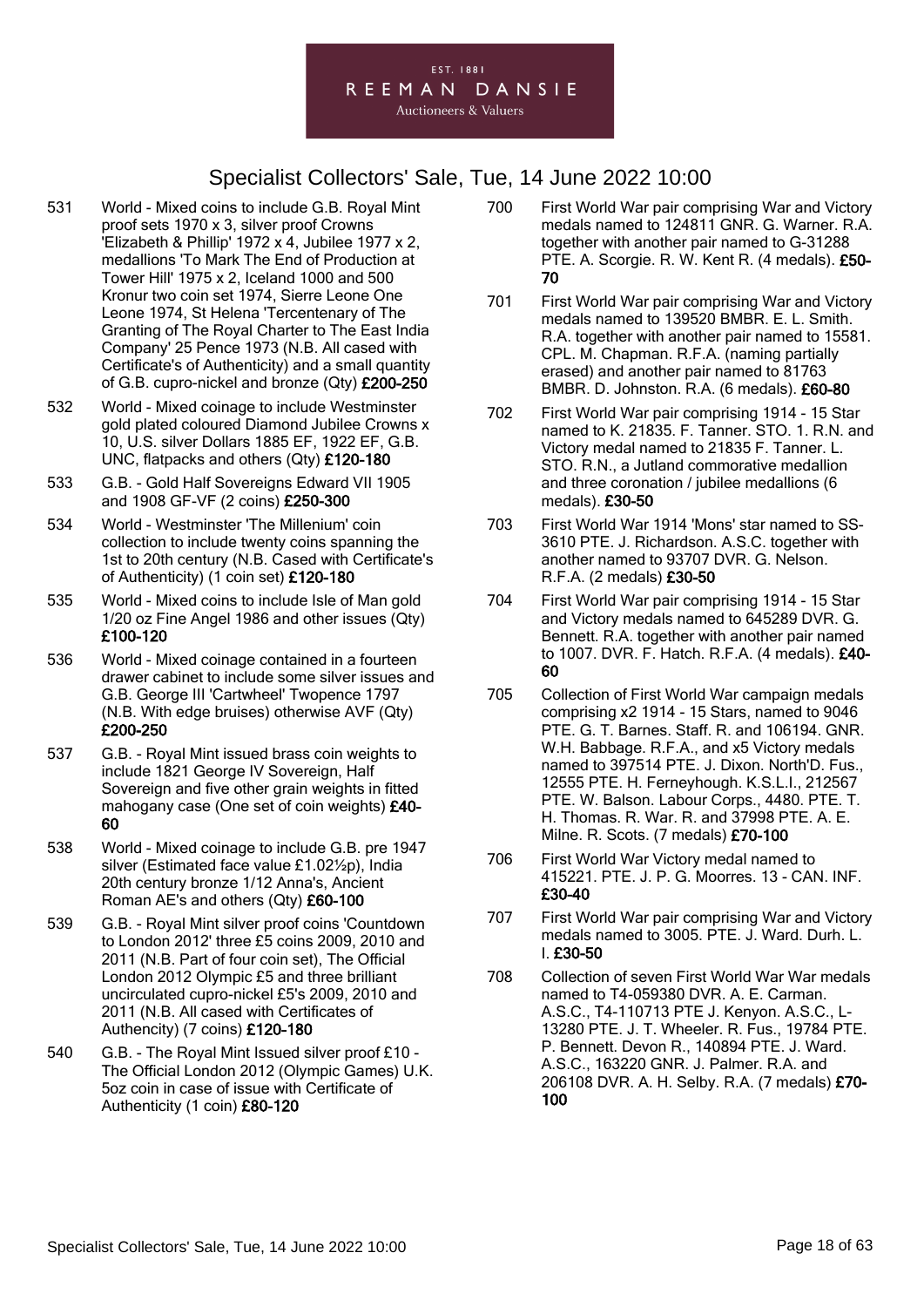# Specialist Collectors' Sale, Tue, 14 June 2022 10:00

531 World - Mixed coins to include G.B. Royal Mint proof sets 1970 x 3, silver proof Crowns 'Elizabeth & Phillip' 1972 x 4, Jubilee 1977 x 2, medallions 'To Mark The End of Production at Tower Hill' 1975 x 2, Iceland 1000 and 500 Kronur two coin set 1974, Sierre Leone One Leone 1974, St Helena 'Tercentenary of The Granting of The Royal Charter to The East India Company' 25 Pence 1973 (N.B. All cased with Certificate's of Authenticity) and a small quantity of G.B. cupro-nickel and bronze (Qty) **£200-250**

532 World - Mixed coinage to include Westminster gold plated coloured Diamond Jubilee Crowns x 10, U.S. silver Dollars 1885 EF, 1922 EF, G.B. UNC, flatpacks and others (Qty) **£120-180**

533 G.B. - Gold Half Sovereigns Edward VII 1905 and 1908 GF-VF (2 coins) **£250-300**

534 World - Westminster 'The Millenium' coin collection to include twenty coins spanning the 1st to 20th century (N.B. Cased with Certificate's of Authenticity) (1 coin set) **£120-180**

535 World - Mixed coins to include Isle of Man gold 1/20 oz Fine Angel 1986 and other issues (Qty) **£100-120**

536 World - Mixed coinage contained in a fourteen drawer cabinet to include some silver issues and G.B. George III 'Cartwheel' Twopence 1797 (N.B. With edge bruises) otherwise AVF (Qty) **£200-250**

537 G.B. - Royal Mint issued brass coin weights to include 1821 George IV Sovereign, Half Sovereign and five other grain weights in fitted mahogany case (One set of coin weights) **£40-60**

538 World - Mixed coinage to include G.B. pre 1947 silver (Estimated face value £1.02½p), India 20th century bronze 1/12 Anna's, Ancient Roman AE's and others (Qty) **£60-100**

539 G.B. - Royal Mint silver proof coins 'Countdown to London 2012' three £5 coins 2009, 2010 and 2011 (N.B. Part of four coin set), The Official London 2012 Olympic £5 and three brilliant uncirculated cupro-nickel £5's 2009, 2010 and 2011 (N.B. All cased with Certificates of Authenticity) (7 coins) **£120-180**

540 G.B. - The Royal Mint Issued silver proof £10 - The Official London 2012 (Olympic Games) U.K. 5oz coin in case of issue with Certificate of Authenticity (1 coin) **£80-120**

700 First World War pair comprising War and Victory medals named to 124811 GNR. G. Warner. R.A. together with another pair named to G-31288 PTE. A. Scorgie. R. W. Kent R. (4 medals). **£50-70**

701 First World War pair comprising War and Victory medals named to 139520 BMBR. E. L. Smith. R.A. together with another pair named to 15581. CPL. M. Chapman. R.F.A. (naming partially erased) and another pair named to 81763 BMBR. D. Johnston. R.A. (6 medals). **£60-80**

702 First World War pair comprising 1914 - 15 Star named to K. 21835. F. Tanner. STO. 1. R.N. and Victory medal named to 21835 F. Tanner. L. STO. R.N., a Jutland commorative medallion and three coronation / jubilee medallions (6 medals). **£30-50**

703 First World War 1914 'Mons' star named to SS-3610 PTE. J. Richardson. A.S.C. together with another named to 93707 DVR. G. Nelson. R.F.A. (2 medals) **£30-50**

704 First World War pair comprising 1914 - 15 Star and Victory medals named to 645289 DVR. G. Bennett. R.A. together with another pair named to 1007. DVR. F. Hatch. R.F.A. (4 medals). **£40-60**

705 Collection of First World War campaign medals comprising x2 1914 - 15 Stars, named to 9046 PTE. G. T. Barnes. Staff. R. and 106194. GNR. W.H. Babbage. R.F.A., and x5 Victory medals named to 397514 PTE. J. Dixon. North'D. Fus., 12555 PTE. H. Ferneyhough. K.S.L.I., 212567 PTE. W. Balson. Labour Corps., 4480. PTE. T. H. Thomas. R. War. R. and 37998 PTE. A. E. Milne. R. Scots. (7 medals) **£70-100**

706 First World War Victory medal named to 415221. PTE. J. P. G. Moorres. 13 - CAN. INF. **£30-40**

707 First World War pair comprising War and Victory medals named to 3005. PTE. J. Ward. Durh. L. I. **£30-50**

708 Collection of seven First World War War medals named to T4-059380 DVR. A. E. Carman. A.S.C., T4-110713 PTE J. Kenyon. A.S.C., L-13280 PTE. J. T. Wheeler. R. Fus., 19784 PTE. P. Bennett. Devon R., 140894 PTE. J. Ward. A.S.C., 163220 GNR. J. Palmer. R.A. and 206108 DVR. A. H. Selby. R.A. (7 medals) **£70-100**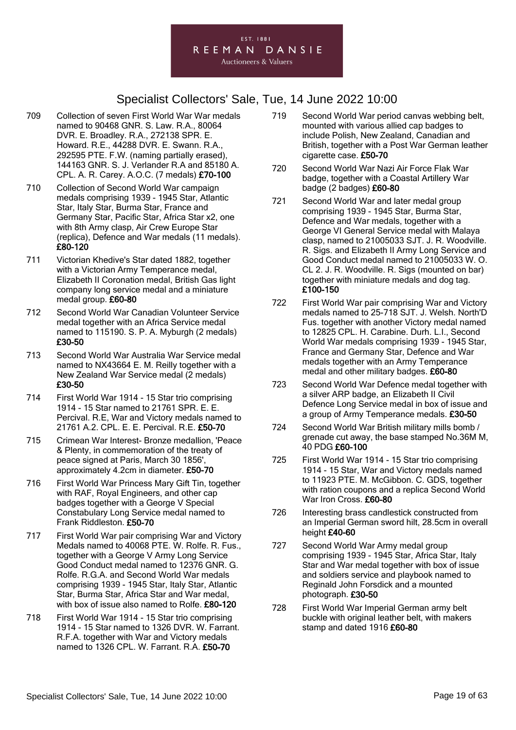Specialist Collectors' Sale, Tue, 14 June 2022 10:00

709 Collection of seven First World War War medals named to 90468 GNR. S. Law. R.A., 80064 DVR. E. Broadley. R.A., 272138 SPR. E. Howard. R.E., 44288 DVR. E. Swann. R.A., 292595 PTE. F.W. (naming partially erased), 144163 GNR. S. J. Verlander R.A and 85180 A. CPL. A. R. Carey. A.O.C. (7 medals) **£70-100**

710 Collection of Second World War campaign medals comprising 1939 - 1945 Star, Atlantic Star, Italy Star, Burma Star, France and Germany Star, Pacific Star, Africa Star x2, one with 8th Army clasp, Air Crew Europe Star (replica), Defence and War medals (11 medals). **£80-120**

711 Victorian Khedive's Star dated 1882, together with a Victorian Army Temperance medal, Elizabeth II Coronation medal, British Gas light company long service medal and a miniature medal group. **£60-80**

712 Second World War Canadian Volunteer Service medal together with an Africa Service medal named to 115190. S. P. A. Myburgh (2 medals) **£30-50**

713 Second World War Australia War Service medal named to NX43664 E. M. Reilly together with a New Zealand War Service medal (2 medals) **£30-50**

714 First World War 1914 - 15 Star trio comprising 1914 - 15 Star named to 21761 SPR. E. E. Percival. R.E, War and Victory medals named to 21761 A.2. CPL. E. E. Percival. R.E. **£50-70**

715 Crimean War Interest- Bronze medallion, 'Peace & Plenty, in commemoration of the treaty of peace signed at Paris, March 30 1856', approximately 4.2cm in diameter. **£50-70**

716 First World War Princess Mary Gift Tin, together with RAF, Royal Engineers, and other cap badges together with a George V Special Constabulary Long Service medal named to Frank Riddleston. **£50-70**

717 First World War pair comprising War and Victory Medals named to 40068 PTE. W. Rolfe. R. Fus., together with a George V Army Long Service Good Conduct medal named to 12376 GNR. G. Rolfe. R.G.A. and Second World War medals comprising 1939 - 1945 Star, Italy Star, Atlantic Star, Burma Star, Africa Star and War medal, with box of issue also named to Rolfe. **£80-120**

718 First World War 1914 - 15 Star trio comprising 1914 - 15 Star named to 1326 DVR. W. Farrant. R.F.A. together with War and Victory medals named to 1326 CPL. W. Farrant. R.A. **£50-70**

719 Second World War period canvas webbing belt, mounted with various allied cap badges to include Polish, New Zealand, Canadian and British, together with a Post War German leather cigarette case. **£50-70**

720 Second World War Nazi Air Force Flak War badge, together with a Coastal Artillery War badge (2 badges) **£60-80**

721 Second World War and later medal group comprising 1939 - 1945 Star, Burma Star, Defence and War medals, together with a George VI General Service medal with Malaya clasp, named to 21005033 SJT. J. R. Woodville. R. Sigs. and Elizabeth II Army Long Service and Good Conduct medal named to 21005033 W. O. CL 2. J. R. Woodville. R. Sigs (mounted on bar) together with miniature medals and dog tag. **£100-150**

722 First World War pair comprising War and Victory medals named to 25-718 SJT. J. Welsh. North'D Fus. together with another Victory medal named to 12825 CPL. H. Carabine. Durh. L.I., Second World War medals comprising 1939 - 1945 Star, France and Germany Star, Defence and War medals together with an Army Temperance medal and other military badges. **£60-80**

723 Second World War Defence medal together with a silver ARP badge, an Elizabeth II Civil Defence Long Service medal in box of issue and a group of Army Temperance medals. **£30-50**

724 Second World War British military mills bomb / grenade cut away, the base stamped No.36M M, 40 PDG **£60-100**

725 First World War 1914 - 15 Star trio comprising 1914 - 15 Star, War and Victory medals named to 11923 PTE. M. McGibbon. C. GDS, together with ration coupons and a replica Second World War Iron Cross. **£60-80**

726 Interesting brass candlestick constructed from an Imperial German sword hilt, 28.5cm in overall height **£40-60**

727 Second World War Army medal group comprising 1939 - 1945 Star, Africa Star, Italy Star and War medal together with box of issue and soldiers service and playbook named to Reginald John Forsdick and a mounted photograph. **£30-50**

728 First World War Imperial German army belt buckle with original leather belt, with makers stamp and dated 1916 **£60-80**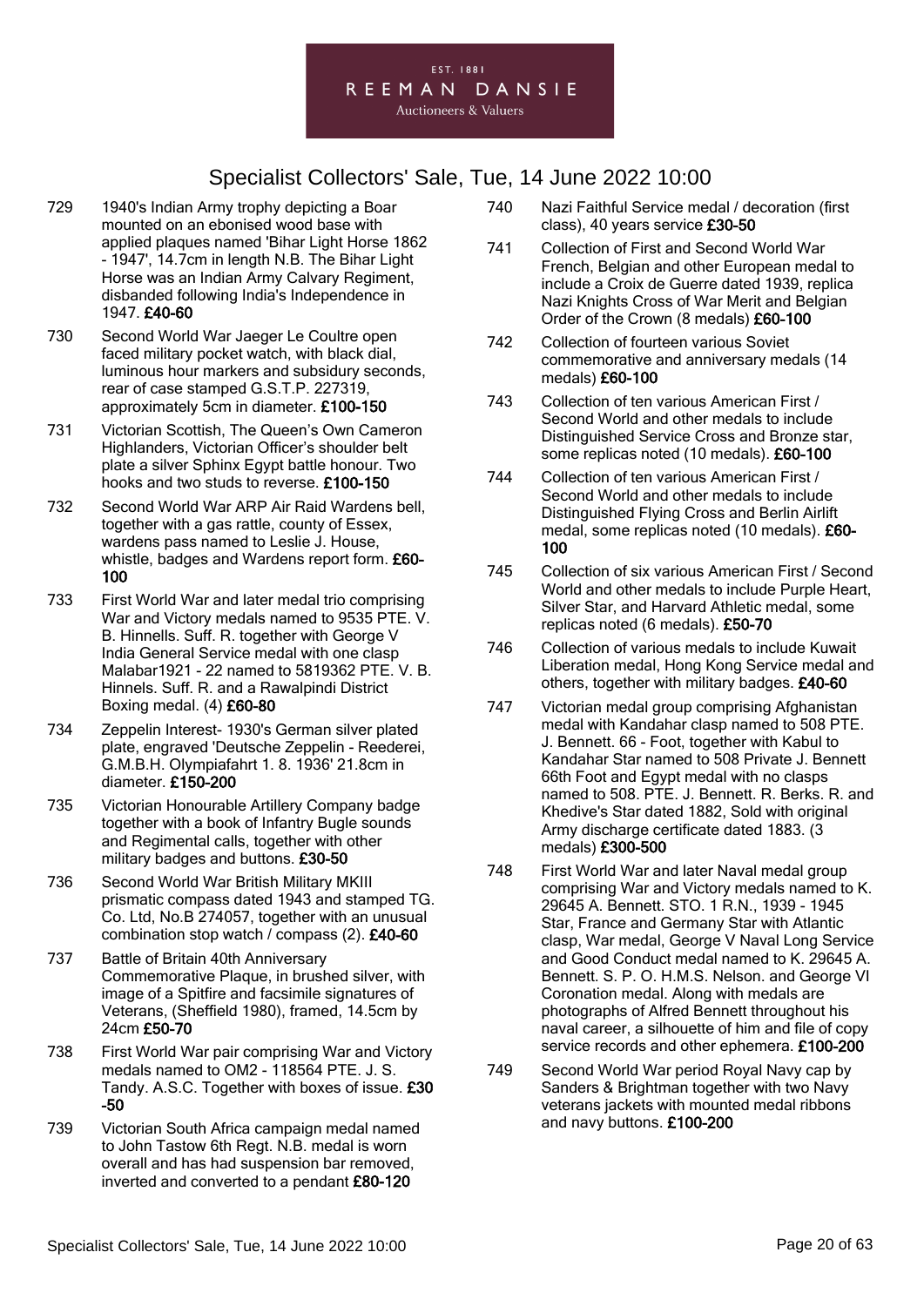# Specialist Collectors' Sale, Tue, 14 June 2022 10:00

729 1940's Indian Army trophy depicting a Boar mounted on an ebonised wood base with applied plaques named 'Bihar Light Horse 1862 - 1947', 14.7cm in length N.B. The Bihar Light Horse was an Indian Army Calvary Regiment, disbanded following India's Independence in 1947. **£40-60**

730 Second World War Jaeger Le Coultre open faced military pocket watch, with black dial, luminous hour markers and subsidiary seconds, rear of case stamped G.S.T.P. 227319, approximately 5cm in diameter. **£100-150**

731 Victorian Scottish, The Queen's Own Cameron Highlanders, Victorian Officer's shoulder belt plate a silver Sphinx Egypt battle honour. Two hooks and two studs to reverse. **£100-150**

732 Second World War ARP Air Raid Wardens bell, together with a gas rattle, county of Essex, wardens pass named to Leslie J. House, whistle, badges and Wardens report form. **£60-100**

733 First World War and later medal trio comprising War and Victory medals named to 9535 PTE. V. B. Hinnells. Suff. R. together with George V India General Service medal with one clasp Malabar1921 - 22 named to 5819362 PTE. V. B. Hinnels. Suff. R. and a Rawalpindi District Boxing medal. (4) **£60-80**

734 Zeppelin Interest- 1930's German silver plated plate, engraved 'Deutsche Zeppelin - Reederei, G.M.B.H. Olympiafahrt 1. 8. 1936' 21.8cm in diameter. **£150-200**

735 Victorian Honourable Artillery Company badge together with a book of Infantry Bugle sounds and Regimental calls, together with other military badges and buttons. **£30-50**

736 Second World War British Military MKIII prismatic compass dated 1943 and stamped TG. Co. Ltd, No.B 274057, together with an unusual combination stop watch / compass (2). **£40-60**

737 Battle of Britain 40th Anniversary Commemorative Plaque, in brushed silver, with image of a Spitfire and facsimile signatures of Veterans, (Sheffield 1980), framed, 14.5cm by 24cm **£50-70**

738 First World War pair comprising War and Victory medals named to OM2 - 118564 PTE. J. S. Tandy. A.S.C. Together with boxes of issue. **£30 -50**

739 Victorian South Africa campaign medal named to John Tastow 6th Regt. N.B. medal is worn overall and has had suspension bar removed, inverted and converted to a pendant **£80-120**

740 Nazi Faithful Service medal / decoration (first class), 40 years service **£30-50**

741 Collection of First and Second World War French, Belgian and other European medal to include a Croix de Guerre dated 1939, replica Nazi Knights Cross of War Merit and Belgian Order of the Crown (8 medals) **£60-100**

742 Collection of fourteen various Soviet commemorative and anniversary medals (14 medals) **£60-100**

743 Collection of ten various American First / Second World and other medals to include Distinguished Service Cross and Bronze star, some replicas noted (10 medals). **£60-100**

744 Collection of ten various American First / Second World and other medals to include Distinguished Flying Cross and Berlin Airlift medal, some replicas noted (10 medals). **£60-100**

745 Collection of six various American First / Second World and other medals to include Purple Heart, Silver Star, and Harvard Athletic medal, some replicas noted (6 medals). **£50-70**

746 Collection of various medals to include Kuwait Liberation medal, Hong Kong Service medal and others, together with military badges. **£40-60**

747 Victorian medal group comprising Afghanistan medal with Kandahar clasp named to 508 PTE. J. Bennett. 66 - Foot, together with Kabul to Kandahar Star named to 508 Private J. Bennett 66th Foot and Egypt medal with no clasps named to 508. PTE. J. Bennett. R. Berks. R. and Khedive's Star dated 1882, Sold with original Army discharge certificate dated 1883. (3 medals) **£300-500**

748 First World War and later Naval medal group comprising War and Victory medals named to K. 29645 A. Bennett. STO. 1 R.N., 1939 - 1945 Star, France and Germany Star with Atlantic clasp, War medal, George V Naval Long Service and Good Conduct medal named to K. 29645 A. Bennett. S. P. O. H.M.S. Nelson. and George VI Coronation medal. Along with medals are photographs of Alfred Bennett throughout his naval career, a silhouette of him and file of copy service records and other ephemera. **£100-200**

749 Second World War period Royal Navy cap by Sanders & Brightman together with two Navy veterans jackets with mounted medal ribbons and navy buttons. **£100-200**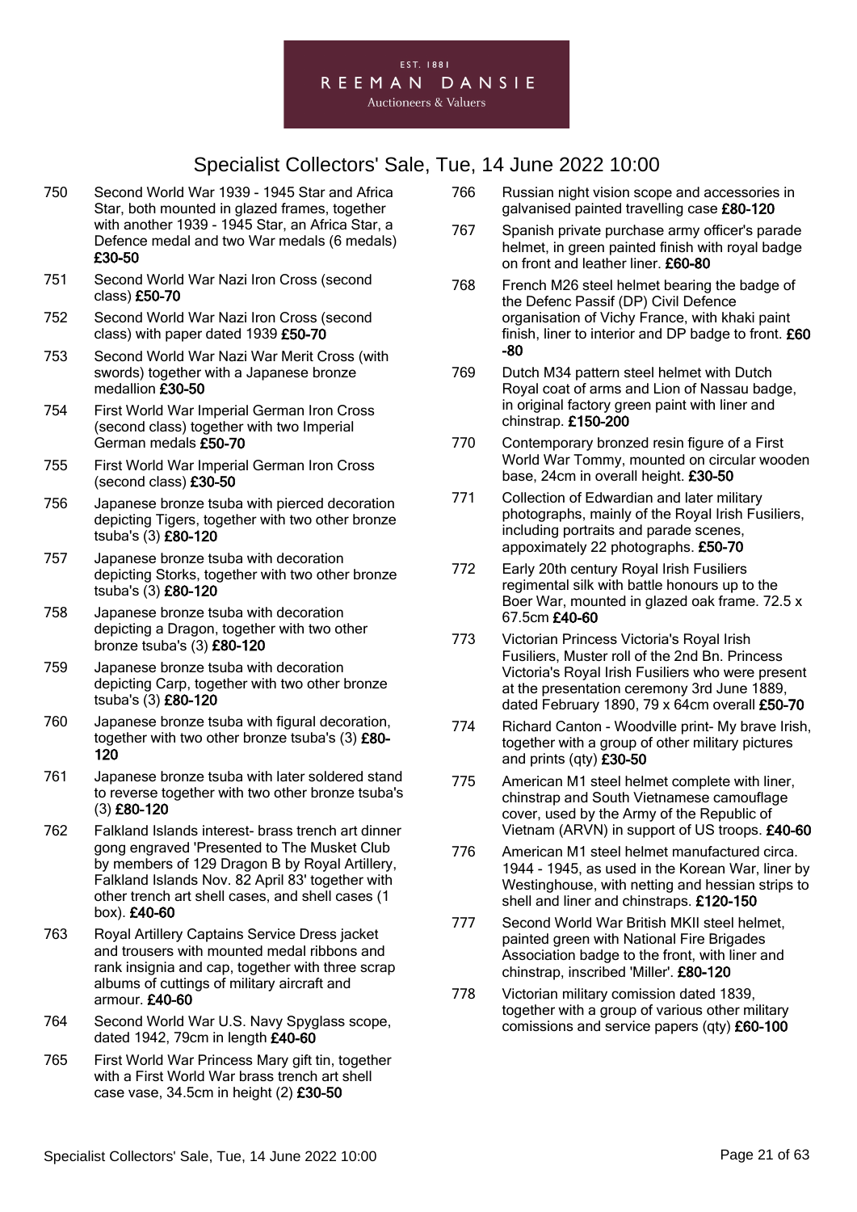# Specialist Collectors' Sale, Tue, 14 June 2022 10:00

750 Second World War 1939 - 1945 Star and Africa Star, both mounted in glazed frames, together with another 1939 - 1945 Star, an Africa Star, a Defence medal and two War medals (6 medals) **£30-50**

751 Second World War Nazi Iron Cross (second class) **£50-70**

752 Second World War Nazi Iron Cross (second class) with paper dated 1939 **£50-70**

753 Second World War Nazi War Merit Cross (with swords) together with a Japanese bronze medallion **£30-50**

754 First World War Imperial German Iron Cross (second class) together with two Imperial German medals **£50-70**

755 First World War Imperial German Iron Cross (second class) **£30-50**

756 Japanese bronze tsuba with pierced decoration depicting Tigers, together with two other bronze tsuba's (3) **£80-120**

757 Japanese bronze tsuba with decoration depicting Storks, together with two other bronze tsuba's (3) **£80-120**

758 Japanese bronze tsuba with decoration depicting a Dragon, together with two other bronze tsuba's (3) **£80-120**

759 Japanese bronze tsuba with decoration depicting Carp, together with two other bronze tsuba's (3) **£80-120**

760 Japanese bronze tsuba with figural decoration, together with two other bronze tsuba's (3) **£80-120**

761 Japanese bronze tsuba with later soldered stand to reverse together with two other bronze tsuba's (3) **£80-120**

762 Falkland Islands interest- brass trench art dinner gong engraved 'Presented to The Musket Club by members of 129 Dragon B by Royal Artillery, Falkland Islands Nov. 82 April 83' together with other trench art shell cases, and shell cases (1 box). **£40-60**

763 Royal Artillery Captains Service Dress jacket and trousers with mounted medal ribbons and rank insignia and cap, together with three scrap albums of cuttings of military aircraft and armour. **£40-60**

764 Second World War U.S. Navy Spyglass scope, dated 1942, 79cm in length **£40-60**

765 First World War Princess Mary gift tin, together with a First World War brass trench art shell case vase, 34.5cm in height (2) **£30-50**

766 Russian night vision scope and accessories in galvanised painted travelling case **£80-120**

767 Spanish private purchase army officer's parade helmet, in green painted finish with royal badge on front and leather liner. **£60-80**

768 French M26 steel helmet bearing the badge of the Defenc Passif (DP) Civil Defence organisation of Vichy France, with khaki paint finish, liner to interior and DP badge to front. **£60-80**

769 Dutch M34 pattern steel helmet with Dutch Royal coat of arms and Lion of Nassau badge, in original factory green paint with liner and chinstrap. **£150-200**

770 Contemporary bronzed resin figure of a First World War Tommy, mounted on circular wooden base, 24cm in overall height. **£30-50**

771 Collection of Edwardian and later military photographs, mainly of the Royal Irish Fusiliers, including portraits and parade scenes, appoximately 22 photographs. **£50-70**

772 Early 20th century Royal Irish Fusiliers regimental silk with battle honours up to the Boer War, mounted in glazed oak frame. 72.5 x 67.5cm **£40-60**

773 Victorian Princess Victoria's Royal Irish Fusiliers, Muster roll of the 2nd Bn. Princess Victoria's Royal Irish Fusiliers who were present at the presentation ceremony 3rd June 1889, dated February 1890, 79 x 64cm overall **£50-70**

774 Richard Canton - Woodville print- My brave Irish, together with a group of other military pictures and prints (qty) **£30-50**

775 American M1 steel helmet complete with liner, chinstrap and South Vietnamese camouflage cover, used by the Army of the Republic of Vietnam (ARVN) in support of US troops. **£40-60**

776 American M1 steel helmet manufactured circa. 1944 - 1945, as used in the Korean War, liner by Westinghouse, with netting and hessian strips to shell and liner and chinstraps. **£120-150**

777 Second World War British MKII steel helmet, painted green with National Fire Brigades Association badge to the front, with liner and chinstrap, inscribed 'Miller'. **£80-120**

778 Victorian military comission dated 1839, together with a group of various other military comissions and service papers (qty) **£60-100**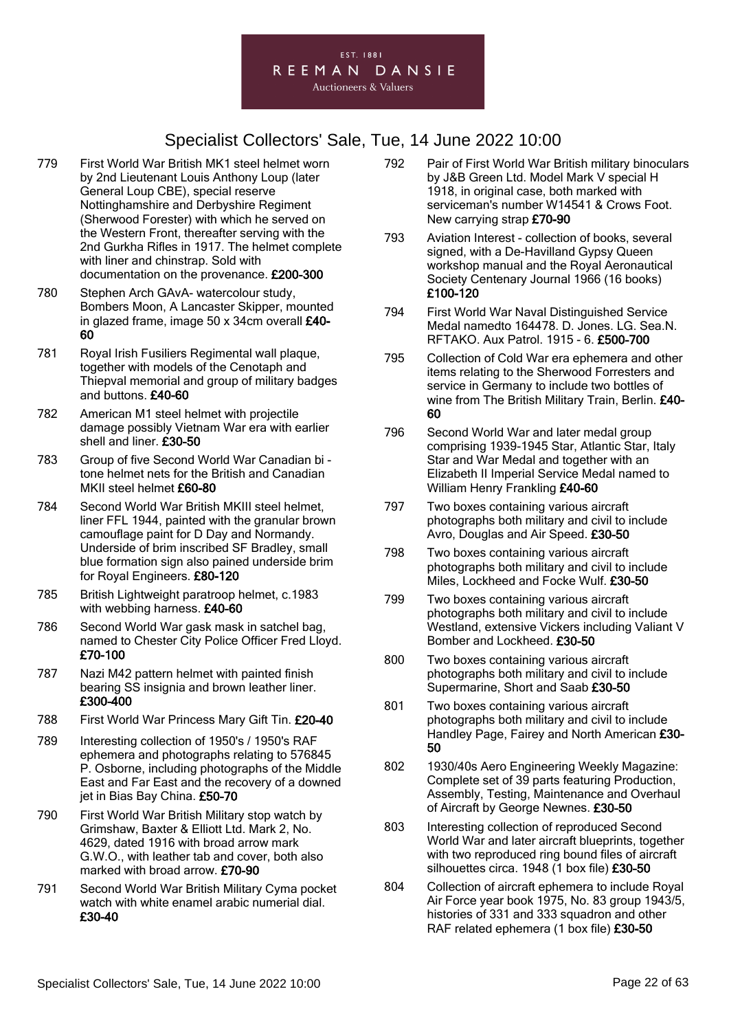# Specialist Collectors' Sale, Tue, 14 June 2022 10:00

779 First World War British MK1 steel helmet worn by 2nd Lieutenant Louis Anthony Loup (later General Loup CBE), special reserve Nottinghamshire and Derbyshire Regiment (Sherwood Forester) with which he served on the Western Front, thereafter serving with the 2nd Gurkha Rifles in 1917. The helmet complete with liner and chinstrap. Sold with documentation on the provenance. **£200-300**

780 Stephen Arch GAvA- watercolour study, Bombers Moon, A Lancaster Skipper, mounted in glazed frame, image 50 x 34cm overall **£40-60**

781 Royal Irish Fusiliers Regimental wall plaque, together with models of the Cenotaph and Thiepval memorial and group of military badges and buttons. **£40-60**

782 American M1 steel helmet with projectile damage possibly Vietnam War era with earlier shell and liner. **£30-50**

783 Group of five Second World War Canadian bi - tone helmet nets for the British and Canadian MKII steel helmet **£60-80**

784 Second World War British MKIII steel helmet, liner FFL 1944, painted with the granular brown camouflage paint for D Day and Normandy. Underside of brim inscribed SF Bradley, small blue formation sign also pained underside brim for Royal Engineers. **£80-120**

785 British Lightweight paratroop helmet, c.1983 with webbing harness. **£40-60**

786 Second World War gask mask in satchel bag, named to Chester City Police Officer Fred Lloyd. **£70-100**

787 Nazi M42 pattern helmet with painted finish bearing SS insignia and brown leather liner. **£300-400**

788 First World War Princess Mary Gift Tin. **£20-40**

789 Interesting collection of 1950's / 1950's RAF ephemera and photographs relating to 576845 P. Osborne, including photographs of the Middle East and Far East and the recovery of a downed jet in Bias Bay China. **£50-70**

790 First World War British Military stop watch by Grimshaw, Baxter & Elliott Ltd. Mark 2, No. 4629, dated 1916 with broad arrow mark G.W.O., with leather tab and cover, both also marked with broad arrow. **£70-90**

791 Second World War British Military Cyma pocket watch with white enamel arabic numerial dial. **£30-40**

792 Pair of First World War British military binoculars by J&B Green Ltd. Model Mark V special H 1918, in original case, both marked with serviceman's number W14541 & Crows Foot. New carrying strap **£70-90**

793 Aviation Interest - collection of books, several signed, with a De-Havilland Gypsy Queen workshop manual and the Royal Aeronautical Society Centenary Journal 1966 (16 books) **£100-120**

794 First World War Naval Distinguished Service Medal namedto 164478. D. Jones. LG. Sea.N. RFTAKO. Aux Patrol. 1915 - 6. **£500-700**

795 Collection of Cold War era ephemera and other items relating to the Sherwood Forresters and service in Germany to include two bottles of wine from The British Military Train, Berlin. **£40-60**

796 Second World War and later medal group comprising 1939-1945 Star, Atlantic Star, Italy Star and War Medal and together with an Elizabeth II Imperial Service Medal named to William Henry Frankling **£40-60**

797 Two boxes containing various aircraft photographs both military and civil to include Avro, Douglas and Air Speed. **£30-50**

798 Two boxes containing various aircraft photographs both military and civil to include Miles, Lockheed and Focke Wulf. **£30-50**

799 Two boxes containing various aircraft photographs both military and civil to include Westland, extensive Vickers including Valiant V Bomber and Lockheed. **£30-50**

800 Two boxes containing various aircraft photographs both military and civil to include Supermarine, Short and Saab **£30-50**

801 Two boxes containing various aircraft photographs both military and civil to include Handley Page, Fairey and North American **£30-50**

802 1930/40s Aero Engineering Weekly Magazine: Complete set of 39 parts featuring Production, Assembly, Testing, Maintenance and Overhaul of Aircraft by George Newnes. **£30-50**

803 Interesting collection of reproduced Second World War and later aircraft blueprints, together with two reproduced ring bound files of aircraft silhouettes circa. 1948 (1 box file) **£30-50**

804 Collection of aircraft ephemera to include Royal Air Force year book 1975, No. 83 group 1943/5, histories of 331 and 333 squadron and other RAF related ephemera (1 box file) **£30-50**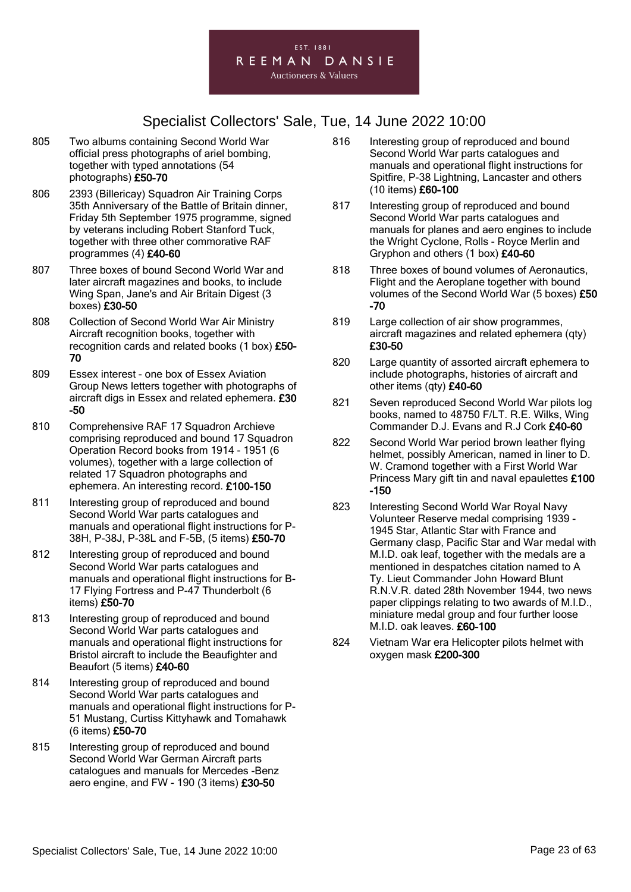# Specialist Collectors' Sale, Tue, 14 June 2022 10:00

805 Two albums containing Second World War official press photographs of ariel bombing, together with typed annotations (54 photographs) **£50-70**

806 2393 (Billericay) Squadron Air Training Corps 35th Anniversary of the Battle of Britain dinner, Friday 5th September 1975 programme, signed by veterans including Robert Stanford Tuck, together with three other commorative RAF programmes (4) **£40-60**

807 Three boxes of bound Second World War and later aircraft magazines and books, to include Wing Span, Jane's and Air Britain Digest (3 boxes) **£30-50**

808 Collection of Second World War Air Ministry Aircraft recognition books, together with recognition cards and related books (1 box) **£50-70**

809 Essex interest - one box of Essex Aviation Group News letters together with photographs of aircraft digs in Essex and related ephemera. **£30-50**

810 Comprehensive RAF 17 Squadron Archieve comprising reproduced and bound 17 Squadron Operation Record books from 1914 - 1951 (6 volumes), together with a large collection of related 17 Squadron photographs and ephemera. An interesting record. **£100-150**

811 Interesting group of reproduced and bound Second World War parts catalogues and manuals and operational flight instructions for P-38H, P-38J, P-38L and F-5B, (5 items) **£50-70**

812 Interesting group of reproduced and bound Second World War parts catalogues and manuals and operational flight instructions for B-17 Flying Fortress and P-47 Thunderbolt (6 items) **£50-70**

813 Interesting group of reproduced and bound Second World War parts catalogues and manuals and operational flight instructions for Bristol aircraft to include the Beaufighter and Beaufort (5 items) **£40-60**

814 Interesting group of reproduced and bound Second World War parts catalogues and manuals and operational flight instructions for P-51 Mustang, Curtiss Kittyhawk and Tomahawk (6 items) **£50-70**

815 Interesting group of reproduced and bound Second World War German Aircraft parts catalogues and manuals for Mercedes -Benz aero engine, and FW - 190 (3 items) **£30-50**

816 Interesting group of reproduced and bound Second World War parts catalogues and manuals and operational flight instructions for Spitfire, P-38 Lightning, Lancaster and others (10 items) **£60-100**

817 Interesting group of reproduced and bound Second World War parts catalogues and manuals for planes and aero engines to include the Wright Cyclone, Rolls - Royce Merlin and Gryphon and others (1 box) **£40-60**

818 Three boxes of bound volumes of Aeronautics, Flight and the Aeroplane together with bound volumes of the Second World War (5 boxes) **£50-70**

819 Large collection of air show programmes, aircraft magazines and related ephemera (qty) **£30-50**

820 Large quantity of assorted aircraft ephemera to include photographs, histories of aircraft and other items (qty) **£40-60**

821 Seven reproduced Second World War pilots log books, named to 48750 F/LT. R.E. Wilks, Wing Commander D.J. Evans and R.J Cork **£40-60**

822 Second World War period brown leather flying helmet, possibly American, named in liner to D. W. Cramond together with a First World War Princess Mary gift tin and naval epaulettes **£100-150**

823 Interesting Second World War Royal Navy Volunteer Reserve medal comprising 1939 - 1945 Star, Atlantic Star with France and Germany clasp, Pacific Star and War medal with M.I.D. oak leaf, together with the medals are a mentioned in despatches citation named to A Ty. Lieut Commander John Howard Blunt R.N.V.R. dated 28th November 1944, two news paper clippings relating to two awards of M.I.D., miniature medal group and four further loose M.I.D. oak leaves. **£60-100**

824 Vietnam War era Helicopter pilots helmet with oxygen mask **£200-300**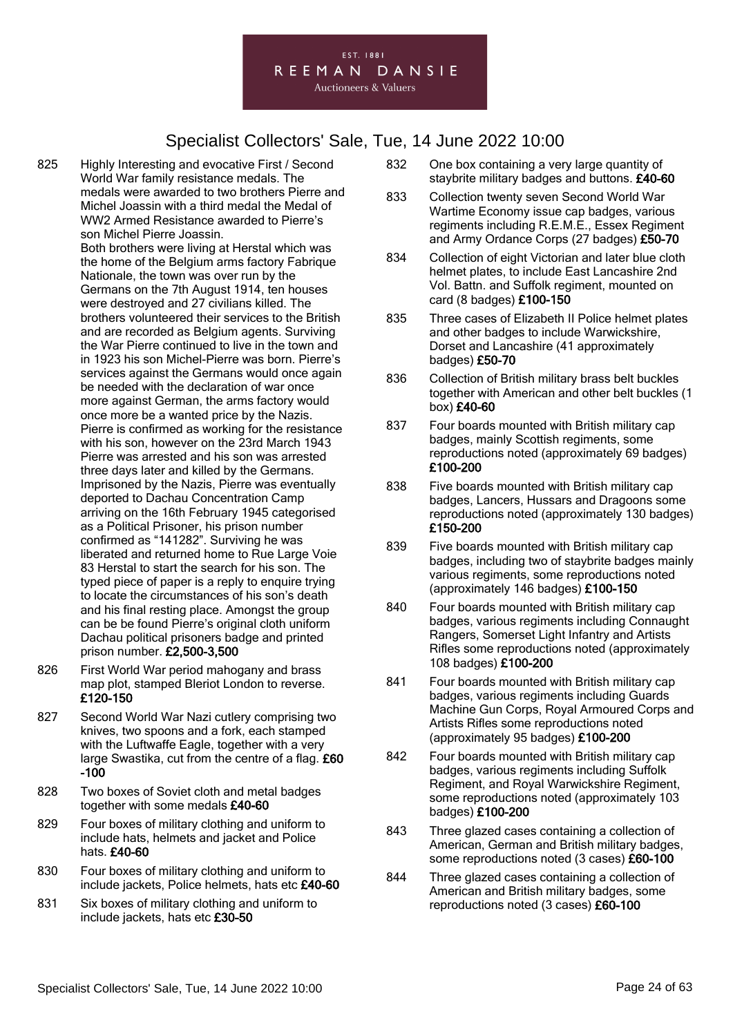825 Highly Interesting and evocative First / Second World War family resistance medals. The medals were awarded to two brothers Pierre and Michel Joassin with a third medal the Medal of WW2 Armed Resistance awarded to Pierre's son Michel Pierre Joassin.
Both brothers were living at Herstal which was the home of the Belgium arms factory Fabrique Nationale, the town was over run by the Germans on the 7th August 1914, ten houses were destroyed and 27 civilians killed. The brothers volunteered their services to the British and are recorded as Belgium agents. Surviving the War Pierre continued to live in the town and in 1923 his son Michel-Pierre was born. Pierre's services against the Germans would once again be needed with the declaration of war once more against German, the arms factory would once more be a wanted price by the Nazis. Pierre is confirmed as working for the resistance with his son, however on the 23rd March 1943 Pierre was arrested and his son was arrested three days later and killed by the Germans. Imprisoned by the Nazis, Pierre was eventually deported to Dachau Concentration Camp arriving on the 16th February 1945 categorised as a Political Prisoner, his prison number confirmed as "141282". Surviving he was liberated and returned home to Rue Large Voie 83 Herstal to start the search for his son. The typed piece of paper is a reply to enquire trying to locate the circumstances of his son's death and his final resting place. Amongst the group can be be found Pierre's original cloth uniform Dachau political prisoners badge and printed prison number. **£2,500-3,500**

826 First World War period mahogany and brass map plot, stamped Bleriot London to reverse. **£120-150**

827 Second World War Nazi cutlery comprising two knives, two spoons and a fork, each stamped with the Luftwaffe Eagle, together with a very large Swastika, cut from the centre of a flag. **£60-100**

828 Two boxes of Soviet cloth and metal badges together with some medals **£40-60**

829 Four boxes of military clothing and uniform to include hats, helmets and jacket and Police hats. **£40-60**

830 Four boxes of military clothing and uniform to include jackets, Police helmets, hats etc **£40-60**

831 Six boxes of military clothing and uniform to include jackets, hats etc **£30-50**

832 One box containing a very large quantity of staybrite military badges and buttons. **£40-60**

833 Collection twenty seven Second World War Wartime Economy issue cap badges, various regiments including R.E.M.E., Essex Regiment and Army Ordance Corps (27 badges) **£50-70**

834 Collection of eight Victorian and later blue cloth helmet plates, to include East Lancashire 2nd Vol. Battn. and Suffolk regiment, mounted on card (8 badges) **£100-150**

835 Three cases of Elizabeth II Police helmet plates and other badges to include Warwickshire, Dorset and Lancashire (41 approximately badges) **£50-70**

836 Collection of British military brass belt buckles together with American and other belt buckles (1 box) **£40-60**

837 Four boards mounted with British military cap badges, mainly Scottish regiments, some reproductions noted (approximately 69 badges) **£100-200**

838 Five boards mounted with British military cap badges, Lancers, Hussars and Dragoons some reproductions noted (approximately 130 badges) **£150-200**

839 Five boards mounted with British military cap badges, including two of staybrite badges mainly various regiments, some reproductions noted (approximately 146 badges) **£100-150**

840 Four boards mounted with British military cap badges, various regiments including Connaught Rangers, Somerset Light Infantry and Artists Rifles some reproductions noted (approximately 108 badges) **£100-200**

841 Four boards mounted with British military cap badges, various regiments including Guards Machine Gun Corps, Royal Armoured Corps and Artists Rifles some reproductions noted (approximately 95 badges) **£100-200**

842 Four boards mounted with British military cap badges, various regiments including Suffolk Regiment, and Royal Warwickshire Regiment, some reproductions noted (approximately 103 badges) **£100-200**

843 Three glazed cases containing a collection of American, German and British military badges, some reproductions noted (3 cases) **£60-100**

844 Three glazed cases containing a collection of American and British military badges, some reproductions noted (3 cases) **£60-100**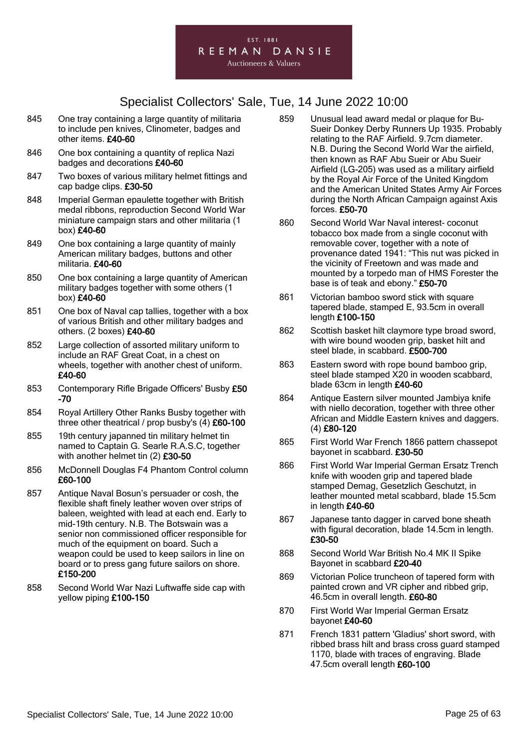# Specialist Collectors' Sale, Tue, 14 June 2022 10:00

845 One tray containing a large quantity of militaria to include pen knives, Clinometer, badges and other items. **£40-60**

846 One box containing a quantity of replica Nazi badges and decorations **£40-60**

847 Two boxes of various military helmet fittings and cap badge clips. **£30-50**

848 Imperial German epaulette together with British medal ribbons, reproduction Second World War miniature campaign stars and other militaria (1 box) **£40-60**

849 One box containing a large quantity of mainly American military badges, buttons and other militaria. **£40-60**

850 One box containing a large quantity of American military badges together with some others (1 box) **£40-60**

851 One box of Naval cap tallies, together with a box of various British and other military badges and others. (2 boxes) **£40-60**

852 Large collection of assorted military uniform to include an RAF Great Coat, in a chest on wheels, together with another chest of uniform. **£40-60**

853 Contemporary Rifle Brigade Officers' Busby **£50-70**

854 Royal Artillery Other Ranks Busby together with three other theatrical / prop busby's (4) **£60-100**

855 19th century japanned tin military helmet tin named to Captain G. Searle R.A.S.C, together with another helmet tin (2) **£30-50**

856 McDonnell Douglas F4 Phantom Control column **£60-100**

857 Antique Naval Bosun's persuader or cosh, the flexible shaft finely leather woven over strips of baleen, weighted with lead at each end. Early to mid-19th century. N.B. The Botswain was a senior non commissioned officer responsible for much of the equipment on board. Such a weapon could be used to keep sailors in line on board or to press gang future sailors on shore. **£150-200**

858 Second World War Nazi Luftwaffe side cap with yellow piping **£100-150**

859 Unusual lead award medal or plaque for Bu-Sueir Donkey Derby Runners Up 1935. Probably relating to the RAF Airfield. 9.7cm diameter. N.B. During the Second World War the airfield, then known as RAF Abu Sueir or Abu Sueir Airfield (LG-205) was used as a military airfield by the Royal Air Force of the United Kingdom and the American United States Army Air Forces during the North African Campaign against Axis forces. **£50-70**

860 Second World War Naval interest- coconut tobacco box made from a single coconut with removable cover, together with a note of provenance dated 1941: "This nut was picked in the vicinity of Freetown and was made and mounted by a torpedo man of HMS Forester the base is of teak and ebony." **£50-70**

861 Victorian bamboo sword stick with square tapered blade, stamped E, 93.5cm in overall length **£100-150**

862 Scottish basket hilt claymore type broad sword, with wire bound wooden grip, basket hilt and steel blade, in scabbard. **£500-700**

863 Eastern sword with rope bound bamboo grip, steel blade stamped X20 in wooden scabbard, blade 63cm in length **£40-60**

864 Antique Eastern silver mounted Jambiya knife with niello decoration, together with three other African and Middle Eastern knives and daggers. (4) **£80-120**

865 First World War French 1866 pattern chassepot bayonet in scabbard. **£30-50**

866 First World War Imperial German Ersatz Trench knife with wooden grip and tapered blade stamped Demag, Gesetzlich Geschutzt, in leather mounted metal scabbard, blade 15.5cm in length **£40-60**

867 Japanese tanto dagger in carved bone sheath with figural decoration, blade 14.5cm in length. **£30-50**

868 Second World War British No.4 MK II Spike Bayonet in scabbard **£20-40**

869 Victorian Police truncheon of tapered form with painted crown and VR cipher and ribbed grip, 46.5cm in overall length. **£60-80**

870 First World War Imperial German Ersatz bayonet **£40-60**

871 French 1831 pattern 'Gladius' short sword, with ribbed brass hilt and brass cross guard stamped 1170, blade with traces of engraving. Blade 47.5cm overall length **£60-100**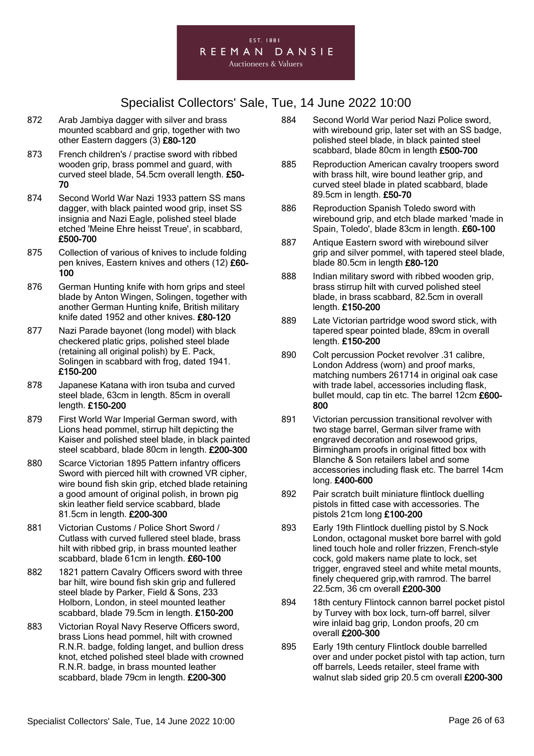EST. 1881

REEMAN DANSIE

Auctioneers & Valuers

# Specialist Collectors' Sale, Tue, 14 June 2022 10:00

872 Arab Jambiya dagger with silver and brass mounted scabbard and grip, together with two other Eastern daggers (3) **£80-120**

873 French children's / practise sword with ribbed wooden grip, brass pommel and guard, with curved steel blade, 54.5cm overall length. **£50-70**

874 Second World War Nazi 1933 pattern SS mans dagger, with black painted wood grip, inset SS insignia and Nazi Eagle, polished steel blade etched 'Meine Ehre heisst Treue', in scabbard, **£500-700**

875 Collection of various of knives to include folding pen knives, Eastern knives and others (12) **£60-100**

876 German Hunting knife with horn grips and steel blade by Anton Wingen, Solingen, together with another German Hunting knife, British military knife dated 1952 and other knives. **£80-120**

877 Nazi Parade bayonet (long model) with black checkered platic grips, polished steel blade (retaining all original polish) by E. Pack, Solingen in scabbard with frog, dated 1941. **£150-200**

878 Japanese Katana with iron tsuba and curved steel blade, 63cm in length. 85cm in overall length. **£150-200**

879 First World War Imperial German sword, with Lions head pommel, stirrup hilt depicting the Kaiser and polished steel scabbard, blade 80cm in length. **£200-300**

880 Scarce Victorian 1895 Pattern infantry officers Sword with pierced hilt with crowned VR cipher, wire bound fish skin grip, etched blade retaining a good amount of original polish, in brown pig skin leather field service scabbard, blade 81.5cm in length. **£200-300**

881 Victorian Customs / Police Short Sword / Cutlass with curved fullered steel blade, brass hilt with ribbed grip, in brass mounted leather scabbard, blade 61cm in length. **£60-100**

882 1821 pattern Cavalry Officers sword with three bar hilt, wire bound fish skin grip and fullered steel blade by Parker, Field & Sons, 233 Holborn, London, in steel mounted leather scabbard, blade 79.5cm in length. **£150-200**

883 Victorian Royal Navy Reserve Officers sword, brass Lions head pommel, hilt with crowned R.N.R. badge, folding langet, and bullion dress knot, etched polished steel blade with crowned R.N.R. badge, in brass mounted leather scabbard, blade 79cm in length. **£200-300**

884 Second World War period Nazi Police sword, with wirebound grip, later set with an SS badge, polished steel blade, in black painted steel scabbard, blade 80cm in length **£500-700**

885 Reproduction American cavalry troopers sword with brass hilt, wire bound leather grip, and curved steel blade in plated scabbard, blade 89.5cm in length. **£50-70**

886 Reproduction Spanish Toledo sword with wirebound grip, and etch blade marked 'made in Spain, Toledo', blade 83cm in length. **£60-100**

887 Antique Eastern sword with wirebound silver grip and silver pommel, with tapered steel blade, blade 80.5cm in length **£80-120**

888 Indian military sword with ribbed wooden grip, brass stirrup hilt with curved polished steel blade, in brass scabbard, 82.5cm in overall length. **£150-200**

889 Late Victorian partridge wood sword stick, with tapered spear pointed blade, 89cm in overall length. **£150-200**

890 Colt percussion Pocket revolver .31 calibre, London Address (worn) and proof marks, matching numbers 261714 in original oak case with trade label, accessories including flask, bullet mould, cap tin etc. The barrel 12cm **£600-800**

891 Victorian percussion transitional revolver with two stage barrel, German silver frame with engraved decoration and rosewood grips, Birmingham proofs in original fitted box with Blanche & Son retailers label and some accessories including flask etc. The barrel 14cm long. **£400-600**

892 Pair scratch built miniature flintlock duelling pistols in fitted case with accessories. The pistols 21cm long **£100-200**

893 Early 19th Flintlock duelling pistol by S.Nock London, octagonal musket bore barrel with gold lined touch hole and roller frizzen, French-style cock, gold makers name plate to lock, set trigger, engraved steel and white metal mounts, finely chequered grip,with ramrod. The barrel 22.5cm, 36 cm overall **£200-300**

894 18th century Flintock cannon barrel pocket pistol by Turvey with box lock, turn-off barrel, silver wire inlaid bag grip, London proofs, 20 cm overall **£200-300**

895 Early 19th century Flintlock double barrelled over and under pocket pistol with tap action, turn off barrels, Leeds retailer, steel frame with walnut slab sided grip 20.5 cm overall **£200-300**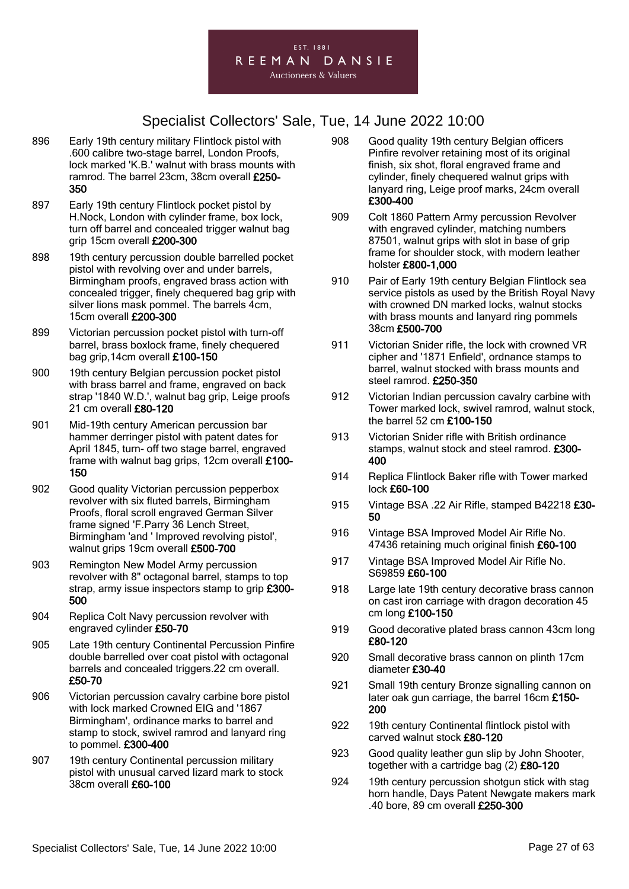# Specialist Collectors' Sale, Tue, 14 June 2022 10:00

896 Early 19th century military Flintlock pistol with .600 calibre two-stage barrel, London Proofs, lock marked 'K.B.' walnut with brass mounts with ramrod. The barrel 23cm, 38cm overall **£250-350**

897 Early 19th century Flintlock pocket pistol by H.Nock, London with cylinder frame, box lock, turn off barrel and concealed trigger walnut bag grip 15cm overall **£200-300**

898 19th century percussion double barrelled pocket pistol with revolving over and under barrels, Birmingham proofs, engraved brass action with concealed trigger, finely chequered bag grip with silver lions mask pommel. The barrels 4cm, 15cm overall **£200-300**

899 Victorian percussion pocket pistol with turn-off barrel, brass boxlock frame, finely chequered bag grip,14cm overall **£100-150**

900 19th century Belgian percussion pocket pistol with brass barrel and frame, engraved on back strap '1840 W.D.', walnut bag grip, Leige proofs 21 cm overall **£80-120**

901 Mid-19th century American percussion bar hammer derringer pistol with patent dates for April 1845, turn- off two stage barrel, engraved frame with walnut bag grips, 12cm overall **£100-150**

902 Good quality Victorian percussion pepperbox revolver with six fluted barrels, Birmingham Proofs, floral scroll engraved German Silver frame signed 'F.Parry 36 Lench Street, Birmingham 'and ' Improved revolving pistol', walnut grips 19cm overall **£500-700**

903 Remington New Model Army percussion revolver with 8" octagonal barrel, stamps to top strap, army issue inspectors stamp to grip **£300-500**

904 Replica Colt Navy percussion revolver with engraved cylinder **£50-70**

905 Late 19th century Continental Percussion Pinfire double barrelled over coat pistol with octagonal barrels and concealed triggers.22 cm overall. **£50-70**

906 Victorian percussion cavalry carbine bore pistol with lock marked Crowned EIG and '1867 Birmingham', ordinance marks to barrel and stamp to stock, swivel ramrod and lanyard ring to pommel. **£300-400**

907 19th century Continental percussion military pistol with unusual carved lizard mark to stock 38cm overall **£60-100**

908 Good quality 19th century Belgian officers Pinfire revolver retaining most of its original finish, six shot, floral engraved frame and cylinder, finely chequered walnut grips with lanyard ring, Leige proof marks, 24cm overall **£300-400**

909 Colt 1860 Pattern Army percussion Revolver with engraved cylinder, matching numbers 87501, walnut grips with slot in base of grip frame for shoulder stock, with modern leather holster **£800-1,000**

910 Pair of Early 19th century Belgian Flintlock sea service pistols as used by the British Royal Navy with crowned DN marked locks, walnut stocks with brass mounts and lanyard ring pommels 38cm **£500-700**

911 Victorian Snider rifle, the lock with crowned VR cipher and '1871 Enfield', ordnance stamps to barrel, walnut stocked with brass mounts and steel ramrod. **£250-350**

912 Victorian Indian percussion cavalry carbine with Tower marked lock, swivel ramrod, walnut stock, the barrel 52 cm **£100-150**

913 Victorian Snider rifle with British ordinance stamps, walnut stock and steel ramrod. **£300-400**

914 Replica Flintlock Baker rifle with Tower marked lock **£60-100**

915 Vintage BSA .22 Air Rifle, stamped B42218 **£30-50**

916 Vintage BSA Improved Model Air Rifle No. 47436 retaining much original finish **£60-100**

917 Vintage BSA Improved Model Air Rifle No. S69859 **£60-100**

918 Large late 19th century decorative brass cannon on cast iron carriage with dragon decoration 45 cm long **£100-150**

919 Good decorative plated brass cannon 43cm long **£80-120**

920 Small decorative brass cannon on plinth 17cm diameter **£30-40**

921 Small 19th century Bronze signalling cannon on later oak gun carriage, the barrel 16cm **£150-200**

922 19th century Continental flintlock pistol with carved walnut stock **£80-120**

923 Good quality leather gun slip by John Shooter, together with a cartridge bag (2) **£80-120**

924 19th century percussion shotgun stick with stag horn handle, Days Patent Newgate makers mark .40 bore, 89 cm overall **£250-300**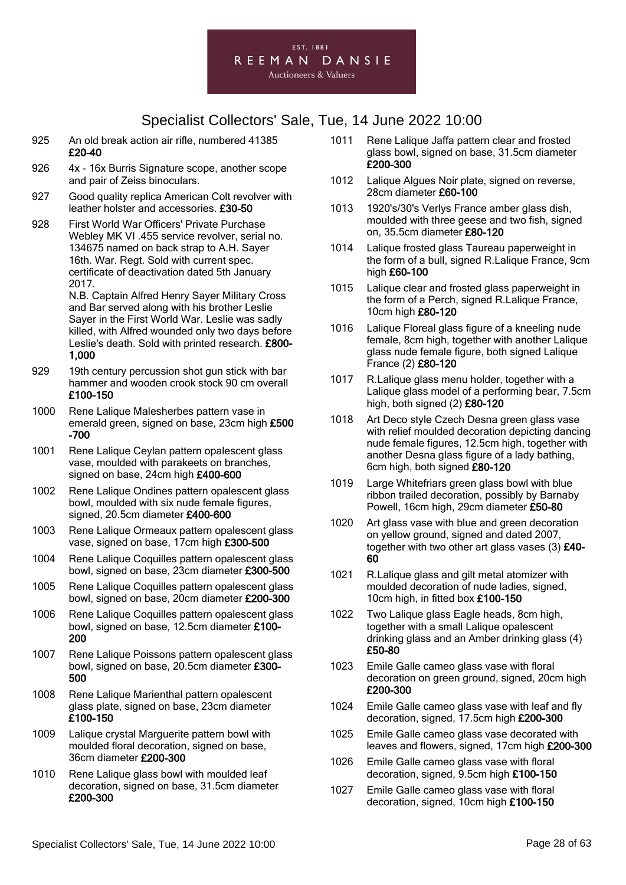925 An old break action air rifle, numbered 41385 **£20-40**

926 4x - 16x Burris Signature scope, another scope and pair of Zeiss binoculars.

927 Good quality replica American Colt revolver with leather holster and accessories. **£30-50**

928 First World War Officers' Private Purchase Webley MK VI .455 service revolver, serial no. 134675 named on back strap to A.H. Sayer 16th. War. Regt. Sold with current spec. certificate of deactivation dated 5th January 2017.
N.B. Captain Alfred Henry Sayer Military Cross and Bar served along with his brother Leslie Sayer in the First World War. Leslie was sadly killed, with Alfred wounded only two days before Leslie's death. Sold with printed research. **£800-1,000**

929 19th century percussion shot gun stick with bar hammer and wooden crook stock 90 cm overall **£100-150**

1000 Rene Lalique Malesherbes pattern vase in emerald green, signed on base, 23cm high **£500-700**

1001 Rene Lalique Ceylan pattern opalescent glass vase, moulded with parakeets on branches, signed on base, 24cm high **£400-600**

1002 Rene Lalique Ondines pattern opalescent glass bowl, moulded with six nude female figures, signed, 20.5cm diameter **£400-600**

1003 Rene Lalique Ormeaux pattern opalescent glass vase, signed on base, 17cm high **£300-500**

1004 Rene Lalique Coquilles pattern opalescent glass bowl, signed on base, 23cm diameter **£300-500**

1005 Rene Lalique Coquilles pattern opalescent glass bowl, signed on base, 20cm diameter **£200-300**

1006 Rene Lalique Coquilles pattern opalescent glass bowl, signed on base, 12.5cm diameter **£100-200**

1007 Rene Lalique Poissons pattern opalescent glass bowl, signed on base, 20.5cm diameter **£300-500**

1008 Rene Lalique Marienthal pattern opalescent glass plate, signed on base, 23cm diameter **£100-150**

1009 Lalique crystal Marguerite pattern bowl with moulded floral decoration, signed on base, 36cm diameter **£200-300**

1010 Rene Lalique glass bowl with moulded leaf decoration, signed on base, 31.5cm diameter **£200-300**

1011 Rene Lalique Jaffa pattern clear and frosted glass bowl, signed on base, 31.5cm diameter **£200-300**

1012 Lalique Algues Noir plate, signed on reverse, 28cm diameter **£60-100**

1013 1920's/30's Verlys France amber glass dish, moulded with three geese and two fish, signed on, 35.5cm diameter **£80-120**

1014 Lalique frosted glass Taureau paperweight in the form of a bull, signed R.Lalique France, 9cm high **£60-100**

1015 Lalique clear and frosted glass paperweight in the form of a Perch, signed R.Lalique France, 10cm high **£80-120**

1016 Lalique Floreal glass figure of a kneeling nude female, 8cm high, together with another Lalique glass nude female figure, both signed Lalique France (2) **£80-120**

1017 R.Lalique glass menu holder, together with a Lalique glass model of a performing bear, 7.5cm high, both signed (2) **£80-120**

1018 Art Deco style Czech Desna green glass vase with relief moulded decoration depicting dancing nude female figures, 12.5cm high, together with another Desna glass figure of a lady bathing, 6cm high, both signed **£80-120**

1019 Large Whitefriars green glass bowl with blue ribbon trailed decoration, possibly by Barnaby Powell, 16cm high, 29cm diameter **£50-80**

1020 Art glass vase with blue and green decoration on yellow ground, signed and dated 2007, together with two other art glass vases (3) **£40-60**

1021 R.Lalique glass and gilt metal atomizer with moulded decoration of nude ladies, signed, 10cm high, in fitted box **£100-150**

1022 Two Lalique glass Eagle heads, 8cm high, together with a small Lalique opalescent drinking glass and an Amber drinking glass (4) **£50-80**

1023 Emile Galle cameo glass vase with floral decoration on green ground, signed, 20cm high **£200-300**

1024 Emile Galle cameo glass vase with leaf and fly decoration, signed, 17.5cm high **£200-300**

1025 Emile Galle cameo glass vase decorated with leaves and flowers, signed, 17cm high **£200-300**

1026 Emile Galle cameo glass vase with floral decoration, signed, 9.5cm high **£100-150**

1027 Emile Galle cameo glass vase with floral decoration, signed, 10cm high **£100-150**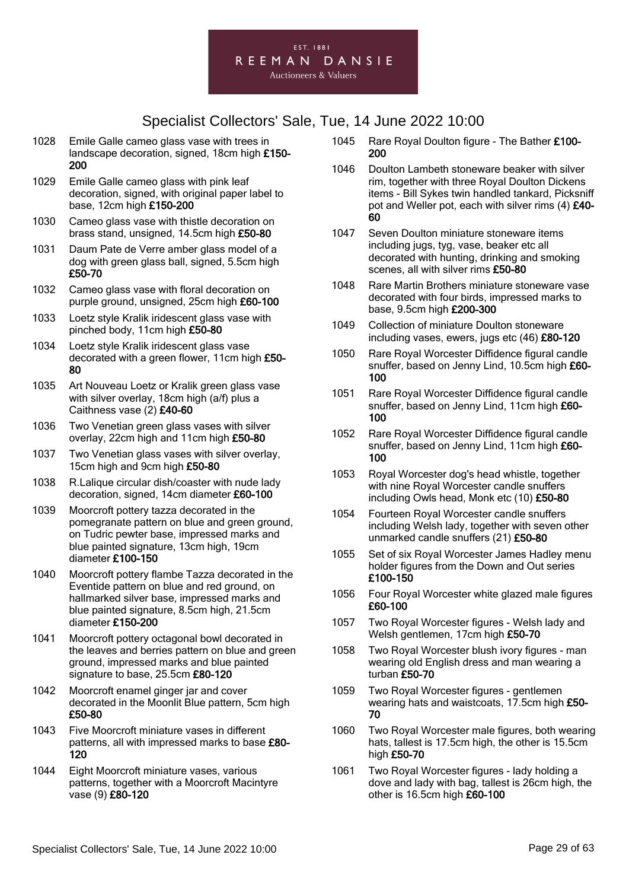EST. 1881
REEMAN DANSIE
Auctioneers & Valuers

# Specialist Collectors' Sale, Tue, 14 June 2022 10:00

1028 Emile Galle cameo glass vase with trees in landscape decoration, signed, 18cm high **£150-200**

1029 Emile Galle cameo glass with pink leaf decoration, signed, with original paper label to base, 12cm high **£150-200**

1030 Cameo glass vase with thistle decoration on brass stand, unsigned, 14.5cm high **£50-80**

1031 Daum Pate de Verre amber glass model of a dog with green glass ball, signed, 5.5cm high **£50-70**

1032 Cameo glass vase with floral decoration on purple ground, unsigned, 25cm high **£60-100**

1033 Loetz style Kralik iridescent glass vase with pinched body, 11cm high **£50-80**

1034 Loetz style Kralik iridescent glass vase decorated with a green flower, 11cm high **£50-80**

1035 Art Nouveau Loetz or Kralik green glass vase with silver overlay, 18cm high (a/f) plus a Caithness vase (2) **£40-60**

1036 Two Venetian green glass vases with silver overlay, 22cm high and 11cm high **£50-80**

1037 Two Venetian glass vases with silver overlay, 15cm high and 9cm high **£50-80**

1038 R.Lalique circular dish/coaster with nude lady decoration, signed, 14cm diameter **£60-100**

1039 Moorcroft pottery tazza decorated in the pomegranate pattern on blue and green ground, on Tudric pewter base, impressed marks and blue painted signature, 13cm high, 19cm diameter **£100-150**

1040 Moorcroft pottery flambe Tazza decorated in the Eventide pattern on blue and red ground, on hallmarked silver base, impressed marks and blue painted signature, 8.5cm high, 21.5cm diameter **£150-200**

1041 Moorcroft pottery octagonal bowl decorated in the leaves and berries pattern on blue and green ground, impressed marks and blue painted signature to base, 25.5cm **£80-120**

1042 Moorcroft enamel ginger jar and cover decorated in the Moonlit Blue pattern, 5cm high **£50-80**

1043 Five Moorcroft miniature vases in different patterns, all with impressed marks to base **£80-120**

1044 Eight Moorcroft miniature vases, various patterns, together with a Moorcroft Macintyre vase (9) **£80-120**

1045 Rare Royal Doulton figure - The Bather **£100-200**

1046 Doulton Lambeth stoneware beaker with silver rim, together with three Royal Doulton Dickens items - Bill Sykes twin handled tankard, Picksniff pot and Weller pot, each with silver rims (4) **£40-60**

1047 Seven Doulton miniature stoneware items including jugs, tyg, vase, beaker etc all decorated with hunting, drinking and smoking scenes, all with silver rims **£50-80**

1048 Rare Martin Brothers miniature stoneware vase decorated with four birds, impressed marks to base, 9.5cm high **£200-300**

1049 Collection of miniature Doulton stoneware including vases, ewers, jugs etc (46) **£80-120**

1050 Rare Royal Worcester Diffidence figural candle snuffer, based on Jenny Lind, 10.5cm high **£60-100**

1051 Rare Royal Worcester Diffidence figural candle snuffer, based on Jenny Lind, 11cm high **£60-100**

1052 Rare Royal Worcester Diffidence figural candle snuffer, based on Jenny Lind, 11cm high **£60-100**

1053 Royal Worcester dog's head whistle, together with nine Royal Worcester candle snuffers including Owls head, Monk etc (10) **£50-80**

1054 Fourteen Royal Worcester candle snuffers including Welsh lady, together with seven other unmarked candle snuffers (21) **£50-80**

1055 Set of six Royal Worcester James Hadley menu holder figures from the Down and Out series **£100-150**

1056 Four Royal Worcester white glazed male figures **£60-100**

1057 Two Royal Worcester figures - Welsh lady and Welsh gentlemen, 17cm high **£50-70**

1058 Two Royal Worcester blush ivory figures - man wearing old English dress and man wearing a turban **£50-70**

1059 Two Royal Worcester figures - gentlemen wearing hats and waistcoats, 17.5cm high **£50-70**

1060 Two Royal Worcester male figures, both wearing hats, tallest is 17.5cm high, the other is 15.5cm high **£50-70**

1061 Two Royal Worcester figures - lady holding a dove and lady with bag, tallest is 26cm high, the other is 16.5cm high **£60-100**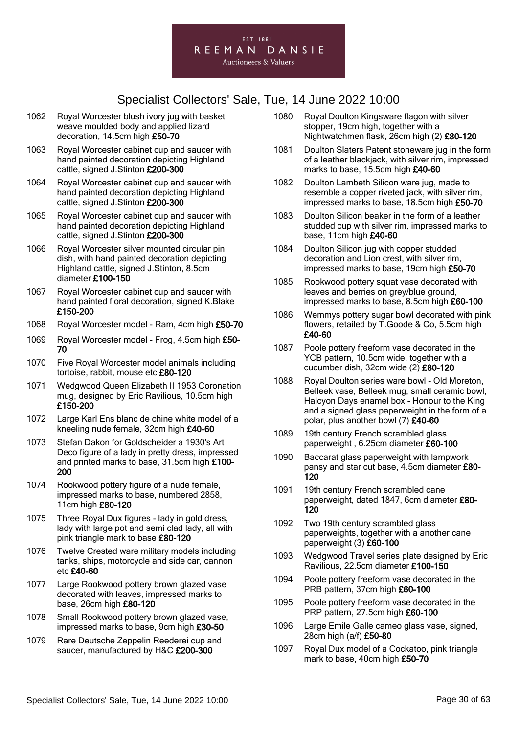# Specialist Collectors' Sale, Tue, 14 June 2022 10:00

1062 Royal Worcester blush ivory jug with basket weave moulded body and applied lizard decoration, 14.5cm high **£50-70**

1063 Royal Worcester cabinet cup and saucer with hand painted decoration depicting Highland cattle, signed J.Stinton **£200-300**

1064 Royal Worcester cabinet cup and saucer with hand painted decoration depicting Highland cattle, signed J.Stinton **£200-300**

1065 Royal Worcester cabinet cup and saucer with hand painted decoration depicting Highland cattle, signed J.Stinton **£200-300**

1066 Royal Worcester silver mounted circular pin dish, with hand painted decoration depicting Highland cattle, signed J.Stinton, 8.5cm diameter **£100-150**

1067 Royal Worcester cabinet cup and saucer with hand painted floral decoration, signed K.Blake **£150-200**

1068 Royal Worcester model - Ram, 4cm high **£50-70**

1069 Royal Worcester model - Frog, 4.5cm high **£50-70**

1070 Five Royal Worcester model animals including tortoise, rabbit, mouse etc **£80-120**

1071 Wedgwood Queen Elizabeth II 1953 Coronation mug, designed by Eric Ravilious, 10.5cm high **£150-200**

1072 Large Karl Ens blanc de chine white model of a kneeling nude female, 32cm high **£40-60**

1073 Stefan Dakon for Goldscheider a 1930's Art Deco figure of a lady in pretty dress, impressed and printed marks to base, 31.5cm high **£100-200**

1074 Rookwood pottery figure of a nude female, impressed marks to base, numbered 2858, 11cm high **£80-120**

1075 Three Royal Dux figures - lady in gold dress, lady with large pot and semi clad lady, all with pink triangle mark to base **£80-120**

1076 Twelve Crested ware military models including tanks, ships, motorcycle and side car, cannon etc **£40-60**

1077 Large Rookwood pottery brown glazed vase decorated with leaves, impressed marks to base, 26cm high **£80-120**

1078 Small Rookwood pottery brown glazed vase, impressed marks to base, 9cm high **£30-50**

1079 Rare Deutsche Zeppelin Reederei cup and saucer, manufactured by H&C **£200-300**

1080 Royal Doulton Kingsware flagon with silver stopper, 19cm high, together with a Nightwatchmen flask, 26cm high (2) **£80-120**

1081 Doulton Slaters Patent stoneware jug in the form of a leather blackjack, with silver rim, impressed marks to base, 15.5cm high **£40-60**

1082 Doulton Lambeth Silicon ware jug, made to resemble a copper riveted jack, with silver rim, impressed marks to base, 18.5cm high **£50-70**

1083 Doulton Silicon beaker in the form of a leather studded cup with silver rim, impressed marks to base, 11cm high **£40-60**

1084 Doulton Silicon jug with copper studded decoration and Lion crest, with silver rim, impressed marks to base, 19cm high **£50-70**

1085 Rookwood pottery squat vase decorated with leaves and berries on grey/blue ground, impressed marks to base, 8.5cm high **£60-100**

1086 Wemmys pottery sugar bowl decorated with pink flowers, retailed by T.Goode & Co, 5.5cm high **£40-60**

1087 Poole pottery freeform vase decorated in the YCB pattern, 10.5cm wide, together with a cucumber dish, 32cm wide (2) **£80-120**

1088 Royal Doulton series ware bowl - Old Moreton, Belleek vase, Belleek mug, small ceramic bowl, Halcyon Days enamel box - Honour to the King and a signed glass paperweight in the form of a polar, plus another bowl (7) **£40-60**

1089 19th century French scrambled glass paperweight , 6.25cm diameter **£60-100**

1090 Baccarat glass paperweight with lampwork pansy and star cut base, 4.5cm diameter **£80-120**

1091 19th century French scrambled cane paperweight, dated 1847, 6cm diameter **£80-120**

1092 Two 19th century scrambled glass paperweights, together with a another cane paperweight (3) **£60-100**

1093 Wedgwood Travel series plate designed by Eric Ravilious, 22.5cm diameter **£100-150**

1094 Poole pottery freeform vase decorated in the PRB pattern, 37cm high **£60-100**

1095 Poole pottery freeform vase decorated in the PRP pattern, 27.5cm high **£60-100**

1096 Large Emile Galle cameo glass vase, signed, 28cm high (a/f) **£50-80**

1097 Royal Dux model of a Cockatoo, pink triangle mark to base, 40cm high **£50-70**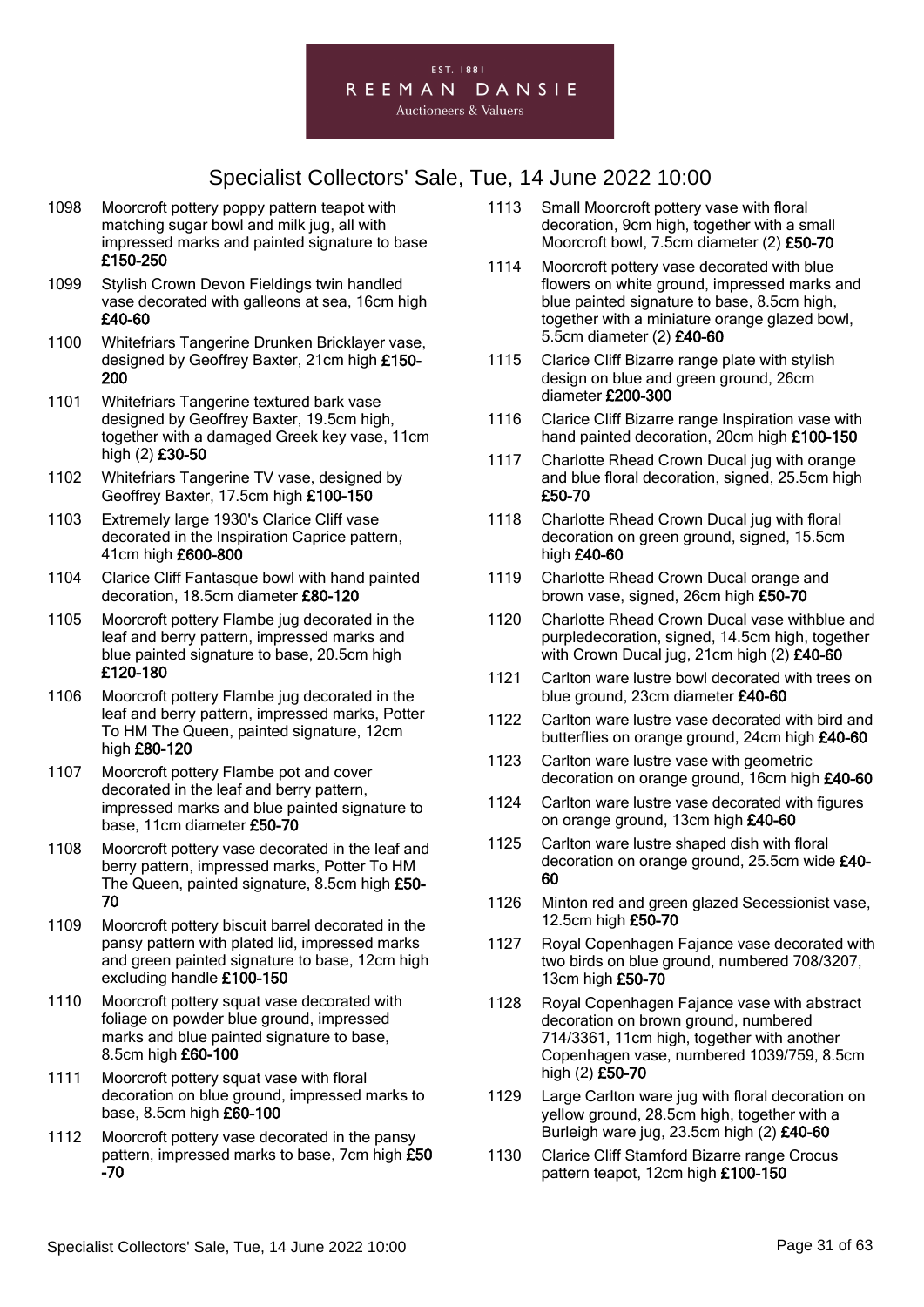EST. 1881
REEMAN DANSIE
Auctioneers & Valuers

# Specialist Collectors' Sale, Tue, 14 June 2022 10:00

1098 Moorcroft pottery poppy pattern teapot with matching sugar bowl and milk jug, all with impressed marks and painted signature to base **£150-250**

1099 Stylish Crown Devon Fieldings twin handled vase decorated with galleons at sea, 16cm high **£40-60**

1100 Whitefriars Tangerine Drunken Bricklayer vase, designed by Geoffrey Baxter, 21cm high **£150-200**

1101 Whitefriars Tangerine textured bark vase designed by Geoffrey Baxter, 19.5cm high, together with a damaged Greek key vase, 11cm high (2) **£30-50**

1102 Whitefriars Tangerine TV vase, designed by Geoffrey Baxter, 17.5cm high **£100-150**

1103 Extremely large 1930's Clarice Cliff vase decorated in the Inspiration Caprice pattern, 41cm high **£600-800**

1104 Clarice Cliff Fantasque bowl with hand painted decoration, 18.5cm diameter **£80-120**

1105 Moorcroft pottery Flambe jug decorated in the leaf and berry pattern, impressed marks and blue painted signature to base, 20.5cm high **£120-180**

1106 Moorcroft pottery Flambe jug decorated in the leaf and berry pattern, impressed marks, Potter To HM The Queen, painted signature, 12cm high **£80-120**

1107 Moorcroft pottery Flambe pot and cover decorated in the leaf and berry pattern, impressed marks and blue painted signature to base, 11cm diameter **£50-70**

1108 Moorcroft pottery vase decorated in the leaf and berry pattern, impressed marks, Potter To HM The Queen, painted signature, 8.5cm high **£50-70**

1109 Moorcroft pottery biscuit barrel decorated in the pansy pattern with plated lid, impressed marks and green painted signature to base, 12cm high excluding handle **£100-150**

1110 Moorcroft pottery squat vase decorated with foliage on powder blue ground, impressed marks and blue painted signature to base, 8.5cm high **£60-100**

1111 Moorcroft pottery squat vase with floral decoration on blue ground, impressed marks to base, 8.5cm high **£60-100**

1112 Moorcroft pottery vase decorated in the pansy pattern, impressed marks to base, 7cm high **£50-70**

1113 Small Moorcroft pottery vase with floral decoration, 9cm high, together with a small Moorcroft bowl, 7.5cm diameter (2) **£50-70**

1114 Moorcroft pottery vase decorated with blue flowers on white ground, impressed marks and blue painted signature to base, 8.5cm high, together with a miniature orange glazed bowl, 5.5cm diameter (2) **£40-60**

1115 Clarice Cliff Bizarre range plate with stylish design on blue and green ground, 26cm diameter **£200-300**

1116 Clarice Cliff Bizarre range Inspiration vase with hand painted decoration, 20cm high **£100-150**

1117 Charlotte Rhead Crown Ducal jug with orange and blue floral decoration, signed, 25.5cm high **£50-70**

1118 Charlotte Rhead Crown Ducal jug with floral decoration on green ground, signed, 15.5cm high **£40-60**

1119 Charlotte Rhead Crown Ducal orange and brown vase, signed, 26cm high **£50-70**

1120 Charlotte Rhead Crown Ducal vase withblue and purpledecoration, signed, 14.5cm high, together with Crown Ducal jug, 21cm high (2) **£40-60**

1121 Carlton ware lustre bowl decorated with trees on blue ground, 23cm diameter **£40-60**

1122 Carlton ware lustre vase decorated with bird and butterflies on orange ground, 24cm high **£40-60**

1123 Carlton ware lustre vase with geometric decoration on orange ground, 16cm high **£40-60**

1124 Carlton ware lustre vase decorated with figures on orange ground, 13cm high **£40-60**

1125 Carlton ware lustre shaped dish with floral decoration on orange ground, 25.5cm wide **£40-60**

1126 Minton red and green glazed Secessionist vase, 12.5cm high **£50-70**

1127 Royal Copenhagen Fajance vase decorated with two birds on blue ground, numbered 708/3207, 13cm high **£50-70**

1128 Royal Copenhagen Fajance vase with abstract decoration on brown ground, numbered 714/3361, 11cm high, together with another Copenhagen vase, numbered 1039/759, 8.5cm high (2) **£50-70**

1129 Large Carlton ware jug with floral decoration on yellow ground, 28.5cm high, together with a Burleigh ware jug, 23.5cm high (2) **£40-60**

1130 Clarice Cliff Stamford Bizarre range Crocus pattern teapot, 12cm high **£100-150**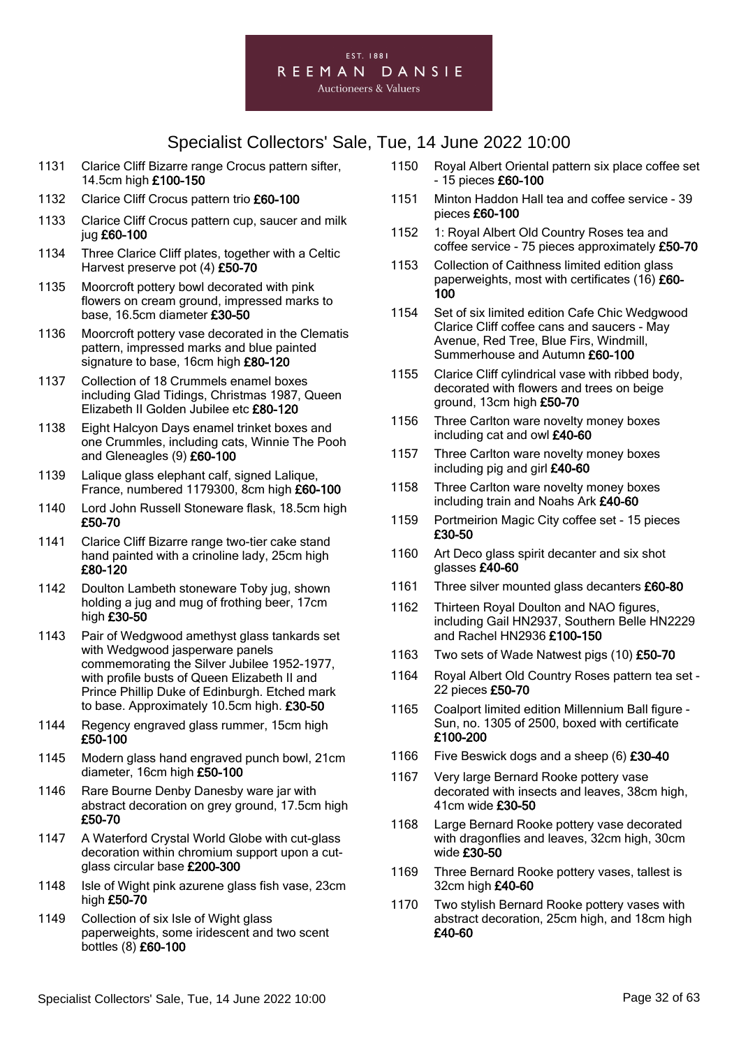EST. 1881
REEMAN DANSIE
Auctioneers & Valuers

## Specialist Collectors' Sale, Tue, 14 June 2022 10:00

| | |
|---|---|
| 1131 | Clarice Cliff Bizarre range Crocus pattern sifter, 14.5cm high **£100-150** |
| 1132 | Clarice Cliff Crocus pattern trio **£60-100** |
| 1133 | Clarice Cliff Crocus pattern cup, saucer and milk jug **£60-100** |
| 1134 | Three Clarice Cliff plates, together with a Celtic Harvest preserve pot (4) **£50-70** |
| 1135 | Moorcroft pottery bowl decorated with pink flowers on cream ground, impressed marks to base, 16.5cm diameter **£30-50** |
| 1136 | Moorcroft pottery vase decorated in the Clematis pattern, impressed marks and blue painted signature to base, 16cm high **£80-120** |
| 1137 | Collection of 18 Crummels enamel boxes including Glad Tidings, Christmas 1987, Queen Elizabeth II Golden Jubilee etc **£80-120** |
| 1138 | Eight Halcyon Days enamel trinket boxes and one Crummles, including cats, Winnie The Pooh and Gleneagles (9) **£60-100** |
| 1139 | Lalique glass elephant calf, signed Lalique, France, numbered 1179300, 8cm high **£60-100** |
| 1140 | Lord John Russell Stoneware flask, 18.5cm high **£50-70** |
| 1141 | Clarice Cliff Bizarre range two-tier cake stand hand painted with a crinoline lady, 25cm high **£80-120** |
| 1142 | Doulton Lambeth stoneware Toby jug, shown holding a jug and mug of frothing beer, 17cm high **£30-50** |
| 1143 | Pair of Wedgwood amethyst glass tankards set with Wedgwood jasperware panels commemorating the Silver Jubilee 1952-1977, with profile busts of Queen Elizabeth II and Prince Phillip Duke of Edinburgh. Etched mark to base. Approximately 10.5cm high. **£30-50** |
| 1144 | Regency engraved glass rummer, 15cm high **£50-100** |
| 1145 | Modern glass hand engraved punch bowl, 21cm diameter, 16cm high **£50-100** |
| 1146 | Rare Bourne Denby Danesby ware jar with abstract decoration on grey ground, 17.5cm high **£50-70** |
| 1147 | A Waterford Crystal World Globe with cut-glass decoration within chromium support upon a cut-glass circular base **£200-300** |
| 1148 | Isle of Wight pink azurene glass fish vase, 23cm high **£50-70** |
| 1149 | Collection of six Isle of Wight glass paperweights, some iridescent and two scent bottles (8) **£60-100** |
| 1150 | Royal Albert Oriental pattern six place coffee set - 15 pieces **£60-100** |
| 1151 | Minton Haddon Hall tea and coffee service - 39 pieces **£60-100** |
| 1152 | 1: Royal Albert Old Country Roses tea and coffee service - 75 pieces approximately **£50-70** |
| 1153 | Collection of Caithness limited edition glass paperweights, most with certificates (16) **£60-100** |
| 1154 | Set of six limited edition Cafe Chic Wedgwood Clarice Cliff coffee cans and saucers - May Avenue, Red Tree, Blue Firs, Windmill, Summerhouse and Autumn **£60-100** |
| 1155 | Clarice Cliff cylindrical vase with ribbed body, decorated with flowers and trees on beige ground, 13cm high **£50-70** |
| 1156 | Three Carlton ware novelty money boxes including cat and owl **£40-60** |
| 1157 | Three Carlton ware novelty money boxes including pig and girl **£40-60** |
| 1158 | Three Carlton ware novelty money boxes including train and Noahs Ark **£40-60** |
| 1159 | Portmeirion Magic City coffee set - 15 pieces **£30-50** |
| 1160 | Art Deco glass spirit decanter and six shot glasses **£40-60** |
| 1161 | Three silver mounted glass decanters **£60-80** |
| 1162 | Thirteen Royal Doulton and NAO figures, including Gail HN2937, Southern Belle HN2229 and Rachel HN2936 **£100-150** |
| 1163 | Two sets of Wade Natwest pigs (10) **£50-70** |
| 1164 | Royal Albert Old Country Roses pattern tea set - 22 pieces **£50-70** |
| 1165 | Coalport limited edition Millennium Ball figure - Sun, no. 1305 of 2500, boxed with certificate **£100-200** |
| 1166 | Five Beswick dogs and a sheep (6) **£30-40** |
| 1167 | Very large Bernard Rooke pottery vase decorated with insects and leaves, 38cm high, 41cm wide **£30-50** |
| 1168 | Large Bernard Rooke pottery vase decorated with dragonflies and leaves, 32cm high, 30cm wide **£30-50** |
| 1169 | Three Bernard Rooke pottery vases, tallest is 32cm high **£40-60** |
| 1170 | Two stylish Bernard Rooke pottery vases with abstract decoration, 25cm high, and 18cm high **£40-60** |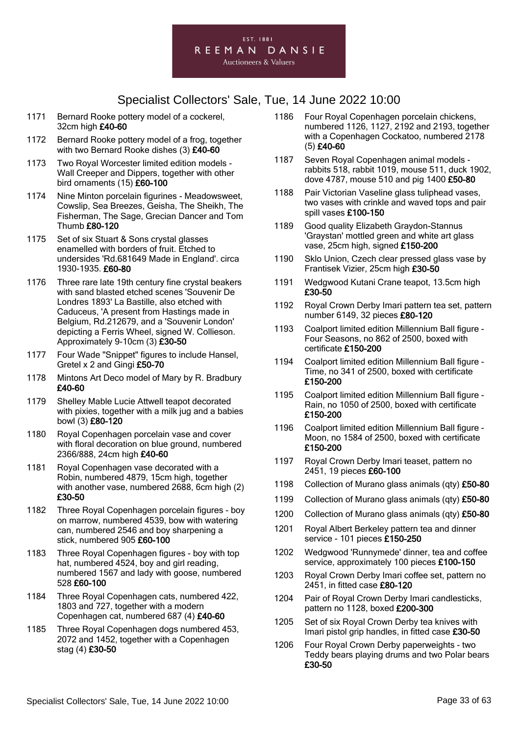# Specialist Collectors' Sale, Tue, 14 June 2022 10:00

1171 Bernard Rooke pottery model of a cockerel, 32cm high **£40-60**

1172 Bernard Rooke pottery model of a frog, together with two Bernard Rooke dishes (3) **£40-60**

1173 Two Royal Worcester limited edition models - Wall Creeper and Dippers, together with other bird ornaments (15) **£60-100**

1174 Nine Minton porcelain figurines - Meadowsweet, Cowslip, Sea Breezes, Geisha, The Sheikh, The Fisherman, The Sage, Grecian Dancer and Tom Thumb **£80-120**

1175 Set of six Stuart & Sons crystal glasses enamelled with borders of fruit. Etched to undersides 'Rd.681649 Made in England'. circa 1930-1935. **£60-80**

1176 Three rare late 19th century fine crystal beakers with sand blasted etched scenes 'Souvenir De Londres 1893' La Bastille, also etched with Caduceus, 'A present from Hastings made in Belgium, Rd.212679, and a 'Souvenir London' depicting a Ferris Wheel, signed W. Collieson. Approximately 9-10cm (3) **£30-50**

1177 Four Wade "Snippet" figures to include Hansel, Gretel x 2 and Gingi **£50-70**

1178 Mintons Art Deco model of Mary by R. Bradbury **£40-60**

1179 Shelley Mable Lucie Attwell teapot decorated with pixies, together with a milk jug and a babies bowl (3) **£80-120**

1180 Royal Copenhagen porcelain vase and cover with floral decoration on blue ground, numbered 2366/888, 24cm high **£40-60**

1181 Royal Copenhagen vase decorated with a Robin, numbered 4879, 15cm high, together with another vase, numbered 2688, 6cm high (2) **£30-50**

1182 Three Royal Copenhagen porcelain figures - boy on marrow, numbered 4539, bow with watering can, numbered 2546 and boy sharpening a stick, numbered 905 **£60-100**

1183 Three Royal Copenhagen figures - boy with top hat, numbered 4524, boy and girl reading, numbered 1567 and lady with goose, numbered 528 **£60-100**

1184 Three Royal Copenhagen cats, numbered 422, 1803 and 727, together with a modern Copenhagen cat, numbered 687 (4) **£40-60**

1185 Three Royal Copenhagen dogs numbered 453, 2072 and 1452, together with a Copenhagen stag (4) **£30-50**

1186 Four Royal Copenhagen porcelain chickens, numbered 1126, 1127, 2192 and 2193, together with a Copenhagen Cockatoo, numbered 2178 (5) **£40-60**

1187 Seven Royal Copenhagen animal models - rabbits 518, rabbit 1019, mouse 511, duck 1902, dove 4787, mouse 510 and pig 1400 **£50-80**

1188 Pair Victorian Vaseline glass tuliphead vases, two vases with crinkle and waved tops and pair spill vases **£100-150**

1189 Good quality Elizabeth Graydon-Stannus 'Graystan' mottled green and white art glass vase, 25cm high, signed **£150-200**

1190 Sklo Union, Czech clear pressed glass vase by Frantisek Vizier, 25cm high **£30-50**

1191 Wedgwood Kutani Crane teapot, 13.5cm high **£30-50**

1192 Royal Crown Derby Imari pattern tea set, pattern number 6149, 32 pieces **£80-120**

1193 Coalport limited edition Millennium Ball figure - Four Seasons, no 862 of 2500, boxed with certificate **£150-200**

1194 Coalport limited edition Millennium Ball figure - Time, no 341 of 2500, boxed with certificate **£150-200**

1195 Coalport limited edition Millennium Ball figure - Rain, no 1050 of 2500, boxed with certificate **£150-200**

1196 Coalport limited edition Millennium Ball figure - Moon, no 1584 of 2500, boxed with certificate **£150-200**

1197 Royal Crown Derby Imari teaset, pattern no 2451, 19 pieces **£60-100**

1198 Collection of Murano glass animals (qty) **£50-80**

1199 Collection of Murano glass animals (qty) **£50-80**

1200 Collection of Murano glass animals (qty) **£50-80**

1201 Royal Albert Berkeley pattern tea and dinner service - 101 pieces **£150-250**

1202 Wedgwood 'Runnymede' dinner, tea and coffee service, approximately 100 pieces **£100-150**

1203 Royal Crown Derby Imari coffee set, pattern no 2451, in fitted case **£80-120**

1204 Pair of Royal Crown Derby Imari candlesticks, pattern no 1128, boxed **£200-300**

1205 Set of six Royal Crown Derby tea knives with Imari pistol grip handles, in fitted case **£30-50**

1206 Four Royal Crown Derby paperweights - two Teddy bears playing drums and two Polar bears **£30-50**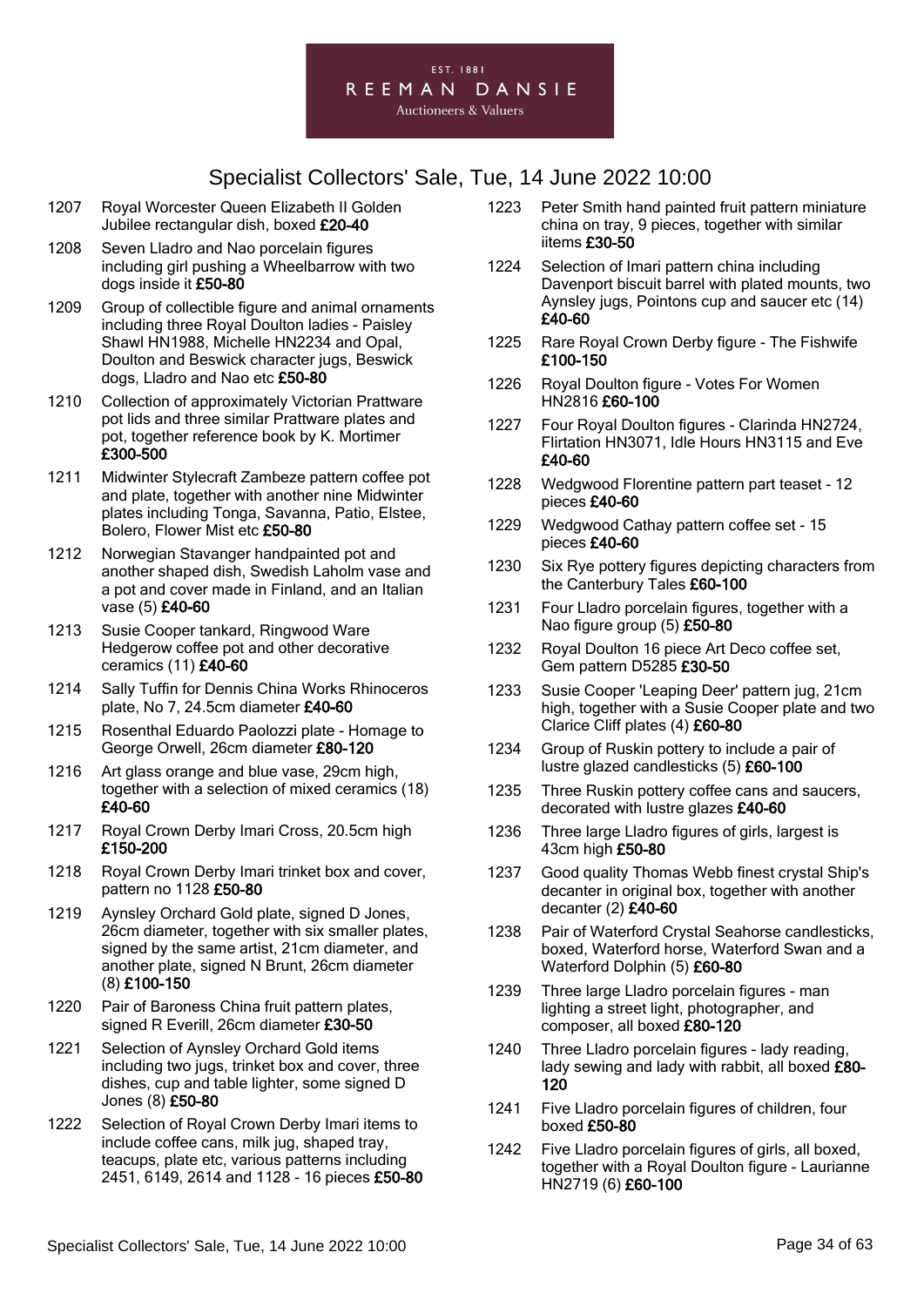EST. 1881
REEMAN DANSIE
Auctioneers & Valuers

# Specialist Collectors' Sale, Tue, 14 June 2022 10:00

1207 Royal Worcester Queen Elizabeth II Golden Jubilee rectangular dish, boxed **£20-40**

1208 Seven Lladro and Nao porcelain figures including girl pushing a Wheelbarrow with two dogs inside it **£50-80**

1209 Group of collectible figure and animal ornaments including three Royal Doulton ladies - Paisley Shawl HN1988, Michelle HN2234 and Opal, Doulton and Beswick character jugs, Beswick dogs, Lladro and Nao etc **£50-80**

1210 Collection of approximately Victorian Prattware pot lids and three similar Prattware plates and pot, together reference book by K. Mortimer **£300-500**

1211 Midwinter Stylecraft Zambeze pattern coffee pot and plate, together with another nine Midwinter plates including Tonga, Savanna, Patio, Elstee, Bolero, Flower Mist etc **£50-80**

1212 Norwegian Stavanger handpainted pot and another shaped dish, Swedish Laholm vase and a pot and cover made in Finland, and an Italian vase (5) **£40-60**

1213 Susie Cooper tankard, Ringwood Ware Hedgerow coffee pot and other decorative ceramics (11) **£40-60**

1214 Sally Tuffin for Dennis China Works Rhinoceros plate, No 7, 24.5cm diameter **£40-60**

1215 Rosenthal Eduardo Paolozzi plate - Homage to George Orwell, 26cm diameter **£80-120**

1216 Art glass orange and blue vase, 29cm high, together with a selection of mixed ceramics (18) **£40-60**

1217 Royal Crown Derby Imari Cross, 20.5cm high **£150-200**

1218 Royal Crown Derby Imari trinket box and cover, pattern no 1128 **£50-80**

1219 Aynsley Orchard Gold plate, signed D Jones, 26cm diameter, together with six smaller plates, signed by the same artist, 21cm diameter, and another plate, signed N Brunt, 26cm diameter (8) **£100-150**

1220 Pair of Baroness China fruit pattern plates, signed R Everill, 26cm diameter **£30-50**

1221 Selection of Aynsley Orchard Gold items including two jugs, trinket box and cover, three dishes, cup and table lighter, some signed D Jones (8) **£50-80**

1222 Selection of Royal Crown Derby Imari items to include coffee cans, milk jug, shaped tray, teacups, plate etc, various patterns including 2451, 6149, 2614 and 1128 - 16 pieces **£50-80**

1223 Peter Smith hand painted fruit pattern miniature china on tray, 9 pieces, together with similar iitems **£30-50**

1224 Selection of Imari pattern china including Davenport biscuit barrel with plated mounts, two Aynsley jugs, Pointons cup and saucer etc (14) **£40-60**

1225 Rare Royal Crown Derby figure - The Fishwife **£100-150**

1226 Royal Doulton figure - Votes For Women HN2816 **£60-100**

1227 Four Royal Doulton figures - Clarinda HN2724, Flirtation HN3071, Idle Hours HN3115 and Eve **£40-60**

1228 Wedgwood Florentine pattern part teaset - 12 pieces **£40-60**

1229 Wedgwood Cathay pattern coffee set - 15 pieces **£40-60**

1230 Six Rye pottery figures depicting characters from the Canterbury Tales **£60-100**

1231 Four Lladro porcelain figures, together with a Nao figure group (5) **£50-80**

1232 Royal Doulton 16 piece Art Deco coffee set, Gem pattern D5285 **£30-50**

1233 Susie Cooper 'Leaping Deer' pattern jug, 21cm high, together with a Susie Cooper plate and two Clarice Cliff plates (4) **£60-80**

1234 Group of Ruskin pottery to include a pair of lustre glazed candlesticks (5) **£60-100**

1235 Three Ruskin pottery coffee cans and saucers, decorated with lustre glazes **£40-60**

1236 Three large Lladro figures of girls, largest is 43cm high **£50-80**

1237 Good quality Thomas Webb finest crystal Ship's decanter in original box, together with another decanter (2) **£40-60**

1238 Pair of Waterford Crystal Seahorse candlesticks, boxed, Waterford horse, Waterford Swan and a Waterford Dolphin (5) **£60-80**

1239 Three large Lladro porcelain figures - man lighting a street light, photographer, and composer, all boxed **£80-120**

1240 Three Lladro porcelain figures - lady reading, lady sewing and lady with rabbit, all boxed **£80-120**

1241 Five Lladro porcelain figures of children, four boxed **£50-80**

1242 Five Lladro porcelain figures of girls, all boxed, together with a Royal Doulton figure - Laurianne HN2719 (6) **£60-100**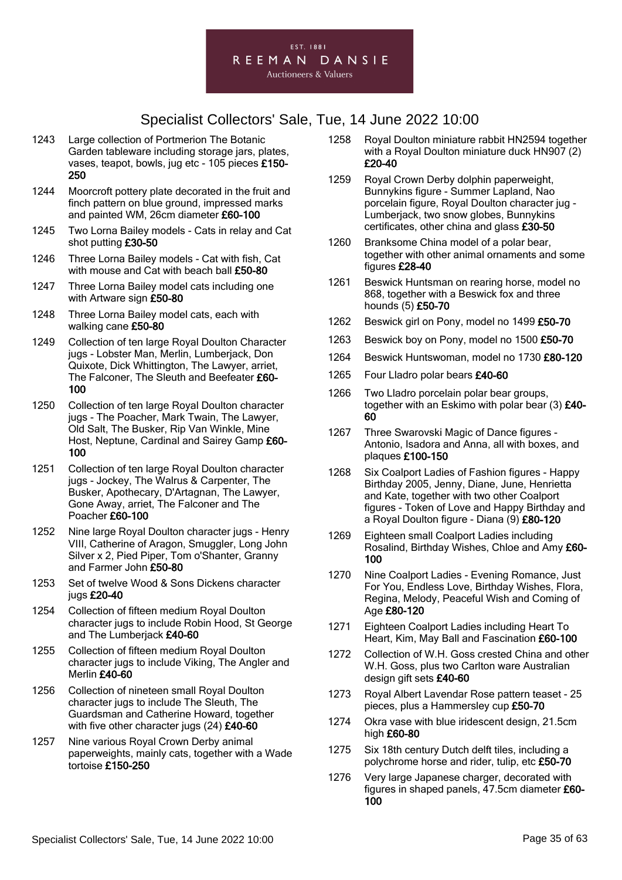# Specialist Collectors' Sale, Tue, 14 June 2022 10:00

1243 Large collection of Portmerion The Botanic Garden tableware including storage jars, plates, vases, teapot, bowls, jug etc - 105 pieces **£150-250**

1244 Moorcroft pottery plate decorated in the fruit and finch pattern on blue ground, impressed marks and painted WM, 26cm diameter **£60-100**

1245 Two Lorna Bailey models - Cats in relay and Cat shot putting **£30-50**

1246 Three Lorna Bailey models - Cat with fish, Cat with mouse and Cat with beach ball **£50-80**

1247 Three Lorna Bailey model cats including one with Artware sign **£50-80**

1248 Three Lorna Bailey model cats, each with walking cane **£50-80**

1249 Collection of ten large Royal Doulton Character jugs - Lobster Man, Merlin, Lumberjack, Don Quixote, Dick Whittington, The Lawyer, arriet, The Falconer, The Sleuth and Beefeater **£60-100**

1250 Collection of ten large Royal Doulton character jugs - The Poacher, Mark Twain, The Lawyer, Old Salt, The Busker, Rip Van Winkle, Mine Host, Neptune, Cardinal and Sairey Gamp **£60-100**

1251 Collection of ten large Royal Doulton character jugs - Jockey, The Walrus & Carpenter, The Busker, Apothecary, D'Artagnan, The Lawyer, Gone Away, arriet, The Falconer and The Poacher **£60-100**

1252 Nine large Royal Doulton character jugs - Henry VIII, Catherine of Aragon, Smuggler, Long John Silver x 2, Pied Piper, Tom o'Shanter, Granny and Farmer John **£50-80**

1253 Set of twelve Wood & Sons Dickens character jugs **£20-40**

1254 Collection of fifteen medium Royal Doulton character jugs to include Robin Hood, St George and The Lumberjack **£40-60**

1255 Collection of fifteen medium Royal Doulton character jugs to include Viking, The Angler and Merlin **£40-60**

1256 Collection of nineteen small Royal Doulton character jugs to include The Sleuth, The Guardsman and Catherine Howard, together with five other character jugs (24) **£40-60**

1257 Nine various Royal Crown Derby animal paperweights, mainly cats, together with a Wade tortoise **£150-250**

1258 Royal Doulton miniature rabbit HN2594 together with a Royal Doulton miniature duck HN907 (2) **£20-40**

1259 Royal Crown Derby dolphin paperweight, Bunnykins figure - Summer Lapland, Nao porcelain figure, Royal Doulton character jug - Lumberjack, two snow globes, Bunnykins certificates, other china and glass **£30-50**

1260 Branksome China model of a polar bear, together with other animal ornaments and some figures **£28-40**

1261 Beswick Huntsman on rearing horse, model no 868, together with a Beswick fox and three hounds (5) **£50-70**

1262 Beswick girl on Pony, model no 1499 **£50-70**

1263 Beswick boy on Pony, model no 1500 **£50-70**

1264 Beswick Huntswoman, model no 1730 **£80-120**

1265 Four Lladro polar bears **£40-60**

1266 Two Lladro porcelain polar bear groups, together with an Eskimo with polar bear (3) **£40-60**

1267 Three Swarovski Magic of Dance figures - Antonio, Isadora and Anna, all with boxes, and plaques **£100-150**

1268 Six Coalport Ladies of Fashion figures - Happy Birthday 2005, Jenny, Diane, June, Henrietta and Kate, together with two other Coalport figures - Token of Love and Happy Birthday and a Royal Doulton figure - Diana (9) **£80-120**

1269 Eighteen small Coalport Ladies including Rosalind, Birthday Wishes, Chloe and Amy **£60-100**

1270 Nine Coalport Ladies - Evening Romance, Just For You, Endless Love, Birthday Wishes, Flora, Regina, Melody, Peaceful Wish and Coming of Age **£80-120**

1271 Eighteen Coalport Ladies including Heart To Heart, Kim, May Ball and Fascination **£60-100**

1272 Collection of W.H. Goss crested China and other W.H. Goss, plus two Carlton ware Australian design gift sets **£40-60**

1273 Royal Albert Lavendar Rose pattern teaset - 25 pieces, plus a Hammersley cup **£50-70**

1274 Okra vase with blue iridescent design, 21.5cm high **£60-80**

1275 Six 18th century Dutch delft tiles, including a polychrome horse and rider, tulip, etc **£50-70**

1276 Very large Japanese charger, decorated with figures in shaped panels, 47.5cm diameter **£60-100**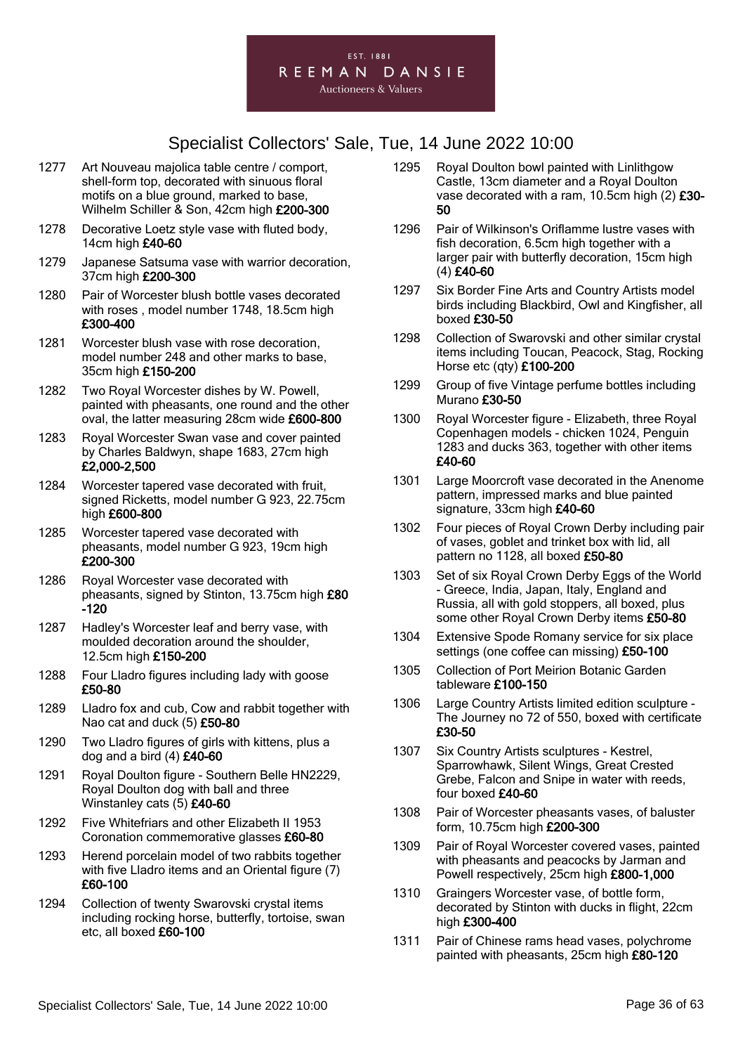# Specialist Collectors' Sale, Tue, 14 June 2022 10:00

1277 Art Nouveau majolica table centre / comport, shell-form top, decorated with sinuous floral motifs on a blue ground, marked to base, Wilhelm Schiller & Son, 42cm high **£200-300**

1278 Decorative Loetz style vase with fluted body, 14cm high **£40-60**

1279 Japanese Satsuma vase with warrior decoration, 37cm high **£200-300**

1280 Pair of Worcester blush bottle vases decorated with roses , model number 1748, 18.5cm high **£300-400**

1281 Worcester blush vase with rose decoration, model number 248 and other marks to base, 35cm high **£150-200**

1282 Two Royal Worcester dishes by W. Powell, painted with pheasants, one round and the other oval, the latter measuring 28cm wide **£600-800**

1283 Royal Worcester Swan vase and cover painted by Charles Baldwyn, shape 1683, 27cm high **£2,000-2,500**

1284 Worcester tapered vase decorated with fruit, signed Ricketts, model number G 923, 22.75cm high **£600-800**

1285 Worcester tapered vase decorated with pheasants, model number G 923, 19cm high **£200-300**

1286 Royal Worcester vase decorated with pheasants, signed by Stinton, 13.75cm high **£80-120**

1287 Hadley's Worcester leaf and berry vase, with moulded decoration around the shoulder, 12.5cm high **£150-200**

1288 Four Lladro figures including lady with goose **£50-80**

1289 Lladro fox and cub, Cow and rabbit together with Nao cat and duck (5) **£50-80**

1290 Two Lladro figures of girls with kittens, plus a dog and a bird (4) **£40-60**

1291 Royal Doulton figure - Southern Belle HN2229, Royal Doulton dog with ball and three Winstanley cats (5) **£40-60**

1292 Five Whitefriars and other Elizabeth II 1953 Coronation commemorative glasses **£60-80**

1293 Herend porcelain model of two rabbits together with five Lladro items and an Oriental figure (7) **£60-100**

1294 Collection of twenty Swarovski crystal items including rocking horse, butterfly, tortoise, swan etc, all boxed **£60-100**

1295 Royal Doulton bowl painted with Linlithgow Castle, 13cm diameter and a Royal Doulton vase decorated with a ram, 10.5cm high (2) **£30-50**

1296 Pair of Wilkinson's Oriflamme lustre vases with fish decoration, 6.5cm high together with a larger pair with butterfly decoration, 15cm high (4) **£40-60**

1297 Six Border Fine Arts and Country Artists model birds including Blackbird, Owl and Kingfisher, all boxed **£30-50**

1298 Collection of Swarovski and other similar crystal items including Toucan, Peacock, Stag, Rocking Horse etc (qty) **£100-200**

1299 Group of five Vintage perfume bottles including Murano **£30-50**

1300 Royal Worcester figure - Elizabeth, three Royal Copenhagen models - chicken 1024, Penguin 1283 and ducks 363, together with other items **£40-60**

1301 Large Moorcroft vase decorated in the Anenome pattern, impressed marks and blue painted signature, 33cm high **£40-60**

1302 Four pieces of Royal Crown Derby including pair of vases, goblet and trinket box with lid, all pattern no 1128, all boxed **£50-80**

1303 Set of six Royal Crown Derby Eggs of the World - Greece, India, Japan, Italy, England and Russia, all with gold stoppers, all boxed, plus some other Royal Crown Derby items **£50-80**

1304 Extensive Spode Romany service for six place settings (one coffee can missing) **£50-100**

1305 Collection of Port Meirion Botanic Garden tableware **£100-150**

1306 Large Country Artists limited edition sculpture - The Journey no 72 of 550, boxed with certificate **£30-50**

1307 Six Country Artists sculptures - Kestrel, Sparrowhawk, Silent Wings, Great Crested Grebe, Falcon and Snipe in water with reeds, four boxed **£40-60**

1308 Pair of Worcester pheasants vases, of baluster form, 10.75cm high **£200-300**

1309 Pair of Royal Worcester covered vases, painted with pheasants and peacocks by Jarman and Powell respectively, 25cm high **£800-1,000**

1310 Graingers Worcester vase, of bottle form, decorated by Stinton with ducks in flight, 22cm high **£300-400**

1311 Pair of Chinese rams head vases, polychrome painted with pheasants, 25cm high **£80-120**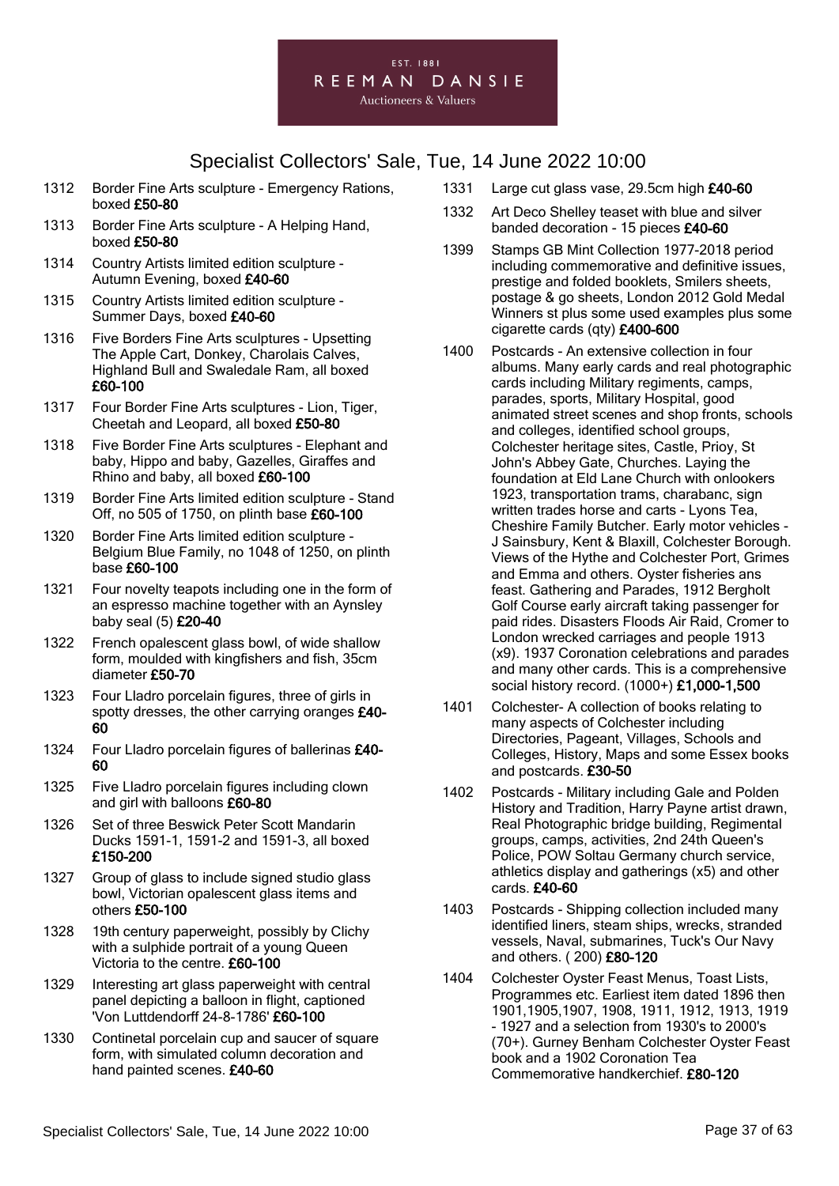# Specialist Collectors' Sale, Tue, 14 June 2022 10:00

1312 Border Fine Arts sculpture - Emergency Rations, boxed **£50-80**

1313 Border Fine Arts sculpture - A Helping Hand, boxed **£50-80**

1314 Country Artists limited edition sculpture - Autumn Evening, boxed **£40-60**

1315 Country Artists limited edition sculpture - Summer Days, boxed **£40-60**

1316 Five Borders Fine Arts sculptures - Upsetting The Apple Cart, Donkey, Charolais Calves, Highland Bull and Swaledale Ram, all boxed **£60-100**

1317 Four Border Fine Arts sculptures - Lion, Tiger, Cheetah and Leopard, all boxed **£50-80**

1318 Five Border Fine Arts sculptures - Elephant and baby, Hippo and baby, Gazelles, Giraffes and Rhino and baby, all boxed **£60-100**

1319 Border Fine Arts limited edition sculpture - Stand Off, no 505 of 1750, on plinth base **£60-100**

1320 Border Fine Arts limited edition sculpture - Belgium Blue Family, no 1048 of 1250, on plinth base **£60-100**

1321 Four novelty teapots including one in the form of an espresso machine together with an Aynsley baby seal (5) **£20-40**

1322 French opalescent glass bowl, of wide shallow form, moulded with kingfishers and fish, 35cm diameter **£50-70**

1323 Four Lladro porcelain figures, three of girls in spotty dresses, the other carrying oranges **£40-60**

1324 Four Lladro porcelain figures of ballerinas **£40-60**

1325 Five Lladro porcelain figures including clown and girl with balloons **£60-80**

1326 Set of three Beswick Peter Scott Mandarin Ducks 1591-1, 1591-2 and 1591-3, all boxed **£150-200**

1327 Group of glass to include signed studio glass bowl, Victorian opalescent glass items and others **£50-100**

1328 19th century paperweight, possibly by Clichy with a sulphide portrait of a young Queen Victoria to the centre. **£60-100**

1329 Interesting art glass paperweight with central panel depicting a balloon in flight, captioned 'Von Luttdendorff 24-8-1786' **£60-100**

1330 Continetal porcelain cup and saucer of square form, with simulated column decoration and hand painted scenes. **£40-60**

1331 Large cut glass vase, 29.5cm high **£40-60**

1332 Art Deco Shelley teaset with blue and silver banded decoration - 15 pieces **£40-60**

1399 Stamps GB Mint Collection 1977-2018 period including commemorative and definitive issues, prestige and folded booklets, Smilers sheets, postage & go sheets, London 2012 Gold Medal Winners st plus some used examples plus some cigarette cards (qty) **£400-600**

1400 Postcards - An extensive collection in four albums. Many early cards and real photographic cards including Military regiments, camps, parades, sports, Military Hospital, good animated street scenes and shop fronts, schools and colleges, identified school groups, Colchester heritage sites, Castle, Prioy, St John's Abbey Gate, Churches. Laying the foundation at Eld Lane Church with onlookers 1923, transportation trams, charabanc, sign written trades horse and carts - Lyons Tea, Cheshire Family Butcher. Early motor vehicles - J Sainsbury, Kent & Blaxill, Colchester Borough. Views of the Hythe and Colchester Port, Grimes and Emma and others. Oyster fisheries ans feast. Gathering and Parades, 1912 Bergholt Golf Course early aircraft taking passenger for paid rides. Disasters Floods Air Raid, Cromer to London wrecked carriages and people 1913 (x9). 1937 Coronation celebrations and parades and many other cards. This is a comprehensive social history record. (1000+) **£1,000-1,500**

1401 Colchester- A collection of books relating to many aspects of Colchester including Directories, Pageant, Villages, Schools and Colleges, History, Maps and some Essex books and postcards. **£30-50**

1402 Postcards - Military including Gale and Polden History and Tradition, Harry Payne artist drawn, Real Photographic bridge building, Regimental groups, camps, activities, 2nd 24th Queen's Police, POW Soltau Germany church service, athletics display and gatherings (x5) and other cards. **£40-60**

1403 Postcards - Shipping collection included many identified liners, steam ships, wrecks, stranded vessels, Naval, submarines, Tuck's Our Navy and others. ( 200) **£80-120**

1404 Colchester Oyster Feast Menus, Toast Lists, Programmes etc. Earliest item dated 1896 then 1901,1905,1907, 1908, 1911, 1912, 1913, 1919 - 1927 and a selection from 1930's to 2000's (70+). Gurney Benham Colchester Oyster Feast book and a 1902 Coronation Tea Commemorative handkerchief. **£80-120**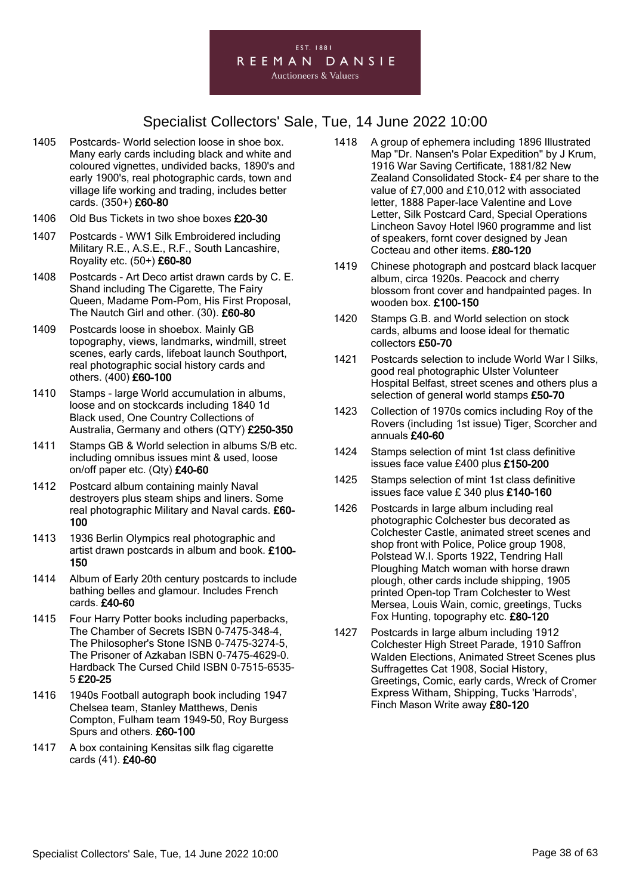# Specialist Collectors' Sale, Tue, 14 June 2022 10:00

1405 Postcards- World selection loose in shoe box. Many early cards including black and white and coloured vignettes, undivided backs, 1890's and early 1900's, real photographic cards, town and village life working and trading, includes better cards. (350+) **£60-80**

1406 Old Bus Tickets in two shoe boxes **£20-30**

1407 Postcards - WW1 Silk Embroidered including Military R.E., A.S.E., R.F., South Lancashire, Royality etc. (50+) **£60-80**

1408 Postcards - Art Deco artist drawn cards by C. E. Shand including The Cigarette, The Fairy Queen, Madame Pom-Pom, His First Proposal, The Nautch Girl and other. (30). **£60-80**

1409 Postcards loose in shoebox. Mainly GB topography, views, landmarks, windmill, street scenes, early cards, lifeboat launch Southport, real photographic social history cards and others. (400) **£60-100**

1410 Stamps - large World accumulation in albums, loose and on stockcards including 1840 1d Black used, One Country Collections of Australia, Germany and others (QTY) **£250-350**

1411 Stamps GB & World selection in albums S/B etc. including omnibus issues mint & used, loose on/off paper etc. (Qty) **£40-60**

1412 Postcard album containing mainly Naval destroyers plus steam ships and liners. Some real photographic Military and Naval cards. **£60-100**

1413 1936 Berlin Olympics real photographic and artist drawn postcards in album and book. **£100-150**

1414 Album of Early 20th century postcards to include bathing belles and glamour. Includes French cards. **£40-60**

1415 Four Harry Potter books including paperbacks, The Chamber of Secrets ISBN 0-7475-348-4, The Philosopher's Stone ISNB 0-7475-3274-5, The Prisoner of Azkaban ISBN 0-7475-4629-0. Hardback The Cursed Child ISBN 0-7515-6535-5 **£20-25**

1416 1940s Football autograph book including 1947 Chelsea team, Stanley Matthews, Denis Compton, Fulham team 1949-50, Roy Burgess Spurs and others. **£60-100**

1417 A box containing Kensitas silk flag cigarette cards (41). **£40-60**

1418 A group of ephemera including 1896 Illustrated Map "Dr. Nansen's Polar Expedition" by J Krum, 1916 War Saving Certificate, 1881/82 New Zealand Consolidated Stock- £4 per share to the value of £7,000 and £10,012 with associated letter, 1888 Paper-lace Valentine and Love Letter, Silk Postcard Card, Special Operations Lincheon Savoy Hotel I960 programme and list of speakers, fornt cover designed by Jean Cocteau and other items. **£80-120**

1419 Chinese photograph and postcard black lacquer album, circa 1920s. Peacock and cherry blossom front cover and handpainted pages. In wooden box. **£100-150**

1420 Stamps G.B. and World selection on stock cards, albums and loose ideal for thematic collectors **£50-70**

1421 Postcards selection to include World War I Silks, good real photographic Ulster Volunteer Hospital Belfast, street scenes and others plus a selection of general world stamps **£50-70**

1423 Collection of 1970s comics including Roy of the Rovers (including 1st issue) Tiger, Scorcher and annuals **£40-60**

1424 Stamps selection of mint 1st class definitive issues face value £400 plus **£150-200**

1425 Stamps selection of mint 1st class definitive issues face value £ 340 plus **£140-160**

1426 Postcards in large album including real photographic Colchester bus decorated as Colchester Castle, animated street scenes and shop front with Police, Police group 1908, Polstead W.I. Sports 1922, Tendring Hall Ploughing Match woman with horse drawn plough, other cards include shipping, 1905 printed Open-top Tram Colchester to West Mersea, Louis Wain, comic, greetings, Tucks Fox Hunting, topography etc. **£80-120**

1427 Postcards in large album including 1912 Colchester High Street Parade, 1910 Saffron Walden Elections, Animated Street Scenes plus Suffragettes Cat 1908, Social History, Greetings, Comic, early cards, Wreck of Cromer Express Witham, Shipping, Tucks 'Harrods', Finch Mason Write away **£80-120**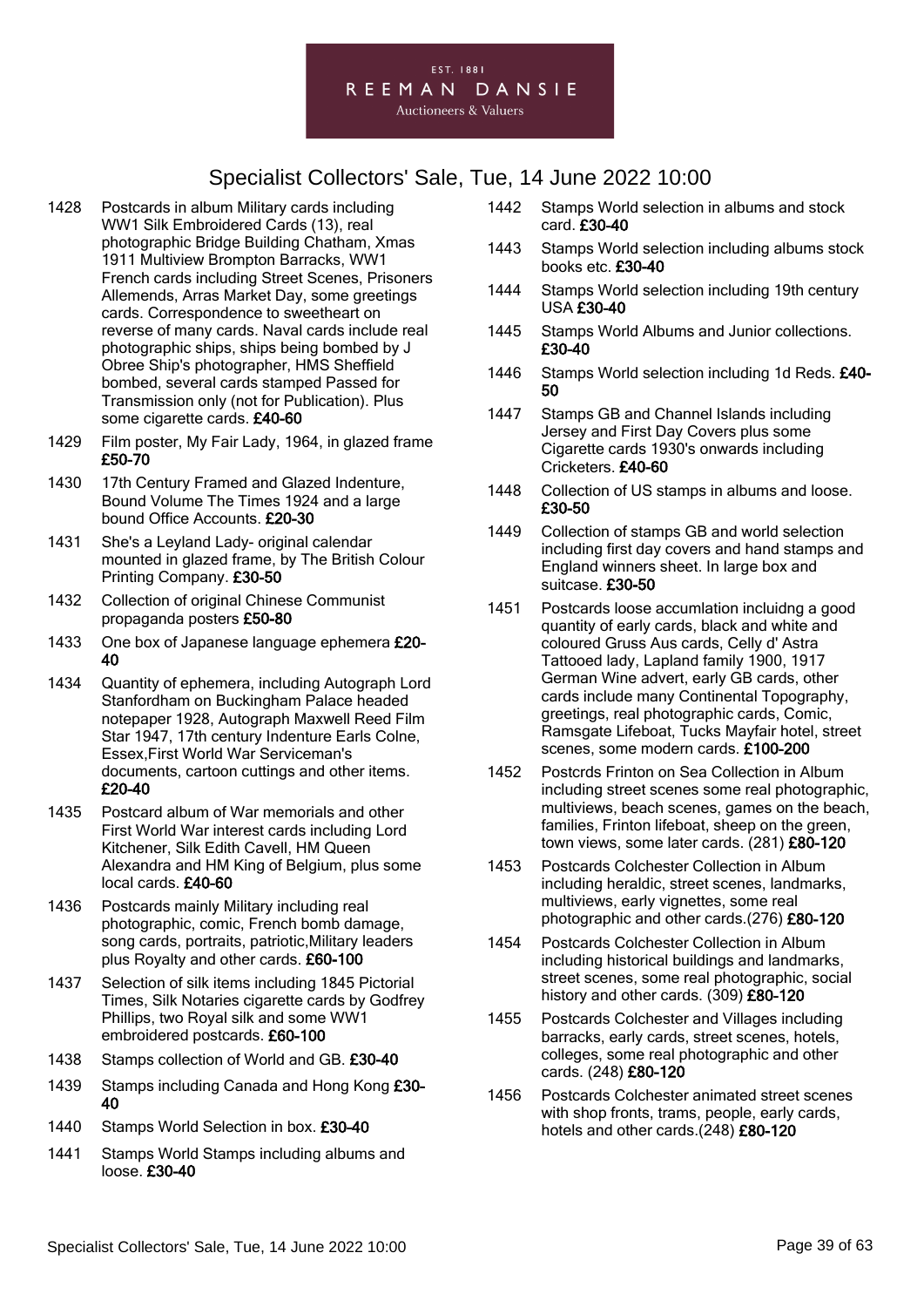# Specialist Collectors' Sale, Tue, 14 June 2022 10:00

1428 Postcards in album Military cards including WW1 Silk Embroidered Cards (13), real photographic Bridge Building Chatham, Xmas 1911 Multiview Brompton Barracks, WW1 French cards including Street Scenes, Prisoners Allemends, Arras Market Day, some greetings cards. Correspondence to sweetheart on reverse of many cards. Naval cards include real photographic ships, ships being bombed by J Obree Ship's photographer, HMS Sheffield bombed, several cards stamped Passed for Transmission only (not for Publication). Plus some cigarette cards. **£40-60**

1429 Film poster, My Fair Lady, 1964, in glazed frame **£50-70**

1430 17th Century Framed and Glazed Indenture, Bound Volume The Times 1924 and a large bound Office Accounts. **£20-30**

1431 She's a Leyland Lady- original calendar mounted in glazed frame, by The British Colour Printing Company. **£30-50**

1432 Collection of original Chinese Communist propaganda posters **£50-80**

1433 One box of Japanese language ephemera **£20-40**

1434 Quantity of ephemera, including Autograph Lord Stanfordham on Buckingham Palace headed notepaper 1928, Autograph Maxwell Reed Film Star 1947, 17th century Indenture Earls Colne, Essex,First World War Serviceman's documents, cartoon cuttings and other items. **£20-40**

1435 Postcard album of War memorials and other First World War interest cards including Lord Kitchener, Silk Edith Cavell, HM Queen Alexandra and HM King of Belgium, plus some local cards. **£40-60**

1436 Postcards mainly Military including real photographic, comic, French bomb damage, song cards, portraits, patriotic,Military leaders plus Royalty and other cards. **£60-100**

1437 Selection of silk items including 1845 Pictorial Times, Silk Notaries cigarette cards by Godfrey Phillips, two Royal silk and some WW1 embroidered postcards. **£60-100**

1438 Stamps collection of World and GB. **£30-40**

1439 Stamps including Canada and Hong Kong **£30-40**

1440 Stamps World Selection in box. **£30-40**

1441 Stamps World Stamps including albums and loose. **£30-40**

1442 Stamps World selection in albums and stock card. **£30-40**

1443 Stamps World selection including albums stock books etc. **£30-40**

1444 Stamps World selection including 19th century USA **£30-40**

1445 Stamps World Albums and Junior collections. **£30-40**

1446 Stamps World selection including 1d Reds. **£40-50**

1447 Stamps GB and Channel Islands including Jersey and First Day Covers plus some Cigarette cards 1930's onwards including Cricketers. **£40-60**

1448 Collection of US stamps in albums and loose. **£30-50**

1449 Collection of stamps GB and world selection including first day covers and hand stamps and England winners sheet. In large box and suitcase. **£30-50**

1451 Postcards loose accumlation incluidng a good quantity of early cards, black and white and coloured Gruss Aus cards, Celly d' Astra Tattooed lady, Lapland family 1900, 1917 German Wine advert, early GB cards, other cards include many Continental Topography, greetings, real photographic cards, Comic, Ramsgate Lifeboat, Tucks Mayfair hotel, street scenes, some modern cards. **£100-200**

1452 Postcrds Frinton on Sea Collection in Album including street scenes some real photographic, multiviews, beach scenes, games on the beach, families, Frinton lifeboat, sheep on the green, town views, some later cards. (281) **£80-120**

1453 Postcards Colchester Collection in Album including heraldic, street scenes, landmarks, multiviews, early vignettes, some real photographic and other cards.(276) **£80-120**

1454 Postcards Colchester Collection in Album including historical buildings and landmarks, street scenes, some real photographic, social history and other cards. (309) **£80-120**

1455 Postcards Colchester and Villages including barracks, early cards, street scenes, hotels, colleges, some real photographic and other cards. (248) **£80-120**

1456 Postcards Colchester animated street scenes with shop fronts, trams, people, early cards, hotels and other cards.(248) **£80-120**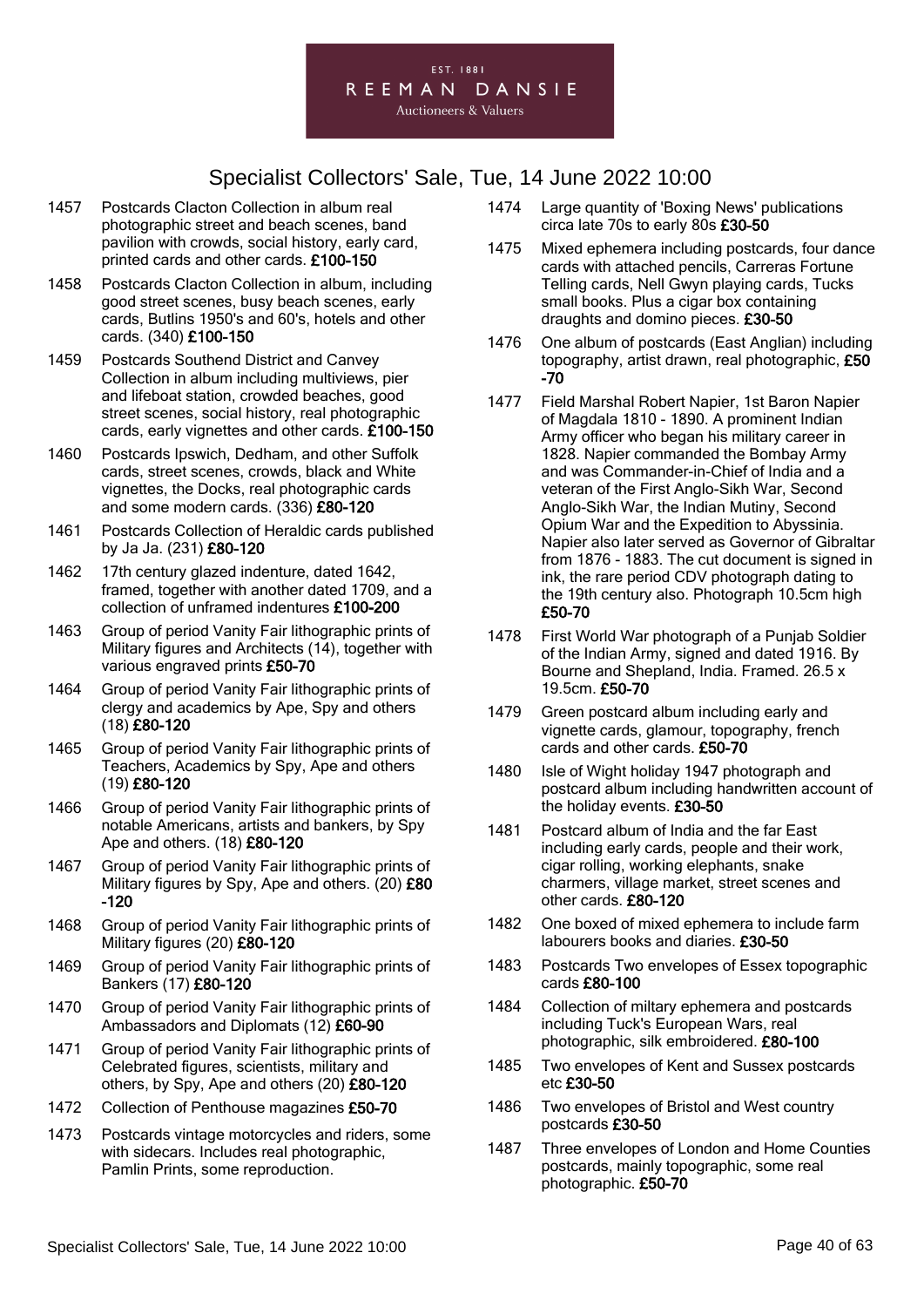1457 Postcards Clacton Collection in album real photographic street and beach scenes, band pavilion with crowds, social history, early card, printed cards and other cards. **£100-150**

1458 Postcards Clacton Collection in album, including good street scenes, busy beach scenes, early cards, Butlins 1950's and 60's, hotels and other cards. (340) **£100-150**

1459 Postcards Southend District and Canvey Collection in album including multiviews, pier and lifeboat station, crowded beaches, good street scenes, social history, real photographic cards, early vignettes and other cards. **£100-150**

1460 Postcards Ipswich, Dedham, and other Suffolk cards, street scenes, crowds, black and White vignettes, the Docks, real photographic cards and some modern cards. (336) **£80-120**

1461 Postcards Collection of Heraldic cards published by Ja Ja. (231) **£80-120**

1462 17th century glazed indenture, dated 1642, framed, together with another dated 1709, and a collection of unframed indentures **£100-200**

1463 Group of period Vanity Fair lithographic prints of Military figures and Architects (14), together with various engraved prints **£50-70**

1464 Group of period Vanity Fair lithographic prints of clergy and academics by Ape, Spy and others (18) **£80-120**

1465 Group of period Vanity Fair lithographic prints of Teachers, Academics by Spy, Ape and others (19) **£80-120**

1466 Group of period Vanity Fair lithographic prints of notable Americans, artists and bankers, by Spy Ape and others. (18) **£80-120**

1467 Group of period Vanity Fair lithographic prints of Military figures by Spy, Ape and others. (20) **£80-120**

1468 Group of period Vanity Fair lithographic prints of Military figures (20) **£80-120**

1469 Group of period Vanity Fair lithographic prints of Bankers (17) **£80-120**

1470 Group of period Vanity Fair lithographic prints of Ambassadors and Diplomats (12) **£60-90**

1471 Group of period Vanity Fair lithographic prints of Celebrated figures, scientists, military and others, by Spy, Ape and others (20) **£80-120**

1472 Collection of Penthouse magazines **£50-70**

1473 Postcards vintage motorcycles and riders, some with sidecars. Includes real photographic, Pamlin Prints, some reproduction.

1474 Large quantity of 'Boxing News' publications circa late 70s to early 80s **£30-50**

1475 Mixed ephemera including postcards, four dance cards with attached pencils, Carreras Fortune Telling cards, Nell Gwyn playing cards, Tucks small books. Plus a cigar box containing draughts and domino pieces. **£30-50**

1476 One album of postcards (East Anglian) including topography, artist drawn, real photographic, **£50-70**

1477 Field Marshal Robert Napier, 1st Baron Napier of Magdala 1810 - 1890. A prominent Indian Army officer who began his military career in 1828. Napier commanded the Bombay Army and was Commander-in-Chief of India and a veteran of the First Anglo-Sikh War, Second Anglo-Sikh War, the Indian Mutiny, Second Opium War and the Expedition to Abyssinia. Napier also later served as Governor of Gibraltar from 1876 - 1883. The cut document is signed in ink, the rare period CDV photograph dating to the 19th century also. Photograph 10.5cm high **£50-70**

1478 First World War photograph of a Punjab Soldier of the Indian Army, signed and dated 1916. By Bourne and Shepland, India. Framed. 26.5 x 19.5cm. **£50-70**

1479 Green postcard album including early and vignette cards, glamour, topography, french cards and other cards. **£50-70**

1480 Isle of Wight holiday 1947 photograph and postcard album including handwritten account of the holiday events. **£30-50**

1481 Postcard album of India and the far East including early cards, people and their work, cigar rolling, working elephants, snake charmers, village market, street scenes and other cards. **£80-120**

1482 One boxed of mixed ephemera to include farm labourers books and diaries. **£30-50**

1483 Postcards Two envelopes of Essex topographic cards **£80-100**

1484 Collection of miltary ephemera and postcards including Tuck's European Wars, real photographic, silk embroidered. **£80-100**

1485 Two envelopes of Kent and Sussex postcards etc **£30-50**

1486 Two envelopes of Bristol and West country postcards **£30-50**

1487 Three envelopes of London and Home Counties postcards, mainly topographic, some real photographic. **£50-70**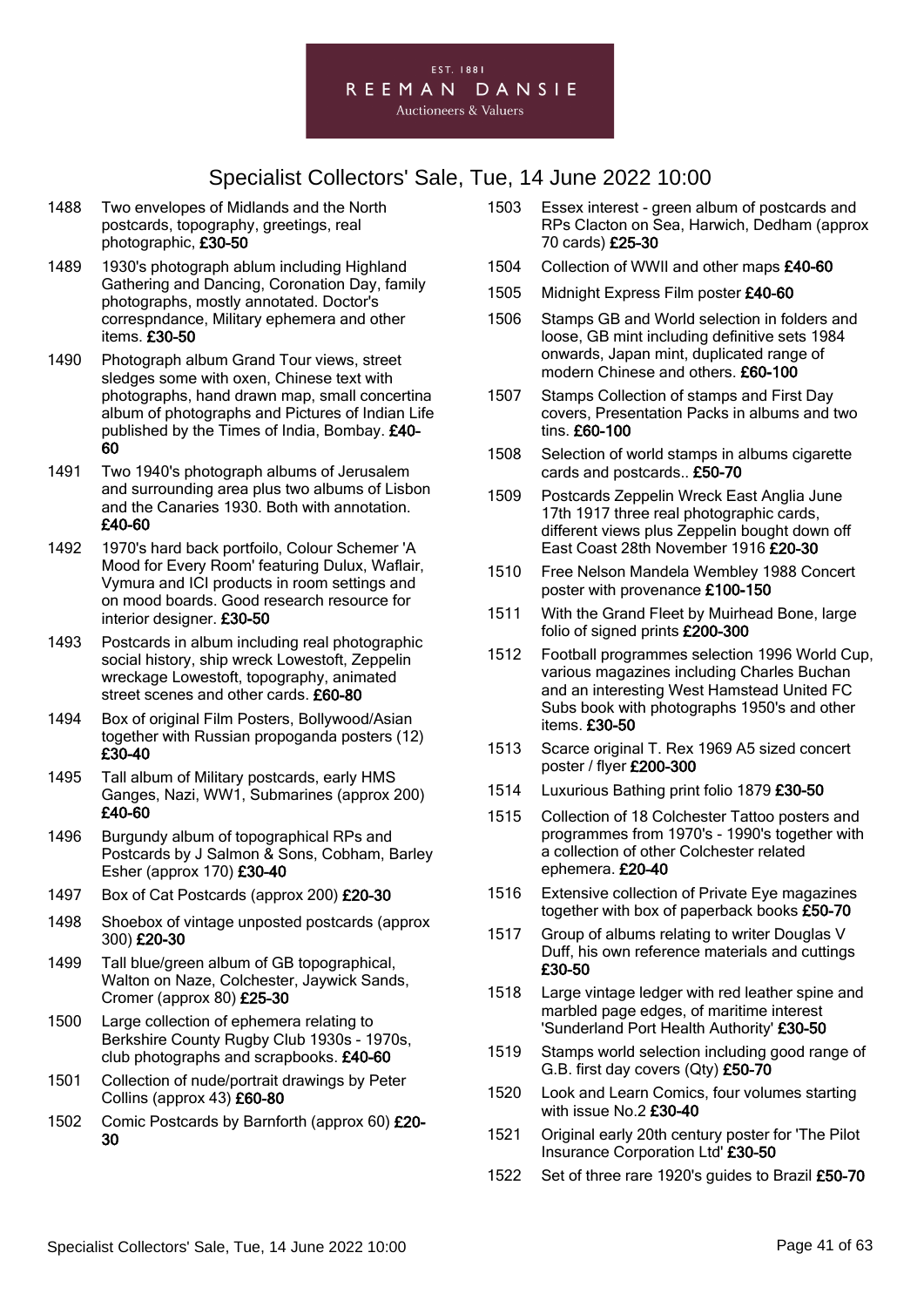EST. 1881
REEMAN DANSIE
Auctioneers & Valuers

# Specialist Collectors' Sale, Tue, 14 June 2022 10:00

1488 Two envelopes of Midlands and the North postcards, topography, greetings, real photographic, **£30-50**

1489 1930's photograph ablum including Highland Gathering and Dancing, Coronation Day, family photographs, mostly annotated. Doctor's correspndance, Military ephemera and other items. **£30-50**

1490 Photograph album Grand Tour views, street sledges some with oxen, Chinese text with photographs, hand drawn map, small concertina album of photographs and Pictures of Indian Life published by the Times of India, Bombay. **£40-60**

1491 Two 1940's photograph albums of Jerusalem and surrounding area plus two albums of Lisbon and the Canaries 1930. Both with annotation. **£40-60**

1492 1970's hard back portfoilo, Colour Schemer 'A Mood for Every Room' featuring Dulux, Waflair, Vymura and ICI products in room settings and on mood boards. Good research resource for interior designer. **£30-50**

1493 Postcards in album including real photographic social history, ship wreck Lowestoft, Zeppelin wreckage Lowestoft, topography, animated street scenes and other cards. **£60-80**

1494 Box of original Film Posters, Bollywood/Asian together with Russian propoganda posters (12) **£30-40**

1495 Tall album of Military postcards, early HMS Ganges, Nazi, WW1, Submarines (approx 200) **£40-60**

1496 Burgundy album of topographical RPs and Postcards by J Salmon & Sons, Cobham, Barley Esher (approx 170) **£30-40**

1497 Box of Cat Postcards (approx 200) **£20-30**

1498 Shoebox of vintage unposted postcards (approx 300) **£20-30**

1499 Tall blue/green album of GB topographical, Walton on Naze, Colchester, Jaywick Sands, Cromer (approx 80) **£25-30**

1500 Large collection of ephemera relating to Berkshire County Rugby Club 1930s - 1970s, club photographs and scrapbooks. **£40-60**

1501 Collection of nude/portrait drawings by Peter Collins (approx 43) **£60-80**

1502 Comic Postcards by Barnforth (approx 60) **£20-30**

1503 Essex interest - green album of postcards and RPs Clacton on Sea, Harwich, Dedham (approx 70 cards) **£25-30**

1504 Collection of WWII and other maps **£40-60**

1505 Midnight Express Film poster **£40-60**

1506 Stamps GB and World selection in folders and loose, GB mint including definitive sets 1984 onwards, Japan mint, duplicated range of modern Chinese and others. **£60-100**

1507 Stamps Collection of stamps and First Day covers, Presentation Packs in albums and two tins. **£60-100**

1508 Selection of world stamps in albums cigarette cards and postcards.. **£50-70**

1509 Postcards Zeppelin Wreck East Anglia June 17th 1917 three real photographic cards, different views plus Zeppelin bought down off East Coast 28th November 1916 **£20-30**

1510 Free Nelson Mandela Wembley 1988 Concert poster with provenance **£100-150**

1511 With the Grand Fleet by Muirhead Bone, large folio of signed prints **£200-300**

1512 Football programmes selection 1996 World Cup, various magazines including Charles Buchan and an interesting West Hamstead United FC Subs book with photographs 1950's and other items. **£30-50**

1513 Scarce original T. Rex 1969 A5 sized concert poster / flyer **£200-300**

1514 Luxurious Bathing print folio 1879 **£30-50**

1515 Collection of 18 Colchester Tattoo posters and programmes from 1970's - 1990's together with a collection of other Colchester related ephemera. **£20-40**

1516 Extensive collection of Private Eye magazines together with box of paperback books **£50-70**

1517 Group of albums relating to writer Douglas V Duff, his own reference materials and cuttings **£30-50**

1518 Large vintage ledger with red leather spine and marbled page edges, of maritime interest 'Sunderland Port Health Authority' **£30-50**

1519 Stamps world selection including good range of G.B. first day covers (Qty) **£50-70**

1520 Look and Learn Comics, four volumes starting with issue No.2 **£30-40**

1521 Original early 20th century poster for 'The Pilot Insurance Corporation Ltd' **£30-50**

1522 Set of three rare 1920's guides to Brazil **£50-70**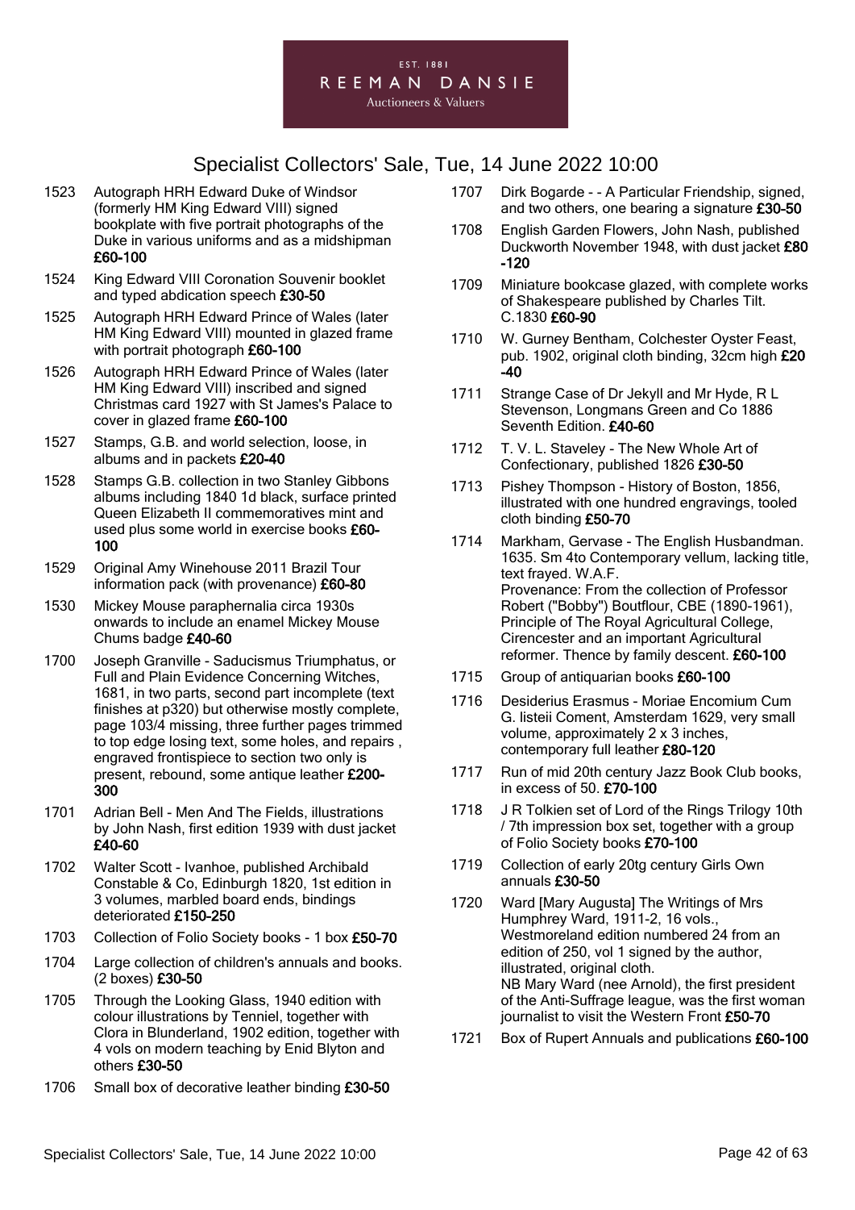EST. 1881
REEMAN DANSIE
Auctioneers & Valuers

# Specialist Collectors' Sale, Tue, 14 June 2022 10:00

1523 Autograph HRH Edward Duke of Windsor (formerly HM King Edward VIII) signed bookplate with five portrait photographs of the Duke in various uniforms and as a midshipman **£60-100**

1524 King Edward VIII Coronation Souvenir booklet and typed abdication speech **£30-50**

1525 Autograph HRH Edward Prince of Wales (later HM King Edward VIII) mounted in glazed frame with portrait photograph **£60-100**

1526 Autograph HRH Edward Prince of Wales (later HM King Edward VIII) inscribed and signed Christmas card 1927 with St James's Palace to cover in glazed frame **£60-100**

1527 Stamps, G.B. and world selection, loose, in albums and in packets **£20-40**

1528 Stamps G.B. collection in two Stanley Gibbons albums including 1840 1d black, surface printed Queen Elizabeth II commemoratives mint and used plus some world in exercise books **£60-100**

1529 Original Amy Winehouse 2011 Brazil Tour information pack (with provenance) **£60-80**

1530 Mickey Mouse paraphernalia circa 1930s onwards to include an enamel Mickey Mouse Chums badge **£40-60**

1700 Joseph Granville - Saducismus Triumphatus, or Full and Plain Evidence Concerning Witches, 1681, in two parts, second part incomplete (text finishes at p320) but otherwise mostly complete, page 103/4 missing, three further pages trimmed to top edge losing text, some holes, and repairs , engraved frontispiece to section two only is present, rebound, some antique leather **£200-300**

1701 Adrian Bell - Men And The Fields, illustrations by John Nash, first edition 1939 with dust jacket **£40-60**

1702 Walter Scott - Ivanhoe, published Archibald Constable & Co, Edinburgh 1820, 1st edition in 3 volumes, marbled board ends, bindings deteriorated **£150-250**

1703 Collection of Folio Society books - 1 box **£50-70**

1704 Large collection of children's annuals and books. (2 boxes) **£30-50**

1705 Through the Looking Glass, 1940 edition with colour illustrations by Tenniel, together with Clora in Blunderland, 1902 edition, together with 4 vols on modern teaching by Enid Blyton and others **£30-50**

1706 Small box of decorative leather binding **£30-50**

1707 Dirk Bogarde - - A Particular Friendship, signed, and two others, one bearing a signature **£30-50**

1708 English Garden Flowers, John Nash, published Duckworth November 1948, with dust jacket **£80-120**

1709 Miniature bookcase glazed, with complete works of Shakespeare published by Charles Tilt. C.1830 **£60-90**

1710 W. Gurney Bentham, Colchester Oyster Feast, pub. 1902, original cloth binding, 32cm high **£20-40**

1711 Strange Case of Dr Jekyll and Mr Hyde, R L Stevenson, Longmans Green and Co 1886 Seventh Edition. **£40-60**

1712 T. V. L. Staveley - The New Whole Art of Confectionary, published 1826 **£30-50**

1713 Pishey Thompson - History of Boston, 1856, illustrated with one hundred engravings, tooled cloth binding **£50-70**

1714 Markham, Gervase - The English Husbandman. 1635. Sm 4to Contemporary vellum, lacking title, text frayed. W.A.F.
Provenance: From the collection of Professor Robert ("Bobby") Boutflour, CBE (1890-1961), Principle of The Royal Agricultural College, Cirencester and an important Agricultural reformer. Thence by family descent. **£60-100**

1715 Group of antiquarian books **£60-100**

1716 Desiderius Erasmus - Moriae Encomium Cum G. listeii Coment, Amsterdam 1629, very small volume, approximately 2 x 3 inches, contemporary full leather **£80-120**

1717 Run of mid 20th century Jazz Book Club books, in excess of 50. **£70-100**

1718 J R Tolkien set of Lord of the Rings Trilogy 10th / 7th impression box set, together with a group of Folio Society books **£70-100**

1719 Collection of early 20tg century Girls Own annuals **£30-50**

1720 Ward [Mary Augusta] The Writings of Mrs Humphrey Ward, 1911-2, 16 vols., Westmoreland edition numbered 24 from an edition of 250, vol 1 signed by the author, illustrated, original cloth.
NB Mary Ward (nee Arnold), the first president of the Anti-Suffrage league, was the first woman journalist to visit the Western Front **£50-70**

1721 Box of Rupert Annuals and publications **£60-100**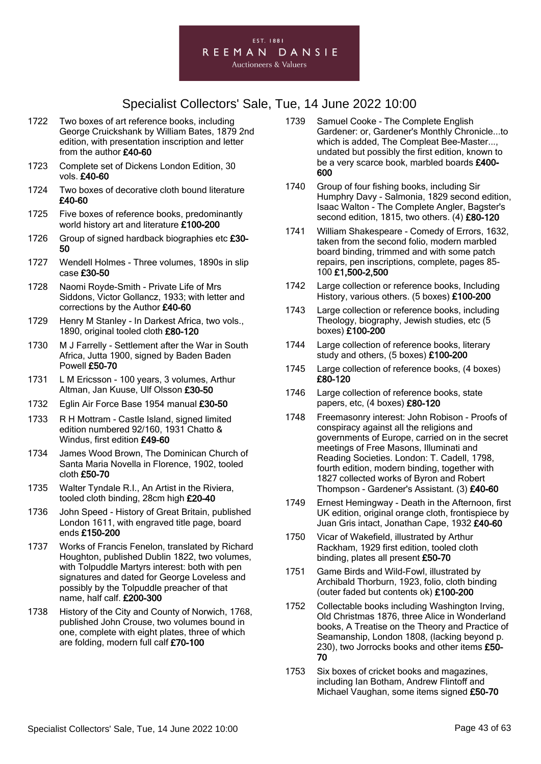# Specialist Collectors' Sale, Tue, 14 June 2022 10:00

1722 Two boxes of art reference books, including George Cruickshank by William Bates, 1879 2nd edition, with presentation inscription and letter from the author **£40-60**

1723 Complete set of Dickens London Edition, 30 vols. **£40-60**

1724 Two boxes of decorative cloth bound literature **£40-60**

1725 Five boxes of reference books, predominantly world history art and literature **£100-200**

1726 Group of signed hardback biographies etc **£30-50**

1727 Wendell Holmes - Three volumes, 1890s in slip case **£30-50**

1728 Naomi Royde-Smith - Private Life of Mrs Siddons, Victor Gollancz, 1933; with letter and corrections by the Author **£40-60**

1729 Henry M Stanley - In Darkest Africa, two vols., 1890, original tooled cloth **£80-120**

1730 M J Farrelly - Settlement after the War in South Africa, Jutta 1900, signed by Baden Baden Powell **£50-70**

1731 L M Ericsson - 100 years, 3 volumes, Arthur Altman, Jan Kuuse, Ulf Olsson **£30-50**

1732 Eglin Air Force Base 1954 manual **£30-50**

1733 R H Mottram - Castle Island, signed limited edition numbered 92/160, 1931 Chatto & Windus, first edition **£49-60**

1734 James Wood Brown, The Dominican Church of Santa Maria Novella in Florence, 1902, tooled cloth **£50-70**

1735 Walter Tyndale R.I., An Artist in the Riviera, tooled cloth binding, 28cm high **£20-40**

1736 John Speed - History of Great Britain, published London 1611, with engraved title page, board ends **£150-200**

1737 Works of Francis Fenelon, translated by Richard Houghton, published Dublin 1822, two volumes, with Tolpuddle Martyrs interest: both with pen signatures and dated for George Loveless and possibly by the Tolpuddle preacher of that name, half calf. **£200-300**

1738 History of the City and County of Norwich, 1768, published John Crouse, two volumes bound in one, complete with eight plates, three of which are folding, modern full calf **£70-100**

1739 Samuel Cooke - The Complete English Gardener: or, Gardener's Monthly Chronicle...to which is added, The Compleat Bee-Master..., undated but possibly the first edition, known to be a very scarce book, marbled boards **£400-600**

1740 Group of four fishing books, including Sir Humphry Davy - Salmonia, 1829 second edition, Isaac Walton - The Complete Angler, Bagster's second edition, 1815, two others. (4) **£80-120**

1741 William Shakespeare - Comedy of Errors, 1632, taken from the second folio, modern marbled board binding, trimmed and with some patch repairs, pen inscriptions, complete, pages 85-100 **£1,500-2,500**

1742 Large collection or reference books, Including History, various others. (5 boxes) **£100-200**

1743 Large collection or reference books, including Theology, biography, Jewish studies, etc (5 boxes) **£100-200**

1744 Large collection of reference books, literary study and others, (5 boxes) **£100-200**

1745 Large collection of reference books, (4 boxes) **£80-120**

1746 Large collection of reference books, state papers, etc, (4 boxes) **£80-120**

1748 Freemasonry interest: John Robison - Proofs of conspiracy against all the religions and governments of Europe, carried on in the secret meetings of Free Masons, Illuminati and Reading Societies. London: T. Cadell, 1798, fourth edition, modern binding, together with 1827 collected works of Byron and Robert Thompson - Gardener's Assistant. (3) **£40-60**

1749 Ernest Hemingway - Death in the Afternoon, first UK edition, original orange cloth, frontispiece by Juan Gris intact, Jonathan Cape, 1932 **£40-60**

1750 Vicar of Wakefield, illustrated by Arthur Rackham, 1929 first edition, tooled cloth binding, plates all present **£50-70**

1751 Game Birds and Wild-Fowl, illustrated by Archibald Thorburn, 1923, folio, cloth binding (outer faded but contents ok) **£100-200**

1752 Collectable books including Washington Irving, Old Christmas 1876, three Alice in Wonderland books, A Treatise on the Theory and Practice of Seamanship, London 1808, (lacking beyond p. 230), two Jorrocks books and other items **£50-70**

1753 Six boxes of cricket books and magazines, including Ian Botham, Andrew Flintoff and Michael Vaughan, some items signed **£50-70**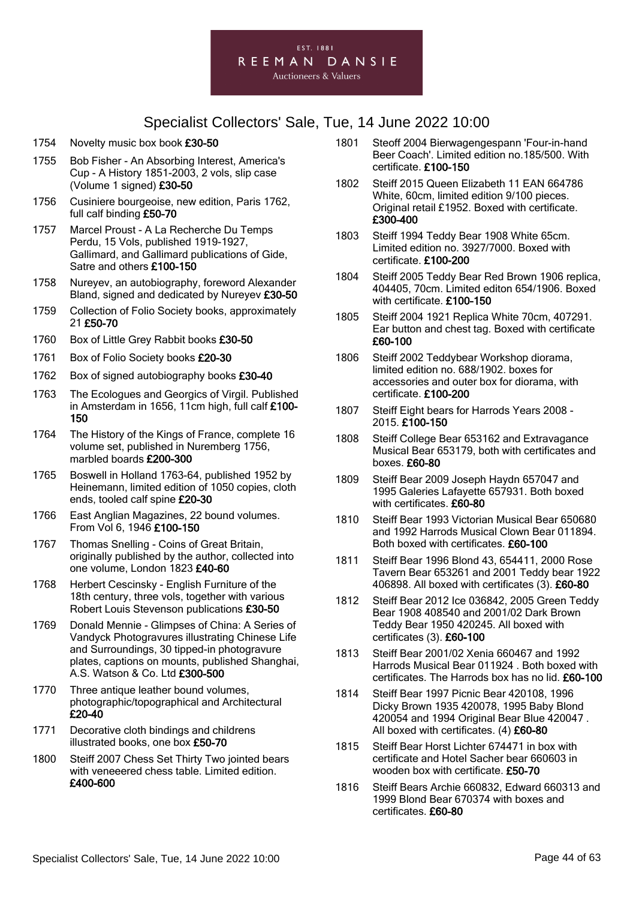EST. 1881
REEMAN DANSIE
Auctioneers & Valuers

# Specialist Collectors' Sale, Tue, 14 June 2022 10:00

1754 Novelty music box book **£30-50**

1755 Bob Fisher - An Absorbing Interest, America's Cup - A History 1851-2003, 2 vols, slip case (Volume 1 signed) **£30-50**

1756 Cusiniere bourgeoise, new edition, Paris 1762, full calf binding **£50-70**

1757 Marcel Proust - A La Recherche Du Temps Perdu, 15 Vols, published 1919-1927, Gallimard, and Gallimard publications of Gide, Satre and others **£100-150**

1758 Nureyev, an autobiography, foreword Alexander Bland, signed and dedicated by Nureyev **£30-50**

1759 Collection of Folio Society books, approximately 21 **£50-70**

1760 Box of Little Grey Rabbit books **£30-50**

1761 Box of Folio Society books **£20-30**

1762 Box of signed autobiography books **£30-40**

1763 The Ecologues and Georgics of Virgil. Published in Amsterdam in 1656, 11cm high, full calf **£100-150**

1764 The History of the Kings of France, complete 16 volume set, published in Nuremberg 1756, marbled boards **£200-300**

1765 Boswell in Holland 1763-64, published 1952 by Heinemann, limited edition of 1050 copies, cloth ends, tooled calf spine **£20-30**

1766 East Anglian Magazines, 22 bound volumes. From Vol 6, 1946 **£100-150**

1767 Thomas Snelling - Coins of Great Britain, originally published by the author, collected into one volume, London 1823 **£40-60**

1768 Herbert Cescinsky - English Furniture of the 18th century, three vols, together with various Robert Louis Stevenson publications **£30-50**

1769 Donald Mennie - Glimpses of China: A Series of Vandyck Photogravures illustrating Chinese Life and Surroundings, 30 tipped-in photogravure plates, captions on mounts, published Shanghai, A.S. Watson & Co. Ltd **£300-500**

1770 Three antique leather bound volumes, photographic/topographical and Architectural **£20-40**

1771 Decorative cloth bindings and childrens illustrated books, one box **£50-70**

1800 Steiff 2007 Chess Set Thirty Two jointed bears with veneeered chess table. Limited edition. **£400-600**

1801 Steoff 2004 Bierwagengespann 'Four-in-hand Beer Coach'. Limited edition no.185/500. With certificate. **£100-150**

1802 Steiff 2015 Queen Elizabeth 11 EAN 664786 White, 60cm, limited edition 9/100 pieces. Original retail £1952. Boxed with certificate. **£300-400**

1803 Steiff 1994 Teddy Bear 1908 White 65cm. Limited edition no. 3927/7000. Boxed with certificate. **£100-200**

1804 Steiff 2005 Teddy Bear Red Brown 1906 replica, 404405, 70cm. Limited editon 654/1906. Boxed with certificate. **£100-150**

1805 Steiff 2004 1921 Replica White 70cm, 407291. Ear button and chest tag. Boxed with certificate **£60-100**

1806 Steiff 2002 Teddybear Workshop diorama, limited edition no. 688/1902. boxes for accessories and outer box for diorama, with certificate. **£100-200**

1807 Steiff Eight bears for Harrods Years 2008 - 2015. **£100-150**

1808 Steiff College Bear 653162 and Extravagance Musical Bear 653179, both with certificates and boxes. **£60-80**

1809 Steiff Bear 2009 Joseph Haydn 657047 and 1995 Galeries Lafayette 657931. Both boxed with certificates. **£60-80**

1810 Steiff Bear 1993 Victorian Musical Bear 650680 and 1992 Harrods Musical Clown Bear 011894. Both boxed with certificates. **£60-100**

1811 Steiff Bear 1996 Blond 43, 654411, 2000 Rose Tavern Bear 653261 and 2001 Teddy bear 1922 406898. All boxed with certificates (3). **£60-80**

1812 Steiff Bear 2012 Ice 036842, 2005 Green Teddy Bear 1908 408540 and 2001/02 Dark Brown Teddy Bear 1950 420245. All boxed with certificates (3). **£60-100**

1813 Steiff Bear 2001/02 Xenia 660467 and 1992 Harrods Musical Bear 011924 . Both boxed with certificates. The Harrods box has no lid. **£60-100**

1814 Steiff Bear 1997 Picnic Bear 420108, 1996 Dicky Brown 1935 420078, 1995 Baby Blond 420054 and 1994 Original Bear Blue 420047 . All boxed with certificates. (4) **£60-80**

1815 Steiff Bear Horst Lichter 674471 in box with certificate and Hotel Sacher bear 660603 in wooden box with certificate. **£50-70**

1816 Steiff Bears Archie 660832, Edward 660313 and 1999 Blond Bear 670374 with boxes and certificates. **£60-80**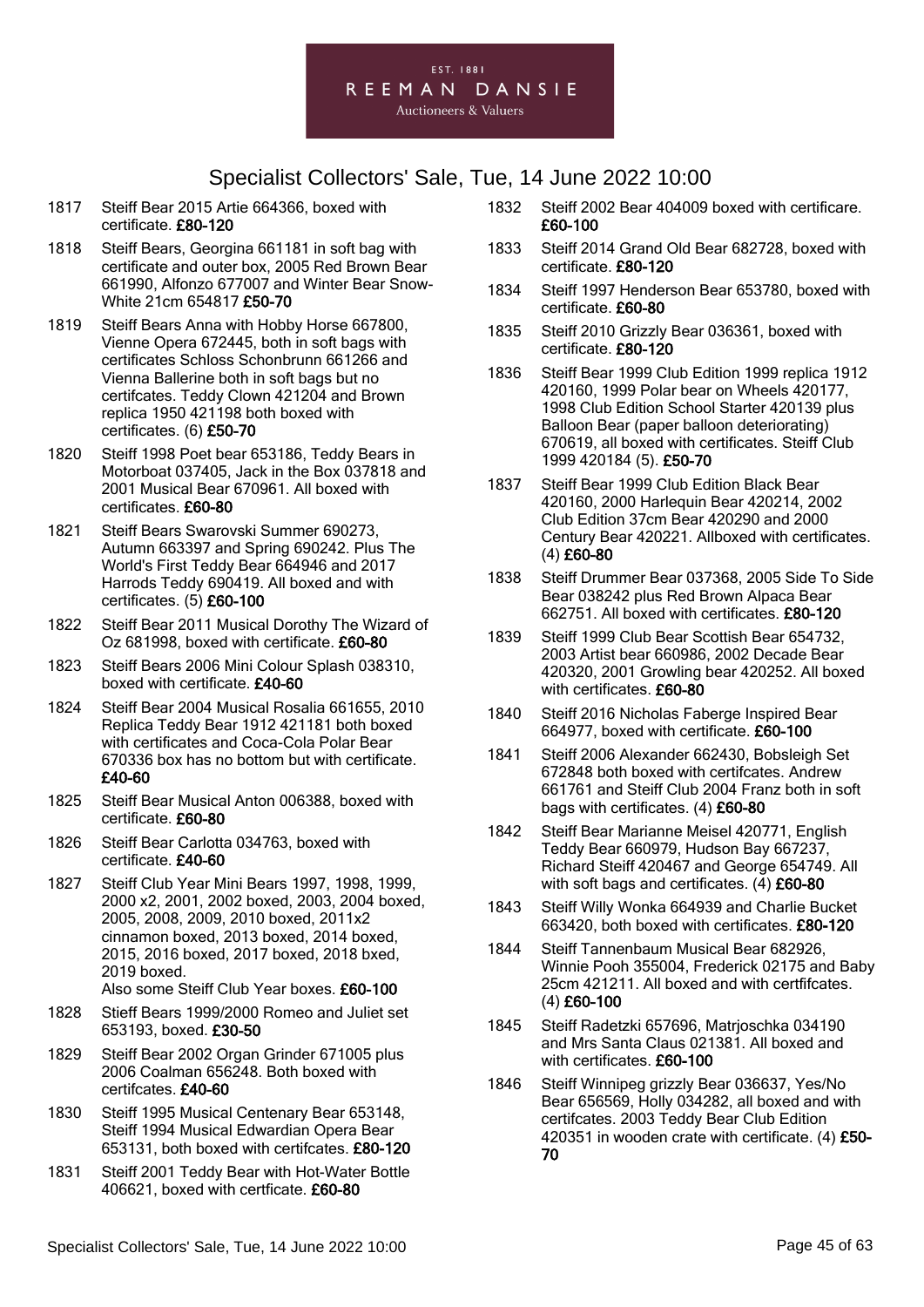# Specialist Collectors' Sale, Tue, 14 June 2022 10:00

1817 Steiff Bear 2015 Artie 664366, boxed with certificate. **£80-120**

1818 Steiff Bears, Georgina 661181 in soft bag with certificate and outer box, 2005 Red Brown Bear 661990, Alfonzo 677007 and Winter Bear Snow-White 21cm 654817 **£50-70**

1819 Steiff Bears Anna with Hobby Horse 667800, Vienne Opera 672445, both in soft bags with certificates Schloss Schonbrunn 661266 and Vienna Ballerine both in soft bags but no certifcates. Teddy Clown 421204 and Brown replica 1950 421198 both boxed with certificates. (6) **£50-70**

1820 Steiff 1998 Poet bear 653186, Teddy Bears in Motorboat 037405, Jack in the Box 037818 and 2001 Musical Bear 670961. All boxed with certificates. **£60-80**

1821 Steiff Bears Swarovski Summer 690273, Autumn 663397 and Spring 690242. Plus The World's First Teddy Bear 664946 and 2017 Harrods Teddy 690419. All boxed and with certificates. (5) **£60-100**

1822 Steiff Bear 2011 Musical Dorothy The Wizard of Oz 681998, boxed with certificate. **£60-80**

1823 Steiff Bears 2006 Mini Colour Splash 038310, boxed with certificate. **£40-60**

1824 Steiff Bear 2004 Musical Rosalia 661655, 2010 Replica Teddy Bear 1912 421181 both boxed with certificates and Coca-Cola Polar Bear 670336 box has no bottom but with certificate. **£40-60**

1825 Steiff Bear Musical Anton 006388, boxed with certificate. **£60-80**

1826 Steiff Bear Carlotta 034763, boxed with certificate. **£40-60**

1827 Steiff Club Year Mini Bears 1997, 1998, 1999, 2000 x2, 2001, 2002 boxed, 2003, 2004 boxed, 2005, 2008, 2009, 2010 boxed, 2011x2 cinnamon boxed, 2013 boxed, 2014 boxed, 2015, 2016 boxed, 2017 boxed, 2018 bxed, 2019 boxed.
Also some Steiff Club Year boxes. **£60-100**

1828 Stieff Bears 1999/2000 Romeo and Juliet set 653193, boxed. **£30-50**

1829 Steiff Bear 2002 Organ Grinder 671005 plus 2006 Coalman 656248. Both boxed with certifcates. **£40-60**

1830 Steiff 1995 Musical Centenary Bear 653148, Steiff 1994 Musical Edwardian Opera Bear 653131, both boxed with certifcates. **£80-120**

1831 Steiff 2001 Teddy Bear with Hot-Water Bottle 406621, boxed with certficate. **£60-80**

1832 Steiff 2002 Bear 404009 boxed with certificare. **£60-100**

1833 Steiff 2014 Grand Old Bear 682728, boxed with certificate. **£80-120**

1834 Steiff 1997 Henderson Bear 653780, boxed with certificate. **£60-80**

1835 Steiff 2010 Grizzly Bear 036361, boxed with certificate. **£80-120**

1836 Steiff Bear 1999 Club Edition 1999 replica 1912 420160, 1999 Polar bear on Wheels 420177, 1998 Club Edition School Starter 420139 plus Balloon Bear (paper balloon deteriorating) 670619, all boxed with certificates. Steiff Club 1999 420184 (5). **£50-70**

1837 Steiff Bear 1999 Club Edition Black Bear 420160, 2000 Harlequin Bear 420214, 2002 Club Edition 37cm Bear 420290 and 2000 Century Bear 420221. Allboxed with certificates. (4) **£60-80**

1838 Steiff Drummer Bear 037368, 2005 Side To Side Bear 038242 plus Red Brown Alpaca Bear 662751. All boxed with certificates. **£80-120**

1839 Steiff 1999 Club Bear Scottish Bear 654732, 2003 Artist bear 660986, 2002 Decade Bear 420320, 2001 Growling bear 420252. All boxed with certificates. **£60-80**

1840 Steiff 2016 Nicholas Faberge Inspired Bear 664977, boxed with certificate. **£60-100**

1841 Steiff 2006 Alexander 662430, Bobsleigh Set 672848 both boxed with certifcates. Andrew 661761 and Steiff Club 2004 Franz both in soft bags with certificates. (4) **£60-80**

1842 Steiff Bear Marianne Meisel 420771, English Teddy Bear 660979, Hudson Bay 667237, Richard Steiff 420467 and George 654749. All with soft bags and certificates. (4) **£60-80**

1843 Steiff Willy Wonka 664939 and Charlie Bucket 663420, both boxed with certificates. **£80-120**

1844 Steiff Tannenbaum Musical Bear 682926, Winnie Pooh 355004, Frederick 02175 and Baby 25cm 421211. All boxed and with certfifcates. (4) **£60-100**

1845 Steiff Radetzki 657696, Matrjoschka 034190 and Mrs Santa Claus 021381. All boxed and with certificates. **£60-100**

1846 Steiff Winnipeg grizzly Bear 036637, Yes/No Bear 656569, Holly 034282, all boxed and with certifcates. 2003 Teddy Bear Club Edition 420351 in wooden crate with certificate. (4) **£50-70**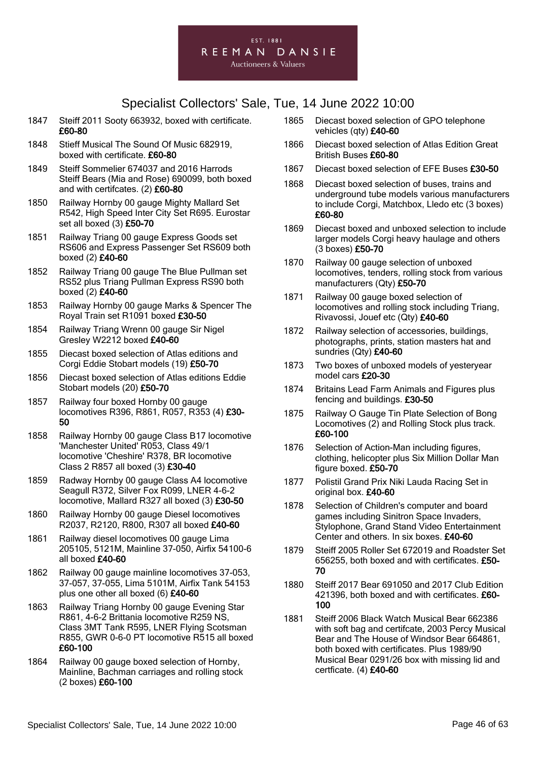# Specialist Collectors' Sale, Tue, 14 June 2022 10:00

1847 Steiff 2011 Sooty 663932, boxed with certificate. **£60-80**

1848 Stieff Musical The Sound Of Music 682919, boxed with certificate. **£60-80**

1849 Steiff Sommelier 674037 and 2016 Harrods Steiff Bears (Mia and Rose) 690099, both boxed and with certifcates. (2) **£60-80**

1850 Railway Hornby 00 gauge Mighty Mallard Set R542, High Speed Inter City Set R695. Eurostar set all boxed (3) **£50-70**

1851 Railway Triang 00 gauge Express Goods set RS606 and Express Passenger Set RS609 both boxed (2) **£40-60**

1852 Railway Triang 00 gauge The Blue Pullman set RS52 plus Triang Pullman Express RS90 both boxed (2) **£40-60**

1853 Railway Hornby 00 gauge Marks & Spencer The Royal Train set R1091 boxed **£30-50**

1854 Railway Triang Wrenn 00 gauge Sir Nigel Gresley W2212 boxed **£40-60**

1855 Diecast boxed selection of Atlas editions and Corgi Eddie Stobart models (19) **£50-70**

1856 Diecast boxed selection of Atlas editions Eddie Stobart models (20) **£50-70**

1857 Railway four boxed Hornby 00 gauge locomotives R396, R861, R057, R353 (4) **£30-50**

1858 Railway Hornby 00 gauge Class B17 locomotive 'Manchester United' R053, Class 49/1 locomotive 'Cheshire' R378, BR locomotive Class 2 R857 all boxed (3) **£30-40**

1859 Radway Hornby 00 gauge Class A4 locomotive Seagull R372, Silver Fox R099, LNER 4-6-2 locomotive, Mallard R327 all boxed (3) **£30-50**

1860 Railway Hornby 00 gauge Diesel locomotives R2037, R2120, R800, R307 all boxed **£40-60**

1861 Railway diesel locomotives 00 gauge Lima 205105, 5121M, Mainline 37-050, Airfix 54100-6 all boxed **£40-60**

1862 Railway 00 gauge mainline locomotives 37-053, 37-057, 37-055, Lima 5101M, Airfix Tank 54153 plus one other all boxed (6) **£40-60**

1863 Railway Triang Hornby 00 gauge Evening Star R861, 4-6-2 Brittania locomotive R259 NS, Class 3MT Tank R595, LNER Flying Scotsman R855, GWR 0-6-0 PT locomotive R515 all boxed **£60-100**

1864 Railway 00 gauge boxed selection of Hornby, Mainline, Bachman carriages and rolling stock (2 boxes) **£60-100**

1865 Diecast boxed selection of GPO telephone vehicles (qty) **£40-60**

1866 Diecast boxed selection of Atlas Edition Great British Buses **£60-80**

1867 Diecast boxed selection of EFE Buses **£30-50**

1868 Diecast boxed selection of buses, trains and underground tube models various manufacturers to include Corgi, Matchbox, Lledo etc (3 boxes) **£60-80**

1869 Diecast boxed and unboxed selection to include larger models Corgi heavy haulage and others (3 boxes) **£50-70**

1870 Railway 00 gauge selection of unboxed locomotives, tenders, rolling stock from various manufacturers (Qty) **£50-70**

1871 Railway 00 gauge boxed selection of locomotives and rolling stock including Triang, Rivavossi, Jouef etc (Qty) **£40-60**

1872 Railway selection of accessories, buildings, photographs, prints, station masters hat and sundries (Qty) **£40-60**

1873 Two boxes of unboxed models of yesteryear model cars **£20-30**

1874 Britains Lead Farm Animals and Figures plus fencing and buildings. **£30-50**

1875 Railway O Gauge Tin Plate Selection of Bong Locomotives (2) and Rolling Stock plus track. **£60-100**

1876 Selection of Action-Man including figures, clothing, helicopter plus Six Million Dollar Man figure boxed. **£50-70**

1877 Polistil Grand Prix Niki Lauda Racing Set in original box. **£40-60**

1878 Selection of Children's computer and board games including Sinitron Space Invaders, Stylophone, Grand Stand Video Entertainment Center and others. In six boxes. **£40-60**

1879 Steiff 2005 Roller Set 672019 and Roadster Set 656255, both boxed and with certificates. **£50-70**

1880 Steiff 2017 Bear 691050 and 2017 Club Edition 421396, both boxed and with certificates. **£60-100**

1881 Steiff 2006 Black Watch Musical Bear 662386 with soft bag and certifcate, 2003 Percy Musical Bear and The House of Windsor Bear 664861, both boxed with certificates. Plus 1989/90 Musical Bear 0291/26 box with missing lid and certficate. (4) **£40-60**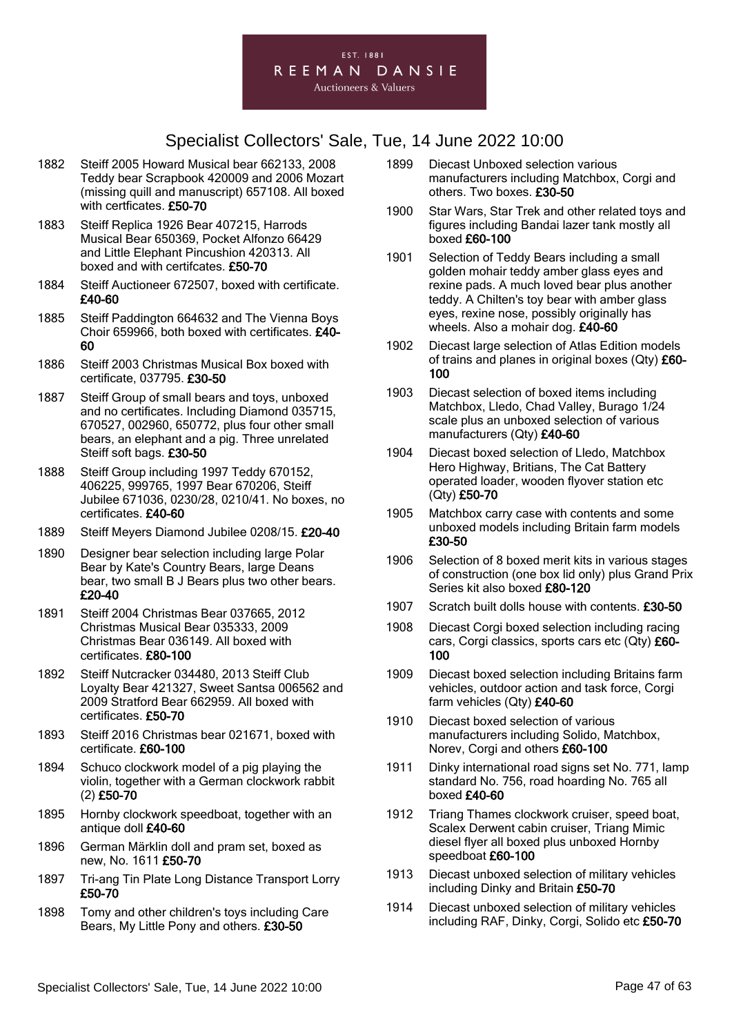EST. 1881
REEMAN DANSIE
Auctioneers & Valuers

## Specialist Collectors' Sale, Tue, 14 June 2022 10:00

1882 Steiff 2005 Howard Musical bear 662133, 2008 Teddy bear Scrapbook 420009 and 2006 Mozart (missing quill and manuscript) 657108. All boxed with certficates. **£50-70**

1883 Steiff Replica 1926 Bear 407215, Harrods Musical Bear 650369, Pocket Alfonzo 66429 and Little Elephant Pincushion 420313. All boxed and with certifcates. **£50-70**

1884 Steiff Auctioneer 672507, boxed with certificate. **£40-60**

1885 Steiff Paddington 664632 and The Vienna Boys Choir 659966, both boxed with certificates. **£40-60**

1886 Steiff 2003 Christmas Musical Box boxed with certificate, 037795. **£30-50**

1887 Steiff Group of small bears and toys, unboxed and no certificates. Including Diamond 035715, 670527, 002960, 650772, plus four other small bears, an elephant and a pig. Three unrelated Steiff soft bags. **£30-50**

1888 Steiff Group including 1997 Teddy 670152, 406225, 999765, 1997 Bear 670206, Steiff Jubilee 671036, 0230/28, 0210/41. No boxes, no certificates. **£40-60**

1889 Steiff Meyers Diamond Jubilee 0208/15. **£20-40**

1890 Designer bear selection including large Polar Bear by Kate's Country Bears, large Deans bear, two small B J Bears plus two other bears. **£20-40**

1891 Steiff 2004 Christmas Bear 037665, 2012 Christmas Musical Bear 035333, 2009 Christmas Bear 036149. All boxed with certificates. **£80-100**

1892 Steiff Nutcracker 034480, 2013 Steiff Club Loyalty Bear 421327, Sweet Santsa 006562 and 2009 Stratford Bear 662959. All boxed with certificates. **£50-70**

1893 Steiff 2016 Christmas bear 021671, boxed with certificate. **£60-100**

1894 Schuco clockwork model of a pig playing the violin, together with a German clockwork rabbit (2) **£50-70**

1895 Hornby clockwork speedboat, together with an antique doll **£40-60**

1896 German Märklin doll and pram set, boxed as new, No. 1611 **£50-70**

1897 Tri-ang Tin Plate Long Distance Transport Lorry **£50-70**

1898 Tomy and other children's toys including Care Bears, My Little Pony and others. **£30-50**

1899 Diecast Unboxed selection various manufacturers including Matchbox, Corgi and others. Two boxes. **£30-50**

1900 Star Wars, Star Trek and other related toys and figures including Bandai lazer tank mostly all boxed **£60-100**

1901 Selection of Teddy Bears including a small golden mohair teddy amber glass eyes and rexine pads. A much loved bear plus another teddy. A Chilten's toy bear with amber glass eyes, rexine nose, possibly originally has wheels. Also a mohair dog. **£40-60**

1902 Diecast large selection of Atlas Edition models of trains and planes in original boxes (Qty) **£60-100**

1903 Diecast selection of boxed items including Matchbox, Lledo, Chad Valley, Burago 1/24 scale plus an unboxed selection of various manufacturers (Qty) **£40-60**

1904 Diecast boxed selection of Lledo, Matchbox Hero Highway, Britians, The Cat Battery operated loader, wooden flyover station etc (Qty) **£50-70**

1905 Matchbox carry case with contents and some unboxed models including Britain farm models **£30-50**

1906 Selection of 8 boxed merit kits in various stages of construction (one box lid only) plus Grand Prix Series kit also boxed **£80-120**

1907 Scratch built dolls house with contents. **£30-50**

1908 Diecast Corgi boxed selection including racing cars, Corgi classics, sports cars etc (Qty) **£60-100**

1909 Diecast boxed selection including Britains farm vehicles, outdoor action and task force, Corgi farm vehicles (Qty) **£40-60**

1910 Diecast boxed selection of various manufacturers including Solido, Matchbox, Norev, Corgi and others **£60-100**

1911 Dinky international road signs set No. 771, lamp standard No. 756, road hoarding No. 765 all boxed **£40-60**

1912 Triang Thames clockwork cruiser, speed boat, Scalex Derwent cabin cruiser, Triang Mimic diesel flyer all boxed plus unboxed Hornby speedboat **£60-100**

1913 Diecast unboxed selection of military vehicles including Dinky and Britain **£50-70**

1914 Diecast unboxed selection of military vehicles including RAF, Dinky, Corgi, Solido etc **£50-70**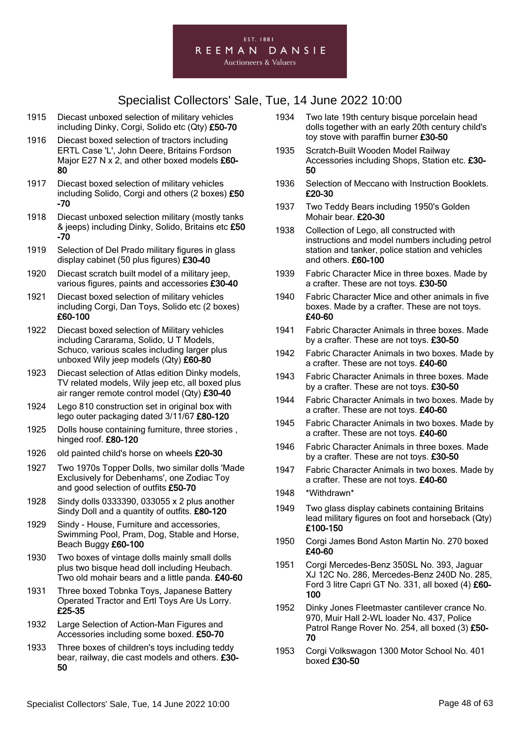# Specialist Collectors' Sale, Tue, 14 June 2022 10:00

1915 Diecast unboxed selection of military vehicles including Dinky, Corgi, Solido etc (Qty) **£50-70**

1916 Diecast boxed selection of tractors including ERTL Case 'L', John Deere, Britains Fordson Major E27 N x 2, and other boxed models **£60-80**

1917 Diecast boxed selection of military vehicles including Solido, Corgi and others (2 boxes) **£50-70**

1918 Diecast unboxed selection military (mostly tanks & jeeps) including Dinky, Solido, Britains etc **£50-70**

1919 Selection of Del Prado military figures in glass display cabinet (50 plus figures) **£30-40**

1920 Diecast scratch built model of a military jeep, various figures, paints and accessories **£30-40**

1921 Diecast boxed selection of military vehicles including Corgi, Dan Toys, Solido etc (2 boxes) **£60-100**

1922 Diecast boxed selection of Military vehicles including Cararama, Solido, U T Models, Schuco, various scales including larger plus unboxed Wily jeep models (Qty) **£60-80**

1923 Diecast selection of Atlas edition Dinky models, TV related models, Wily jeep etc, all boxed plus air ranger remote control model (Qty) **£30-40**

1924 Lego 810 construction set in original box with lego outer packaging dated 3/11/67 **£80-120**

1925 Dolls house containing furniture, three stories , hinged roof. **£80-120**

1926 old painted child's horse on wheels **£20-30**

1927 Two 1970s Topper Dolls, two similar dolls 'Made Exclusively for Debenhams', one Zodiac Toy and good selection of outfits **£50-70**

1928 Sindy dolls 0333390, 033055 x 2 plus another Sindy Doll and a quantity of outfits. **£80-120**

1929 Sindy - House, Furniture and accessories, Swimming Pool, Pram, Dog, Stable and Horse, Beach Buggy **£60-100**

1930 Two boxes of vintage dolls mainly small dolls plus two bisque head doll including Heubach. Two old mohair bears and a little panda. **£40-60**

1931 Three boxed Tobnka Toys, Japanese Battery Operated Tractor and Ertl Toys Are Us Lorry. **£25-35**

1932 Large Selection of Action-Man Figures and Accessories including some boxed. **£50-70**

1933 Three boxes of children's toys including teddy bear, railway, die cast models and others. **£30-50**

1934 Two late 19th century bisque porcelain head dolls together with an early 20th century child's toy stove with paraffin burner **£30-50**

1935 Scratch-Built Wooden Model Railway Accessories including Shops, Station etc. **£30-50**

1936 Selection of Meccano with Instruction Booklets. **£20-30**

1937 Two Teddy Bears including 1950's Golden Mohair bear. **£20-30**

1938 Collection of Lego, all constructed with instructions and model numbers including petrol station and tanker, police station and vehicles and others. **£60-100**

1939 Fabric Character Mice in three boxes. Made by a crafter. These are not toys. **£30-50**

1940 Fabric Character Mice and other animals in five boxes. Made by a crafter. These are not toys. **£40-60**

1941 Fabric Character Animals in three boxes. Made by a crafter. These are not toys. **£30-50**

1942 Fabric Character Animals in two boxes. Made by a crafter. These are not toys. **£40-60**

1943 Fabric Character Animals in three boxes. Made by a crafter. These are not toys. **£30-50**

1944 Fabric Character Animals in two boxes. Made by a crafter. These are not toys. **£40-60**

1945 Fabric Character Animals in two boxes. Made by a crafter. These are not toys. **£40-60**

1946 Fabric Character Animals in three boxes. Made by a crafter. These are not toys. **£30-50**

1947 Fabric Character Animals in two boxes. Made by a crafter. These are not toys. **£40-60**

1948 *Withdrawn*

1949 Two glass display cabinets containing Britains lead military figures on foot and horseback (Qty) **£100-150**

1950 Corgi James Bond Aston Martin No. 270 boxed **£40-60**

1951 Corgi Mercedes-Benz 350SL No. 393, Jaguar XJ 12C No. 286, Mercedes-Benz 240D No. 285, Ford 3 litre Capri GT No. 331, all boxed (4) **£60-100**

1952 Dinky Jones Fleetmaster cantilever crance No. 970, Muir Hall 2-WL loader No. 437, Police Patrol Range Rover No. 254, all boxed (3) **£50-70**

1953 Corgi Volkswagon 1300 Motor School No. 401 boxed **£30-50**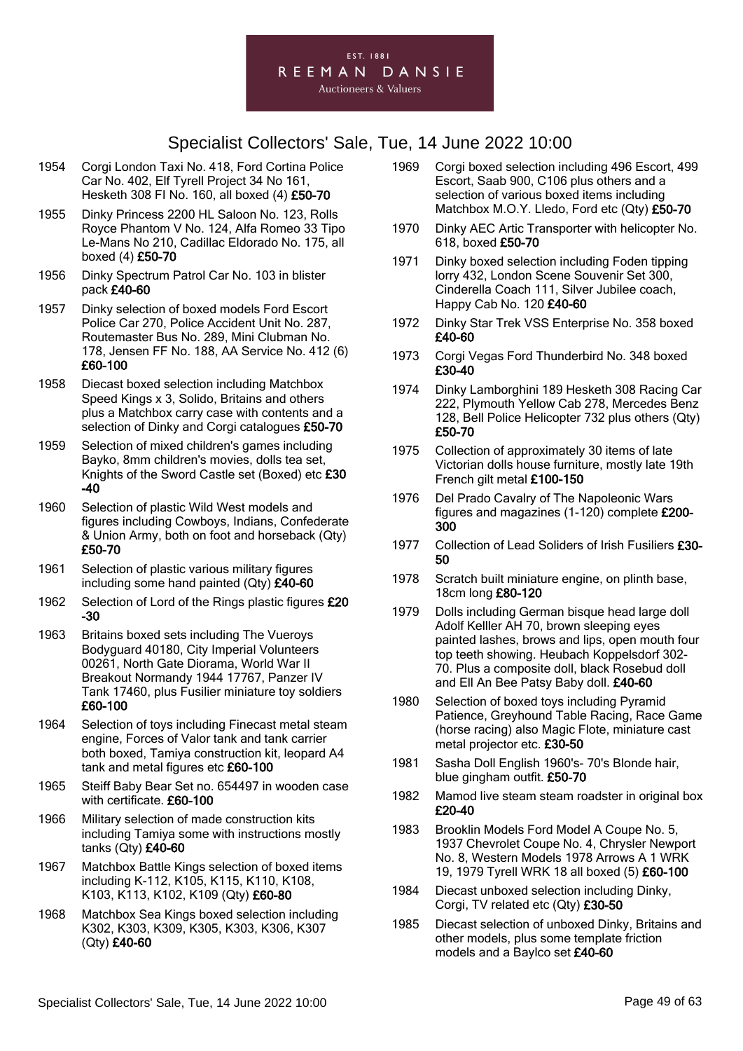EST. 1881
REEMAN DANSIE
Auctioneers & Valuers

# Specialist Collectors' Sale, Tue, 14 June 2022 10:00

1954 Corgi London Taxi No. 418, Ford Cortina Police Car No. 402, Elf Tyrell Project 34 No 161, Hesketh 308 FI No. 160, all boxed (4) **£50-70**

1955 Dinky Princess 2200 HL Saloon No. 123, Rolls Royce Phantom V No. 124, Alfa Romeo 33 Tipo Le-Mans No 210, Cadillac Eldorado No. 175, all boxed (4) **£50-70**

1956 Dinky Spectrum Patrol Car No. 103 in blister pack **£40-60**

1957 Dinky selection of boxed models Ford Escort Police Car 270, Police Accident Unit No. 287, Routemaster Bus No. 289, Mini Clubman No. 178, Jensen FF No. 188, AA Service No. 412 (6) **£60-100**

1958 Diecast boxed selection including Matchbox Speed Kings x 3, Solido, Britains and others plus a Matchbox carry case with contents and a selection of Dinky and Corgi catalogues **£50-70**

1959 Selection of mixed children's games including Bayko, 8mm children's movies, dolls tea set, Knights of the Sword Castle set (Boxed) etc **£30-40**

1960 Selection of plastic Wild West models and figures including Cowboys, Indians, Confederate & Union Army, both on foot and horseback (Qty) **£50-70**

1961 Selection of plastic various military figures including some hand painted (Qty) **£40-60**

1962 Selection of Lord of the Rings plastic figures **£20-30**

1963 Britains boxed sets including The Vueroys Bodyguard 40180, City Imperial Volunteers 00261, North Gate Diorama, World War II Breakout Normandy 1944 17767, Panzer IV Tank 17460, plus Fusilier miniature toy soldiers **£60-100**

1964 Selection of toys including Finecast metal steam engine, Forces of Valor tank and tank carrier both boxed, Tamiya construction kit, leopard A4 tank and metal figures etc **£60-100**

1965 Steiff Baby Bear Set no. 654497 in wooden case with certificate. **£60-100**

1966 Military selection of made construction kits including Tamiya some with instructions mostly tanks (Qty) **£40-60**

1967 Matchbox Battle Kings selection of boxed items including K-112, K105, K115, K110, K108, K103, K113, K102, K109 (Qty) **£60-80**

1968 Matchbox Sea Kings boxed selection including K302, K303, K309, K305, K303, K306, K307 (Qty) **£40-60**

1969 Corgi boxed selection including 496 Escort, 499 Escort, Saab 900, C106 plus others and a selection of various boxed items including Matchbox M.O.Y. Lledo, Ford etc (Qty) **£50-70**

1970 Dinky AEC Artic Transporter with helicopter No. 618, boxed **£50-70**

1971 Dinky boxed selection including Foden tipping lorry 432, London Scene Souvenir Set 300, Cinderella Coach 111, Silver Jubilee coach, Happy Cab No. 120 **£40-60**

1972 Dinky Star Trek VSS Enterprise No. 358 boxed **£40-60**

1973 Corgi Vegas Ford Thunderbird No. 348 boxed **£30-40**

1974 Dinky Lamborghini 189 Hesketh 308 Racing Car 222, Plymouth Yellow Cab 278, Mercedes Benz 128, Bell Police Helicopter 732 plus others (Qty) **£50-70**

1975 Collection of approximately 30 items of late Victorian dolls house furniture, mostly late 19th French gilt metal **£100-150**

1976 Del Prado Cavalry of The Napoleonic Wars figures and magazines (1-120) complete **£200-300**

1977 Collection of Lead Soliders of Irish Fusiliers **£30-50**

1978 Scratch built miniature engine, on plinth base, 18cm long **£80-120**

1979 Dolls including German bisque head large doll Adolf Kelller AH 70, brown sleeping eyes painted lashes, brows and lips, open mouth four top teeth showing. Heubach Koppelsdorf 302-70. Plus a composite doll, black Rosebud doll and Ell An Bee Patsy Baby doll. **£40-60**

1980 Selection of boxed toys including Pyramid Patience, Greyhound Table Racing, Race Game (horse racing) also Magic Flote, miniature cast metal projector etc. **£30-50**

1981 Sasha Doll English 1960's- 70's Blonde hair, blue gingham outfit. **£50-70**

1982 Mamod live steam steam roadster in original box **£20-40**

1983 Brooklin Models Ford Model A Coupe No. 5, 1937 Chevrolet Coupe No. 4, Chrysler Newport No. 8, Western Models 1978 Arrows A 1 WRK 19, 1979 Tyrell WRK 18 all boxed (5) **£60-100**

1984 Diecast unboxed selection including Dinky, Corgi, TV related etc (Qty) **£30-50**

1985 Diecast selection of unboxed Dinky, Britains and other models, plus some template friction models and a Baylco set **£40-60**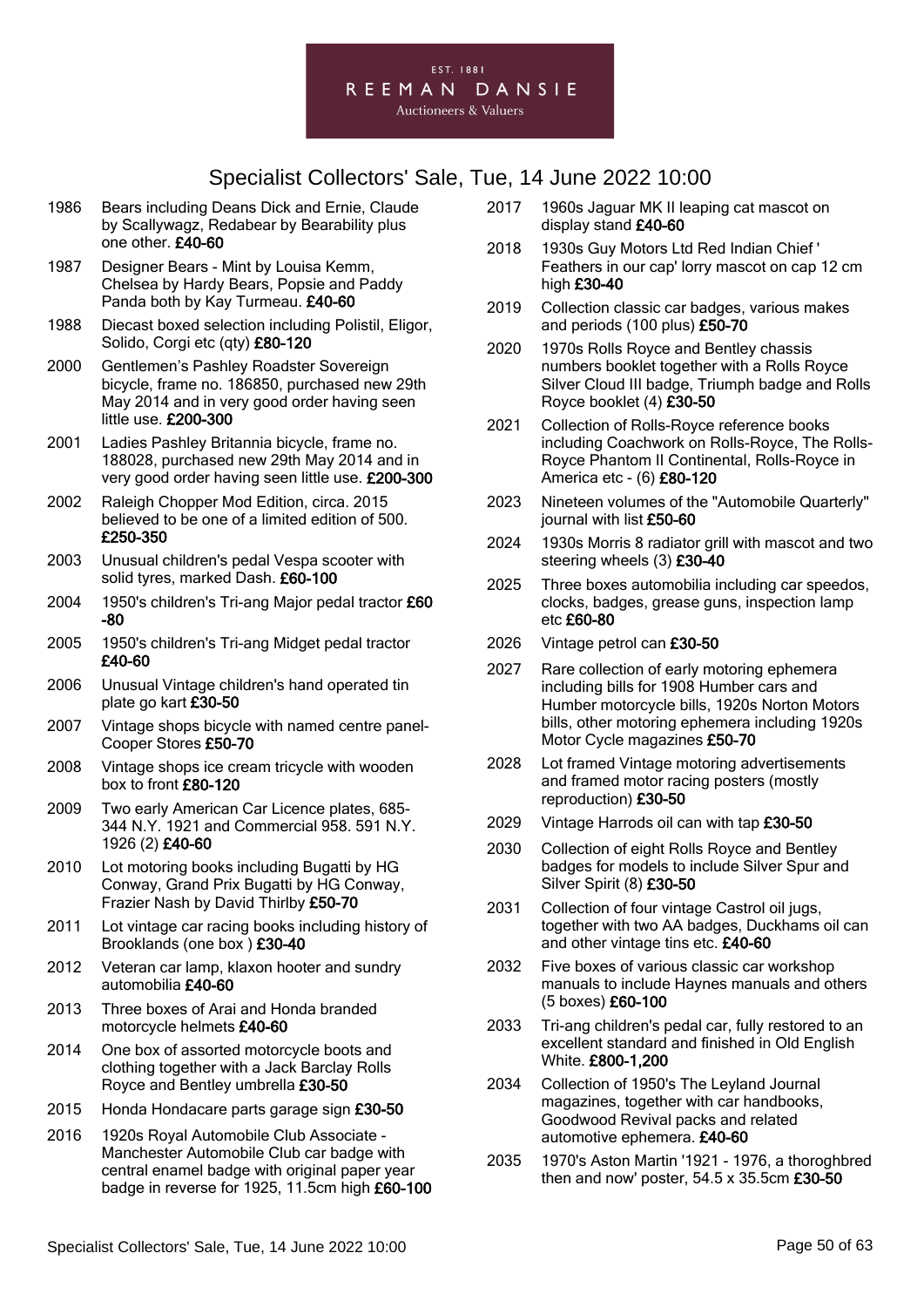EST. 1881
REEMAN DANSIE
Auctioneers & Valuers

# Specialist Collectors' Sale, Tue, 14 June 2022 10:00

1986 Bears including Deans Dick and Ernie, Claude by Scallywagz, Redabear by Bearability plus one other. **£40-60**

1987 Designer Bears - Mint by Louisa Kemm, Chelsea by Hardy Bears, Popsie and Paddy Panda both by Kay Turmeau. **£40-60**

1988 Diecast boxed selection including Polistil, Eligor, Solido, Corgi etc (qty) **£80-120**

2000 Gentlemen's Pashley Roadster Sovereign bicycle, frame no. 186850, purchased new 29th May 2014 and in very good order having seen little use. **£200-300**

2001 Ladies Pashley Britannia bicycle, frame no. 188028, purchased new 29th May 2014 and in very good order having seen little use. **£200-300**

2002 Raleigh Chopper Mod Edition, circa. 2015 believed to be one of a limited edition of 500. **£250-350**

2003 Unusual children's pedal Vespa scooter with solid tyres, marked Dash. **£60-100**

2004 1950's children's Tri-ang Major pedal tractor **£60-80**

2005 1950's children's Tri-ang Midget pedal tractor **£40-60**

2006 Unusual Vintage children's hand operated tin plate go kart **£30-50**

2007 Vintage shops bicycle with named centre panel- Cooper Stores **£50-70**

2008 Vintage shops ice cream tricycle with wooden box to front **£80-120**

2009 Two early American Car Licence plates, 685-344 N.Y. 1921 and Commercial 958. 591 N.Y. 1926 (2) **£40-60**

2010 Lot motoring books including Bugatti by HG Conway, Grand Prix Bugatti by HG Conway, Frazier Nash by David Thirlby **£50-70**

2011 Lot vintage car racing books including history of Brooklands (one box ) **£30-40**

2012 Veteran car lamp, klaxon hooter and sundry automobilia **£40-60**

2013 Three boxes of Arai and Honda branded motorcycle helmets **£40-60**

2014 One box of assorted motorcycle boots and clothing together with a Jack Barclay Rolls Royce and Bentley umbrella **£30-50**

2015 Honda Hondacare parts garage sign **£30-50**

2016 1920s Royal Automobile Club Associate - Manchester Automobile Club car badge with central enamel badge with original paper year badge in reverse for 1925, 11.5cm high **£60-100**

2017 1960s Jaguar MK II leaping cat mascot on display stand **£40-60**

2018 1930s Guy Motors Ltd Red Indian Chief ' Feathers in our cap' lorry mascot on cap 12 cm high **£30-40**

2019 Collection classic car badges, various makes and periods (100 plus) **£50-70**

2020 1970s Rolls Royce and Bentley chassis numbers booklet together with a Rolls Royce Silver Cloud III badge, Triumph badge and Rolls Royce booklet (4) **£30-50**

2021 Collection of Rolls-Royce reference books including Coachwork on Rolls-Royce, The Rolls-Royce Phantom II Continental, Rolls-Royce in America etc - (6) **£80-120**

2023 Nineteen volumes of the "Automobile Quarterly" journal with list **£50-60**

2024 1930s Morris 8 radiator grill with mascot and two steering wheels (3) **£30-40**

2025 Three boxes automobilia including car speedos, clocks, badges, grease guns, inspection lamp etc **£60-80**

2026 Vintage petrol can **£30-50**

2027 Rare collection of early motoring ephemera including bills for 1908 Humber cars and Humber motorcycle bills, 1920s Norton Motors bills, other motoring ephemera including 1920s Motor Cycle magazines **£50-70**

2028 Lot framed Vintage motoring advertisements and framed motor racing posters (mostly reproduction) **£30-50**

2029 Vintage Harrods oil can with tap **£30-50**

2030 Collection of eight Rolls Royce and Bentley badges for models to include Silver Spur and Silver Spirit (8) **£30-50**

2031 Collection of four vintage Castrol oil jugs, together with two AA badges, Duckhams oil can and other vintage tins etc. **£40-60**

2032 Five boxes of various classic car workshop manuals to include Haynes manuals and others (5 boxes) **£60-100**

2033 Tri-ang children's pedal car, fully restored to an excellent standard and finished in Old English White. **£800-1,200**

2034 Collection of 1950's The Leyland Journal magazines, together with car handbooks, Goodwood Revival packs and related automotive ephemera. **£40-60**

2035 1970's Aston Martin '1921 - 1976, a thoroghbred then and now' poster, 54.5 x 35.5cm **£30-50**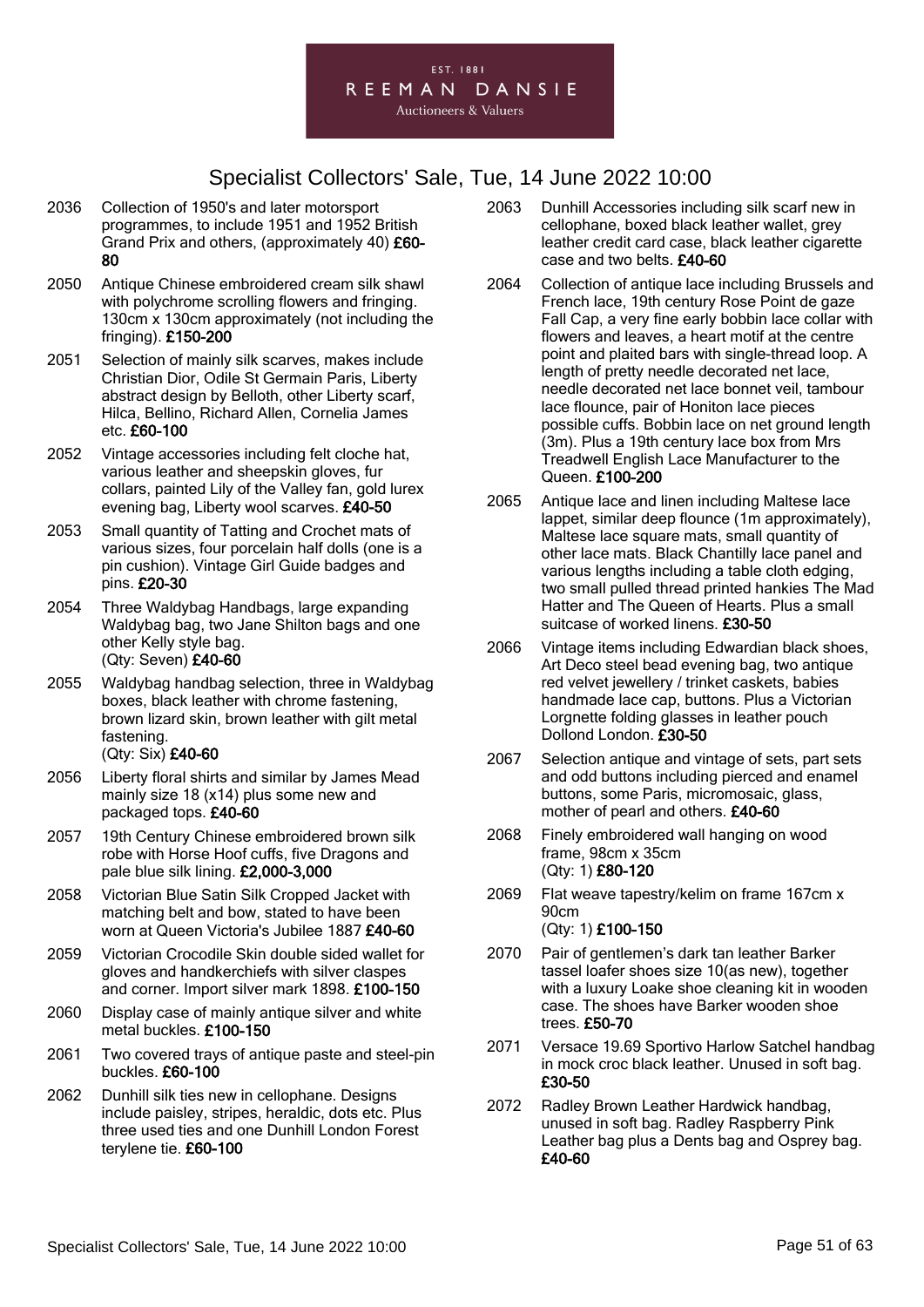# Specialist Collectors' Sale, Tue, 14 June 2022 10:00

2036 Collection of 1950's and later motorsport programmes, to include 1951 and 1952 British Grand Prix and others, (approximately 40) **£60-80**

2050 Antique Chinese embroidered cream silk shawl with polychrome scrolling flowers and fringing. 130cm x 130cm approximately (not including the fringing). **£150-200**

2051 Selection of mainly silk scarves, makes include Christian Dior, Odile St Germain Paris, Liberty abstract design by Belloth, other Liberty scarf, Hilca, Bellino, Richard Allen, Cornelia James etc. **£60-100**

2052 Vintage accessories including felt cloche hat, various leather and sheepskin gloves, fur collars, painted Lily of the Valley fan, gold lurex evening bag, Liberty wool scarves. **£40-50**

2053 Small quantity of Tatting and Crochet mats of various sizes, four porcelain half dolls (one is a pin cushion). Vintage Girl Guide badges and pins. **£20-30**

2054 Three Waldybag Handbags, large expanding Waldybag bag, two Jane Shilton bags and one other Kelly style bag.
(Qty: Seven) **£40-60**

2055 Waldybag handbag selection, three in Waldybag boxes, black leather with chrome fastening, brown lizard skin, brown leather with gilt metal fastening.
(Qty: Six) **£40-60**

2056 Liberty floral shirts and similar by James Mead mainly size 18 (x14) plus some new and packaged tops. **£40-60**

2057 19th Century Chinese embroidered brown silk robe with Horse Hoof cuffs, five Dragons and pale blue silk lining. **£2,000-3,000**

2058 Victorian Blue Satin Silk Cropped Jacket with matching belt and bow, stated to have been worn at Queen Victoria's Jubilee 1887 **£40-60**

2059 Victorian Crocodile Skin double sided wallet for gloves and handkerchiefs with silver claspes and corner. Import silver mark 1898. **£100-150**

2060 Display case of mainly antique silver and white metal buckles. **£100-150**

2061 Two covered trays of antique paste and steel-pin buckles. **£60-100**

2062 Dunhill silk ties new in cellophane. Designs include paisley, stripes, heraldic, dots etc. Plus three used ties and one Dunhill London Forest terylene tie. **£60-100**

2063 Dunhill Accessories including silk scarf new in cellophane, boxed black leather wallet, grey leather credit card case, black leather cigarette case and two belts. **£40-60**

2064 Collection of antique lace including Brussels and French lace, 19th century Rose Point de gaze Fall Cap, a very fine early bobbin lace collar with flowers and leaves, a heart motif at the centre point and plaited bars with single-thread loop. A length of pretty needle decorated net lace, needle decorated net lace bonnet veil, tambour lace flounce, pair of Honiton lace pieces possible cuffs. Bobbin lace on net ground length (3m). Plus a 19th century lace box from Mrs Treadwell English Lace Manufacturer to the Queen. **£100-200**

2065 Antique lace and linen including Maltese lace lappet, similar deep flounce (1m approximately), Maltese lace square mats, small quantity of other lace mats. Black Chantilly lace panel and various lengths including a table cloth edging, two small pulled thread printed hankies The Mad Hatter and The Queen of Hearts. Plus a small suitcase of worked linens. **£30-50**

2066 Vintage items including Edwardian black shoes, Art Deco steel bead evening bag, two antique red velvet jewellery / trinket caskets, babies handmade lace cap, buttons. Plus a Victorian Lorgnette folding glasses in leather pouch Dollond London. **£30-50**

2067 Selection antique and vintage of sets, part sets and odd buttons including pierced and enamel buttons, some Paris, micromosaic, glass, mother of pearl and others. **£40-60**

2068 Finely embroidered wall hanging on wood frame, 98cm x 35cm
(Qty: 1) **£80-120**

2069 Flat weave tapestry/kelim on frame 167cm x 90cm
(Qty: 1) **£100-150**

2070 Pair of gentlemen's dark tan leather Barker tassel loafer shoes size 10(as new), together with a luxury Loake shoe cleaning kit in wooden case. The shoes have Barker wooden shoe trees. **£50-70**

2071 Versace 19.69 Sportivo Harlow Satchel handbag in mock croc black leather. Unused in soft bag. **£30-50**

2072 Radley Brown Leather Hardwick handbag, unused in soft bag. Radley Raspberry Pink Leather bag plus a Dents bag and Osprey bag. **£40-60**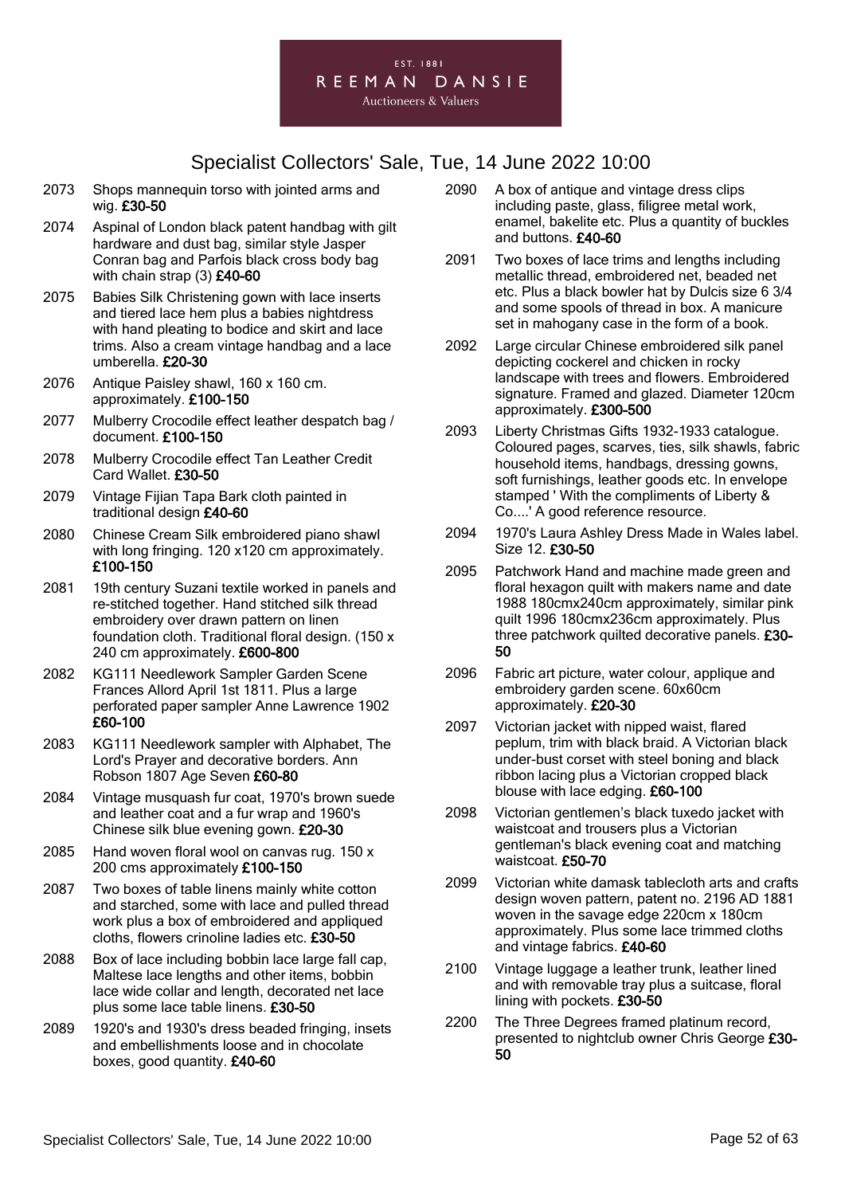## Specialist Collectors' Sale, Tue, 14 June 2022 10:00

2073 Shops mannequin torso with jointed arms and wig. **£30-50**

2074 Aspinal of London black patent handbag with gilt hardware and dust bag, similar style Jasper Conran bag and Parfois black cross body bag with chain strap (3) **£40-60**

2075 Babies Silk Christening gown with lace inserts and tiered lace hem plus a babies nightdress with hand pleating to bodice and skirt and lace trims. Also a cream vintage handbag and a lace umberella. **£20-30**

2076 Antique Paisley shawl, 160 x 160 cm. approximately. **£100-150**

2077 Mulberry Crocodile effect leather despatch bag / document. **£100-150**

2078 Mulberry Crocodile effect Tan Leather Credit Card Wallet. **£30-50**

2079 Vintage Fijian Tapa Bark cloth painted in traditional design **£40-60**

2080 Chinese Cream Silk embroidered piano shawl with long fringing. 120 x120 cm approximately. **£100-150**

2081 19th century Suzani textile worked in panels and re-stitched together. Hand stitched silk thread embroidery over drawn pattern on linen foundation cloth. Traditional floral design. (150 x 240 cm approximately. **£600-800**

2082 KG111 Needlework Sampler Garden Scene Frances Allord April 1st 1811. Plus a large perforated paper sampler Anne Lawrence 1902 **£60-100**

2083 KG111 Needlework sampler with Alphabet, The Lord's Prayer and decorative borders. Ann Robson 1807 Age Seven **£60-80**

2084 Vintage musquash fur coat, 1970's brown suede and leather coat and a fur wrap and 1960's Chinese silk blue evening gown. **£20-30**

2085 Hand woven floral wool on canvas rug. 150 x 200 cms approximately **£100-150**

2087 Two boxes of table linens mainly white cotton and starched, some with lace and pulled thread work plus a box of embroidered and appliqued cloths, flowers crinoline ladies etc. **£30-50**

2088 Box of lace including bobbin lace large fall cap, Maltese lace lengths and other items, bobbin lace wide collar and length, decorated net lace plus some lace table linens. **£30-50**

2089 1920's and 1930's dress beaded fringing, insets and embellishments loose and in chocolate boxes, good quantity. **£40-60**

2090 A box of antique and vintage dress clips including paste, glass, filigree metal work, enamel, bakelite etc. Plus a quantity of buckles and buttons. **£40-60**

2091 Two boxes of lace trims and lengths including metallic thread, embroidered net, beaded net etc. Plus a black bowler hat by Dulcis size 6 3/4 and some spools of thread in box. A manicure set in mahogany case in the form of a book.

2092 Large circular Chinese embroidered silk panel depicting cockerel and chicken in rocky landscape with trees and flowers. Embroidered signature. Framed and glazed. Diameter 120cm approximately. **£300-500**

2093 Liberty Christmas Gifts 1932-1933 catalogue. Coloured pages, scarves, ties, silk shawls, fabric household items, handbags, dressing gowns, soft furnishings, leather goods etc. In envelope stamped ' With the compliments of Liberty & Co....' A good reference resource.

2094 1970's Laura Ashley Dress Made in Wales label. Size 12. **£30-50**

2095 Patchwork Hand and machine made green and floral hexagon quilt with makers name and date 1988 180cmx240cm approximately, similar pink quilt 1996 180cmx236cm approximately. Plus three patchwork quilted decorative panels. **£30-50**

2096 Fabric art picture, water colour, applique and embroidery garden scene. 60x60cm approximately. **£20-30**

2097 Victorian jacket with nipped waist, flared peplum, trim with black braid. A Victorian black under-bust corset with steel boning and black ribbon lacing plus a Victorian cropped black blouse with lace edging. **£60-100**

2098 Victorian gentlemen's black tuxedo jacket with waistcoat and trousers plus a Victorian gentleman's black evening coat and matching waistcoat. **£50-70**

2099 Victorian white damask tablecloth arts and crafts design woven pattern, patent no. 2196 AD 1881 woven in the savage edge 220cm x 180cm approximately. Plus some lace trimmed cloths and vintage fabrics. **£40-60**

2100 Vintage luggage a leather trunk, leather lined and with removable tray plus a suitcase, floral lining with pockets. **£30-50**

2200 The Three Degrees framed platinum record, presented to nightclub owner Chris George **£30-50**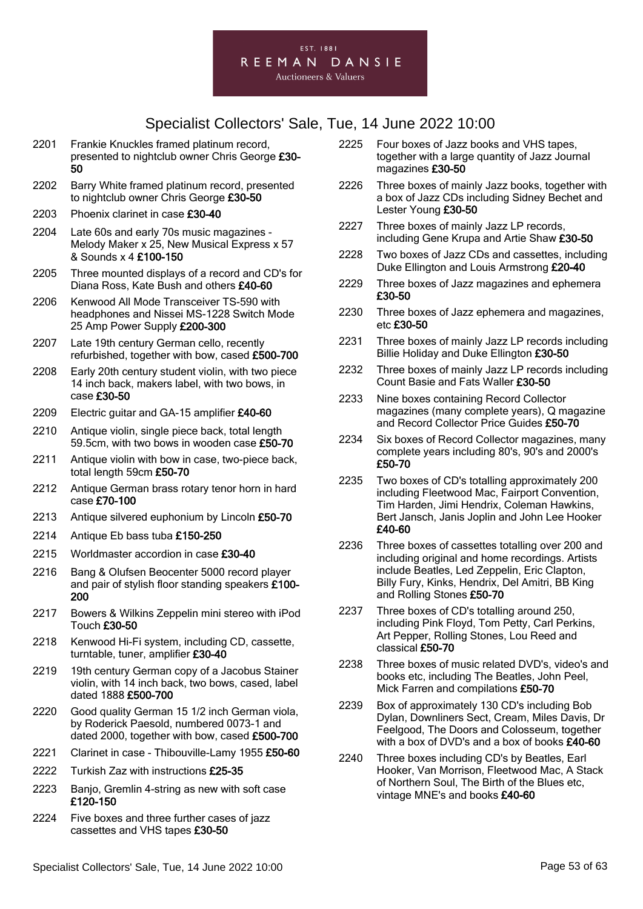# Specialist Collectors' Sale, Tue, 14 June 2022 10:00

2201 Frankie Knuckles framed platinum record, presented to nightclub owner Chris George **£30-50**

2202 Barry White framed platinum record, presented to nightclub owner Chris George **£30-50**

2203 Phoenix clarinet in case **£30-40**

2204 Late 60s and early 70s music magazines - Melody Maker x 25, New Musical Express x 57 & Sounds x 4 **£100-150**

2205 Three mounted displays of a record and CD's for Diana Ross, Kate Bush and others **£40-60**

2206 Kenwood All Mode Transceiver TS-590 with headphones and Nissei MS-1228 Switch Mode 25 Amp Power Supply **£200-300**

2207 Late 19th century German cello, recently refurbished, together with bow, cased **£500-700**

2208 Early 20th century student violin, with two piece 14 inch back, makers label, with two bows, in case **£30-50**

2209 Electric guitar and GA-15 amplifier **£40-60**

2210 Antique violin, single piece back, total length 59.5cm, with two bows in wooden case **£50-70**

2211 Antique violin with bow in case, two-piece back, total length 59cm **£50-70**

2212 Antique German brass rotary tenor horn in hard case **£70-100**

2213 Antique silvered euphonium by Lincoln **£50-70**

2214 Antique Eb bass tuba **£150-250**

2215 Worldmaster accordion in case **£30-40**

2216 Bang & Olufsen Beocenter 5000 record player and pair of stylish floor standing speakers **£100-200**

2217 Bowers & Wilkins Zeppelin mini stereo with iPod Touch **£30-50**

2218 Kenwood Hi-Fi system, including CD, cassette, turntable, tuner, amplifier **£30-40**

2219 19th century German copy of a Jacobus Stainer violin, with 14 inch back, two bows, cased, label dated 1888 **£500-700**

2220 Good quality German 15 1/2 inch German viola, by Roderick Paesold, numbered 0073-1 and dated 2000, together with bow, cased **£500-700**

2221 Clarinet in case - Thibouville-Lamy 1955 **£50-60**

2222 Turkish Zaz with instructions **£25-35**

2223 Banjo, Gremlin 4-string as new with soft case **£120-150**

2224 Five boxes and three further cases of jazz cassettes and VHS tapes **£30-50**

2225 Four boxes of Jazz books and VHS tapes, together with a large quantity of Jazz Journal magazines **£30-50**

2226 Three boxes of mainly Jazz books, together with a box of Jazz CDs including Sidney Bechet and Lester Young **£30-50**

2227 Three boxes of mainly Jazz LP records, including Gene Krupa and Artie Shaw **£30-50**

2228 Two boxes of Jazz CDs and cassettes, including Duke Ellington and Louis Armstrong **£20-40**

2229 Three boxes of Jazz magazines and ephemera **£30-50**

2230 Three boxes of Jazz ephemera and magazines, etc **£30-50**

2231 Three boxes of mainly Jazz LP records including Billie Holiday and Duke Ellington **£30-50**

2232 Three boxes of mainly Jazz LP records including Count Basie and Fats Waller **£30-50**

2233 Nine boxes containing Record Collector magazines (many complete years), Q magazine and Record Collector Price Guides **£50-70**

2234 Six boxes of Record Collector magazines, many complete years including 80's, 90's and 2000's **£50-70**

2235 Two boxes of CD's totalling approximately 200 including Fleetwood Mac, Fairport Convention, Tim Harden, Jimi Hendrix, Coleman Hawkins, Bert Jansch, Janis Joplin and John Lee Hooker **£40-60**

2236 Three boxes of cassettes totalling over 200 and including original and home recordings. Artists include Beatles, Led Zeppelin, Eric Clapton, Billy Fury, Kinks, Hendrix, Del Amitri, BB King and Rolling Stones **£50-70**

2237 Three boxes of CD's totalling around 250, including Pink Floyd, Tom Petty, Carl Perkins, Art Pepper, Rolling Stones, Lou Reed and classical **£50-70**

2238 Three boxes of music related DVD's, video's and books etc, including The Beatles, John Peel, Mick Farren and compilations **£50-70**

2239 Box of approximately 130 CD's including Bob Dylan, Downliners Sect, Cream, Miles Davis, Dr Feelgood, The Doors and Colosseum, together with a box of DVD's and a box of books **£40-60**

2240 Three boxes including CD's by Beatles, Earl Hooker, Van Morrison, Fleetwood Mac, A Stack of Northern Soul, The Birth of the Blues etc, vintage MNE's and books **£40-60**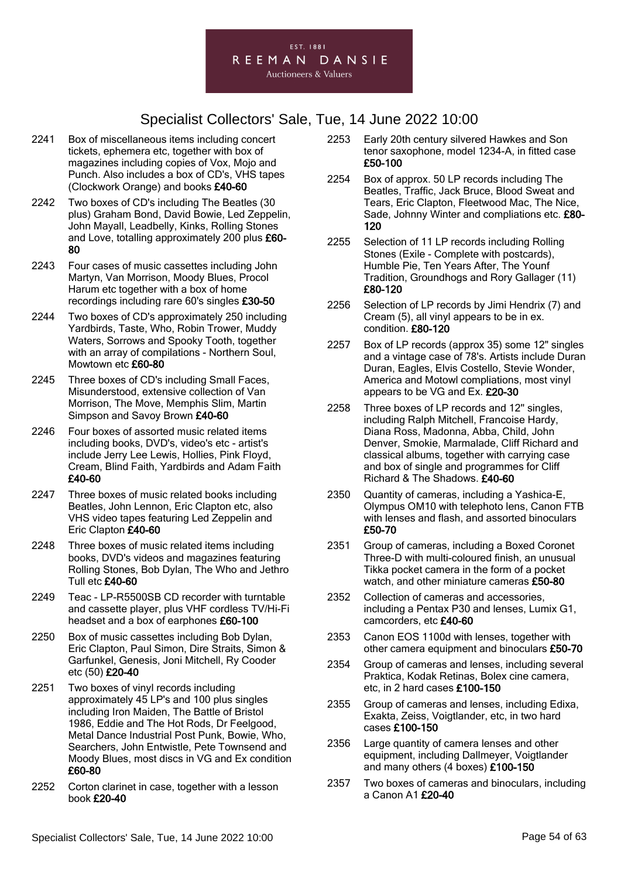# Specialist Collectors' Sale, Tue, 14 June 2022 10:00

2241 Box of miscellaneous items including concert tickets, ephemera etc, together with box of magazines including copies of Vox, Mojo and Punch. Also includes a box of CD's, VHS tapes (Clockwork Orange) and books **£40-60**

2242 Two boxes of CD's including The Beatles (30 plus) Graham Bond, David Bowie, Led Zeppelin, John Mayall, Leadbelly, Kinks, Rolling Stones and Love, totalling approximately 200 plus **£60-80**

2243 Four cases of music cassettes including John Martyn, Van Morrison, Moody Blues, Procol Harum etc together with a box of home recordings including rare 60's singles **£30-50**

2244 Two boxes of CD's approximately 250 including Yardbirds, Taste, Who, Robin Trower, Muddy Waters, Sorrows and Spooky Tooth, together with an array of compilations - Northern Soul, Mowtown etc **£60-80**

2245 Three boxes of CD's including Small Faces, Misunderstood, extensive collection of Van Morrison, The Move, Memphis Slim, Martin Simpson and Savoy Brown **£40-60**

2246 Four boxes of assorted music related items including books, DVD's, video's etc - artist's include Jerry Lee Lewis, Hollies, Pink Floyd, Cream, Blind Faith, Yardbirds and Adam Faith **£40-60**

2247 Three boxes of music related books including Beatles, John Lennon, Eric Clapton etc, also VHS video tapes featuring Led Zeppelin and Eric Clapton **£40-60**

2248 Three boxes of music related items including books, DVD's videos and magazines featuring Rolling Stones, Bob Dylan, The Who and Jethro Tull etc **£40-60**

2249 Teac - LP-R5500SB CD recorder with turntable and cassette player, plus VHF cordless TV/Hi-Fi headset and a box of earphones **£60-100**

2250 Box of music cassettes including Bob Dylan, Eric Clapton, Paul Simon, Dire Straits, Simon & Garfunkel, Genesis, Joni Mitchell, Ry Cooder etc (50) **£20-40**

2251 Two boxes of vinyl records including approximately 45 LP's and 100 plus singles including Iron Maiden, The Battle of Bristol 1986, Eddie and The Hot Rods, Dr Feelgood, Metal Dance Industrial Post Punk, Bowie, Who, Searchers, John Entwistle, Pete Townsend and Moody Blues, most discs in VG and Ex condition **£60-80**

2252 Corton clarinet in case, together with a lesson book **£20-40**

2253 Early 20th century silvered Hawkes and Son tenor saxophone, model 1234-A, in fitted case **£50-100**

2254 Box of approx. 50 LP records including The Beatles, Traffic, Jack Bruce, Blood Sweat and Tears, Eric Clapton, Fleetwood Mac, The Nice, Sade, Johnny Winter and compliations etc. **£80-120**

2255 Selection of 11 LP records including Rolling Stones (Exile - Complete with postcards), Humble Pie, Ten Years After, The Younf Tradition, Groundhogs and Rory Gallager (11) **£80-120**

2256 Selection of LP records by Jimi Hendrix (7) and Cream (5), all vinyl appears to be in ex. condition. **£80-120**

2257 Box of LP records (approx 35) some 12" singles and a vintage case of 78's. Artists include Duran Duran, Eagles, Elvis Costello, Stevie Wonder, America and Motowl compliations, most vinyl appears to be VG and Ex. **£20-30**

2258 Three boxes of LP records and 12" singles, including Ralph Mitchell, Francoise Hardy, Diana Ross, Madonna, Abba, Child, John Denver, Smokie, Marmalade, Cliff Richard and classical albums, together with carrying case and box of single and programmes for Cliff Richard & The Shadows. **£40-60**

2350 Quantity of cameras, including a Yashica-E, Olympus OM10 with telephoto lens, Canon FTB with lenses and flash, and assorted binoculars **£50-70**

2351 Group of cameras, including a Boxed Coronet Three-D with multi-coloured finish, an unusual Tikka pocket camera in the form of a pocket watch, and other miniature cameras **£50-80**

2352 Collection of cameras and accessories, including a Pentax P30 and lenses, Lumix G1, camcorders, etc **£40-60**

2353 Canon EOS 1100d with lenses, together with other camera equipment and binoculars **£50-70**

2354 Group of cameras and lenses, including several Praktica, Kodak Retinas, Bolex cine camera, etc, in 2 hard cases **£100-150**

2355 Group of cameras and lenses, including Edixa, Exakta, Zeiss, Voigtlander, etc, in two hard cases **£100-150**

2356 Large quantity of camera lenses and other equipment, including Dallmeyer, Voigtlander and many others (4 boxes) **£100-150**

2357 Two boxes of cameras and binoculars, including a Canon A1 **£20-40**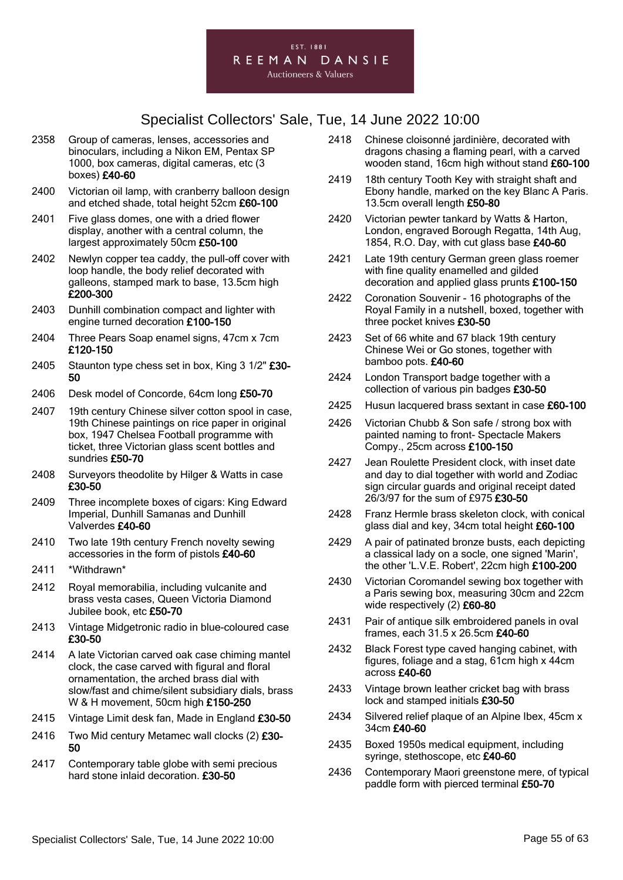EST. 1881
REEMAN DANSIE
Auctioneers & Valuers

# Specialist Collectors' Sale, Tue, 14 June 2022 10:00

2358 Group of cameras, lenses, accessories and binoculars, including a Nikon EM, Pentax SP 1000, box cameras, digital cameras, etc (3 boxes) **£40-60**

2400 Victorian oil lamp, with cranberry balloon design and etched shade, total height 52cm **£60-100**

2401 Five glass domes, one with a dried flower display, another with a central column, the largest approximately 50cm **£50-100**

2402 Newlyn copper tea caddy, the pull-off cover with loop handle, the body relief decorated with galleons, stamped mark to base, 13.5cm high **£200-300**

2403 Dunhill combination compact and lighter with engine turned decoration **£100-150**

2404 Three Pears Soap enamel signs, 47cm x 7cm **£120-150**

2405 Staunton type chess set in box, King 3 1/2" **£30-50**

2406 Desk model of Concorde, 64cm long **£50-70**

2407 19th century Chinese silver cotton spool in case, 19th Chinese paintings on rice paper in original box, 1947 Chelsea Football programme with ticket, three Victorian glass scent bottles and sundries **£50-70**

2408 Surveyors theodolite by Hilger & Watts in case **£30-50**

2409 Three incomplete boxes of cigars: King Edward Imperial, Dunhill Samanas and Dunhill Valverdes **£40-60**

2410 Two late 19th century French novelty sewing accessories in the form of pistols **£40-60**

2411 *Withdrawn*

2412 Royal memorabilia, including vulcanite and brass vesta cases, Queen Victoria Diamond Jubilee book, etc **£50-70**

2413 Vintage Midgetronic radio in blue-coloured case **£30-50**

2414 A late Victorian carved oak case chiming mantel clock, the case carved with figural and floral ornamentation, the arched brass dial with slow/fast and chime/silent subsidiary dials, brass W & H movement, 50cm high **£150-250**

2415 Vintage Limit desk fan, Made in England **£30-50**

2416 Two Mid century Metamec wall clocks (2) **£30-50**

2417 Contemporary table globe with semi precious hard stone inlaid decoration. **£30-50**

2418 Chinese cloisonné jardinière, decorated with dragons chasing a flaming pearl, with a carved wooden stand, 16cm high without stand **£60-100**

2419 18th century Tooth Key with straight shaft and Ebony handle, marked on the key Blanc A Paris. 13.5cm overall length **£50-80**

2420 Victorian pewter tankard by Watts & Harton, London, engraved Borough Regatta, 14th Aug, 1854, R.O. Day, with cut glass base **£40-60**

2421 Late 19th century German green glass roemer with fine quality enamelled and gilded decoration and applied glass prunts **£100-150**

2422 Coronation Souvenir - 16 photographs of the Royal Family in a nutshell, boxed, together with three pocket knives **£30-50**

2423 Set of 66 white and 67 black 19th century Chinese Wei or Go stones, together with bamboo pots. **£40-60**

2424 London Transport badge together with a collection of various pin badges **£30-50**

2425 Husun lacquered brass sextant in case **£60-100**

2426 Victorian Chubb & Son safe / strong box with painted naming to front- Spectacle Makers Compy., 25cm across **£100-150**

2427 Jean Roulette President clock, with inset date and day to dial together with world and Zodiac sign circular guards and original receipt dated 26/3/97 for the sum of £975 **£30-50**

2428 Franz Hermle brass skeleton clock, with conical glass dial and key, 34cm total height **£60-100**

2429 A pair of patinated bronze busts, each depicting a classical lady on a socle, one signed 'Marin', the other 'L.V.E. Robert', 22cm high **£100-200**

2430 Victorian Coromandel sewing box together with a Paris sewing box, measuring 30cm and 22cm wide respectively (2) **£60-80**

2431 Pair of antique silk embroidered panels in oval frames, each 31.5 x 26.5cm **£40-60**

2432 Black Forest type caved hanging cabinet, with figures, foliage and a stag, 61cm high x 44cm across **£40-60**

2433 Vintage brown leather cricket bag with brass lock and stamped initials **£30-50**

2434 Silvered relief plaque of an Alpine Ibex, 45cm x 34cm **£40-60**

2435 Boxed 1950s medical equipment, including syringe, stethoscope, etc **£40-60**

2436 Contemporary Maori greenstone mere, of typical paddle form with pierced terminal **£50-70**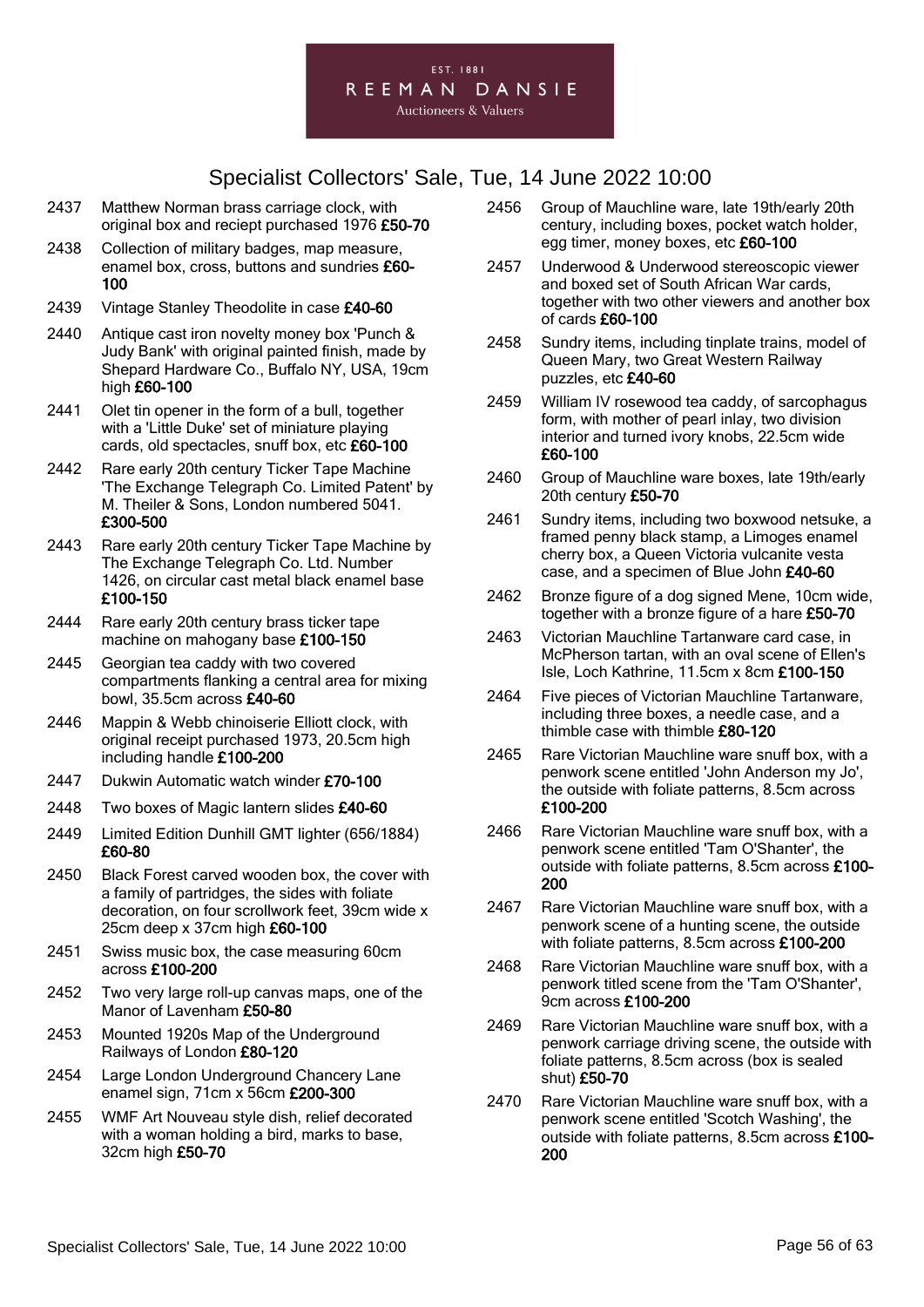2437 Matthew Norman brass carriage clock, with original box and reciept purchased 1976 **£50-70**

2438 Collection of military badges, map measure, enamel box, cross, buttons and sundries **£60-100**

2439 Vintage Stanley Theodolite in case **£40-60**

2440 Antique cast iron novelty money box 'Punch & Judy Bank' with original painted finish, made by Shepard Hardware Co., Buffalo NY, USA, 19cm high **£60-100**

2441 Olet tin opener in the form of a bull, together with a 'Little Duke' set of miniature playing cards, old spectacles, snuff box, etc **£60-100**

2442 Rare early 20th century Ticker Tape Machine 'The Exchange Telegraph Co. Limited Patent' by M. Theiler & Sons, London numbered 5041. **£300-500**

2443 Rare early 20th century Ticker Tape Machine by The Exchange Telegraph Co. Ltd. Number 1426, on circular cast metal black enamel base **£100-150**

2444 Rare early 20th century brass ticker tape machine on mahogany base **£100-150**

2445 Georgian tea caddy with two covered compartments flanking a central area for mixing bowl, 35.5cm across **£40-60**

2446 Mappin & Webb chinoiserie Elliott clock, with original receipt purchased 1973, 20.5cm high including handle **£100-200**

2447 Dukwin Automatic watch winder **£70-100**

2448 Two boxes of Magic lantern slides **£40-60**

2449 Limited Edition Dunhill GMT lighter (656/1884) **£60-80**

2450 Black Forest carved wooden box, the cover with a family of partridges, the sides with foliate decoration, on four scrollwork feet, 39cm wide x 25cm deep x 37cm high **£60-100**

2451 Swiss music box, the case measuring 60cm across **£100-200**

2452 Two very large roll-up canvas maps, one of the Manor of Lavenham **£50-80**

2453 Mounted 1920s Map of the Underground Railways of London **£80-120**

2454 Large London Underground Chancery Lane enamel sign, 71cm x 56cm **£200-300**

2455 WMF Art Nouveau style dish, relief decorated with a woman holding a bird, marks to base, 32cm high **£50-70**

2456 Group of Mauchline ware, late 19th/early 20th century, including boxes, pocket watch holder, egg timer, money boxes, etc **£60-100**

2457 Underwood & Underwood stereoscopic viewer and boxed set of South African War cards, together with two other viewers and another box of cards **£60-100**

2458 Sundry items, including tinplate trains, model of Queen Mary, two Great Western Railway puzzles, etc **£40-60**

2459 William IV rosewood tea caddy, of sarcophagus form, with mother of pearl inlay, two division interior and turned ivory knobs, 22.5cm wide **£60-100**

2460 Group of Mauchline ware boxes, late 19th/early 20th century **£50-70**

2461 Sundry items, including two boxwood netsuke, a framed penny black stamp, a Limoges enamel cherry box, a Queen Victoria vulcanite vesta case, and a specimen of Blue John **£40-60**

2462 Bronze figure of a dog signed Mene, 10cm wide, together with a bronze figure of a hare **£50-70**

2463 Victorian Mauchline Tartanware card case, in McPherson tartan, with an oval scene of Ellen's Isle, Loch Kathrine, 11.5cm x 8cm **£100-150**

2464 Five pieces of Victorian Mauchline Tartanware, including three boxes, a needle case, and a thimble case with thimble **£80-120**

2465 Rare Victorian Mauchline ware snuff box, with a penwork scene entitled 'John Anderson my Jo', the outside with foliate patterns, 8.5cm across **£100-200**

2466 Rare Victorian Mauchline ware snuff box, with a penwork scene entitled 'Tam O'Shanter', the outside with foliate patterns, 8.5cm across **£100-200**

2467 Rare Victorian Mauchline ware snuff box, with a penwork scene of a hunting scene, the outside with foliate patterns, 8.5cm across **£100-200**

2468 Rare Victorian Mauchline ware snuff box, with a penwork titled scene from the 'Tam O'Shanter', 9cm across **£100-200**

2469 Rare Victorian Mauchline ware snuff box, with a penwork carriage driving scene, the outside with foliate patterns, 8.5cm across (box is sealed shut) **£50-70**

2470 Rare Victorian Mauchline ware snuff box, with a penwork scene entitled 'Scotch Washing', the outside with foliate patterns, 8.5cm across **£100-200**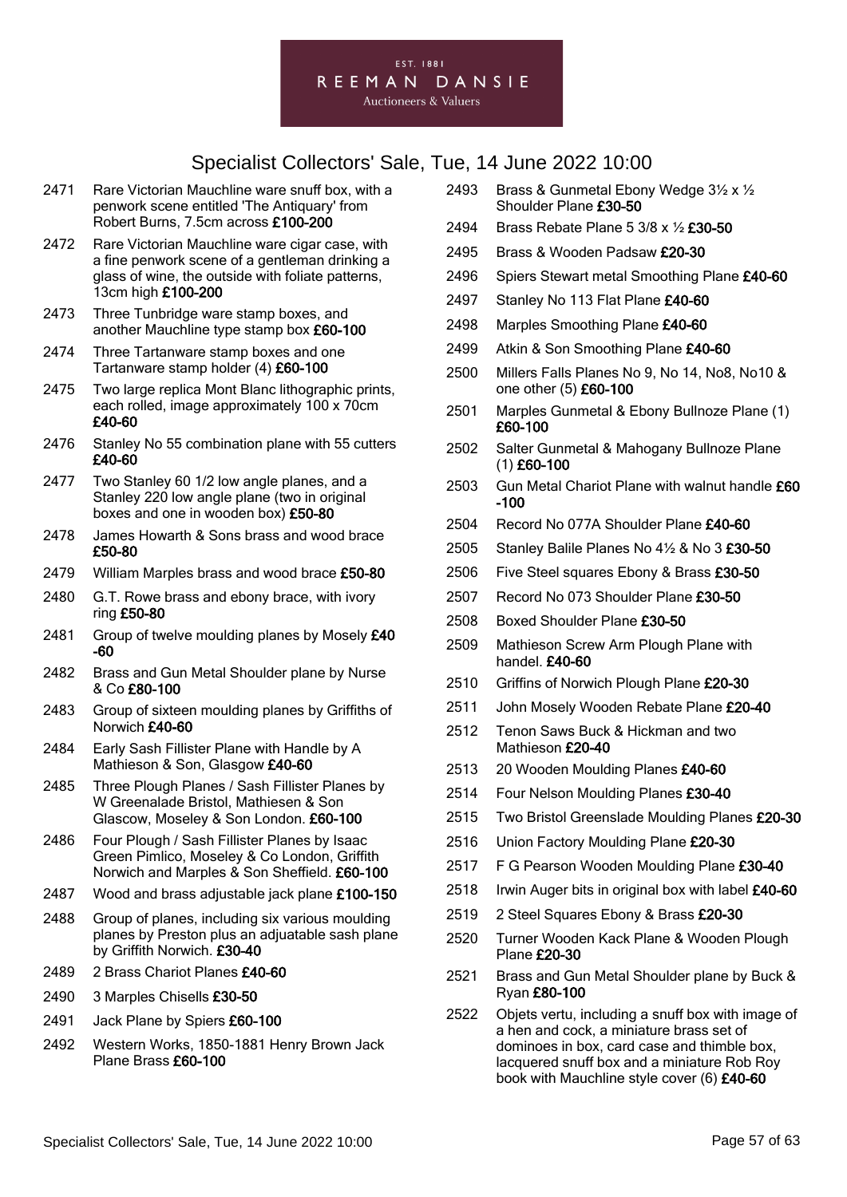# Specialist Collectors' Sale, Tue, 14 June 2022 10:00

2471 Rare Victorian Mauchline ware snuff box, with a penwork scene entitled 'The Antiquary' from Robert Burns, 7.5cm across **£100-200**

2472 Rare Victorian Mauchline ware cigar case, with a fine penwork scene of a gentleman drinking a glass of wine, the outside with foliate patterns, 13cm high **£100-200**

2473 Three Tunbridge ware stamp boxes, and another Mauchline type stamp box **£60-100**

2474 Three Tartanware stamp boxes and one Tartanware stamp holder (4) **£60-100**

2475 Two large replica Mont Blanc lithographic prints, each rolled, image approximately 100 x 70cm **£40-60**

2476 Stanley No 55 combination plane with 55 cutters **£40-60**

2477 Two Stanley 60 1/2 low angle planes, and a Stanley 220 low angle plane (two in original boxes and one in wooden box) **£50-80**

2478 James Howarth & Sons brass and wood brace **£50-80**

2479 William Marples brass and wood brace **£50-80**

2480 G.T. Rowe brass and ebony brace, with ivory ring **£50-80**

2481 Group of twelve moulding planes by Mosely **£40-60**

2482 Brass and Gun Metal Shoulder plane by Nurse & Co **£80-100**

2483 Group of sixteen moulding planes by Griffiths of Norwich **£40-60**

2484 Early Sash Fillister Plane with Handle by A Mathieson & Son, Glasgow **£40-60**

2485 Three Plough Planes / Sash Fillister Planes by W Greenalade Bristol, Mathiesen & Son Glascow, Moseley & Son London. **£60-100**

2486 Four Plough / Sash Fillister Planes by Isaac Green Pimlico, Moseley & Co London, Griffith Norwich and Marples & Son Sheffield. **£60-100**

2487 Wood and brass adjustable jack plane **£100-150**

2488 Group of planes, including six various moulding planes by Preston plus an adjuatable sash plane by Griffith Norwich. **£30-40**

2489 2 Brass Chariot Planes **£40-60**

2490 3 Marples Chisells **£30-50**

2491 Jack Plane by Spiers **£60-100**

2492 Western Works, 1850-1881 Henry Brown Jack Plane Brass **£60-100**

2493 Brass & Gunmetal Ebony Wedge 3½ x ½ Shoulder Plane **£30-50**

2494 Brass Rebate Plane 5 3/8 x ½ **£30-50**

2495 Brass & Wooden Padsaw **£20-30**

2496 Spiers Stewart metal Smoothing Plane **£40-60**

2497 Stanley No 113 Flat Plane **£40-60**

2498 Marples Smoothing Plane **£40-60**

2499 Atkin & Son Smoothing Plane **£40-60**

2500 Millers Falls Planes No 9, No 14, No8, No10 & one other (5) **£60-100**

2501 Marples Gunmetal & Ebony Bullnoze Plane (1) **£60-100**

2502 Salter Gunmetal & Mahogany Bullnoze Plane (1) **£60-100**

2503 Gun Metal Chariot Plane with walnut handle **£60-100**

2504 Record No 077A Shoulder Plane **£40-60**

2505 Stanley Balile Planes No 4½ & No 3 **£30-50**

2506 Five Steel squares Ebony & Brass **£30-50**

2507 Record No 073 Shoulder Plane **£30-50**

2508 Boxed Shoulder Plane **£30-50**

2509 Mathieson Screw Arm Plough Plane with handel. **£40-60**

2510 Griffins of Norwich Plough Plane **£20-30**

2511 John Mosely Wooden Rebate Plane **£20-40**

2512 Tenon Saws Buck & Hickman and two Mathieson **£20-40**

2513 20 Wooden Moulding Planes **£40-60**

2514 Four Nelson Moulding Planes **£30-40**

2515 Two Bristol Greenslade Moulding Planes **£20-30**

2516 Union Factory Moulding Plane **£20-30**

2517 F G Pearson Wooden Moulding Plane **£30-40**

2518 Irwin Auger bits in original box with label **£40-60**

2519 2 Steel Squares Ebony & Brass **£20-30**

2520 Turner Wooden Kack Plane & Wooden Plough Plane **£20-30**

2521 Brass and Gun Metal Shoulder plane by Buck & Ryan **£80-100**

2522 Objets vertu, including a snuff box with image of a hen and cock, a miniature brass set of dominoes in box, card case and thimble box, lacquered snuff box and a miniature Rob Roy book with Mauchline style cover (6) **£40-60**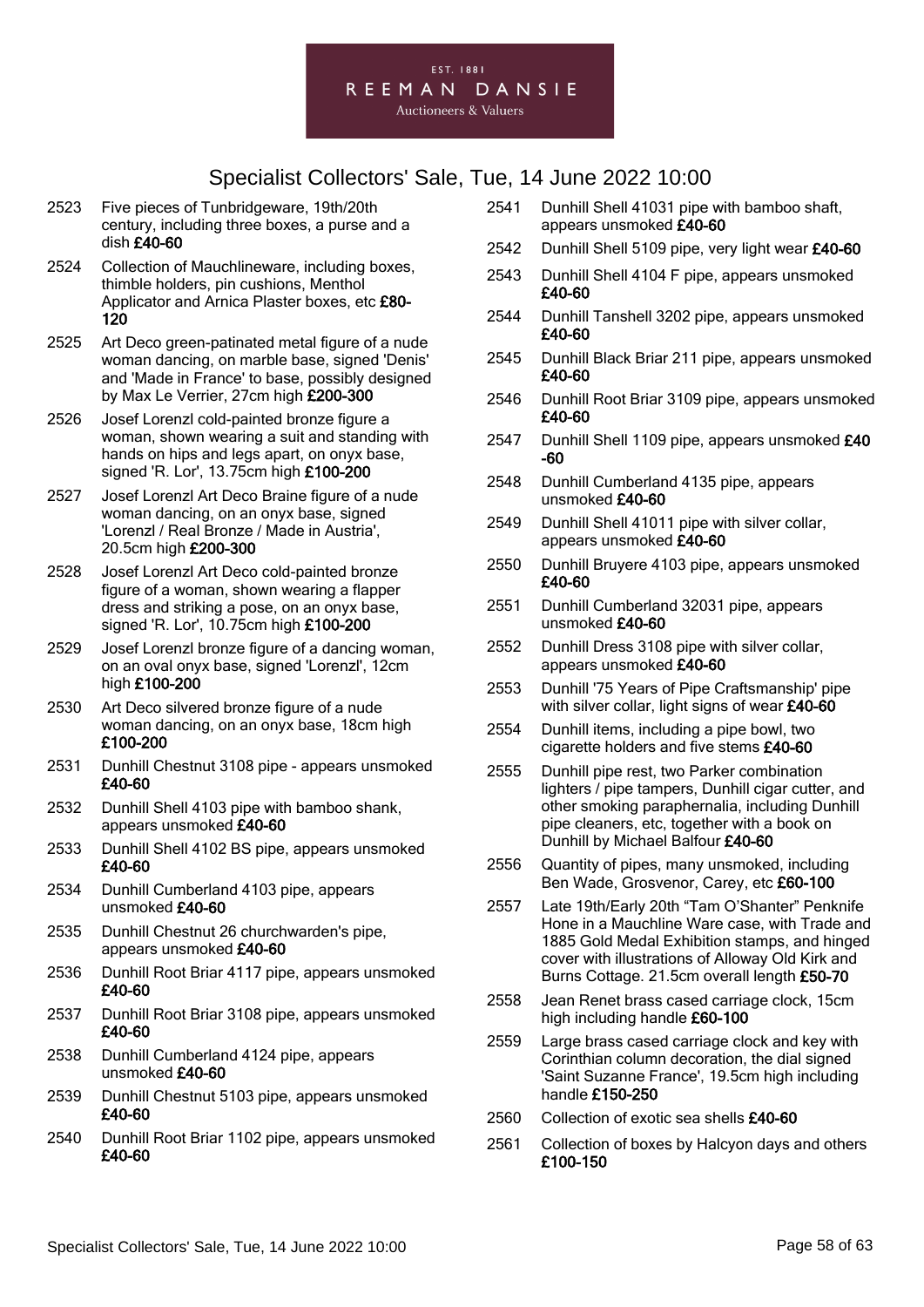# Specialist Collectors' Sale, Tue, 14 June 2022 10:00

2523 Five pieces of Tunbridgeware, 19th/20th century, including three boxes, a purse and a dish **£40-60**

2524 Collection of Mauchlineware, including boxes, thimble holders, pin cushions, Menthol Applicator and Arnica Plaster boxes, etc **£80-120**

2525 Art Deco green-patinated metal figure of a nude woman dancing, on marble base, signed 'Denis' and 'Made in France' to base, possibly designed by Max Le Verrier, 27cm high **£200-300**

2526 Josef Lorenzl cold-painted bronze figure a woman, shown wearing a suit and standing with hands on hips and legs apart, on onyx base, signed 'R. Lor', 13.75cm high **£100-200**

2527 Josef Lorenzl Art Deco Braine figure of a nude woman dancing, on an onyx base, signed 'Lorenzl / Real Bronze / Made in Austria', 20.5cm high **£200-300**

2528 Josef Lorenzl Art Deco cold-painted bronze figure of a woman, shown wearing a flapper dress and striking a pose, on an onyx base, signed 'R. Lor', 10.75cm high **£100-200**

2529 Josef Lorenzl bronze figure of a dancing woman, on an oval onyx base, signed 'Lorenzl', 12cm high **£100-200**

2530 Art Deco silvered bronze figure of a nude woman dancing, on an onyx base, 18cm high **£100-200**

2531 Dunhill Chestnut 3108 pipe - appears unsmoked **£40-60**

2532 Dunhill Shell 4103 pipe with bamboo shank, appears unsmoked **£40-60**

2533 Dunhill Shell 4102 BS pipe, appears unsmoked **£40-60**

2534 Dunhill Cumberland 4103 pipe, appears unsmoked **£40-60**

2535 Dunhill Chestnut 26 churchwarden's pipe, appears unsmoked **£40-60**

2536 Dunhill Root Briar 4117 pipe, appears unsmoked **£40-60**

2537 Dunhill Root Briar 3108 pipe, appears unsmoked **£40-60**

2538 Dunhill Cumberland 4124 pipe, appears unsmoked **£40-60**

2539 Dunhill Chestnut 5103 pipe, appears unsmoked **£40-60**

2540 Dunhill Root Briar 1102 pipe, appears unsmoked **£40-60**

2541 Dunhill Shell 41031 pipe with bamboo shaft, appears unsmoked **£40-60**

2542 Dunhill Shell 5109 pipe, very light wear **£40-60**

2543 Dunhill Shell 4104 F pipe, appears unsmoked **£40-60**

2544 Dunhill Tanshell 3202 pipe, appears unsmoked **£40-60**

2545 Dunhill Black Briar 211 pipe, appears unsmoked **£40-60**

2546 Dunhill Root Briar 3109 pipe, appears unsmoked **£40-60**

2547 Dunhill Shell 1109 pipe, appears unsmoked **£40-60**

2548 Dunhill Cumberland 4135 pipe, appears unsmoked **£40-60**

2549 Dunhill Shell 41011 pipe with silver collar, appears unsmoked **£40-60**

2550 Dunhill Bruyere 4103 pipe, appears unsmoked **£40-60**

2551 Dunhill Cumberland 32031 pipe, appears unsmoked **£40-60**

2552 Dunhill Dress 3108 pipe with silver collar, appears unsmoked **£40-60**

2553 Dunhill '75 Years of Pipe Craftsmanship' pipe with silver collar, light signs of wear **£40-60**

2554 Dunhill items, including a pipe bowl, two cigarette holders and five stems **£40-60**

2555 Dunhill pipe rest, two Parker combination lighters / pipe tampers, Dunhill cigar cutter, and other smoking paraphernalia, including Dunhill pipe cleaners, etc, together with a book on Dunhill by Michael Balfour **£40-60**

2556 Quantity of pipes, many unsmoked, including Ben Wade, Grosvenor, Carey, etc **£60-100**

2557 Late 19th/Early 20th "Tam O'Shanter" Penknife Hone in a Mauchline Ware case, with Trade and 1885 Gold Medal Exhibition stamps, and hinged cover with illustrations of Alloway Old Kirk and Burns Cottage. 21.5cm overall length **£50-70**

2558 Jean Renet brass cased carriage clock, 15cm high including handle **£60-100**

2559 Large brass cased carriage clock and key with Corinthian column decoration, the dial signed 'Saint Suzanne France', 19.5cm high including handle **£150-250**

2560 Collection of exotic sea shells **£40-60**

2561 Collection of boxes by Halcyon days and others **£100-150**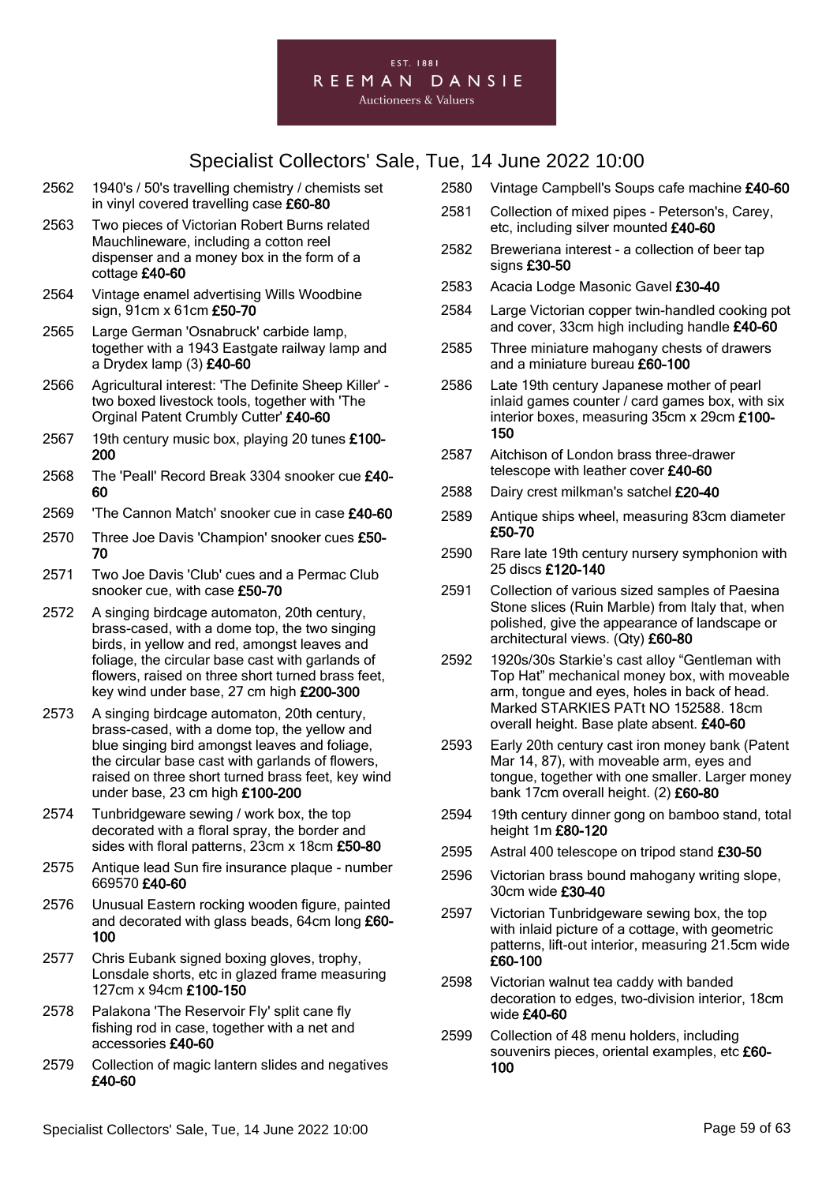# Specialist Collectors' Sale, Tue, 14 June 2022 10:00

2562 1940's / 50's travelling chemistry / chemists set in vinyl covered travelling case **£60-80**

2563 Two pieces of Victorian Robert Burns related Mauchlineware, including a cotton reel dispenser and a money box in the form of a cottage **£40-60**

2564 Vintage enamel advertising Wills Woodbine sign, 91cm x 61cm **£50-70**

2565 Large German 'Osnabruck' carbide lamp, together with a 1943 Eastgate railway lamp and a Drydex lamp (3) **£40-60**

2566 Agricultural interest: 'The Definite Sheep Killer' - two boxed livestock tools, together with 'The Orginal Patent Crumbly Cutter' **£40-60**

2567 19th century music box, playing 20 tunes **£100-200**

2568 The 'Peall' Record Break 3304 snooker cue **£40-60**

2569 'The Cannon Match' snooker cue in case **£40-60**

2570 Three Joe Davis 'Champion' snooker cues **£50-70**

2571 Two Joe Davis 'Club' cues and a Permac Club snooker cue, with case **£50-70**

2572 A singing birdcage automaton, 20th century, brass-cased, with a dome top, the two singing birds, in yellow and red, amongst leaves and foliage, the circular base cast with garlands of flowers, raised on three short turned brass feet, key wind under base, 27 cm high **£200-300**

2573 A singing birdcage automaton, 20th century, brass-cased, with a dome top, the yellow and blue singing bird amongst leaves and foliage, the circular base cast with garlands of flowers, raised on three short turned brass feet, key wind under base, 23 cm high **£100-200**

2574 Tunbridgeware sewing / work box, the top decorated with a floral spray, the border and sides with floral patterns, 23cm x 18cm **£50-80**

2575 Antique lead Sun fire insurance plaque - number 669570 **£40-60**

2576 Unusual Eastern rocking wooden figure, painted and decorated with glass beads, 64cm long **£60-100**

2577 Chris Eubank signed boxing gloves, trophy, Lonsdale shorts, etc in glazed frame measuring 127cm x 94cm **£100-150**

2578 Palakona 'The Reservoir Fly' split cane fly fishing rod in case, together with a net and accessories **£40-60**

2579 Collection of magic lantern slides and negatives **£40-60**

2580 Vintage Campbell's Soups cafe machine **£40-60**

2581 Collection of mixed pipes - Peterson's, Carey, etc, including silver mounted **£40-60**

2582 Breweriana interest - a collection of beer tap signs **£30-50**

2583 Acacia Lodge Masonic Gavel **£30-40**

2584 Large Victorian copper twin-handled cooking pot and cover, 33cm high including handle **£40-60**

2585 Three miniature mahogany chests of drawers and a miniature bureau **£60-100**

2586 Late 19th century Japanese mother of pearl inlaid games counter / card games box, with six interior boxes, measuring 35cm x 29cm **£100-150**

2587 Aitchison of London brass three-drawer telescope with leather cover **£40-60**

2588 Dairy crest milkman's satchel **£20-40**

2589 Antique ships wheel, measuring 83cm diameter **£50-70**

2590 Rare late 19th century nursery symphonion with 25 discs **£120-140**

2591 Collection of various sized samples of Paesina Stone slices (Ruin Marble) from Italy that, when polished, give the appearance of landscape or architectural views. (Qty) **£60-80**

2592 1920s/30s Starkie's cast alloy "Gentleman with Top Hat" mechanical money box, with moveable arm, tongue and eyes, holes in back of head. Marked STARKIES PATt NO 152588. 18cm overall height. Base plate absent. **£40-60**

2593 Early 20th century cast iron money bank (Patent Mar 14, 87), with moveable arm, eyes and tongue, together with one smaller. Larger money bank 17cm overall height. (2) **£60-80**

2594 19th century dinner gong on bamboo stand, total height 1m **£80-120**

2595 Astral 400 telescope on tripod stand **£30-50**

2596 Victorian brass bound mahogany writing slope, 30cm wide **£30-40**

2597 Victorian Tunbridgeware sewing box, the top with inlaid picture of a cottage, with geometric patterns, lift-out interior, measuring 21.5cm wide **£60-100**

2598 Victorian walnut tea caddy with banded decoration to edges, two-division interior, 18cm wide **£40-60**

2599 Collection of 48 menu holders, including souvenirs pieces, oriental examples, etc **£60-100**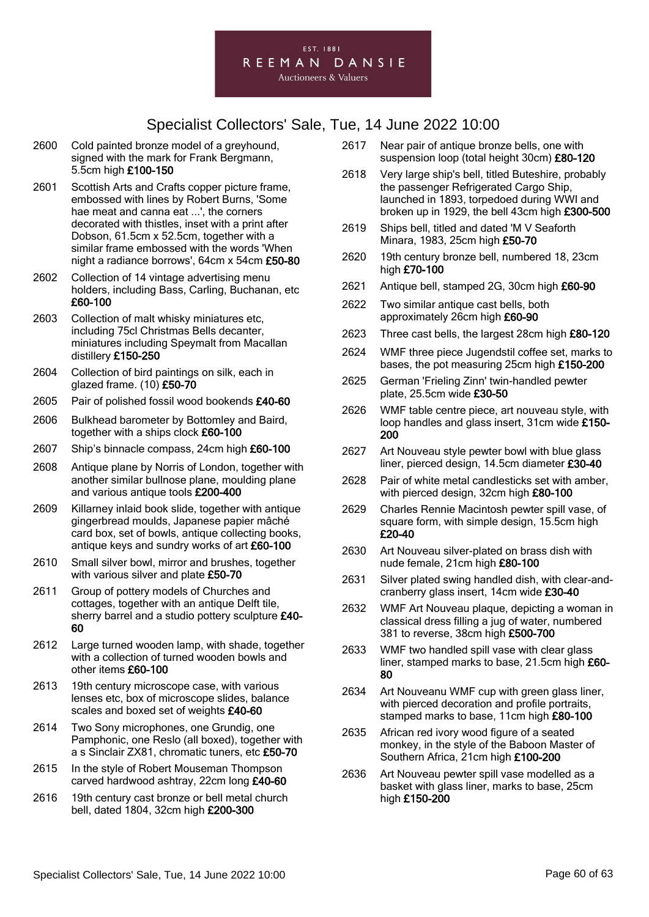# Specialist Collectors' Sale, Tue, 14 June 2022 10:00

2600 Cold painted bronze model of a greyhound, signed with the mark for Frank Bergmann, 5.5cm high **£100-150**

2601 Scottish Arts and Crafts copper picture frame, embossed with lines by Robert Burns, 'Some hae meat and canna eat ...', the corners decorated with thistles, inset with a print after Dobson, 61.5cm x 52.5cm, together with a similar frame embossed with the words 'When night a radiance borrows', 64cm x 54cm **£50-80**

2602 Collection of 14 vintage advertising menu holders, including Bass, Carling, Buchanan, etc **£60-100**

2603 Collection of malt whisky miniatures etc, including 75cl Christmas Bells decanter, miniatures including Speymalt from Macallan distillery **£150-250**

2604 Collection of bird paintings on silk, each in glazed frame. (10) **£50-70**

2605 Pair of polished fossil wood bookends **£40-60**

2606 Bulkhead barometer by Bottomley and Baird, together with a ships clock **£60-100**

2607 Ship's binnacle compass, 24cm high **£60-100**

2608 Antique plane by Norris of London, together with another similar bullnose plane, moulding plane and various antique tools **£200-400**

2609 Killarney inlaid book slide, together with antique gingerbread moulds, Japanese papier mâché card box, set of bowls, antique collecting books, antique keys and sundry works of art **£60-100**

2610 Small silver bowl, mirror and brushes, together with various silver and plate **£50-70**

2611 Group of pottery models of Churches and cottages, together with an antique Delft tile, sherry barrel and a studio pottery sculpture **£40-60**

2612 Large turned wooden lamp, with shade, together with a collection of turned wooden bowls and other items **£60-100**

2613 19th century microscope case, with various lenses etc, box of microscope slides, balance scales and boxed set of weights **£40-60**

2614 Two Sony microphones, one Grundig, one Pamphonic, one Reslo (all boxed), together with a s Sinclair ZX81, chromatic tuners, etc **£50-70**

2615 In the style of Robert Mouseman Thompson carved hardwood ashtray, 22cm long **£40-60**

2616 19th century cast bronze or bell metal church bell, dated 1804, 32cm high **£200-300**

2617 Near pair of antique bronze bells, one with suspension loop (total height 30cm) **£80-120**

2618 Very large ship's bell, titled Buteshire, probably the passenger Refrigerated Cargo Ship, launched in 1893, torpedoed during WWI and broken up in 1929, the bell 43cm high **£300-500**

2619 Ships bell, titled and dated 'M V Seaforth Minara, 1983, 25cm high **£50-70**

2620 19th century bronze bell, numbered 18, 23cm high **£70-100**

2621 Antique bell, stamped 2G, 30cm high **£60-90**

2622 Two similar antique cast bells, both approximately 26cm high **£60-90**

2623 Three cast bells, the largest 28cm high **£80-120**

2624 WMF three piece Jugendstil coffee set, marks to bases, the pot measuring 25cm high **£150-200**

2625 German 'Frieling Zinn' twin-handled pewter plate, 25.5cm wide **£30-50**

2626 WMF table centre piece, art nouveau style, with loop handles and glass insert, 31cm wide **£150-200**

2627 Art Nouveau style pewter bowl with blue glass liner, pierced design, 14.5cm diameter **£30-40**

2628 Pair of white metal candlesticks set with amber, with pierced design, 32cm high **£80-100**

2629 Charles Rennie Macintosh pewter spill vase, of square form, with simple design, 15.5cm high **£20-40**

2630 Art Nouveau silver-plated on brass dish with nude female, 21cm high **£80-100**

2631 Silver plated swing handled dish, with clear-and-cranberry glass insert, 14cm wide **£30-40**

2632 WMF Art Nouveau plaque, depicting a woman in classical dress filling a jug of water, numbered 381 to reverse, 38cm high **£500-700**

2633 WMF two handled spill vase with clear glass liner, stamped marks to base, 21.5cm high **£60-80**

2634 Art Nouveanu WMF cup with green glass liner, with pierced decoration and profile portraits, stamped marks to base, 11cm high **£80-100**

2635 African red ivory wood figure of a seated monkey, in the style of the Baboon Master of Southern Africa, 21cm high **£100-200**

2636 Art Nouveau pewter spill vase modelled as a basket with glass liner, marks to base, 25cm high **£150-200**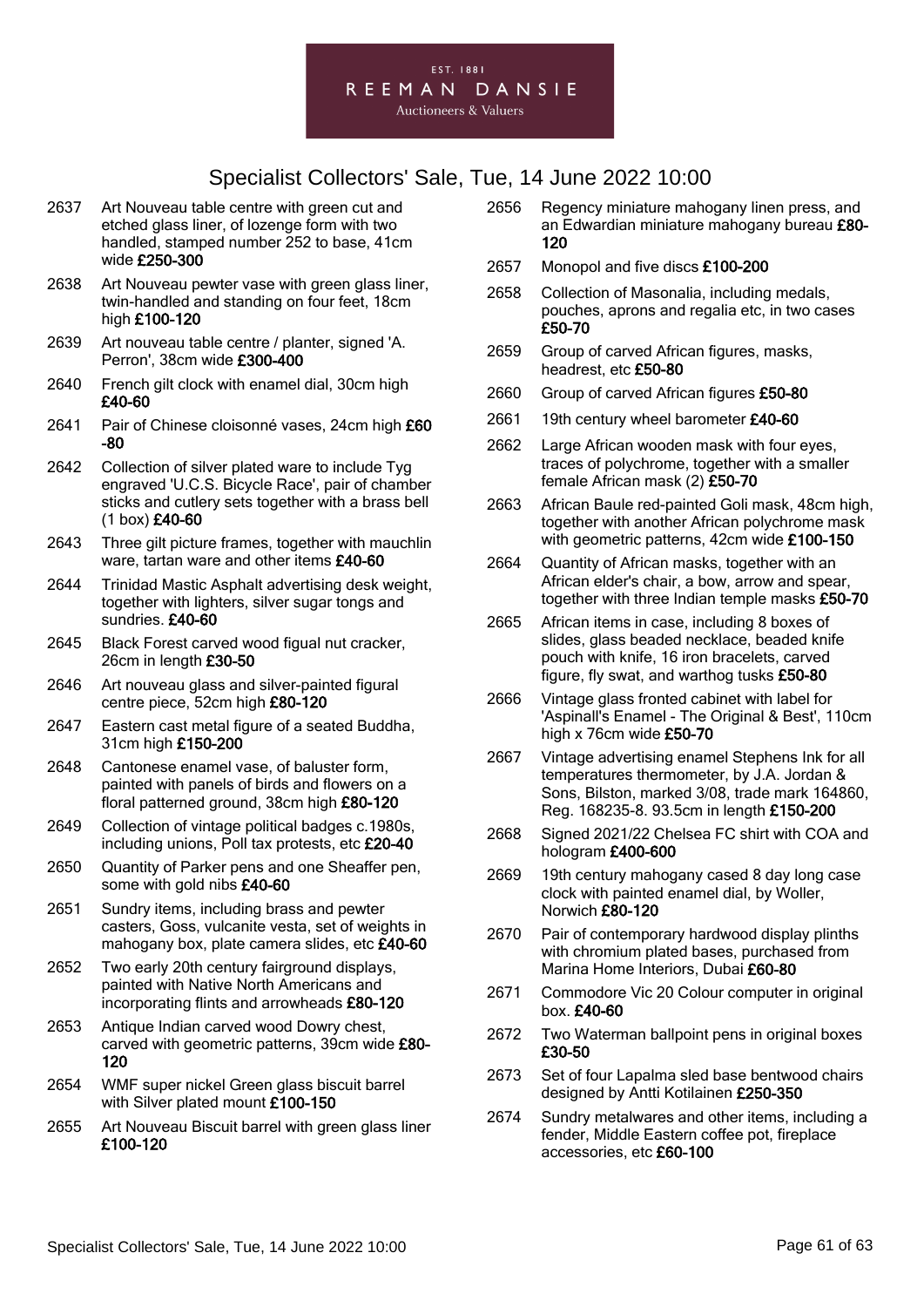EST. 1881

REEMAN DANSIE

Auctioneers & Valuers

# Specialist Collectors' Sale, Tue, 14 June 2022 10:00

2637 Art Nouveau table centre with green cut and etched glass liner, of lozenge form with two handled, stamped number 252 to base, 41cm wide **£250-300**

2638 Art Nouveau pewter vase with green glass liner, twin-handled and standing on four feet, 18cm high **£100-120**

2639 Art nouveau table centre / planter, signed 'A. Perron', 38cm wide **£300-400**

2640 French gilt clock with enamel dial, 30cm high **£40-60**

2641 Pair of Chinese cloisonné vases, 24cm high **£60-80**

2642 Collection of silver plated ware to include Tyg engraved 'U.C.S. Bicycle Race', pair of chamber sticks and cutlery sets together with a brass bell (1 box) **£40-60**

2643 Three gilt picture frames, together with mauchlin ware, tartan ware and other items **£40-60**

2644 Trinidad Mastic Asphalt advertising desk weight, together with lighters, silver sugar tongs and sundries. **£40-60**

2645 Black Forest carved wood figual nut cracker, 26cm in length **£30-50**

2646 Art nouveau glass and silver-painted figural centre piece, 52cm high **£80-120**

2647 Eastern cast metal figure of a seated Buddha, 31cm high **£150-200**

2648 Cantonese enamel vase, of baluster form, painted with panels of birds and flowers on a floral patterned ground, 38cm high **£80-120**

2649 Collection of vintage political badges c.1980s, including unions, Poll tax protests, etc **£20-40**

2650 Quantity of Parker pens and one Sheaffer pen, some with gold nibs **£40-60**

2651 Sundry items, including brass and pewter casters, Goss, vulcanite vesta, set of weights in mahogany box, plate camera slides, etc **£40-60**

2652 Two early 20th century fairground displays, painted with Native North Americans and incorporating flints and arrowheads **£80-120**

2653 Antique Indian carved wood Dowry chest, carved with geometric patterns, 39cm wide **£80-120**

2654 WMF super nickel Green glass biscuit barrel with Silver plated mount **£100-150**

2655 Art Nouveau Biscuit barrel with green glass liner **£100-120**

2656 Regency miniature mahogany linen press, and an Edwardian miniature mahogany bureau **£80-120**

2657 Monopol and five discs **£100-200**

2658 Collection of Masonalia, including medals, pouches, aprons and regalia etc, in two cases **£50-70**

2659 Group of carved African figures, masks, headrest, etc **£50-80**

2660 Group of carved African figures **£50-80**

2661 19th century wheel barometer **£40-60**

2662 Large African wooden mask with four eyes, traces of polychrome, together with a smaller female African mask (2) **£50-70**

2663 African Baule red-painted Goli mask, 48cm high, together with another African polychrome mask with geometric patterns, 42cm wide **£100-150**

2664 Quantity of African masks, together with an African elder's chair, a bow, arrow and spear, together with three Indian temple masks **£50-70**

2665 African items in case, including 8 boxes of slides, glass beaded necklace, beaded knife pouch with knife, 16 iron bracelets, carved figure, fly swat, and warthog tusks **£50-80**

2666 Vintage glass fronted cabinet with label for 'Aspinall's Enamel - The Original & Best', 110cm high x 76cm wide **£50-70**

2667 Vintage advertising enamel Stephens Ink for all temperatures thermometer, by J.A. Jordan & Sons, Bilston, marked 3/08, trade mark 164860, Reg. 168235-8. 93.5cm in length **£150-200**

2668 Signed 2021/22 Chelsea FC shirt with COA and hologram **£400-600**

2669 19th century mahogany cased 8 day long case clock with painted enamel dial, by Woller, Norwich **£80-120**

2670 Pair of contemporary hardwood display plinths with chromium plated bases, purchased from Marina Home Interiors, Dubai **£60-80**

2671 Commodore Vic 20 Colour computer in original box. **£40-60**

2672 Two Waterman ballpoint pens in original boxes **£30-50**

2673 Set of four Lapalma sled base bentwood chairs designed by Antti Kotilainen **£250-350**

2674 Sundry metalwares and other items, including a fender, Middle Eastern coffee pot, fireplace accessories, etc **£60-100**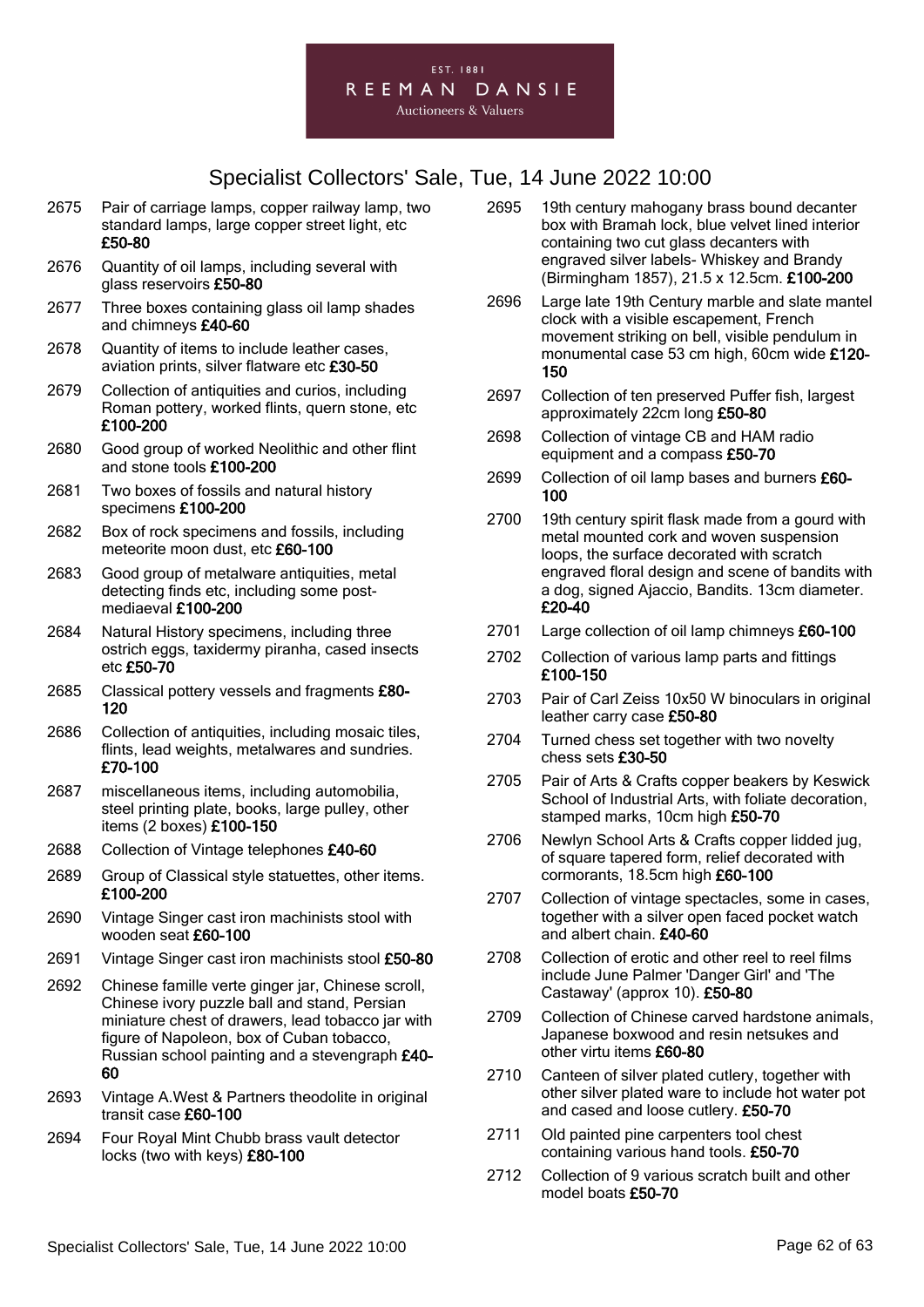# Specialist Collectors' Sale, Tue, 14 June 2022 10:00

2675 Pair of carriage lamps, copper railway lamp, two standard lamps, large copper street light, etc **£50-80**

2676 Quantity of oil lamps, including several with glass reservoirs **£50-80**

2677 Three boxes containing glass oil lamp shades and chimneys **£40-60**

2678 Quantity of items to include leather cases, aviation prints, silver flatware etc **£30-50**

2679 Collection of antiquities and curios, including Roman pottery, worked flints, quern stone, etc **£100-200**

2680 Good group of worked Neolithic and other flint and stone tools **£100-200**

2681 Two boxes of fossils and natural history specimens **£100-200**

2682 Box of rock specimens and fossils, including meteorite moon dust, etc **£60-100**

2683 Good group of metalware antiquities, metal detecting finds etc, including some post-mediaeval **£100-200**

2684 Natural History specimens, including three ostrich eggs, taxidermy piranha, cased insects etc **£50-70**

2685 Classical pottery vessels and fragments **£80-120**

2686 Collection of antiquities, including mosaic tiles, flints, lead weights, metalwares and sundries. **£70-100**

2687 miscellaneous items, including automobilia, steel printing plate, books, large pulley, other items (2 boxes) **£100-150**

2688 Collection of Vintage telephones **£40-60**

2689 Group of Classical style statuettes, other items. **£100-200**

2690 Vintage Singer cast iron machinists stool with wooden seat **£60-100**

2691 Vintage Singer cast iron machinists stool **£50-80**

2692 Chinese famille verte ginger jar, Chinese scroll, Chinese ivory puzzle ball and stand, Persian miniature chest of drawers, lead tobacco jar with figure of Napoleon, box of Cuban tobacco, Russian school painting and a stevengraph **£40-60**

2693 Vintage A.West & Partners theodolite in original transit case **£60-100**

2694 Four Royal Mint Chubb brass vault detector locks (two with keys) **£80-100**

2695 19th century mahogany brass bound decanter box with Bramah lock, blue velvet lined interior containing two cut glass decanters with engraved silver labels- Whiskey and Brandy (Birmingham 1857), 21.5 x 12.5cm. **£100-200**

2696 Large late 19th Century marble and slate mantel clock with a visible escapement, French movement striking on bell, visible pendulum in monumental case 53 cm high, 60cm wide **£120-150**

2697 Collection of ten preserved Puffer fish, largest approximately 22cm long **£50-80**

2698 Collection of vintage CB and HAM radio equipment and a compass **£50-70**

2699 Collection of oil lamp bases and burners **£60-100**

2700 19th century spirit flask made from a gourd with metal mounted cork and woven suspension loops, the surface decorated with scratch engraved floral design and scene of bandits with a dog, signed Ajaccio, Bandits. 13cm diameter. **£20-40**

2701 Large collection of oil lamp chimneys **£60-100**

2702 Collection of various lamp parts and fittings **£100-150**

2703 Pair of Carl Zeiss 10x50 W binoculars in original leather carry case **£50-80**

2704 Turned chess set together with two novelty chess sets **£30-50**

2705 Pair of Arts & Crafts copper beakers by Keswick School of Industrial Arts, with foliate decoration, stamped marks, 10cm high **£50-70**

2706 Newlyn School Arts & Crafts copper lidded jug, of square tapered form, relief decorated with cormorants, 18.5cm high **£60-100**

2707 Collection of vintage spectacles, some in cases, together with a silver open faced pocket watch and albert chain. **£40-60**

2708 Collection of erotic and other reel to reel films include June Palmer 'Danger Girl' and 'The Castaway' (approx 10). **£50-80**

2709 Collection of Chinese carved hardstone animals, Japanese boxwood and resin netsukes and other virtu items **£60-80**

2710 Canteen of silver plated cutlery, together with other silver plated ware to include hot water pot and cased and loose cutlery. **£50-70**

2711 Old painted pine carpenters tool chest containing various hand tools. **£50-70**

2712 Collection of 9 various scratch built and other model boats **£50-70**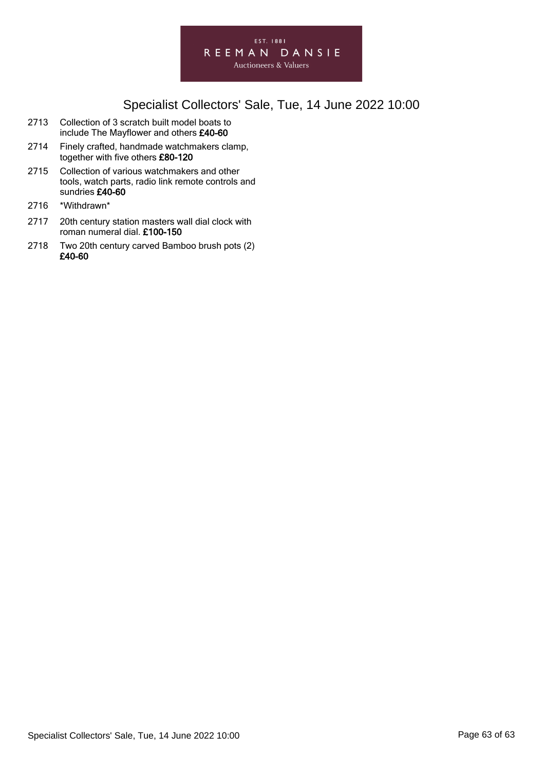2713 Collection of 3 scratch built model boats to include The Mayflower and others **£40-60**

2714 Finely crafted, handmade watchmakers clamp, together with five others **£80-120**

2715 Collection of various watchmakers and other tools, watch parts, radio link remote controls and sundries **£40-60**

2716 *Withdrawn*

2717 20th century station masters wall dial clock with roman numeral dial. **£100-150**

2718 Two 20th century carved Bamboo brush pots (2) **£40-60**